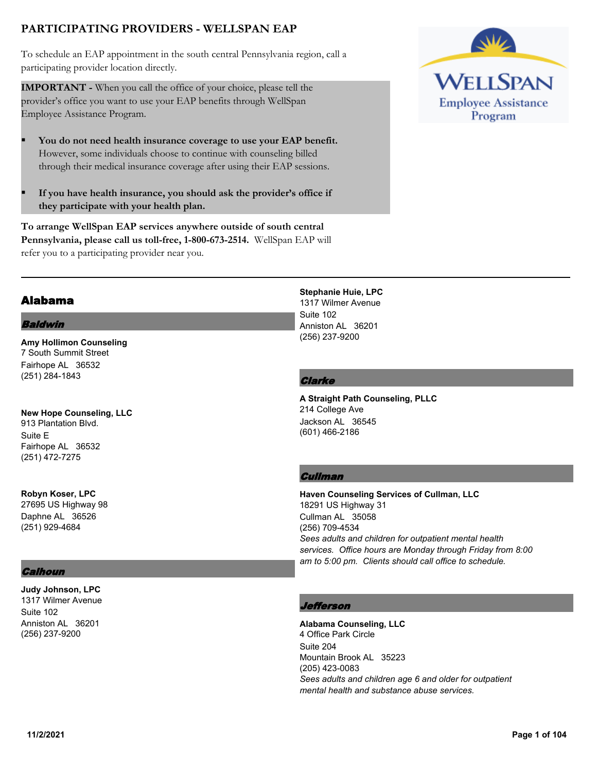# PARTICIPATING PROVIDERS - WELLSPAN EAP

To schedule an EAP appointment in the south central Pennsylvania region, call a participating provider location directly.

**IMPORTANT -** When you call the office of your choice, please tell the provider's office you want to use your EAP benefits through WellSpan Employee Assistance Program.

- **You do not need health insurance coverage to use your EAP benefit.** However, some individuals choose to continue with counseling billed through their medical insurance coverage after using their EAP sessions.
- **If you have health insurance, you should ask the provider's office if they participate with your health plan.**

**To arrange WellSpan EAP services anywhere outside of south central Pennsylvania, please call us toll-free, 1-800-673-2514.** WellSpan EAP will refer you to a participating provider near you.

---

## Alabama

### *Baldwin*

**Amy Hollimon Counseling**
7 South Summit Street
Fairhope AL 36532
(251) 284-1843

**New Hope Counseling, LLC**
913 Plantation Blvd.
Suite E
Fairhope AL 36532
(251) 472-7275

**Robyn Koser, LPC**
27695 US Highway 98
Daphne AL 36526
(251) 929-4684

### *Calhoun*

**Judy Johnson, LPC**
1317 Wilmer Avenue
Suite 102
Anniston AL 36201
(256) 237-9200

**Stephanie Huie, LPC**
1317 Wilmer Avenue
Suite 102
Anniston AL 36201
(256) 237-9200

### *Clarke*

**A Straight Path Counseling, PLLC**
214 College Ave
Jackson AL 36545
(601) 466-2186

### *Cullman*

**Haven Counseling Services of Cullman, LLC**
18291 US Highway 31
Cullman AL 35058
(256) 709-4534
*Sees adults and children for outpatient mental health services. Office hours are Monday through Friday from 8:00 am to 5:00 pm. Clients should call office to schedule.*

### *Jefferson*

**Alabama Counseling, LLC**
4 Office Park Circle
Suite 204
Mountain Brook AL 35223
(205) 423-0083
*Sees adults and children age 6 and older for outpatient mental health and substance abuse services.*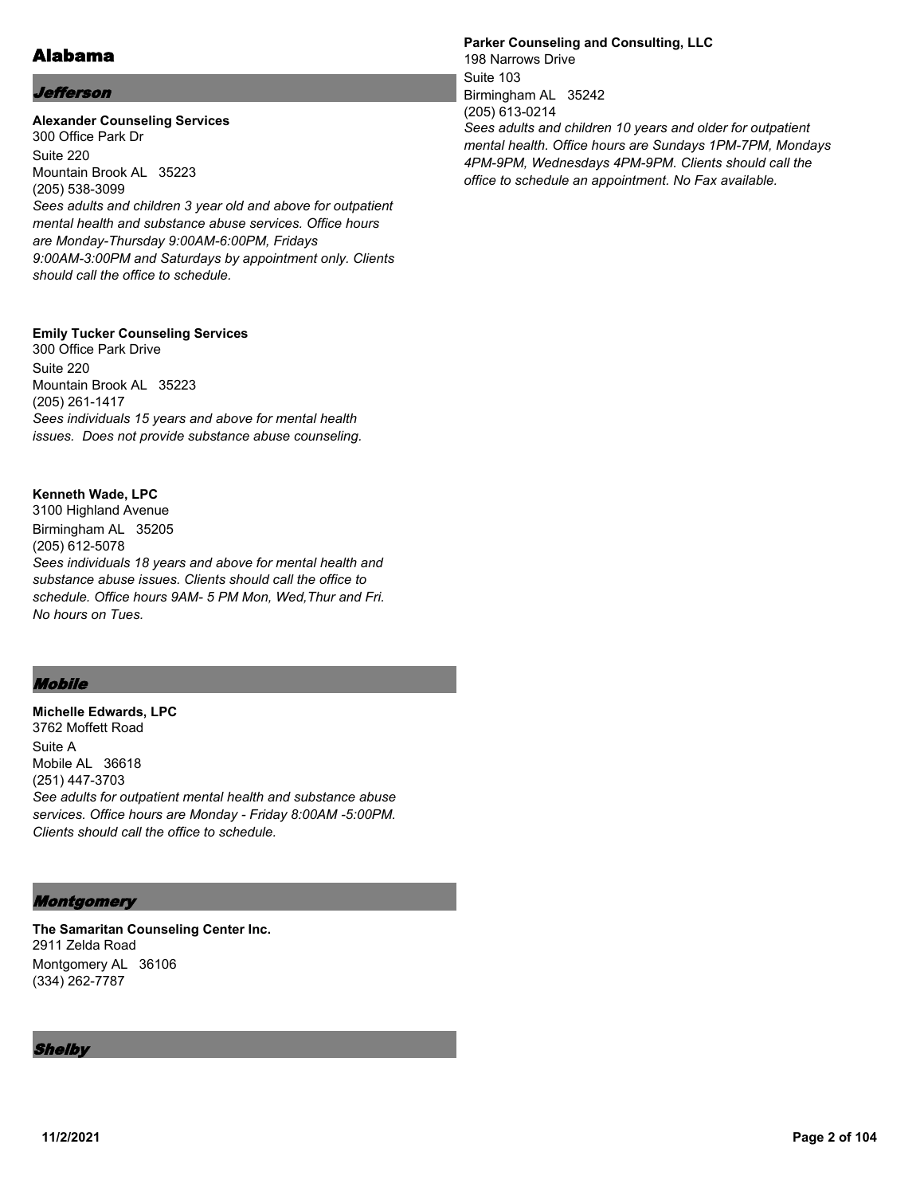# Alabama

## *Jefferson*

**Alexander Counseling Services**
300 Office Park Dr
Suite 220
Mountain Brook AL 35223
(205) 538-3099
*Sees adults and children 3 year old and above for outpatient mental health and substance abuse services. Office hours are Monday-Thursday 9:00AM-6:00PM, Fridays 9:00AM-3:00PM and Saturdays by appointment only. Clients should call the office to schedule.*

**Emily Tucker Counseling Services**
300 Office Park Drive
Suite 220
Mountain Brook AL 35223
(205) 261-1417
*Sees individuals 15 years and above for mental health issues. Does not provide substance abuse counseling.*

**Kenneth Wade, LPC**
3100 Highland Avenue
Birmingham AL 35205
(205) 612-5078
*Sees individuals 18 years and above for mental health and substance abuse issues. Clients should call the office to schedule. Office hours 9AM- 5 PM Mon, Wed,Thur and Fri. No hours on Tues.*

## *Mobile*

**Michelle Edwards, LPC**
3762 Moffett Road
Suite A
Mobile AL 36618
(251) 447-3703
*See adults for outpatient mental health and substance abuse services. Office hours are Monday - Friday 8:00AM -5:00PM. Clients should call the office to schedule.*

## *Montgomery*

**The Samaritan Counseling Center Inc.**
2911 Zelda Road
Montgomery AL 36106
(334) 262-7787

## *Shelby*

**Parker Counseling and Consulting, LLC**
198 Narrows Drive
Suite 103
Birmingham AL 35242
(205) 613-0214
*Sees adults and children 10 years and older for outpatient mental health. Office hours are Sundays 1PM-7PM, Mondays 4PM-9PM, Wednesdays 4PM-9PM. Clients should call the office to schedule an appointment. No Fax available.*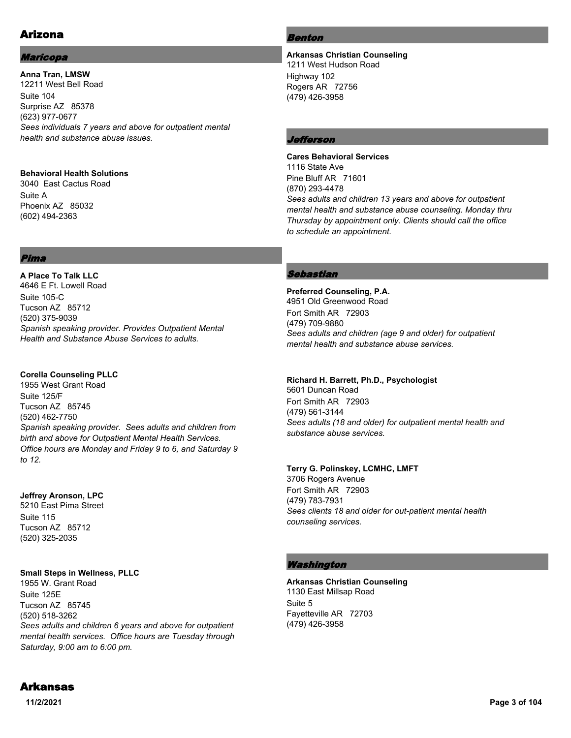# Arizona

## Maricopa

**Anna Tran, LMSW**
12211 West Bell Road
Suite 104
Surprise AZ 85378
(623) 977-0677
*Sees individuals 7 years and above for outpatient mental health and substance abuse issues.*

**Behavioral Health Solutions**
3040 East Cactus Road
Suite A
Phoenix AZ 85032
(602) 494-2363

## Pima

**A Place To Talk LLC**
4646 E Ft. Lowell Road
Suite 105-C
Tucson AZ 85712
(520) 375-9039
*Spanish speaking provider. Provides Outpatient Mental Health and Substance Abuse Services to adults.*

**Corella Counseling PLLC**
1955 West Grant Road
Suite 125/F
Tucson AZ 85745
(520) 462-7750
*Spanish speaking provider. Sees adults and children from birth and above for Outpatient Mental Health Services. Office hours are Monday and Friday 9 to 6, and Saturday 9 to 12.*

**Jeffrey Aronson, LPC**
5210 East Pima Street
Suite 115
Tucson AZ 85712
(520) 325-2035

**Small Steps in Wellness, PLLC**
1955 W. Grant Road
Suite 125E
Tucson AZ 85745
(520) 518-3262
*Sees adults and children 6 years and above for outpatient mental health services. Office hours are Tuesday through Saturday, 9:00 am to 6:00 pm.*

# Arkansas

## Benton

**Arkansas Christian Counseling**
1211 West Hudson Road
Highway 102
Rogers AR 72756
(479) 426-3958

## Jefferson

**Cares Behavioral Services**
1116 State Ave
Pine Bluff AR 71601
(870) 293-4478
*Sees adults and children 13 years and above for outpatient mental health and substance abuse counseling. Monday thru Thursday by appointment only. Clients should call the office to schedule an appointment.*

## Sebastian

**Preferred Counseling, P.A.**
4951 Old Greenwood Road
Fort Smith AR 72903
(479) 709-9880
*Sees adults and children (age 9 and older) for outpatient mental health and substance abuse services.*

**Richard H. Barrett, Ph.D., Psychologist**
5601 Duncan Road
Fort Smith AR 72903
(479) 561-3144
*Sees adults (18 and older) for outpatient mental health and substance abuse services.*

**Terry G. Polinskey, LCMHC, LMFT**
3706 Rogers Avenue
Fort Smith AR 72903
(479) 783-7931
*Sees clients 18 and older for out-patient mental health counseling services.*

## Washington

**Arkansas Christian Counseling**
1130 East Millsap Road
Suite 5
Fayetteville AR 72703
(479) 426-3958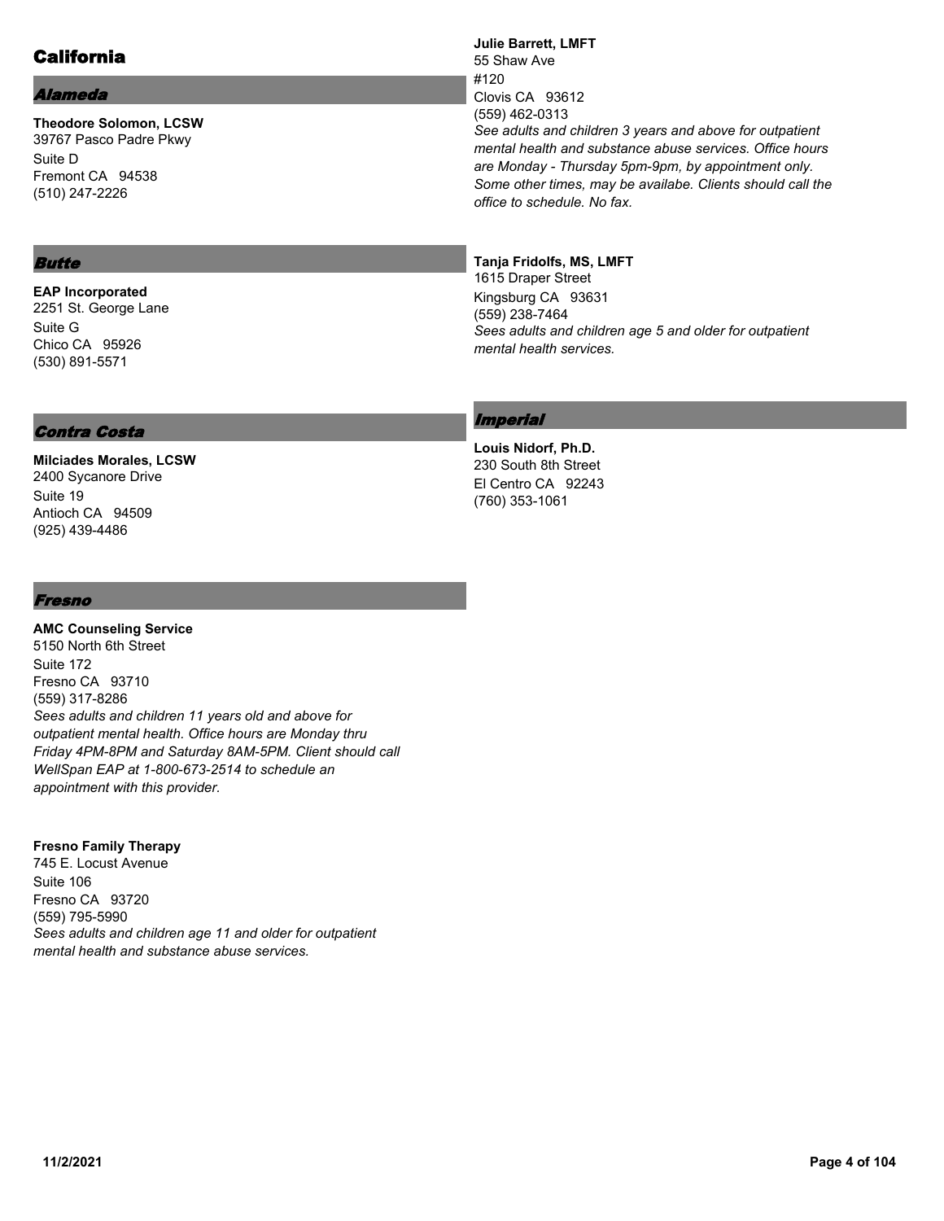# California

## Alameda

**Theodore Solomon, LCSW**
39767 Pasco Padre Pkwy
Suite D
Fremont CA 94538
(510) 247-2226

## Butte

**EAP Incorporated**
2251 St. George Lane
Suite G
Chico CA 95926
(530) 891-5571

## Contra Costa

**Milciades Morales, LCSW**
2400 Sycanore Drive
Suite 19
Antioch CA 94509
(925) 439-4486

## Fresno

**AMC Counseling Service**
5150 North 6th Street
Suite 172
Fresno CA 93710
(559) 317-8286
*Sees adults and children 11 years old and above for outpatient mental health. Office hours are Monday thru Friday 4PM-8PM and Saturday 8AM-5PM. Client should call WellSpan EAP at 1-800-673-2514 to schedule an appointment with this provider.*

**Fresno Family Therapy**
745 E. Locust Avenue
Suite 106
Fresno CA 93720
(559) 795-5990
*Sees adults and children age 11 and older for outpatient mental health and substance abuse services.*

**Julie Barrett, LMFT**
55 Shaw Ave
#120
Clovis CA 93612
(559) 462-0313
*See adults and children 3 years and above for outpatient mental health and substance abuse services. Office hours are Monday - Thursday 5pm-9pm, by appointment only. Some other times, may be availabe. Clients should call the office to schedule. No fax.*

**Tanja Fridolfs, MS, LMFT**
1615 Draper Street
Kingsburg CA 93631
(559) 238-7464
*Sees adults and children age 5 and older for outpatient mental health services.*

## Imperial

**Louis Nidorf, Ph.D.**
230 South 8th Street
El Centro CA 92243
(760) 353-1061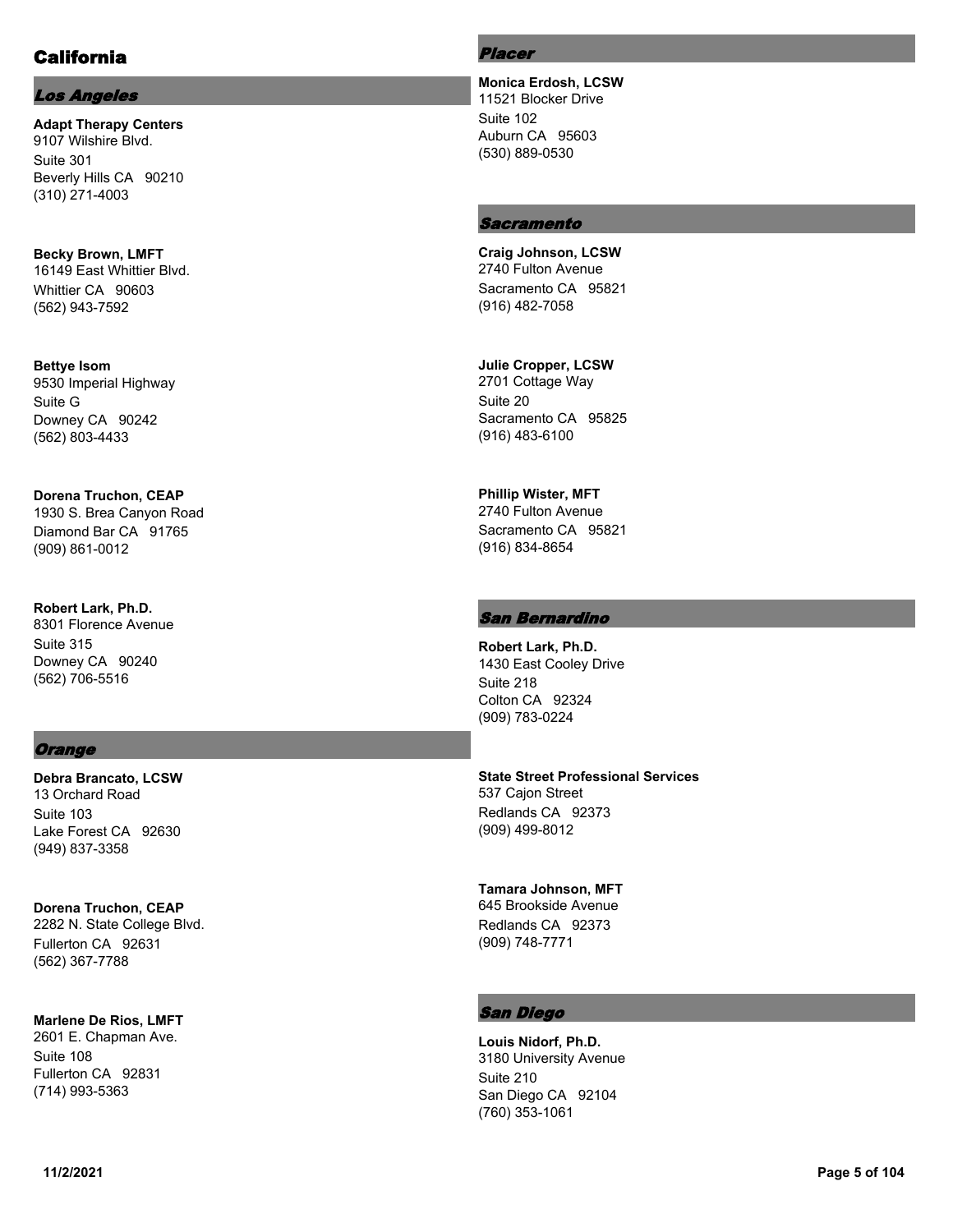# California

## *Los Angeles*

**Adapt Therapy Centers**
9107 Wilshire Blvd.
Suite 301
Beverly Hills CA 90210
(310) 271-4003

**Becky Brown, LMFT**
16149 East Whittier Blvd.
Whittier CA 90603
(562) 943-7592

**Bettye Isom**
9530 Imperial Highway
Suite G
Downey CA 90242
(562) 803-4433

**Dorena Truchon, CEAP**
1930 S. Brea Canyon Road
Diamond Bar CA 91765
(909) 861-0012

**Robert Lark, Ph.D.**
8301 Florence Avenue
Suite 315
Downey CA 90240
(562) 706-5516

## *Orange*

**Debra Brancato, LCSW**
13 Orchard Road
Suite 103
Lake Forest CA 92630
(949) 837-3358

**Dorena Truchon, CEAP**
2282 N. State College Blvd.
Fullerton CA 92631
(562) 367-7788

**Marlene De Rios, LMFT**
2601 E. Chapman Ave.
Suite 108
Fullerton CA 92831
(714) 993-5363

## *Placer*

**Monica Erdosh, LCSW**
11521 Blocker Drive
Suite 102
Auburn CA 95603
(530) 889-0530

## *Sacramento*

**Craig Johnson, LCSW**
2740 Fulton Avenue
Sacramento CA 95821
(916) 482-7058

**Julie Cropper, LCSW**
2701 Cottage Way
Suite 20
Sacramento CA 95825
(916) 483-6100

**Phillip Wister, MFT**
2740 Fulton Avenue
Sacramento CA 95821
(916) 834-8654

## *San Bernardino*

**Robert Lark, Ph.D.**
1430 East Cooley Drive
Suite 218
Colton CA 92324
(909) 783-0224

**State Street Professional Services**
537 Cajon Street
Redlands CA 92373
(909) 499-8012

**Tamara Johnson, MFT**
645 Brookside Avenue
Redlands CA 92373
(909) 748-7771

## *San Diego*

**Louis Nidorf, Ph.D.**
3180 University Avenue
Suite 210
San Diego CA 92104
(760) 353-1061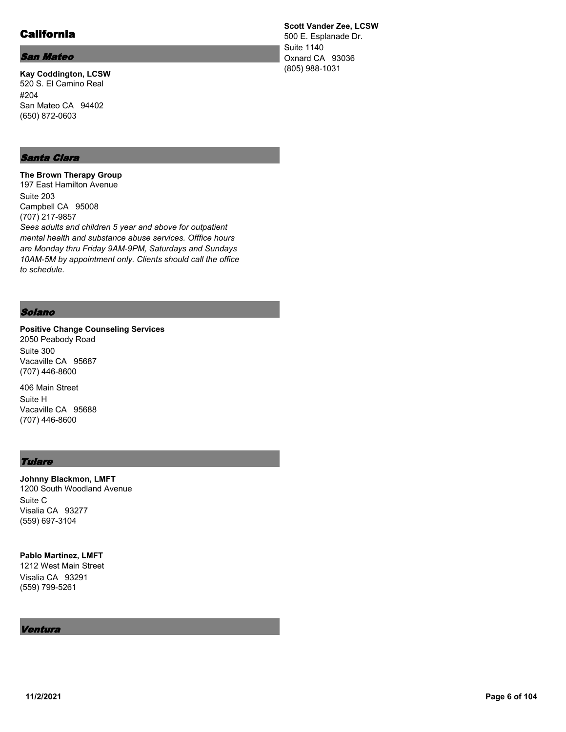# California

## San Mateo

**Kay Coddington, LCSW**
520 S. El Camino Real
#204
San Mateo CA 94402
(650) 872-0603

## Santa Clara

**The Brown Therapy Group**
197 East Hamilton Avenue
Suite 203
Campbell CA 95008
(707) 217-9857
*Sees adults and children 5 year and above for outpatient mental health and substance abuse services. Offfice hours are Monday thru Friday 9AM-9PM, Saturdays and Sundays 10AM-5M by appointment only. Clients should call the office to schedule.*

## Solano

**Positive Change Counseling Services**
2050 Peabody Road
Suite 300
Vacaville CA 95687
(707) 446-8600

406 Main Street
Suite H
Vacaville CA 95688
(707) 446-8600

## Tulare

**Johnny Blackmon, LMFT**
1200 South Woodland Avenue
Suite C
Visalia CA 93277
(559) 697-3104

**Pablo Martinez, LMFT**
1212 West Main Street
Visalia CA 93291
(559) 799-5261

## Ventura

**Scott Vander Zee, LCSW**
500 E. Esplanade Dr.
Suite 1140
Oxnard CA 93036
(805) 988-1031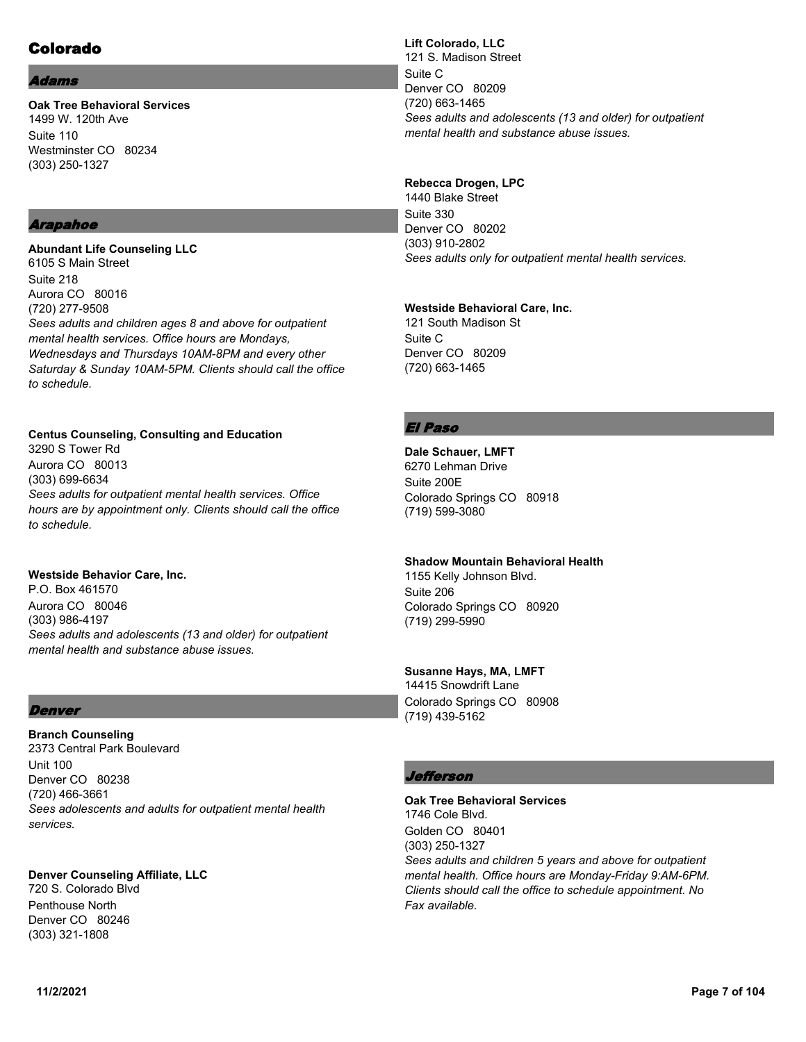# Colorado

## Adams

**Oak Tree Behavioral Services**
1499 W. 120th Ave
Suite 110
Westminster CO 80234
(303) 250-1327

## Arapahoe

**Abundant Life Counseling LLC**
6105 S Main Street
Suite 218
Aurora CO 80016
(720) 277-9508
*Sees adults and children ages 8 and above for outpatient mental health services. Office hours are Mondays, Wednesdays and Thursdays 10AM-8PM and every other Saturday & Sunday 10AM-5PM. Clients should call the office to schedule.*

**Centus Counseling, Consulting and Education**
3290 S Tower Rd
Aurora CO 80013
(303) 699-6634
*Sees adults for outpatient mental health services. Office hours are by appointment only. Clients should call the office to schedule.*

**Westside Behavior Care, Inc.**
P.O. Box 461570
Aurora CO 80046
(303) 986-4197
*Sees adults and adolescents (13 and older) for outpatient mental health and substance abuse issues.*

## Denver

**Branch Counseling**
2373 Central Park Boulevard
Unit 100
Denver CO 80238
(720) 466-3661
*Sees adolescents and adults for outpatient mental health services.*

**Denver Counseling Affiliate, LLC**
720 S. Colorado Blvd
Penthouse North
Denver CO 80246
(303) 321-1808

**Lift Colorado, LLC**
121 S. Madison Street
Suite C
Denver CO 80209
(720) 663-1465
*Sees adults and adolescents (13 and older) for outpatient mental health and substance abuse issues.*

**Rebecca Drogen, LPC**
1440 Blake Street
Suite 330
Denver CO 80202
(303) 910-2802
*Sees adults only for outpatient mental health services.*

**Westside Behavioral Care, Inc.**
121 South Madison St
Suite C
Denver CO 80209
(720) 663-1465

## El Paso

**Dale Schauer, LMFT**
6270 Lehman Drive
Suite 200E
Colorado Springs CO 80918
(719) 599-3080

**Shadow Mountain Behavioral Health**
1155 Kelly Johnson Blvd.
Suite 206
Colorado Springs CO 80920
(719) 299-5990

**Susanne Hays, MA, LMFT**
14415 Snowdrift Lane
Colorado Springs CO 80908
(719) 439-5162

## Jefferson

**Oak Tree Behavioral Services**
1746 Cole Blvd.
Golden CO 80401
(303) 250-1327
*Sees adults and children 5 years and above for outpatient mental health. Office hours are Monday-Friday 9:AM-6PM. Clients should call the office to schedule appointment. No Fax available.*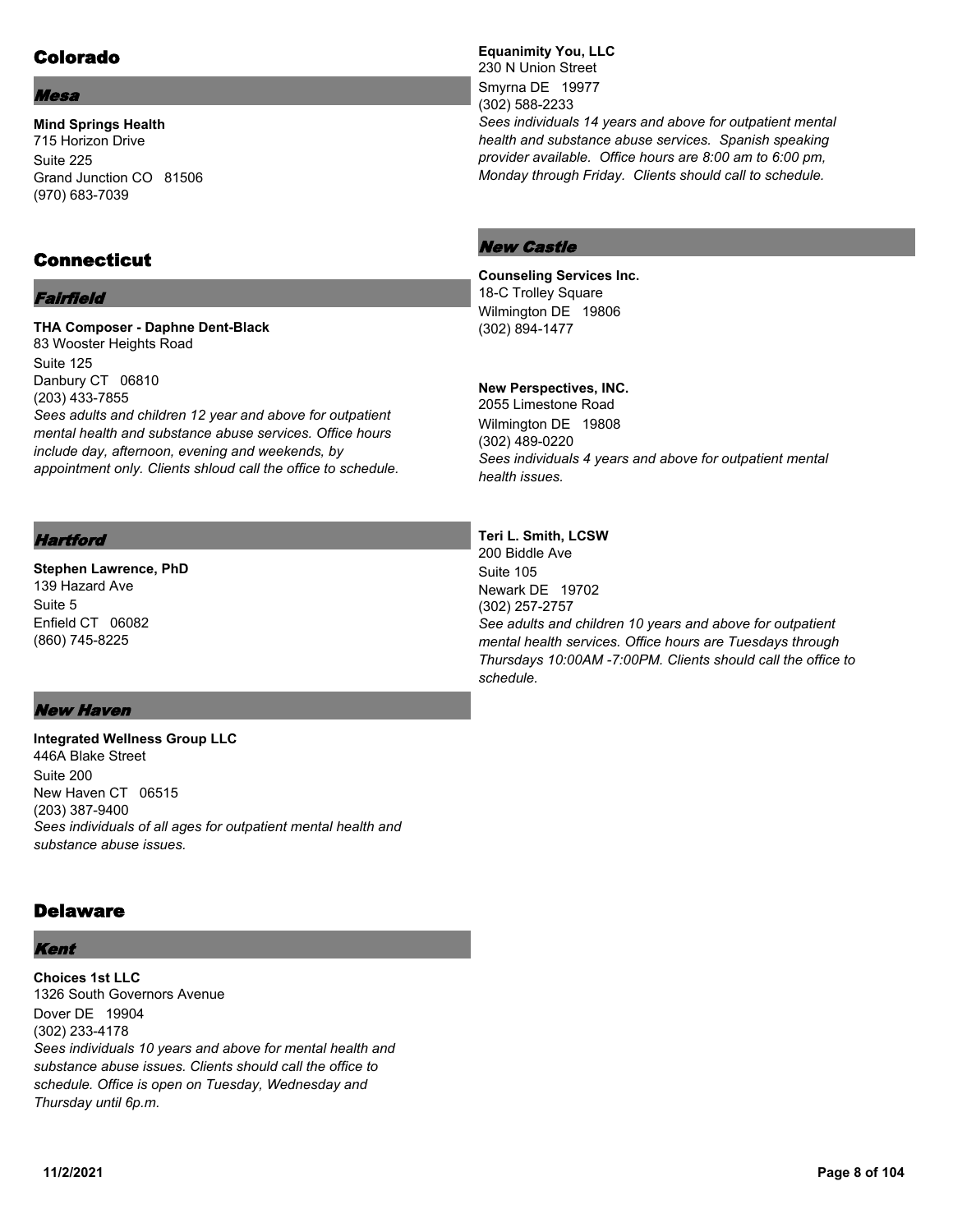## Colorado

### *Mesa*

**Mind Springs Health**
715 Horizon Drive
Suite 225
Grand Junction CO 81506
(970) 683-7039

## Connecticut

### *Fairfield*

**THA Composer - Daphne Dent-Black**
83 Wooster Heights Road
Suite 125
Danbury CT 06810
(203) 433-7855
*Sees adults and children 12 year and above for outpatient mental health and substance abuse services. Office hours include day, afternoon, evening and weekends, by appointment only. Clients shloud call the office to schedule.*

### *Hartford*

**Stephen Lawrence, PhD**
139 Hazard Ave
Suite 5
Enfield CT 06082
(860) 745-8225

### *New Haven*

**Integrated Wellness Group LLC**
446A Blake Street
Suite 200
New Haven CT 06515
(203) 387-9400
*Sees individuals of all ages for outpatient mental health and substance abuse issues.*

## Delaware

### *Kent*

**Choices 1st LLC**
1326 South Governors Avenue
Dover DE 19904
(302) 233-4178
*Sees individuals 10 years and above for mental health and substance abuse issues. Clients should call the office to schedule. Office is open on Tuesday, Wednesday and Thursday until 6p.m.*

**Equanimity You, LLC**
230 N Union Street
Smyrna DE 19977
(302) 588-2233
*Sees individuals 14 years and above for outpatient mental health and substance abuse services. Spanish speaking provider available. Office hours are 8:00 am to 6:00 pm, Monday through Friday. Clients should call to schedule.*

### *New Castle*

**Counseling Services Inc.**
18-C Trolley Square
Wilmington DE 19806
(302) 894-1477

**New Perspectives, INC.**
2055 Limestone Road
Wilmington DE 19808
(302) 489-0220
*Sees individuals 4 years and above for outpatient mental health issues.*

**Teri L. Smith, LCSW**
200 Biddle Ave
Suite 105
Newark DE 19702
(302) 257-2757
*See adults and children 10 years and above for outpatient mental health services. Office hours are Tuesdays through Thursdays 10:00AM -7:00PM. Clients should call the office to schedule.*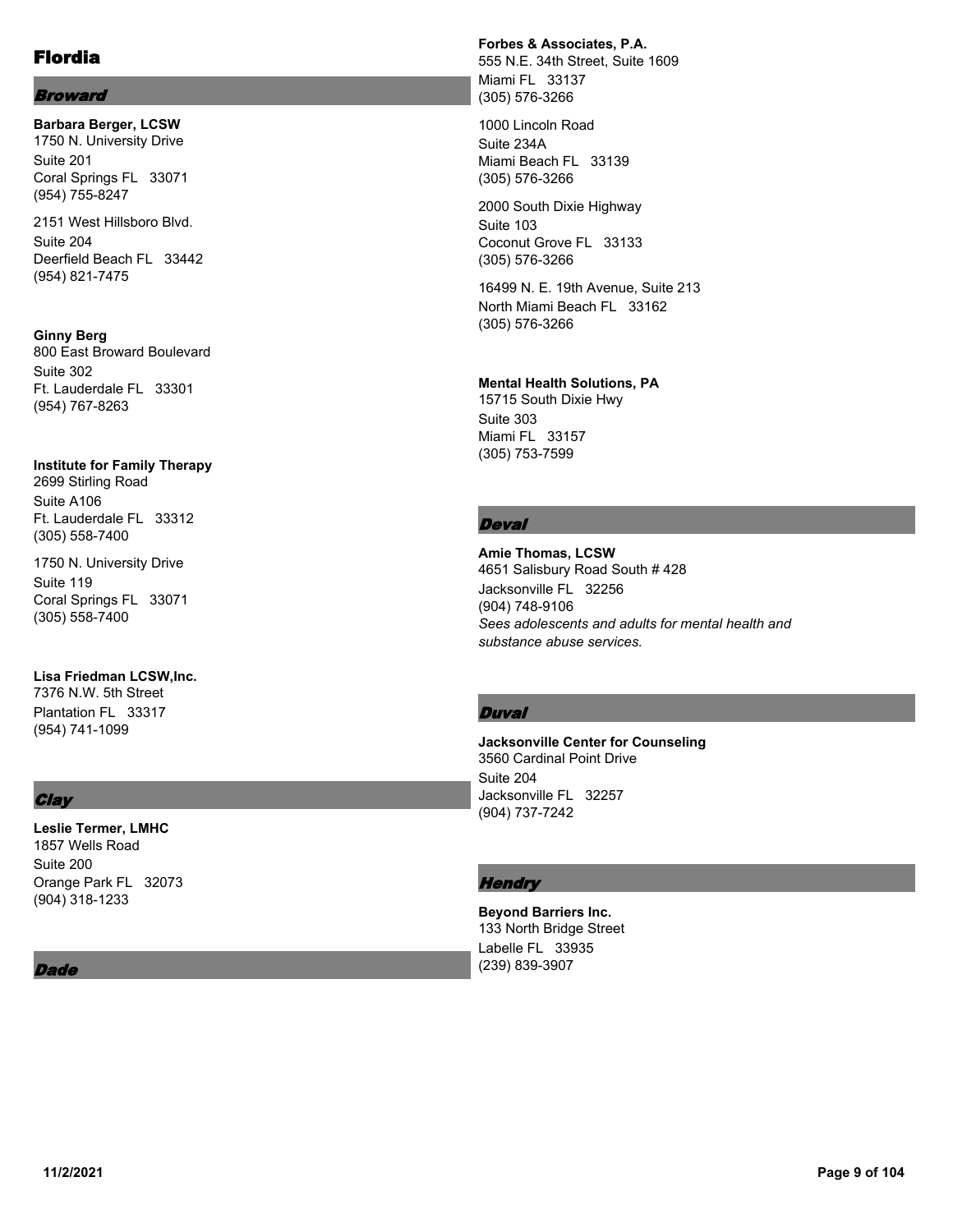# Flordia

## *Broward*

**Barbara Berger, LCSW**
1750 N. University Drive
Suite 201
Coral Springs FL 33071
(954) 755-8247

2151 West Hillsboro Blvd.
Suite 204
Deerfield Beach FL 33442
(954) 821-7475

**Ginny Berg**
800 East Broward Boulevard
Suite 302
Ft. Lauderdale FL 33301
(954) 767-8263

**Institute for Family Therapy**
2699 Stirling Road
Suite A106
Ft. Lauderdale FL 33312
(305) 558-7400

1750 N. University Drive
Suite 119
Coral Springs FL 33071
(305) 558-7400

**Lisa Friedman LCSW,Inc.**
7376 N.W. 5th Street
Plantation FL 33317
(954) 741-1099

## *Clay*

**Leslie Termer, LMHC**
1857 Wells Road
Suite 200
Orange Park FL 32073
(904) 318-1233

## *Dade*

**Forbes & Associates, P.A.**
555 N.E. 34th Street, Suite 1609
Miami FL 33137
(305) 576-3266

1000 Lincoln Road
Suite 234A
Miami Beach FL 33139
(305) 576-3266

2000 South Dixie Highway
Suite 103
Coconut Grove FL 33133
(305) 576-3266

16499 N. E. 19th Avenue, Suite 213
North Miami Beach FL 33162
(305) 576-3266

**Mental Health Solutions, PA**
15715 South Dixie Hwy
Suite 303
Miami FL 33157
(305) 753-7599

## *Deval*

**Amie Thomas, LCSW**
4651 Salisbury Road South # 428
Jacksonville FL 32256
(904) 748-9106
*Sees adolescents and adults for mental health and substance abuse services.*

## *Duval*

**Jacksonville Center for Counseling**
3560 Cardinal Point Drive
Suite 204
Jacksonville FL 32257
(904) 737-7242

## *Hendry*

**Beyond Barriers Inc.**
133 North Bridge Street
Labelle FL 33935
(239) 839-3907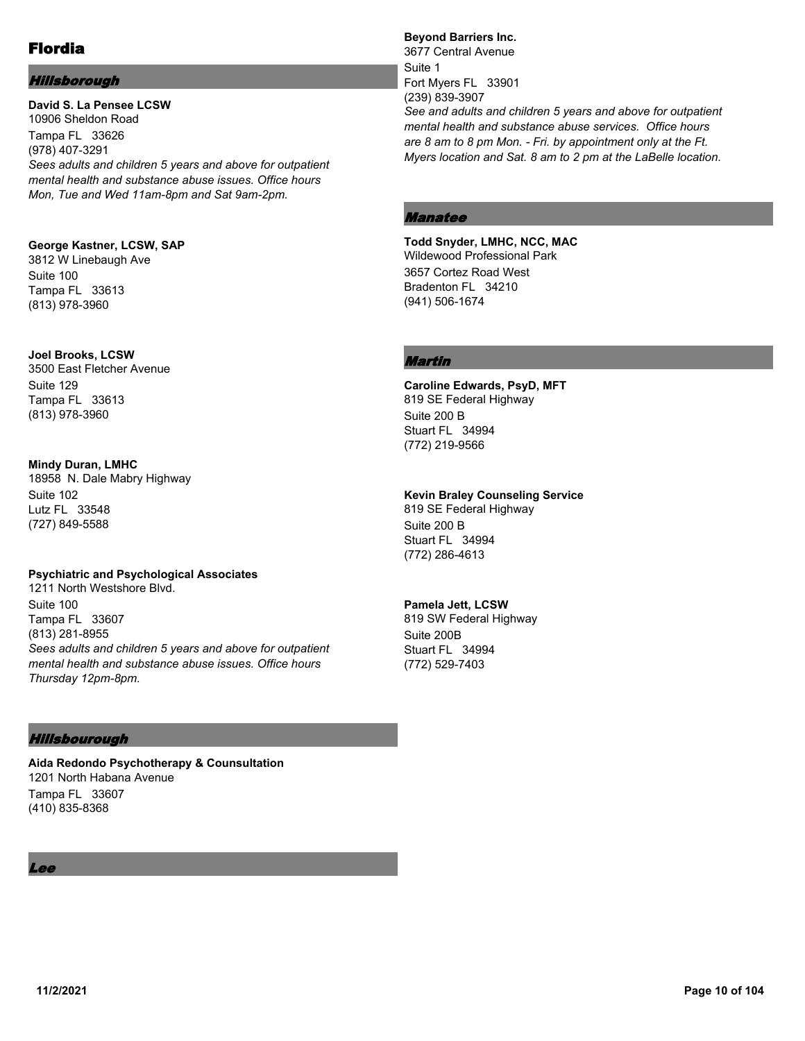# Flordia

## *Hillsborough*

**David S. La Pensee LCSW**
10906 Sheldon Road
Tampa FL 33626
(978) 407-3291
*Sees adults and children 5 years and above for outpatient mental health and substance abuse issues. Office hours Mon, Tue and Wed 11am-8pm and Sat 9am-2pm.*

**George Kastner, LCSW, SAP**
3812 W Linebaugh Ave
Suite 100
Tampa FL 33613
(813) 978-3960

**Joel Brooks, LCSW**
3500 East Fletcher Avenue
Suite 129
Tampa FL 33613
(813) 978-3960

**Mindy Duran, LMHC**
18958 N. Dale Mabry Highway
Suite 102
Lutz FL 33548
(727) 849-5588

**Psychiatric and Psychological Associates**
1211 North Westshore Blvd.
Suite 100
Tampa FL 33607
(813) 281-8955
*Sees adults and children 5 years and above for outpatient mental health and substance abuse issues. Office hours Thursday 12pm-8pm.*

## *Hillsbourough*

**Aida Redondo Psychotherapy & Counsultation**
1201 North Habana Avenue
Tampa FL 33607
(410) 835-8368

## *Lee*

**Beyond Barriers Inc.**
3677 Central Avenue
Suite 1
Fort Myers FL 33901
(239) 839-3907
*See and adults and children 5 years and above for outpatient mental health and substance abuse services. Office hours are 8 am to 8 pm Mon. - Fri. by appointment only at the Ft. Myers location and Sat. 8 am to 2 pm at the LaBelle location.*

## *Manatee*

**Todd Snyder, LMHC, NCC, MAC**
Wildewood Professional Park
3657 Cortez Road West
Bradenton FL 34210
(941) 506-1674

## *Martin*

**Caroline Edwards, PsyD, MFT**
819 SE Federal Highway
Suite 200 B
Stuart FL 34994
(772) 219-9566

**Kevin Braley Counseling Service**
819 SE Federal Highway
Suite 200 B
Stuart FL 34994
(772) 286-4613

**Pamela Jett, LCSW**
819 SW Federal Highway
Suite 200B
Stuart FL 34994
(772) 529-7403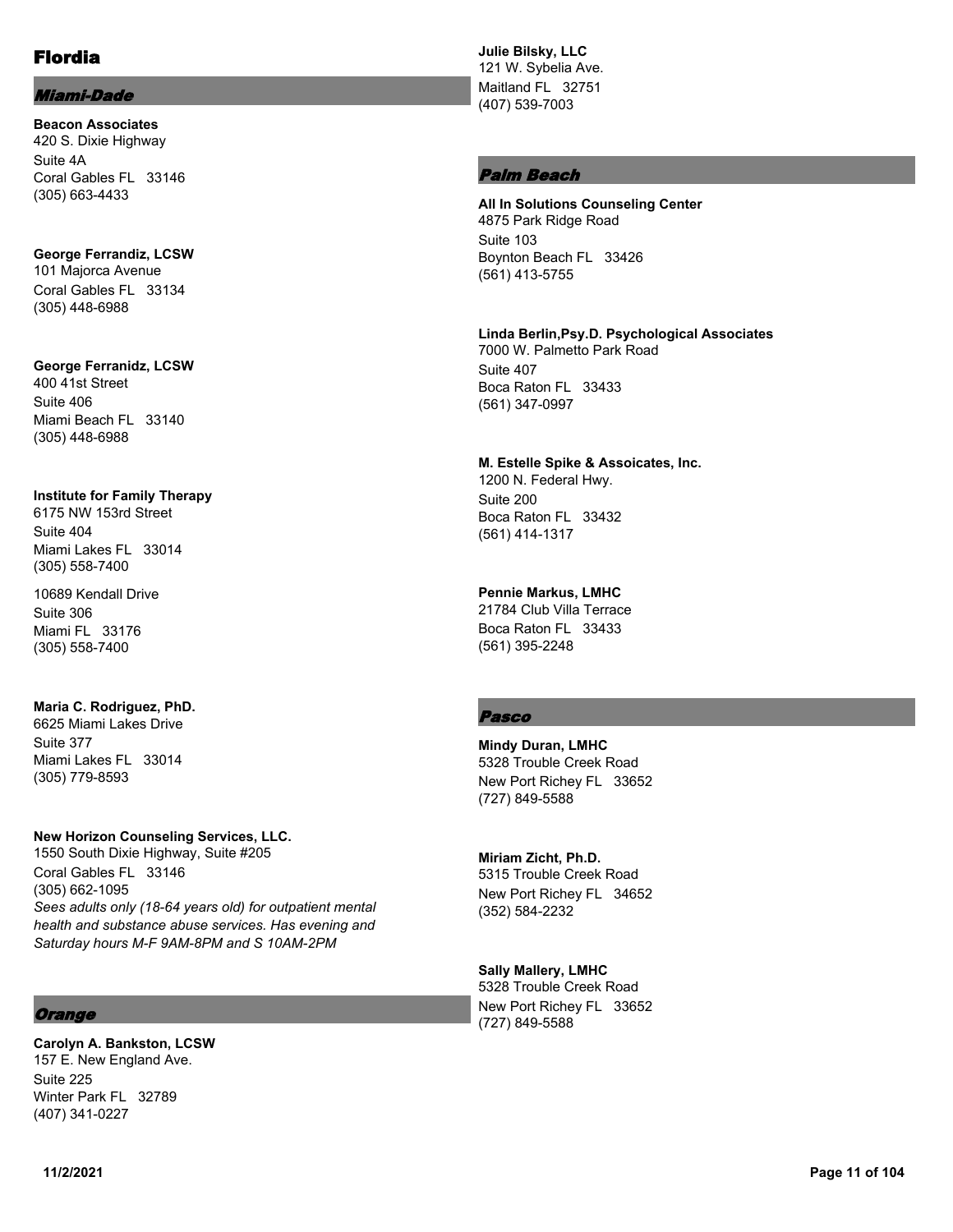# Flordia

## Miami-Dade

**Beacon Associates**
420 S. Dixie Highway
Suite 4A
Coral Gables FL 33146
(305) 663-4433

**George Ferrandiz, LCSW**
101 Majorca Avenue
Coral Gables FL 33134
(305) 448-6988

**George Ferranidz, LCSW**
400 41st Street
Suite 406
Miami Beach FL 33140
(305) 448-6988

**Institute for Family Therapy**
6175 NW 153rd Street
Suite 404
Miami Lakes FL 33014
(305) 558-7400

10689 Kendall Drive
Suite 306
Miami FL 33176
(305) 558-7400

**Maria C. Rodriguez, PhD.**
6625 Miami Lakes Drive
Suite 377
Miami Lakes FL 33014
(305) 779-8593

**New Horizon Counseling Services, LLC.**
1550 South Dixie Highway, Suite #205
Coral Gables FL 33146
(305) 662-1095
*Sees adults only (18-64 years old) for outpatient mental health and substance abuse services. Has evening and Saturday hours M-F 9AM-8PM and S 10AM-2PM*

## Orange

**Carolyn A. Bankston, LCSW**
157 E. New England Ave.
Suite 225
Winter Park FL 32789
(407) 341-0227

**Julie Bilsky, LLC**
121 W. Sybelia Ave.
Maitland FL 32751
(407) 539-7003

## Palm Beach

**All In Solutions Counseling Center**
4875 Park Ridge Road
Suite 103
Boynton Beach FL 33426
(561) 413-5755

**Linda Berlin,Psy.D. Psychological Associates**
7000 W. Palmetto Park Road
Suite 407
Boca Raton FL 33433
(561) 347-0997

**M. Estelle Spike & Assoicates, Inc.**
1200 N. Federal Hwy.
Suite 200
Boca Raton FL 33432
(561) 414-1317

**Pennie Markus, LMHC**
21784 Club Villa Terrace
Boca Raton FL 33433
(561) 395-2248

## Pasco

**Mindy Duran, LMHC**
5328 Trouble Creek Road
New Port Richey FL 33652
(727) 849-5588

**Miriam Zicht, Ph.D.**
5315 Trouble Creek Road
New Port Richey FL 34652
(352) 584-2232

**Sally Mallery, LMHC**
5328 Trouble Creek Road
New Port Richey FL 33652
(727) 849-5588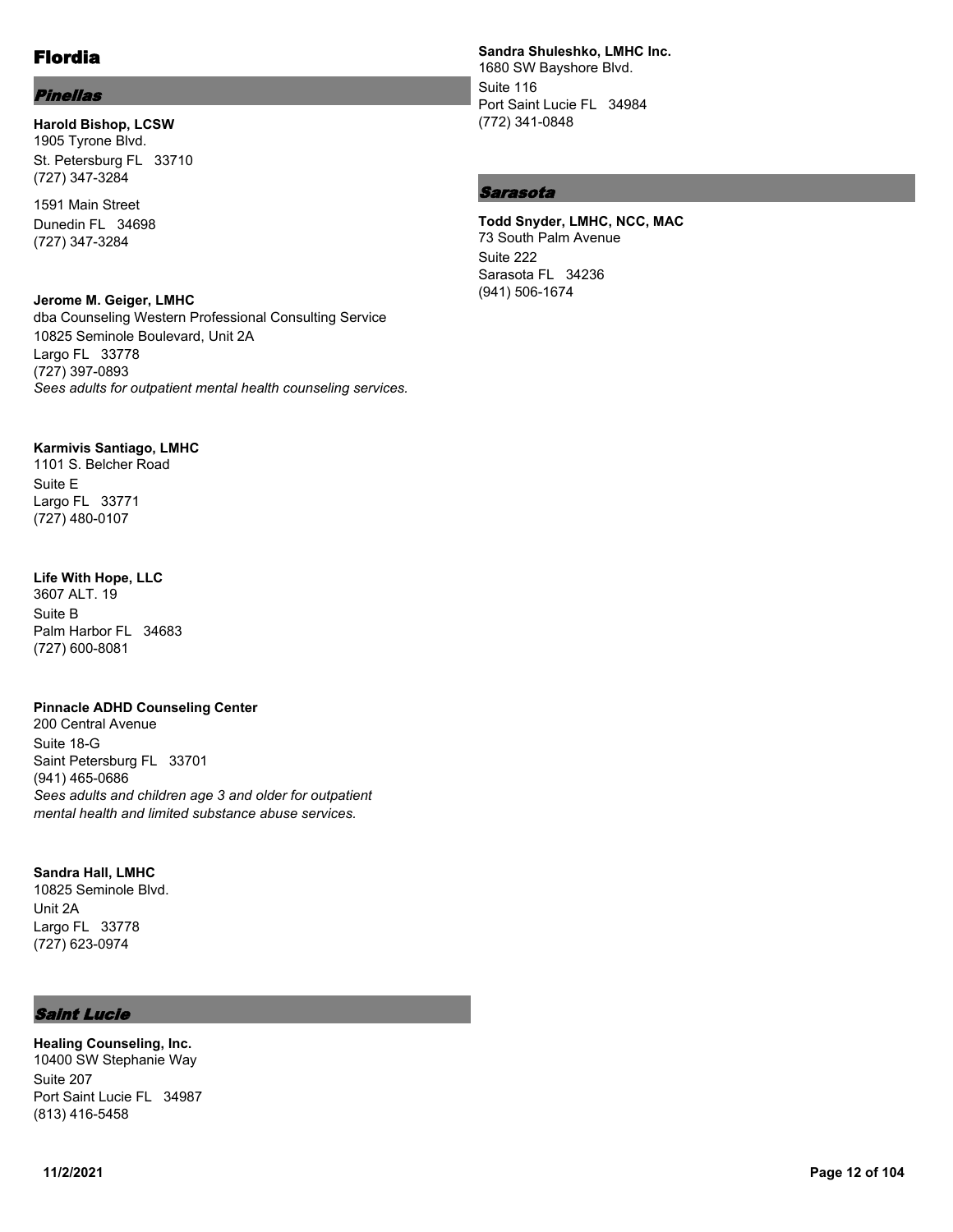# Flordia

## Pinellas

**Harold Bishop, LCSW**
1905 Tyrone Blvd.
St. Petersburg FL 33710
(727) 347-3284

1591 Main Street
Dunedin FL 34698
(727) 347-3284

**Jerome M. Geiger, LMHC**
dba Counseling Western Professional Consulting Service
10825 Seminole Boulevard, Unit 2A
Largo FL 33778
(727) 397-0893
*Sees adults for outpatient mental health counseling services.*

**Karmivis Santiago, LMHC**
1101 S. Belcher Road
Suite E
Largo FL 33771
(727) 480-0107

**Life With Hope, LLC**
3607 ALT. 19
Suite B
Palm Harbor FL 34683
(727) 600-8081

**Pinnacle ADHD Counseling Center**
200 Central Avenue
Suite 18-G
Saint Petersburg FL 33701
(941) 465-0686
*Sees adults and children age 3 and older for outpatient mental health and limited substance abuse services.*

**Sandra Hall, LMHC**
10825 Seminole Blvd.
Unit 2A
Largo FL 33778
(727) 623-0974

## Saint Lucie

**Healing Counseling, Inc.**
10400 SW Stephanie Way
Suite 207
Port Saint Lucie FL 34987
(813) 416-5458

**Sandra Shuleshko, LMHC Inc.**
1680 SW Bayshore Blvd.
Suite 116
Port Saint Lucie FL 34984
(772) 341-0848

## Sarasota

**Todd Snyder, LMHC, NCC, MAC**
73 South Palm Avenue
Suite 222
Sarasota FL 34236
(941) 506-1674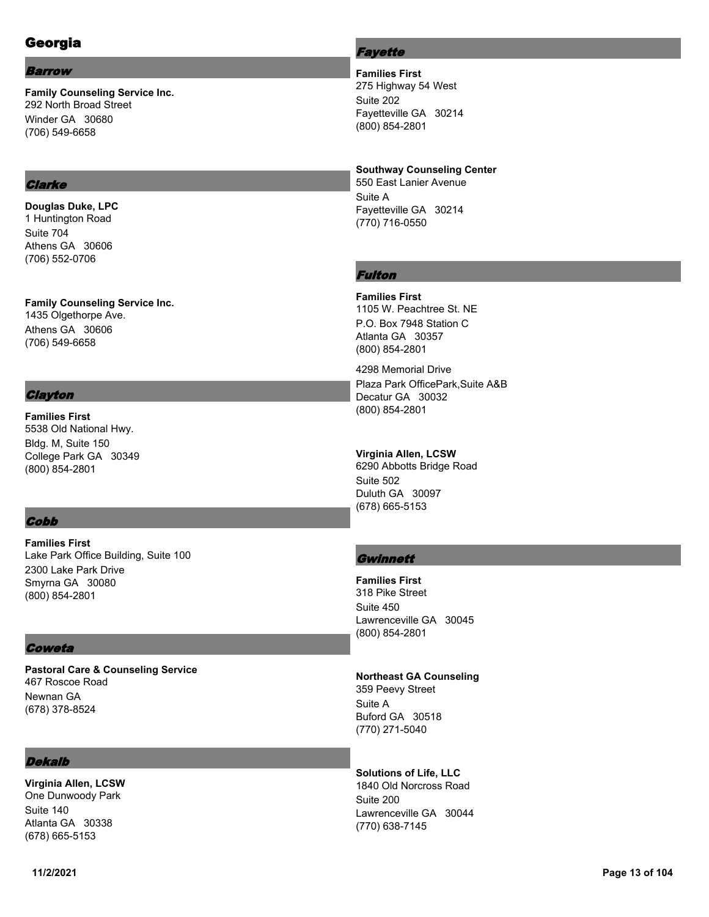# Georgia

### *Barrow*

**Family Counseling Service Inc.**
292 North Broad Street
Winder GA 30680
(706) 549-6658

### *Clarke*

**Douglas Duke, LPC**
1 Huntington Road
Suite 704
Athens GA 30606
(706) 552-0706

**Family Counseling Service Inc.**
1435 Olgethorpe Ave.
Athens GA 30606
(706) 549-6658

### *Clayton*

**Families First**
5538 Old National Hwy.
Bldg. M, Suite 150
College Park GA 30349
(800) 854-2801

### *Cobb*

**Families First**
Lake Park Office Building, Suite 100
2300 Lake Park Drive
Smyrna GA 30080
(800) 854-2801

### *Coweta*

**Pastoral Care & Counseling Service**
467 Roscoe Road
Newnan GA
(678) 378-8524

### *Dekalb*

**Virginia Allen, LCSW**
One Dunwoody Park
Suite 140
Atlanta GA 30338
(678) 665-5153

### *Fayette*

**Families First**
275 Highway 54 West
Suite 202
Fayetteville GA 30214
(800) 854-2801

**Southway Counseling Center**
550 East Lanier Avenue
Suite A
Fayetteville GA 30214
(770) 716-0550

### *Fulton*

**Families First**
1105 W. Peachtree St. NE
P.O. Box 7948 Station C
Atlanta GA 30357
(800) 854-2801

4298 Memorial Drive
Plaza Park OfficePark,Suite A&B
Decatur GA 30032
(800) 854-2801

**Virginia Allen, LCSW**
6290 Abbotts Bridge Road
Suite 502
Duluth GA 30097
(678) 665-5153

### *Gwinnett*

**Families First**
318 Pike Street
Suite 450
Lawrenceville GA 30045
(800) 854-2801

**Northeast GA Counseling**
359 Peevy Street
Suite A
Buford GA 30518
(770) 271-5040

**Solutions of Life, LLC**
1840 Old Norcross Road
Suite 200
Lawrenceville GA 30044
(770) 638-7145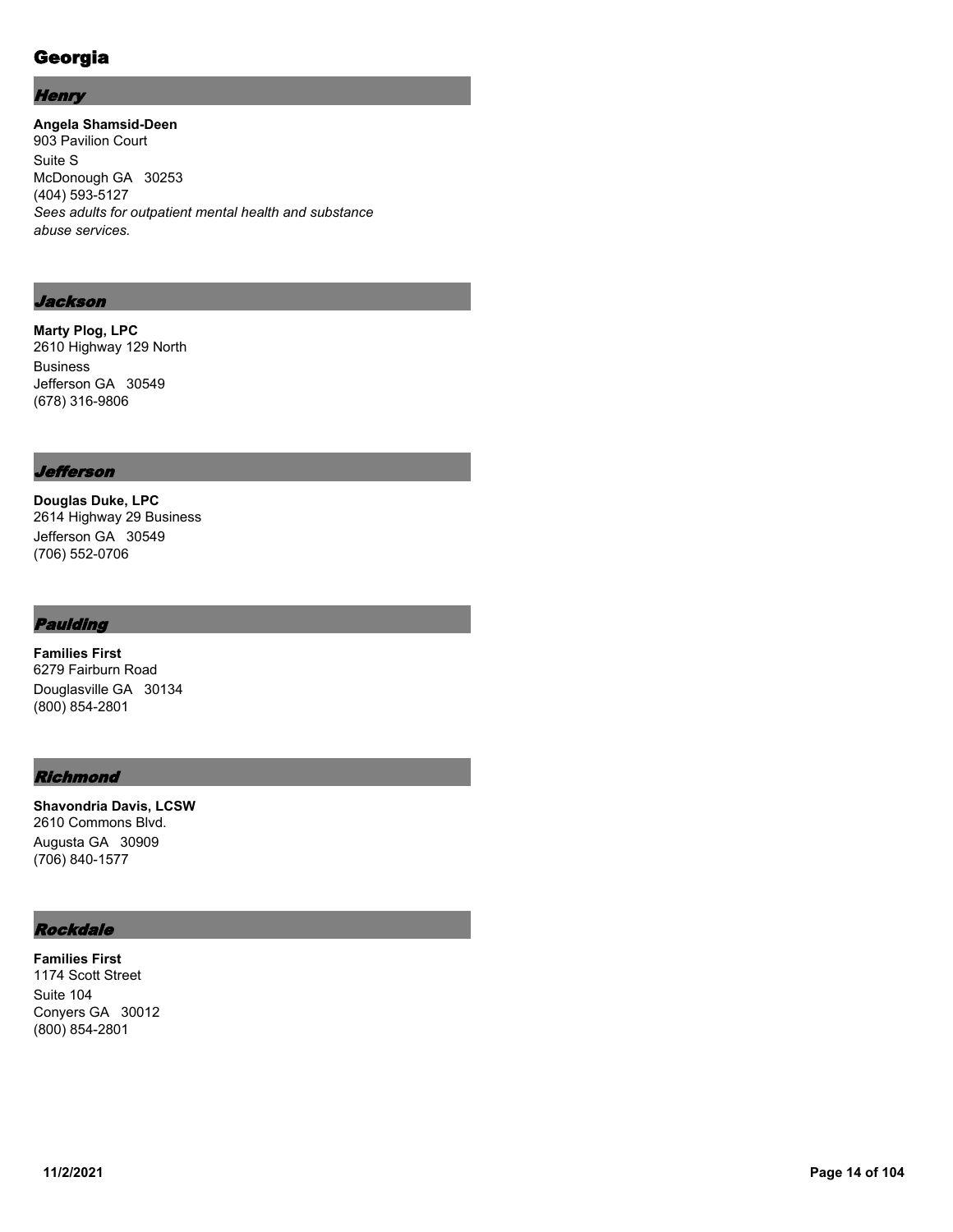# Georgia

## *Henry*

**Angela Shamsid-Deen**
903 Pavilion Court
Suite S
McDonough GA 30253
(404) 593-5127
*Sees adults for outpatient mental health and substance abuse services.*

## *Jackson*

**Marty Plog, LPC**
2610 Highway 129 North Business
Jefferson GA 30549
(678) 316-9806

## *Jefferson*

**Douglas Duke, LPC**
2614 Highway 29 Business
Jefferson GA 30549
(706) 552-0706

## *Paulding*

**Families First**
6279 Fairburn Road
Douglasville GA 30134
(800) 854-2801

## *Richmond*

**Shavondria Davis, LCSW**
2610 Commons Blvd.
Augusta GA 30909
(706) 840-1577

## *Rockdale*

**Families First**
1174 Scott Street
Suite 104
Conyers GA 30012
(800) 854-2801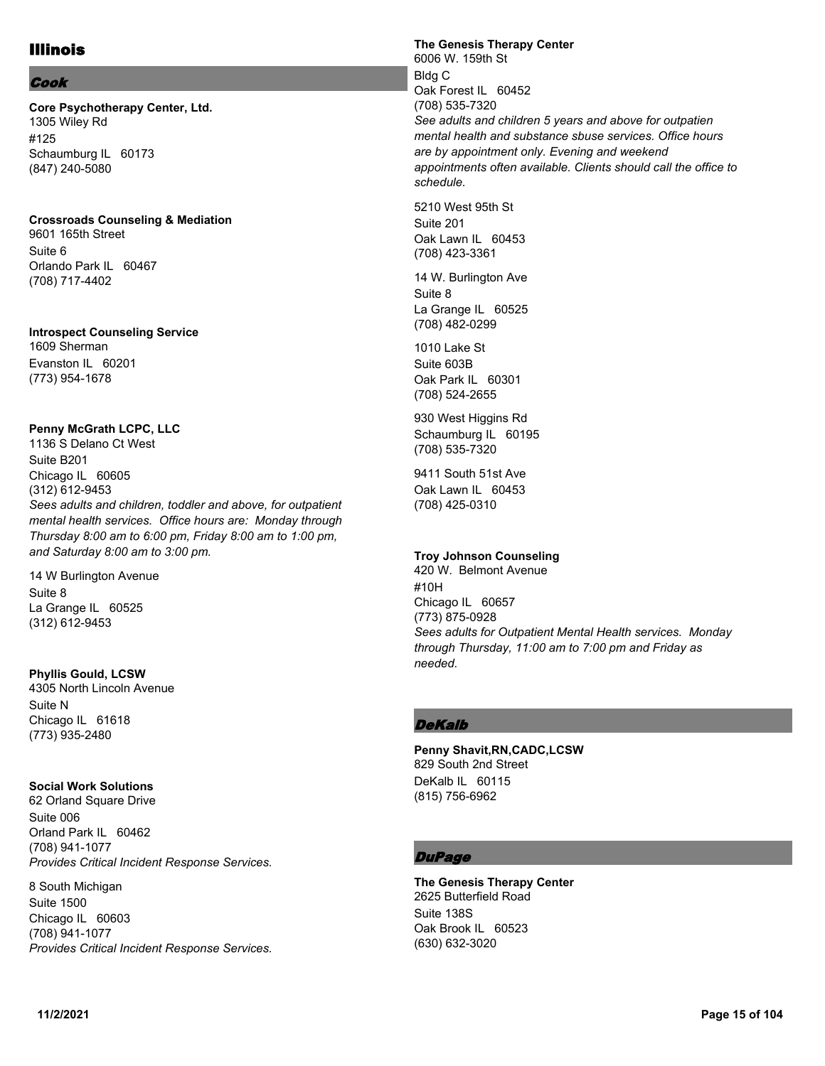# Illinois

## Cook

**Core Psychotherapy Center, Ltd.**
1305 Wiley Rd
#125
Schaumburg IL 60173
(847) 240-5080

**Crossroads Counseling & Mediation**
9601 165th Street
Suite 6
Orlando Park IL 60467
(708) 717-4402

**Introspect Counseling Service**
1609 Sherman
Evanston IL 60201
(773) 954-1678

**Penny McGrath LCPC, LLC**
1136 S Delano Ct West
Suite B201
Chicago IL 60605
(312) 612-9453
*Sees adults and children, toddler and above, for outpatient mental health services. Office hours are: Monday through Thursday 8:00 am to 6:00 pm, Friday 8:00 am to 1:00 pm, and Saturday 8:00 am to 3:00 pm.*

14 W Burlington Avenue
Suite 8
La Grange IL 60525
(312) 612-9453

**Phyllis Gould, LCSW**
4305 North Lincoln Avenue
Suite N
Chicago IL 61618
(773) 935-2480

**Social Work Solutions**
62 Orland Square Drive
Suite 006
Orland Park IL 60462
(708) 941-1077
*Provides Critical Incident Response Services.*

8 South Michigan
Suite 1500
Chicago IL 60603
(708) 941-1077
*Provides Critical Incident Response Services.*

**The Genesis Therapy Center**
6006 W. 159th St
Bldg C
Oak Forest IL 60452
(708) 535-7320
*See adults and children 5 years and above for outpatien mental health and substance sbuse services. Office hours are by appointment only. Evening and weekend appointments often available. Clients should call the office to schedule.*

5210 West 95th St
Suite 201
Oak Lawn IL 60453
(708) 423-3361

14 W. Burlington Ave
Suite 8
La Grange IL 60525
(708) 482-0299

1010 Lake St
Suite 603B
Oak Park IL 60301
(708) 524-2655

930 West Higgins Rd
Schaumburg IL 60195
(708) 535-7320

9411 South 51st Ave
Oak Lawn IL 60453
(708) 425-0310

**Troy Johnson Counseling**
420 W. Belmont Avenue
#10H
Chicago IL 60657
(773) 875-0928
*Sees adults for Outpatient Mental Health services. Monday through Thursday, 11:00 am to 7:00 pm and Friday as needed.*

## DeKalb

**Penny Shavit,RN,CADC,LCSW**
829 South 2nd Street
DeKalb IL 60115
(815) 756-6962

## DuPage

**The Genesis Therapy Center**
2625 Butterfield Road
Suite 138S
Oak Brook IL 60523
(630) 632-3020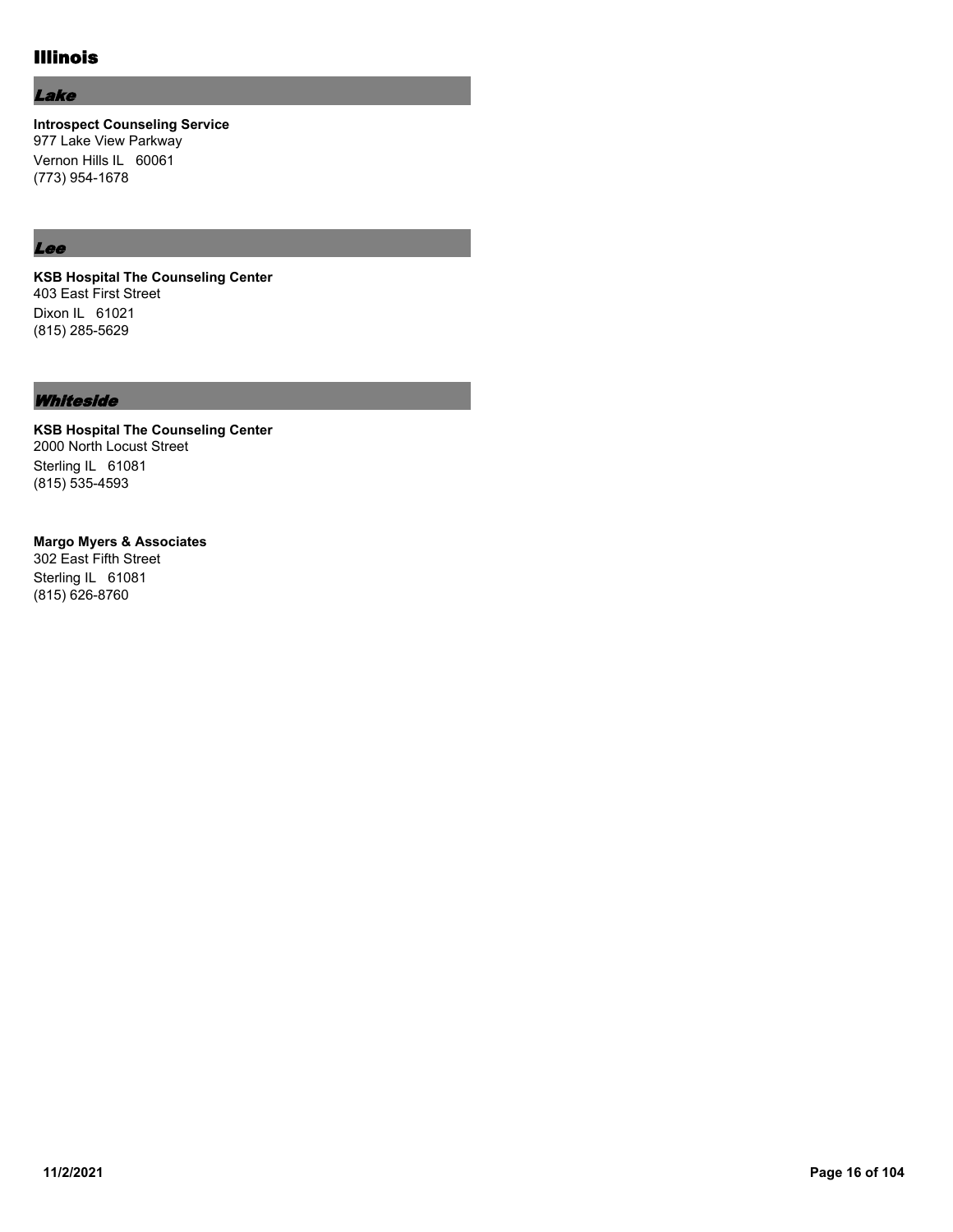# Illinois

## *Lake*

**Introspect Counseling Service**
977 Lake View Parkway
Vernon Hills IL 60061
(773) 954-1678

## *Lee*

**KSB Hospital The Counseling Center**
403 East First Street
Dixon IL 61021
(815) 285-5629

## *Whiteside*

**KSB Hospital The Counseling Center**
2000 North Locust Street
Sterling IL 61081
(815) 535-4593

**Margo Myers & Associates**
302 East Fifth Street
Sterling IL 61081
(815) 626-8760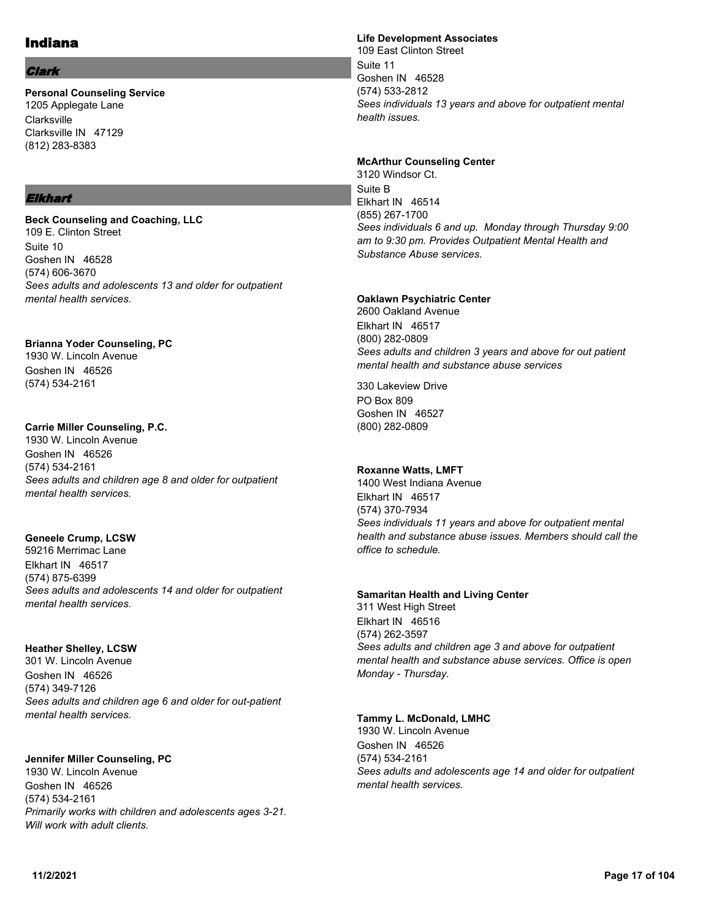# Indiana

## Clark

**Personal Counseling Service**
1205 Applegate Lane
Clarksville
Clarksville IN 47129
(812) 283-8383

## Elkhart

**Beck Counseling and Coaching, LLC**
109 E. Clinton Street
Suite 10
Goshen IN 46528
(574) 606-3670
*Sees adults and adolescents 13 and older for outpatient mental health services.*

**Brianna Yoder Counseling, PC**
1930 W. Lincoln Avenue
Goshen IN 46526
(574) 534-2161

**Carrie Miller Counseling, P.C.**
1930 W. Lincoln Avenue
Goshen IN 46526
(574) 534-2161
*Sees adults and children age 8 and older for outpatient mental health services.*

**Geneele Crump, LCSW**
59216 Merrimac Lane
Elkhart IN 46517
(574) 875-6399
*Sees adults and adolescents 14 and older for outpatient mental health services.*

**Heather Shelley, LCSW**
301 W. Lincoln Avenue
Goshen IN 46526
(574) 349-7126
*Sees adults and children age 6 and older for out-patient mental health services.*

**Jennifer Miller Counseling, PC**
1930 W. Lincoln Avenue
Goshen IN 46526
(574) 534-2161
*Primarily works with children and adolescents ages 3-21. Will work with adult clients.*

**Life Development Associates**
109 East Clinton Street
Suite 11
Goshen IN 46528
(574) 533-2812
*Sees individuals 13 years and above for outpatient mental health issues.*

**McArthur Counseling Center**
3120 Windsor Ct.
Suite B
Elkhart IN 46514
(855) 267-1700
*Sees individuals 6 and up. Monday through Thursday 9:00 am to 9:30 pm. Provides Outpatient Mental Health and Substance Abuse services.*

**Oaklawn Psychiatric Center**
2600 Oakland Avenue
Elkhart IN 46517
(800) 282-0809
*Sees adults and children 3 years and above for out patient mental health and substance abuse services*

330 Lakeview Drive
PO Box 809
Goshen IN 46527
(800) 282-0809

**Roxanne Watts, LMFT**
1400 West Indiana Avenue
Elkhart IN 46517
(574) 370-7934
*Sees individuals 11 years and above for outpatient mental health and substance abuse issues. Members should call the office to schedule.*

**Samaritan Health and Living Center**
311 West High Street
Elkhart IN 46516
(574) 262-3597
*Sees adults and children age 3 and above for outpatient mental health and substance abuse services. Office is open Monday - Thursday.*

**Tammy L. McDonald, LMHC**
1930 W. Lincoln Avenue
Goshen IN 46526
(574) 534-2161
*Sees adults and adolescents age 14 and older for outpatient mental health services.*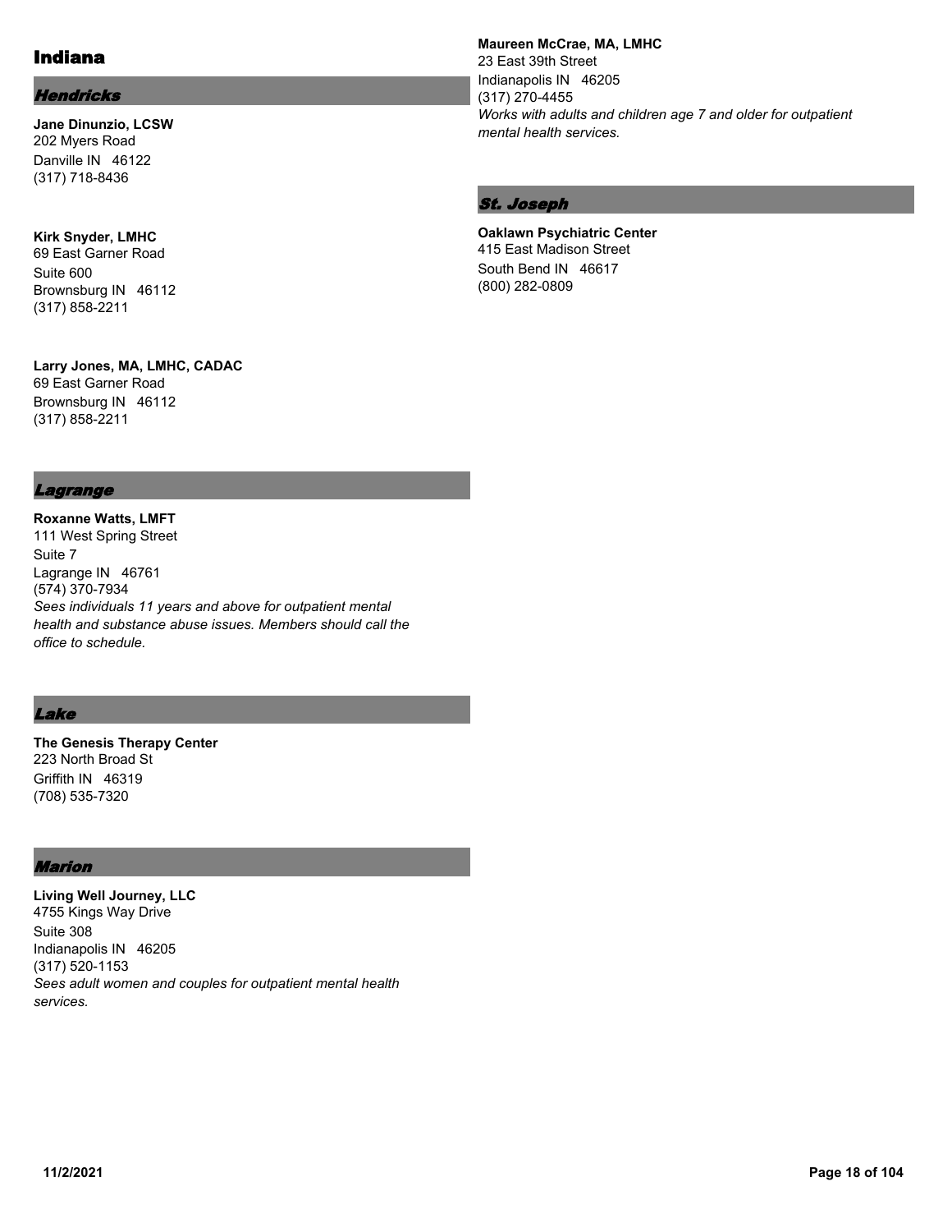# Indiana

## *Hendricks*

**Jane Dinunzio, LCSW**
202 Myers Road
Danville IN 46122
(317) 718-8436

**Kirk Snyder, LMHC**
69 East Garner Road
Suite 600
Brownsburg IN 46112
(317) 858-2211

**Larry Jones, MA, LMHC, CADAC**
69 East Garner Road
Brownsburg IN 46112
(317) 858-2211

## *Lagrange*

**Roxanne Watts, LMFT**
111 West Spring Street
Suite 7
Lagrange IN 46761
(574) 370-7934
*Sees individuals 11 years and above for outpatient mental health and substance abuse issues. Members should call the office to schedule.*

## *Lake*

**The Genesis Therapy Center**
223 North Broad St
Griffith IN 46319
(708) 535-7320

## *Marion*

**Living Well Journey, LLC**
4755 Kings Way Drive
Suite 308
Indianapolis IN 46205
(317) 520-1153
*Sees adult women and couples for outpatient mental health services.*

**Maureen McCrae, MA, LMHC**
23 East 39th Street
Indianapolis IN 46205
(317) 270-4455
*Works with adults and children age 7 and older for outpatient mental health services.*

## *St. Joseph*

**Oaklawn Psychiatric Center**
415 East Madison Street
South Bend IN 46617
(800) 282-0809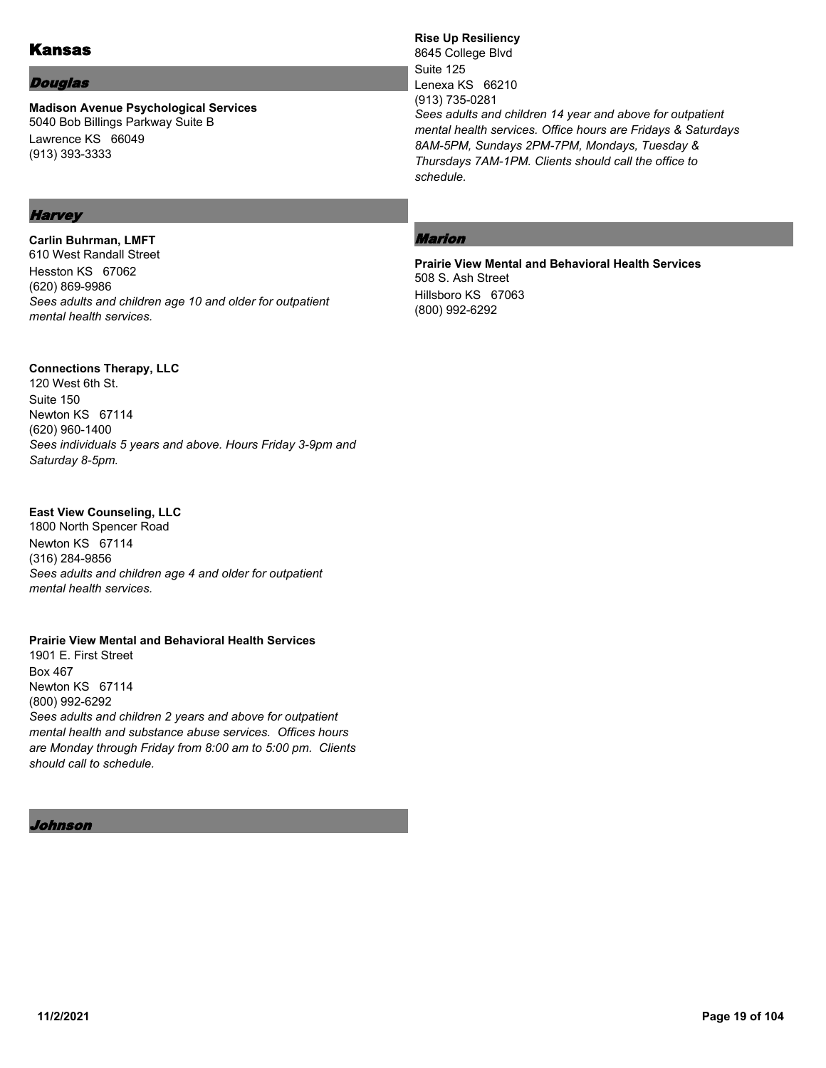# Kansas

## *Douglas*

**Madison Avenue Psychological Services**
5040 Bob Billings Parkway Suite B
Lawrence KS 66049
(913) 393-3333

## *Harvey*

**Carlin Buhrman, LMFT**
610 West Randall Street
Hesston KS 67062
(620) 869-9986
*Sees adults and children age 10 and older for outpatient mental health services.*

**Connections Therapy, LLC**
120 West 6th St.
Suite 150
Newton KS 67114
(620) 960-1400
*Sees individuals 5 years and above. Hours Friday 3-9pm and Saturday 8-5pm.*

**East View Counseling, LLC**
1800 North Spencer Road
Newton KS 67114
(316) 284-9856
*Sees adults and children age 4 and older for outpatient mental health services.*

**Prairie View Mental and Behavioral Health Services**
1901 E. First Street
Box 467
Newton KS 67114
(800) 992-6292
*Sees adults and children 2 years and above for outpatient mental health and substance abuse services. Offices hours are Monday through Friday from 8:00 am to 5:00 pm. Clients should call to schedule.*

## *Johnson*

**Rise Up Resiliency**
8645 College Blvd
Suite 125
Lenexa KS 66210
(913) 735-0281
*Sees adults and children 14 year and above for outpatient mental health services. Office hours are Fridays & Saturdays 8AM-5PM, Sundays 2PM-7PM, Mondays, Tuesday & Thursdays 7AM-1PM. Clients should call the office to schedule.*

## *Marion*

**Prairie View Mental and Behavioral Health Services**
508 S. Ash Street
Hillsboro KS 67063
(800) 992-6292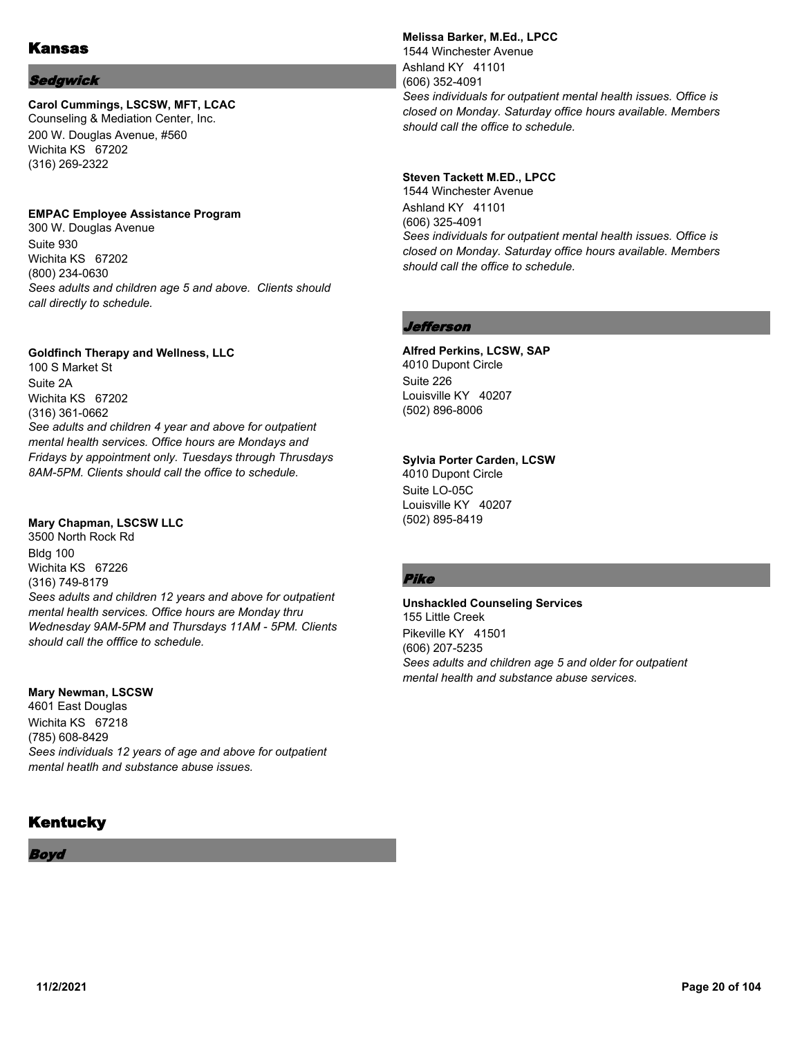# Kansas

## Sedgwick

**Carol Cummings, LSCSW, MFT, LCAC**
Counseling & Mediation Center, Inc.
200 W. Douglas Avenue, #560
Wichita KS 67202
(316) 269-2322

**EMPAC Employee Assistance Program**
300 W. Douglas Avenue
Suite 930
Wichita KS 67202
(800) 234-0630
*Sees adults and children age 5 and above. Clients should call directly to schedule.*

**Goldfinch Therapy and Wellness, LLC**
100 S Market St
Suite 2A
Wichita KS 67202
(316) 361-0662
*See adults and children 4 year and above for outpatient mental health services. Office hours are Mondays and Fridays by appointment only. Tuesdays through Thrusdays 8AM-5PM. Clients should call the office to schedule.*

**Mary Chapman, LSCSW LLC**
3500 North Rock Rd
Bldg 100
Wichita KS 67226
(316) 749-8179
*Sees adults and children 12 years and above for outpatient mental health services. Office hours are Monday thru Wednesday 9AM-5PM and Thursdays 11AM - 5PM. Clients should call the offfice to schedule.*

**Mary Newman, LSCSW**
4601 East Douglas
Wichita KS 67218
(785) 608-8429
*Sees individuals 12 years of age and above for outpatient mental heatlh and substance abuse issues.*

# Kentucky

## Boyd

**Melissa Barker, M.Ed., LPCC**
1544 Winchester Avenue
Ashland KY 41101
(606) 352-4091
*Sees individuals for outpatient mental health issues. Office is closed on Monday. Saturday office hours available. Members should call the office to schedule.*

**Steven Tackett M.ED., LPCC**
1544 Winchester Avenue
Ashland KY 41101
(606) 325-4091
*Sees individuals for outpatient mental health issues. Office is closed on Monday. Saturday office hours available. Members should call the office to schedule.*

## Jefferson

**Alfred Perkins, LCSW, SAP**
4010 Dupont Circle
Suite 226
Louisville KY 40207
(502) 896-8006

**Sylvia Porter Carden, LCSW**
4010 Dupont Circle
Suite LO-05C
Louisville KY 40207
(502) 895-8419

## Pike

**Unshackled Counseling Services**
155 Little Creek
Pikeville KY 41501
(606) 207-5235
*Sees adults and children age 5 and older for outpatient mental health and substance abuse services.*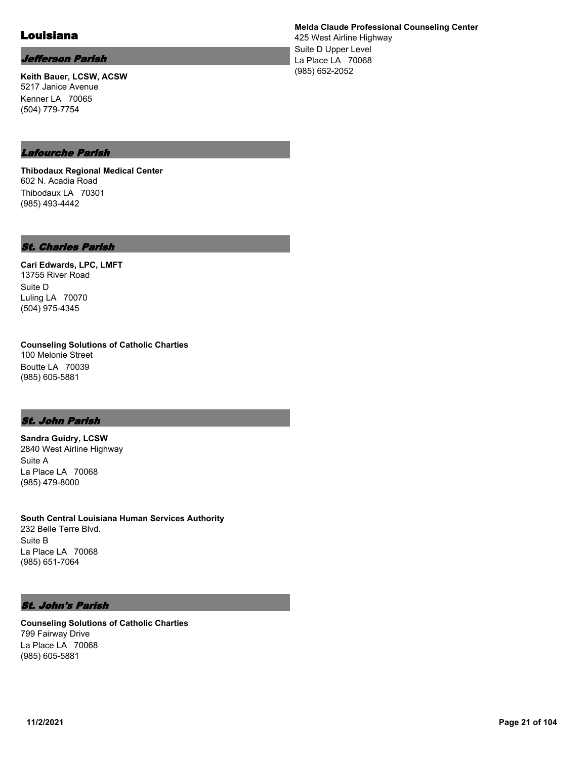## Louisiana

### *Jefferson Parish*

**Keith Bauer, LCSW, ACSW**
5217 Janice Avenue
Kenner LA 70065
(504) 779-7754

### *Lafourche Parish*

**Thibodaux Regional Medical Center**
602 N. Acadia Road
Thibodaux LA 70301
(985) 493-4442

### *St. Charles Parish*

**Cari Edwards, LPC, LMFT**
13755 River Road
Suite D
Luling LA 70070
(504) 975-4345

**Counseling Solutions of Catholic Charties**
100 Melonie Street
Boutte LA 70039
(985) 605-5881

### *St. John Parish*

**Sandra Guidry, LCSW**
2840 West Airline Highway
Suite A
La Place LA 70068
(985) 479-8000

**South Central Louisiana Human Services Authority**
232 Belle Terre Blvd.
Suite B
La Place LA 70068
(985) 651-7064

### *St. John's Parish*

**Counseling Solutions of Catholic Charties**
799 Fairway Drive
La Place LA 70068
(985) 605-5881

**Melda Claude Professional Counseling Center**
425 West Airline Highway
Suite D Upper Level
La Place LA 70068
(985) 652-2052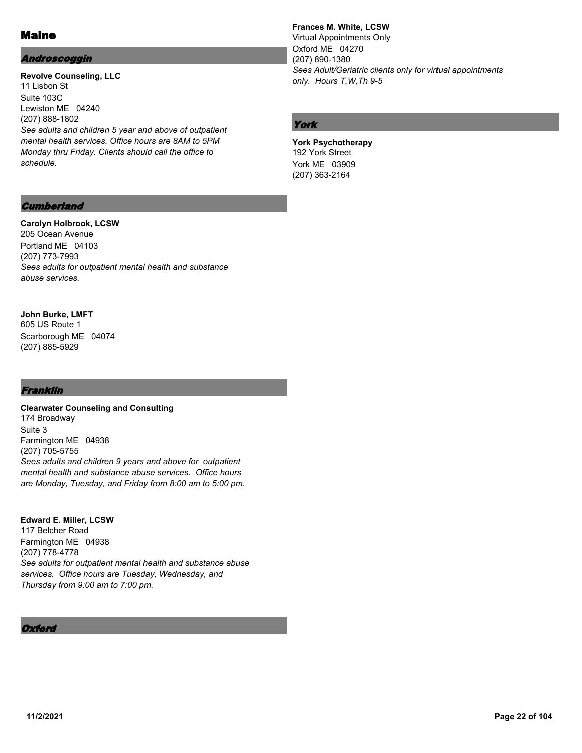# Maine

## *Androscoggin*

**Revolve Counseling, LLC**
11 Lisbon St
Suite 103C
Lewiston ME 04240
(207) 888-1802
*See adults and children 5 year and above of outpatient mental health services. Office hours are 8AM to 5PM Monday thru Friday. Clients should call the office to schedule.*

## *Cumberland*

**Carolyn Holbrook, LCSW**
205 Ocean Avenue
Portland ME 04103
(207) 773-7993
*Sees adults for outpatient mental health and substance abuse services.*

**John Burke, LMFT**
605 US Route 1
Scarborough ME 04074
(207) 885-5929

## *Franklin*

**Clearwater Counseling and Consulting**
174 Broadway
Suite 3
Farmington ME 04938
(207) 705-5755
*Sees adults and children 9 years and above for outpatient mental health and substance abuse services. Office hours are Monday, Tuesday, and Friday from 8:00 am to 5:00 pm.*

**Edward E. Miller, LCSW**
117 Belcher Road
Farmington ME 04938
(207) 778-4778
*See adults for outpatient mental health and substance abuse services. Office hours are Tuesday, Wednesday, and Thursday from 9:00 am to 7:00 pm.*

## *Oxford*

**Frances M. White, LCSW**
Virtual Appointments Only
Oxford ME 04270
(207) 890-1380
*Sees Adult/Geriatric clients only for virtual appointments only. Hours T,W,Th 9-5*

## *York*

**York Psychotherapy**
192 York Street
York ME 03909
(207) 363-2164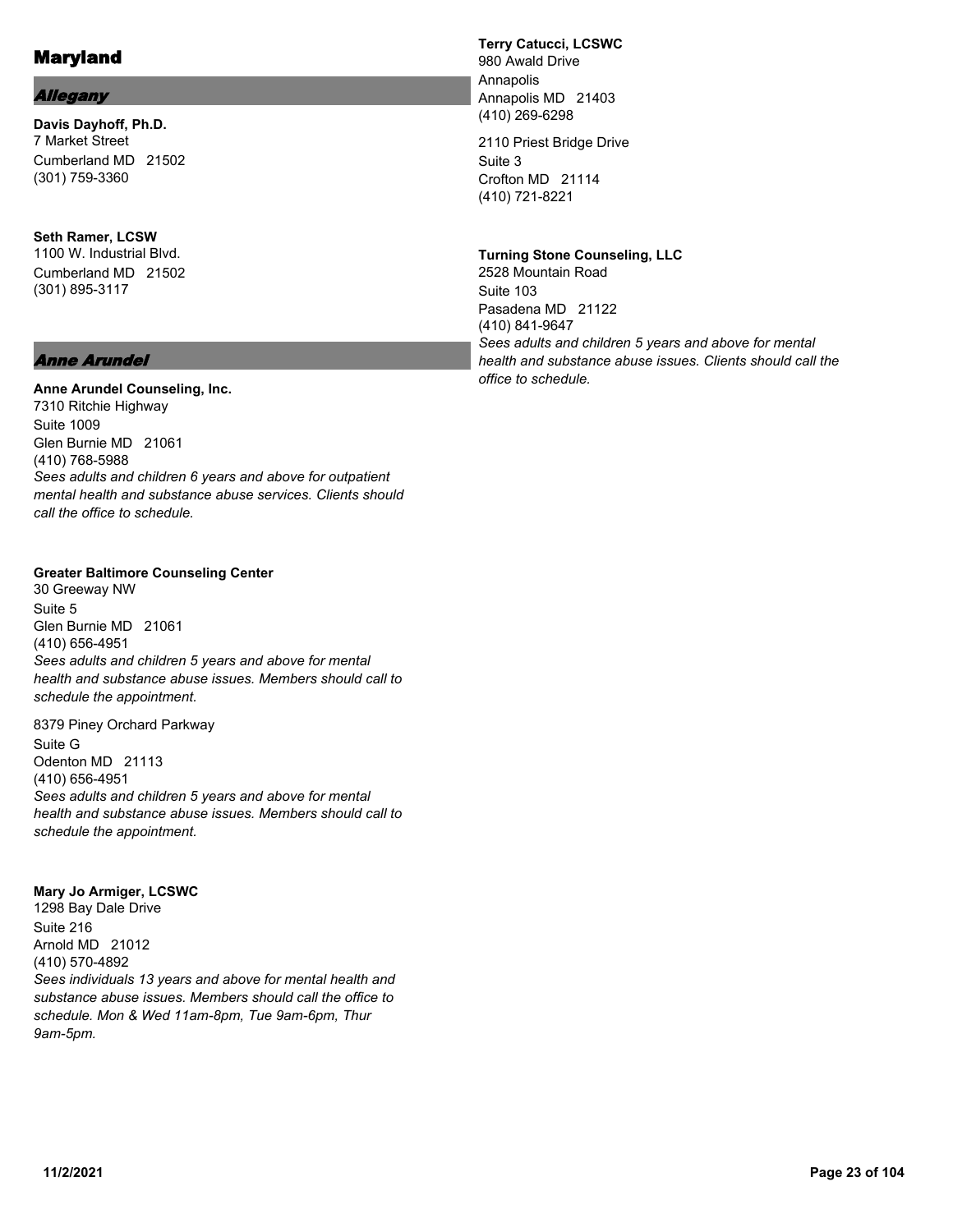# Maryland

## *Allegany*

**Davis Dayhoff, Ph.D.**
7 Market Street
Cumberland MD 21502
(301) 759-3360

**Seth Ramer, LCSW**
1100 W. Industrial Blvd.
Cumberland MD 21502
(301) 895-3117

## *Anne Arundel*

**Anne Arundel Counseling, Inc.**
7310 Ritchie Highway
Suite 1009
Glen Burnie MD 21061
(410) 768-5988
*Sees adults and children 6 years and above for outpatient mental health and substance abuse services. Clients should call the office to schedule.*

**Greater Baltimore Counseling Center**
30 Greeway NW
Suite 5
Glen Burnie MD 21061
(410) 656-4951
*Sees adults and children 5 years and above for mental health and substance abuse issues. Members should call to schedule the appointment.*

8379 Piney Orchard Parkway
Suite G
Odenton MD 21113
(410) 656-4951
*Sees adults and children 5 years and above for mental health and substance abuse issues. Members should call to schedule the appointment.*

**Mary Jo Armiger, LCSWC**
1298 Bay Dale Drive
Suite 216
Arnold MD 21012
(410) 570-4892
*Sees individuals 13 years and above for mental health and substance abuse issues. Members should call the office to schedule. Mon & Wed 11am-8pm, Tue 9am-6pm, Thur 9am-5pm.*

**Terry Catucci, LCSWC**
980 Awald Drive
Annapolis
Annapolis MD 21403
(410) 269-6298

2110 Priest Bridge Drive
Suite 3
Crofton MD 21114
(410) 721-8221

**Turning Stone Counseling, LLC**
2528 Mountain Road
Suite 103
Pasadena MD 21122
(410) 841-9647
*Sees adults and children 5 years and above for mental health and substance abuse issues. Clients should call the office to schedule.*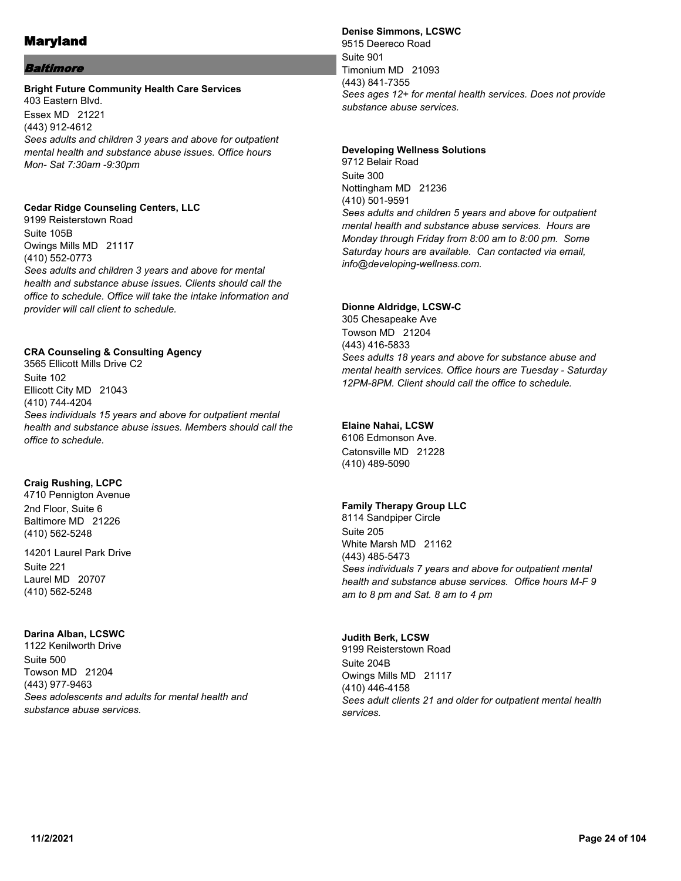# Maryland

## *Baltimore*

**Bright Future Community Health Care Services**
403 Eastern Blvd.
Essex MD 21221
(443) 912-4612
*Sees adults and children 3 years and above for outpatient mental health and substance abuse issues. Office hours Mon- Sat 7:30am -9:30pm*

**Cedar Ridge Counseling Centers, LLC**
9199 Reisterstown Road
Suite 105B
Owings Mills MD 21117
(410) 552-0773
*Sees adults and children 3 years and above for mental health and substance abuse issues. Clients should call the office to schedule. Office will take the intake information and provider will call client to schedule.*

**CRA Counseling & Consulting Agency**
3565 Ellicott Mills Drive C2
Suite 102
Ellicott City MD 21043
(410) 744-4204
*Sees individuals 15 years and above for outpatient mental health and substance abuse issues. Members should call the office to schedule.*

**Craig Rushing, LCPC**
4710 Pennigton Avenue
2nd Floor, Suite 6
Baltimore MD 21226
(410) 562-5248

14201 Laurel Park Drive
Suite 221
Laurel MD 20707
(410) 562-5248

**Darina Alban, LCSWC**
1122 Kenilworth Drive
Suite 500
Towson MD 21204
(443) 977-9463
*Sees adolescents and adults for mental health and substance abuse services.*

**Denise Simmons, LCSWC**
9515 Deereco Road
Suite 901
Timonium MD 21093
(443) 841-7355
*Sees ages 12+ for mental health services. Does not provide substance abuse services.*

**Developing Wellness Solutions**
9712 Belair Road
Suite 300
Nottingham MD 21236
(410) 501-9591
*Sees adults and children 5 years and above for outpatient mental health and substance abuse services. Hours are Monday through Friday from 8:00 am to 8:00 pm. Some Saturday hours are available. Can contacted via email, info@developing-wellness.com.*

**Dionne Aldridge, LCSW-C**
305 Chesapeake Ave
Towson MD 21204
(443) 416-5833
*Sees adults 18 years and above for substance abuse and mental health services. Office hours are Tuesday - Saturday 12PM-8PM. Client should call the office to schedule.*

**Elaine Nahai, LCSW**
6106 Edmonson Ave.
Catonsville MD 21228
(410) 489-5090

**Family Therapy Group LLC**
8114 Sandpiper Circle
Suite 205
White Marsh MD 21162
(443) 485-5473
*Sees individuals 7 years and above for outpatient mental health and substance abuse services. Office hours M-F 9 am to 8 pm and Sat. 8 am to 4 pm*

**Judith Berk, LCSW**
9199 Reisterstown Road
Suite 204B
Owings Mills MD 21117
(410) 446-4158
*Sees adult clients 21 and older for outpatient mental health services.*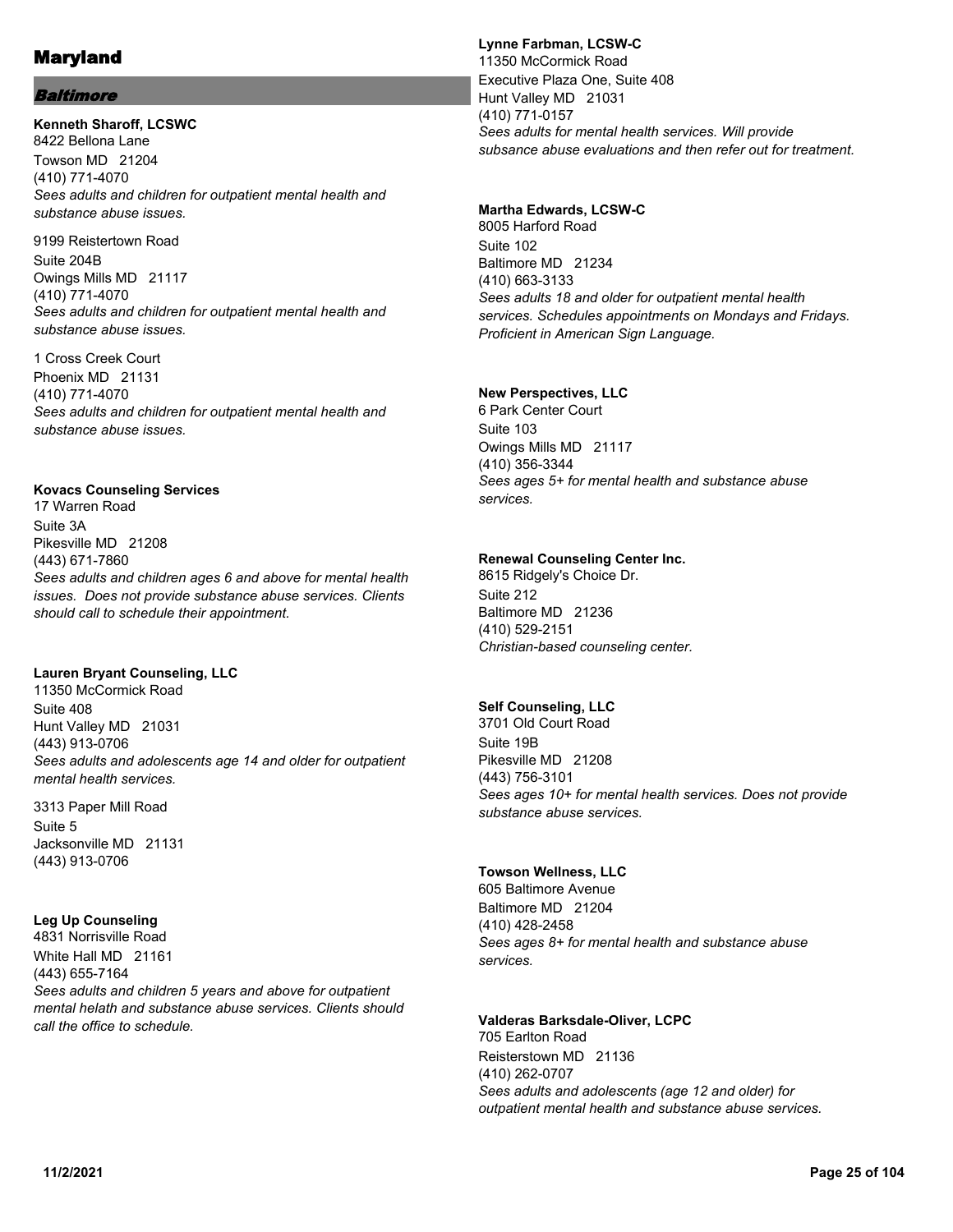# Maryland

## *Baltimore*

**Kenneth Sharoff, LCSWC**
8422 Bellona Lane
Towson MD 21204
(410) 771-4070
*Sees adults and children for outpatient mental health and substance abuse issues.*

9199 Reistertown Road
Suite 204B
Owings Mills MD 21117
(410) 771-4070
*Sees adults and children for outpatient mental health and substance abuse issues.*

1 Cross Creek Court
Phoenix MD 21131
(410) 771-4070
*Sees adults and children for outpatient mental health and substance abuse issues.*

**Kovacs Counseling Services**
17 Warren Road
Suite 3A
Pikesville MD 21208
(443) 671-7860
*Sees adults and children ages 6 and above for mental health issues. Does not provide substance abuse services. Clients should call to schedule their appointment.*

**Lauren Bryant Counseling, LLC**
11350 McCormick Road
Suite 408
Hunt Valley MD 21031
(443) 913-0706
*Sees adults and adolescents age 14 and older for outpatient mental health services.*

3313 Paper Mill Road
Suite 5
Jacksonville MD 21131
(443) 913-0706

**Leg Up Counseling**
4831 Norrisville Road
White Hall MD 21161
(443) 655-7164
*Sees adults and children 5 years and above for outpatient mental helath and substance abuse services. Clients should call the office to schedule.*

**Lynne Farbman, LCSW-C**
11350 McCormick Road
Executive Plaza One, Suite 408
Hunt Valley MD 21031
(410) 771-0157
*Sees adults for mental health services. Will provide subsance abuse evaluations and then refer out for treatment.*

**Martha Edwards, LCSW-C**
8005 Harford Road
Suite 102
Baltimore MD 21234
(410) 663-3133
*Sees adults 18 and older for outpatient mental health services. Schedules appointments on Mondays and Fridays. Proficient in American Sign Language.*

**New Perspectives, LLC**
6 Park Center Court
Suite 103
Owings Mills MD 21117
(410) 356-3344
*Sees ages 5+ for mental health and substance abuse services.*

**Renewal Counseling Center Inc.**
8615 Ridgely's Choice Dr.
Suite 212
Baltimore MD 21236
(410) 529-2151
*Christian-based counseling center.*

**Self Counseling, LLC**
3701 Old Court Road
Suite 19B
Pikesville MD 21208
(443) 756-3101
*Sees ages 10+ for mental health services. Does not provide substance abuse services.*

**Towson Wellness, LLC**
605 Baltimore Avenue
Baltimore MD 21204
(410) 428-2458
*Sees ages 8+ for mental health and substance abuse services.*

**Valderas Barksdale-Oliver, LCPC**
705 Earlton Road
Reisterstown MD 21136
(410) 262-0707
*Sees adults and adolescents (age 12 and older) for outpatient mental health and substance abuse services.*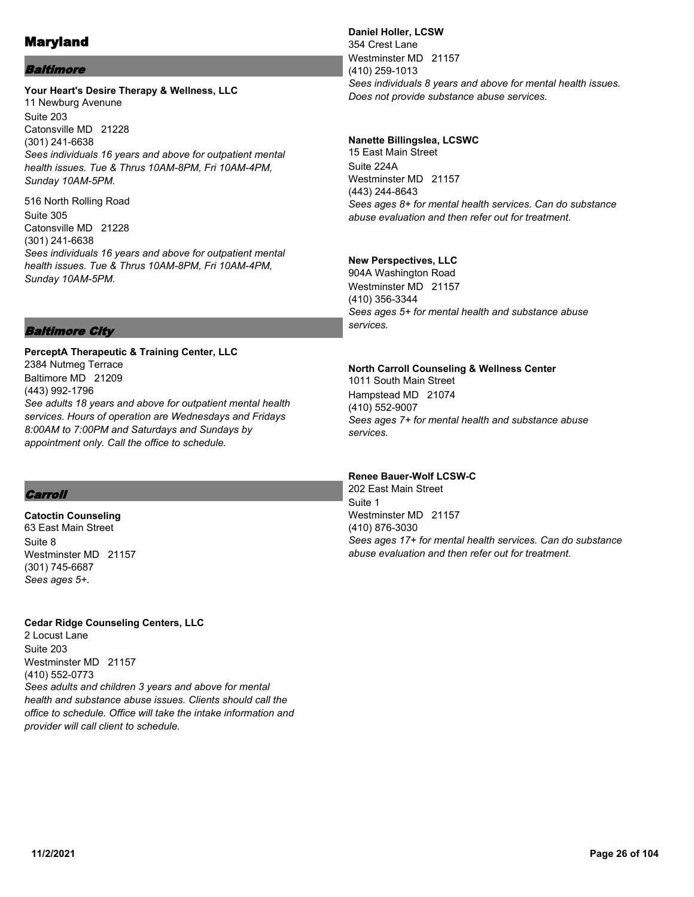# Maryland

## *Baltimore*

**Your Heart's Desire Therapy & Wellness, LLC**
11 Newburg Avenue
Suite 203
Catonsville MD 21228
(301) 241-6638
*Sees individuals 16 years and above for outpatient mental health issues. Tue & Thrus 10AM-8PM, Fri 10AM-4PM, Sunday 10AM-5PM.*

516 North Rolling Road
Suite 305
Catonsville MD 21228
(301) 241-6638
*Sees individuals 16 years and above for outpatient mental health issues. Tue & Thrus 10AM-8PM, Fri 10AM-4PM, Sunday 10AM-5PM.*

## *Baltimore City*

**PerceptA Therapeutic & Training Center, LLC**
2384 Nutmeg Terrace
Baltimore MD 21209
(443) 992-1796
*See adults 18 years and above for outpatient mental health services. Hours of operation are Wednesdays and Fridays 8:00AM to 7:00PM and Saturdays and Sundays by appointment only. Call the office to schedule.*

## *Carroll*

**Catoctin Counseling**
63 East Main Street
Suite 8
Westminster MD 21157
(301) 745-6687
*Sees ages 5+.*

**Cedar Ridge Counseling Centers, LLC**
2 Locust Lane
Suite 203
Westminster MD 21157
(410) 552-0773
*Sees adults and children 3 years and above for mental health and substance abuse issues. Clients should call the office to schedule. Office will take the intake information and provider will call client to schedule.*

**Daniel Holler, LCSW**
354 Crest Lane
Westminster MD 21157
(410) 259-1013
*Sees individuals 8 years and above for mental health issues. Does not provide substance abuse services.*

**Nanette Billingslea, LCSWC**
15 East Main Street
Suite 224A
Westminster MD 21157
(443) 244-8643
*Sees ages 8+ for mental health services. Can do substance abuse evaluation and then refer out for treatment.*

**New Perspectives, LLC**
904A Washington Road
Westminster MD 21157
(410) 356-3344
*Sees ages 5+ for mental health and substance abuse services.*

**North Carroll Counseling & Wellness Center**
1011 South Main Street
Hampstead MD 21074
(410) 552-9007
*Sees ages 7+ for mental health and substance abuse services.*

**Renee Bauer-Wolf LCSW-C**
202 East Main Street
Suite 1
Westminster MD 21157
(410) 876-3030
*Sees ages 17+ for mental health services. Can do substance abuse evaluation and then refer out for treatment.*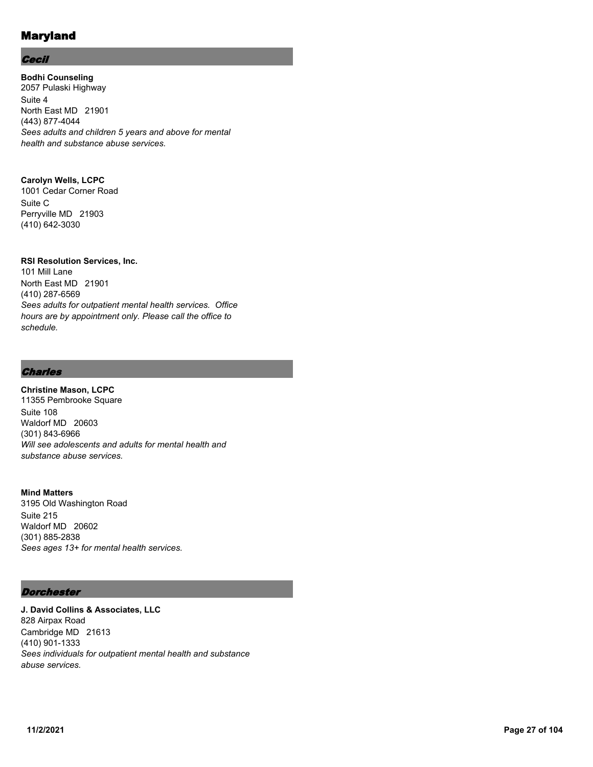# Maryland

## *Cecil*

**Bodhi Counseling**
2057 Pulaski Highway
Suite 4
North East MD 21901
(443) 877-4044
*Sees adults and children 5 years and above for mental health and substance abuse services.*

**Carolyn Wells, LCPC**
1001 Cedar Corner Road
Suite C
Perryville MD 21903
(410) 642-3030

**RSI Resolution Services, Inc.**
101 Mill Lane
North East MD 21901
(410) 287-6569
*Sees adults for outpatient mental health services. Office hours are by appointment only. Please call the office to schedule.*

## *Charles*

**Christine Mason, LCPC**
11355 Pembrooke Square
Suite 108
Waldorf MD 20603
(301) 843-6966
*Will see adolescents and adults for mental health and substance abuse services.*

**Mind Matters**
3195 Old Washington Road
Suite 215
Waldorf MD 20602
(301) 885-2838
*Sees ages 13+ for mental health services.*

## *Dorchester*

**J. David Collins & Associates, LLC**
828 Airpax Road
Cambridge MD 21613
(410) 901-1333
*Sees individuals for outpatient mental health and substance abuse services.*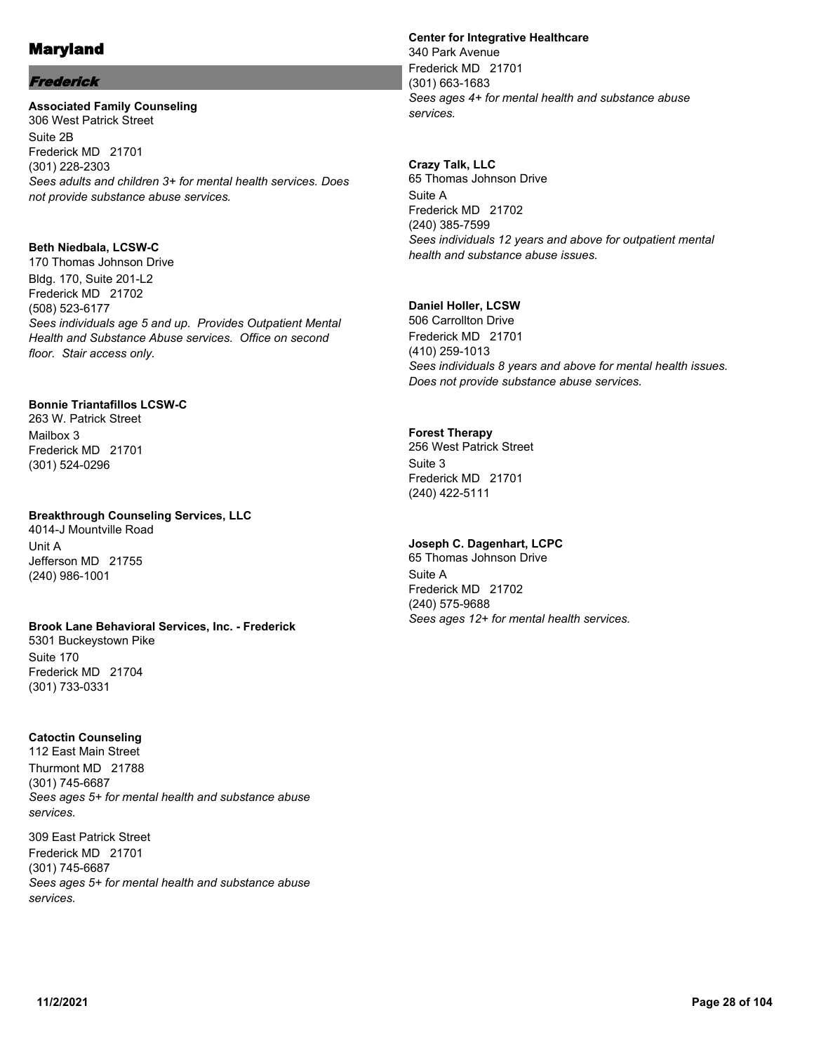# Maryland

## *Frederick*

**Associated Family Counseling**
306 West Patrick Street
Suite 2B
Frederick MD 21701
(301) 228-2303
*Sees adults and children 3+ for mental health services. Does not provide substance abuse services.*

**Beth Niedbala, LCSW-C**
170 Thomas Johnson Drive
Bldg. 170, Suite 201-L2
Frederick MD 21702
(508) 523-6177
*Sees individuals age 5 and up. Provides Outpatient Mental Health and Substance Abuse services. Office on second floor. Stair access only.*

**Bonnie Triantafillos LCSW-C**
263 W. Patrick Street
Mailbox 3
Frederick MD 21701
(301) 524-0296

**Breakthrough Counseling Services, LLC**
4014-J Mountville Road
Unit A
Jefferson MD 21755
(240) 986-1001

**Brook Lane Behavioral Services, Inc. - Frederick**
5301 Buckeystown Pike
Suite 170
Frederick MD 21704
(301) 733-0331

**Catoctin Counseling**
112 East Main Street
Thurmont MD 21788
(301) 745-6687
*Sees ages 5+ for mental health and substance abuse services.*

309 East Patrick Street
Frederick MD 21701
(301) 745-6687
*Sees ages 5+ for mental health and substance abuse services.*

**Center for Integrative Healthcare**
340 Park Avenue
Frederick MD 21701
(301) 663-1683
*Sees ages 4+ for mental health and substance abuse services.*

**Crazy Talk, LLC**
65 Thomas Johnson Drive
Suite A
Frederick MD 21702
(240) 385-7599
*Sees individuals 12 years and above for outpatient mental health and substance abuse issues.*

**Daniel Holler, LCSW**
506 Carrollton Drive
Frederick MD 21701
(410) 259-1013
*Sees individuals 8 years and above for mental health issues. Does not provide substance abuse services.*

**Forest Therapy**
256 West Patrick Street
Suite 3
Frederick MD 21701
(240) 422-5111

**Joseph C. Dagenhart, LCPC**
65 Thomas Johnson Drive
Suite A
Frederick MD 21702
(240) 575-9688
*Sees ages 12+ for mental health services.*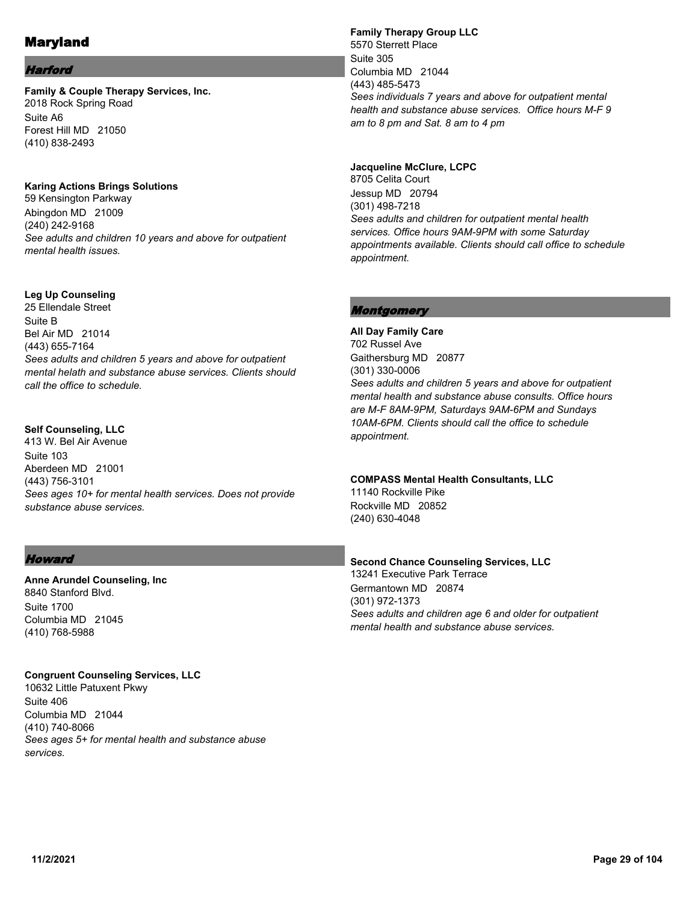# Maryland

## *Harford*

**Family & Couple Therapy Services, Inc.**
2018 Rock Spring Road
Suite A6
Forest Hill MD 21050
(410) 838-2493

**Karing Actions Brings Solutions**
59 Kensington Parkway
Abingdon MD 21009
(240) 242-9168
*See adults and children 10 years and above for outpatient mental health issues.*

**Leg Up Counseling**
25 Ellendale Street
Suite B
Bel Air MD 21014
(443) 655-7164
*Sees adults and children 5 years and above for outpatient mental helath and substance abuse services. Clients should call the office to schedule.*

**Self Counseling, LLC**
413 W. Bel Air Avenue
Suite 103
Aberdeen MD 21001
(443) 756-3101
*Sees ages 10+ for mental health services. Does not provide substance abuse services.*

## *Howard*

**Anne Arundel Counseling, Inc**
8840 Stanford Blvd.
Suite 1700
Columbia MD 21045
(410) 768-5988

**Congruent Counseling Services, LLC**
10632 Little Patuxent Pkwy
Suite 406
Columbia MD 21044
(410) 740-8066
*Sees ages 5+ for mental health and substance abuse services.*

**Family Therapy Group LLC**
5570 Sterrett Place
Suite 305
Columbia MD 21044
(443) 485-5473
*Sees individuals 7 years and above for outpatient mental health and substance abuse services. Office hours M-F 9 am to 8 pm and Sat. 8 am to 4 pm*

**Jacqueline McClure, LCPC**
8705 Celita Court
Jessup MD 20794
(301) 498-7218
*Sees adults and children for outpatient mental health services. Office hours 9AM-9PM with some Saturday appointments available. Clients should call office to schedule appointment.*

## *Montgomery*

**All Day Family Care**
702 Russel Ave
Gaithersburg MD 20877
(301) 330-0006
*Sees adults and children 5 years and above for outpatient mental health and substance abuse consults. Office hours are M-F 8AM-9PM, Saturdays 9AM-6PM and Sundays 10AM-6PM. Clients should call the office to schedule appointment.*

**COMPASS Mental Health Consultants, LLC**
11140 Rockville Pike
Rockville MD 20852
(240) 630-4048

**Second Chance Counseling Services, LLC**
13241 Executive Park Terrace
Germantown MD 20874
(301) 972-1373
*Sees adults and children age 6 and older for outpatient mental health and substance abuse services.*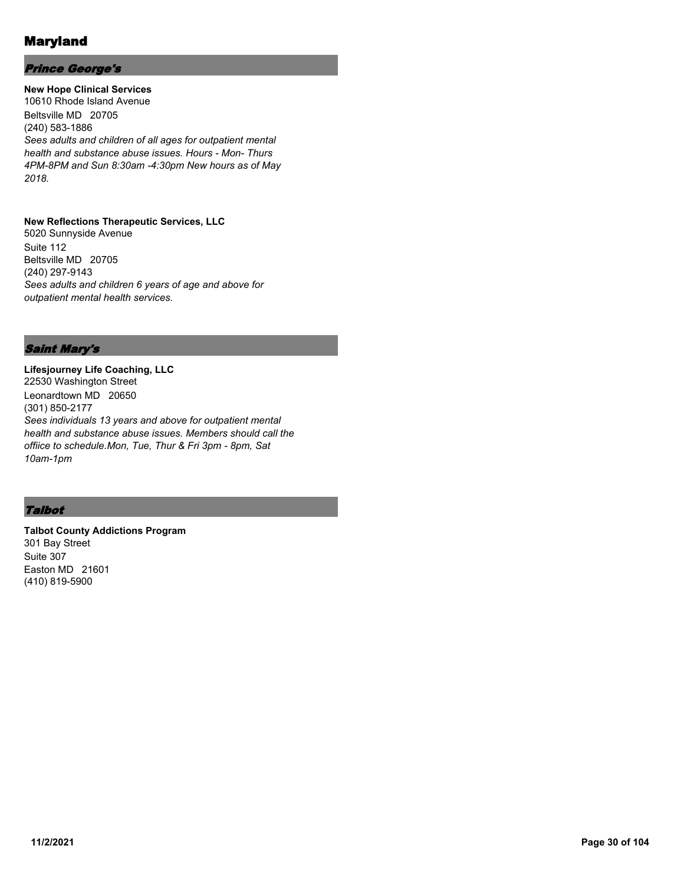# Maryland

## *Prince George's*

**New Hope Clinical Services**
10610 Rhode Island Avenue
Beltsville MD 20705
(240) 583-1886
*Sees adults and children of all ages for outpatient mental health and substance abuse issues. Hours - Mon- Thurs 4PM-8PM and Sun 8:30am -4:30pm New hours as of May 2018.*

**New Reflections Therapeutic Services, LLC**
5020 Sunnyside Avenue
Suite 112
Beltsville MD 20705
(240) 297-9143
*Sees adults and children 6 years of age and above for outpatient mental health services.*

## *Saint Mary's*

**Lifesjourney Life Coaching, LLC**
22530 Washington Street
Leonardtown MD 20650
(301) 850-2177
*Sees individuals 13 years and above for outpatient mental health and substance abuse issues. Members should call the offiice to schedule.Mon, Tue, Thur & Fri 3pm - 8pm, Sat 10am-1pm*

## *Talbot*

**Talbot County Addictions Program**
301 Bay Street
Suite 307
Easton MD 21601
(410) 819-5900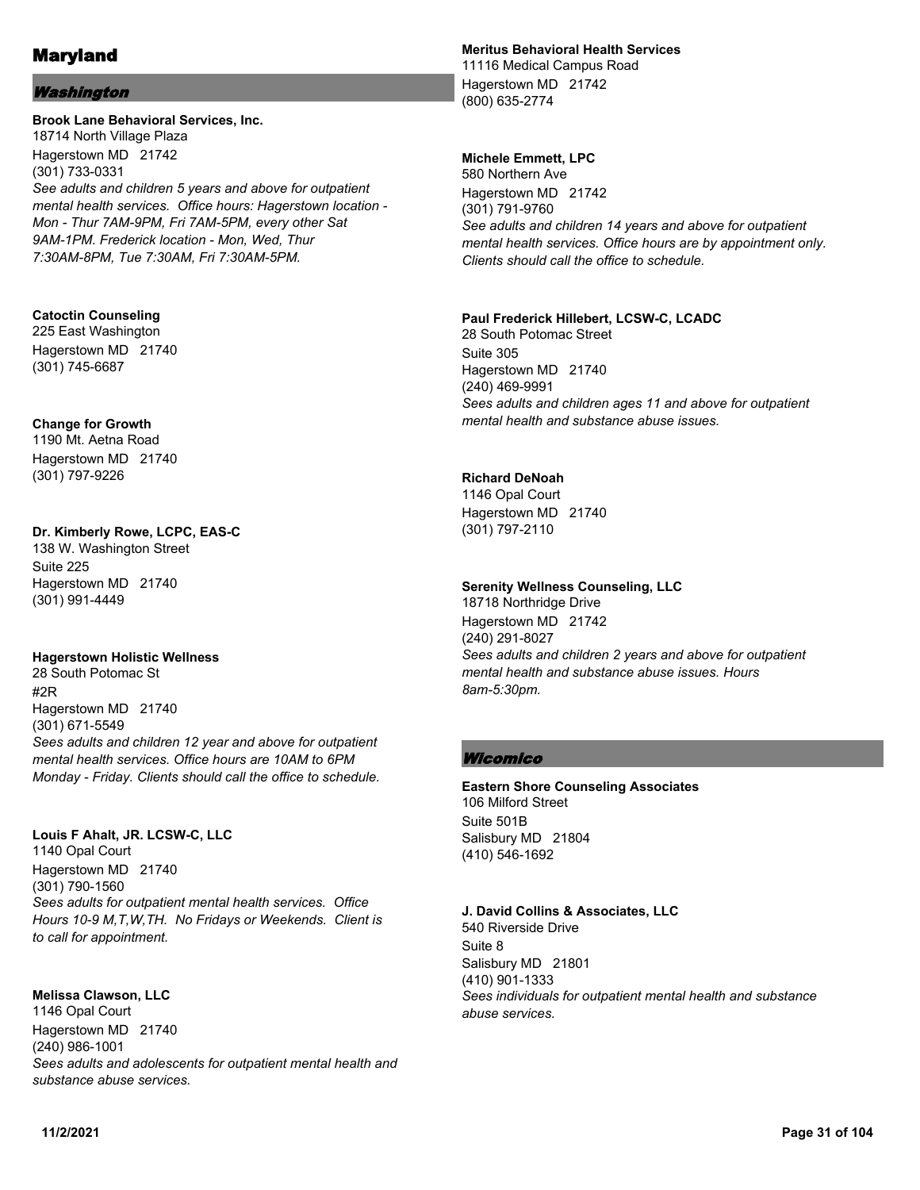# Maryland

## *Washington*

**Brook Lane Behavioral Services, Inc.**
18714 North Village Plaza
Hagerstown MD 21742
(301) 733-0331
*See adults and children 5 years and above for outpatient mental health services. Office hours: Hagerstown location - Mon - Thur 7AM-9PM, Fri 7AM-5PM, every other Sat 9AM-1PM. Frederick location - Mon, Wed, Thur 7:30AM-8PM, Tue 7:30AM, Fri 7:30AM-5PM.*

**Catoctin Counseling**
225 East Washington
Hagerstown MD 21740
(301) 745-6687

**Change for Growth**
1190 Mt. Aetna Road
Hagerstown MD 21740
(301) 797-9226

**Dr. Kimberly Rowe, LCPC, EAS-C**
138 W. Washington Street
Suite 225
Hagerstown MD 21740
(301) 991-4449

**Hagerstown Holistic Wellness**
28 South Potomac St
#2R
Hagerstown MD 21740
(301) 671-5549
*Sees adults and children 12 year and above for outpatient mental health services. Office hours are 10AM to 6PM Monday - Friday. Clients should call the office to schedule.*

**Louis F Ahalt, JR. LCSW-C, LLC**
1140 Opal Court
Hagerstown MD 21740
(301) 790-1560
*Sees adults for outpatient mental health services. Office Hours 10-9 M,T,W,TH. No Fridays or Weekends. Client is to call for appointment.*

**Melissa Clawson, LLC**
1146 Opal Court
Hagerstown MD 21740
(240) 986-1001
*Sees adults and adolescents for outpatient mental health and substance abuse services.*

**Meritus Behavioral Health Services**
11116 Medical Campus Road
Hagerstown MD 21742
(800) 635-2774

**Michele Emmett, LPC**
580 Northern Ave
Hagerstown MD 21742
(301) 791-9760
*See adults and children 14 years and above for outpatient mental health services. Office hours are by appointment only. Clients should call the office to schedule.*

**Paul Frederick Hillebert, LCSW-C, LCADC**
28 South Potomac Street
Suite 305
Hagerstown MD 21740
(240) 469-9991
*Sees adults and children ages 11 and above for outpatient mental health and substance abuse issues.*

**Richard DeNoah**
1146 Opal Court
Hagerstown MD 21740
(301) 797-2110

**Serenity Wellness Counseling, LLC**
18718 Northridge Drive
Hagerstown MD 21742
(240) 291-8027
*Sees adults and children 2 years and above for outpatient mental health and substance abuse issues. Hours 8am-5:30pm.*

## *Wicomico*

**Eastern Shore Counseling Associates**
106 Milford Street
Suite 501B
Salisbury MD 21804
(410) 546-1692

**J. David Collins & Associates, LLC**
540 Riverside Drive
Suite 8
Salisbury MD 21801
(410) 901-1333
*Sees individuals for outpatient mental health and substance abuse services.*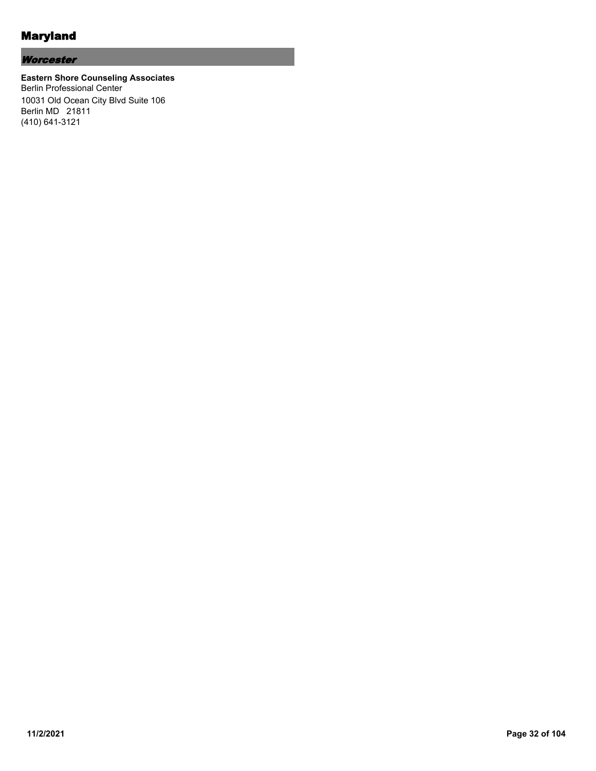# Maryland

## *Worcester*

**Eastern Shore Counseling Associates**
Berlin Professional Center
10031 Old Ocean City Blvd Suite 106
Berlin MD 21811
(410) 641-3121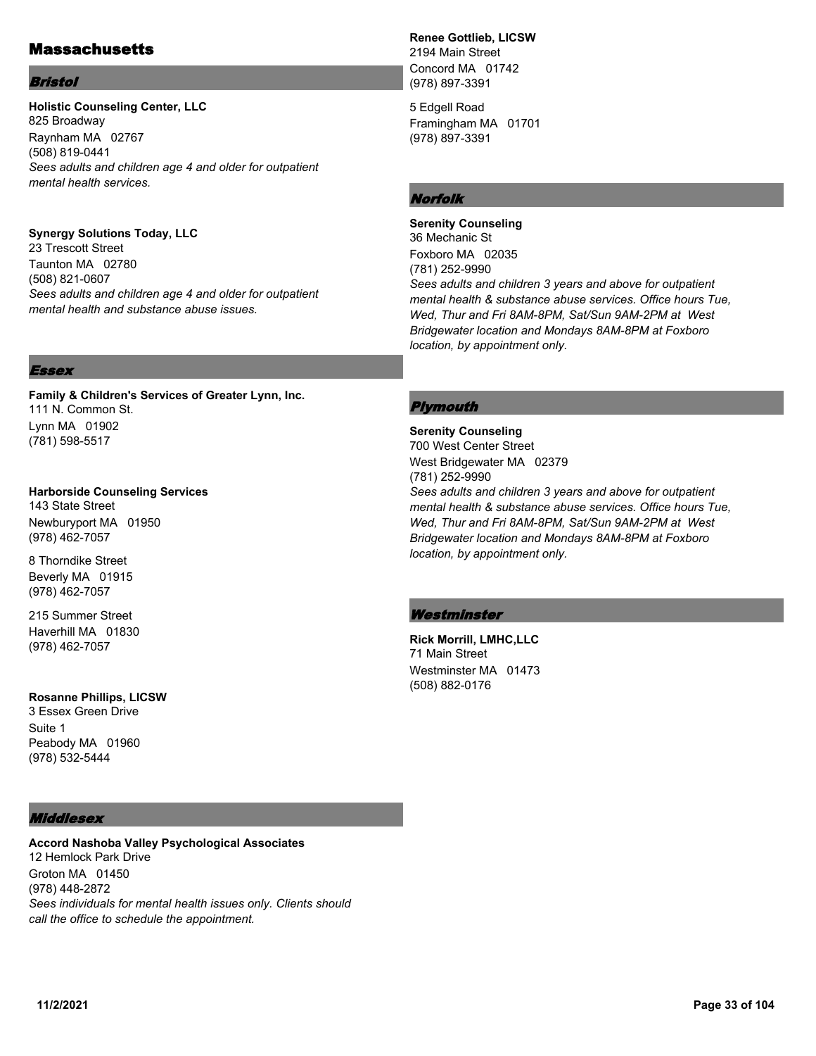# Massachusetts

## *Bristol*

**Holistic Counseling Center, LLC**
825 Broadway
Raynham MA 02767
(508) 819-0441
*Sees adults and children age 4 and older for outpatient mental health services.*

**Synergy Solutions Today, LLC**
23 Trescott Street
Taunton MA 02780
(508) 821-0607
*Sees adults and children age 4 and older for outpatient mental health and substance abuse issues.*

## *Essex*

**Family & Children's Services of Greater Lynn, Inc.**
111 N. Common St.
Lynn MA 01902
(781) 598-5517

**Harborside Counseling Services**
143 State Street
Newburyport MA 01950
(978) 462-7057

8 Thorndike Street
Beverly MA 01915
(978) 462-7057

215 Summer Street
Haverhill MA 01830
(978) 462-7057

**Rosanne Phillips, LICSW**
3 Essex Green Drive
Suite 1
Peabody MA 01960
(978) 532-5444

## *Middlesex*

**Accord Nashoba Valley Psychological Associates**
12 Hemlock Park Drive
Groton MA 01450
(978) 448-2872
*Sees individuals for mental health issues only. Clients should call the office to schedule the appointment.*

**Renee Gottlieb, LICSW**
2194 Main Street
Concord MA 01742
(978) 897-3391

5 Edgell Road
Framingham MA 01701
(978) 897-3391

## *Norfolk*

**Serenity Counseling**
36 Mechanic St
Foxboro MA 02035
(781) 252-9990
*Sees adults and children 3 years and above for outpatient mental health & substance abuse services. Office hours Tue, Wed, Thur and Fri 8AM-8PM, Sat/Sun 9AM-2PM at West Bridgewater location and Mondays 8AM-8PM at Foxboro location, by appointment only.*

## *Plymouth*

**Serenity Counseling**
700 West Center Street
West Bridgewater MA 02379
(781) 252-9990
*Sees adults and children 3 years and above for outpatient mental health & substance abuse services. Office hours Tue, Wed, Thur and Fri 8AM-8PM, Sat/Sun 9AM-2PM at West Bridgewater location and Mondays 8AM-8PM at Foxboro location, by appointment only.*

## *Westminster*

**Rick Morrill, LMHC,LLC**
71 Main Street
Westminster MA 01473
(508) 882-0176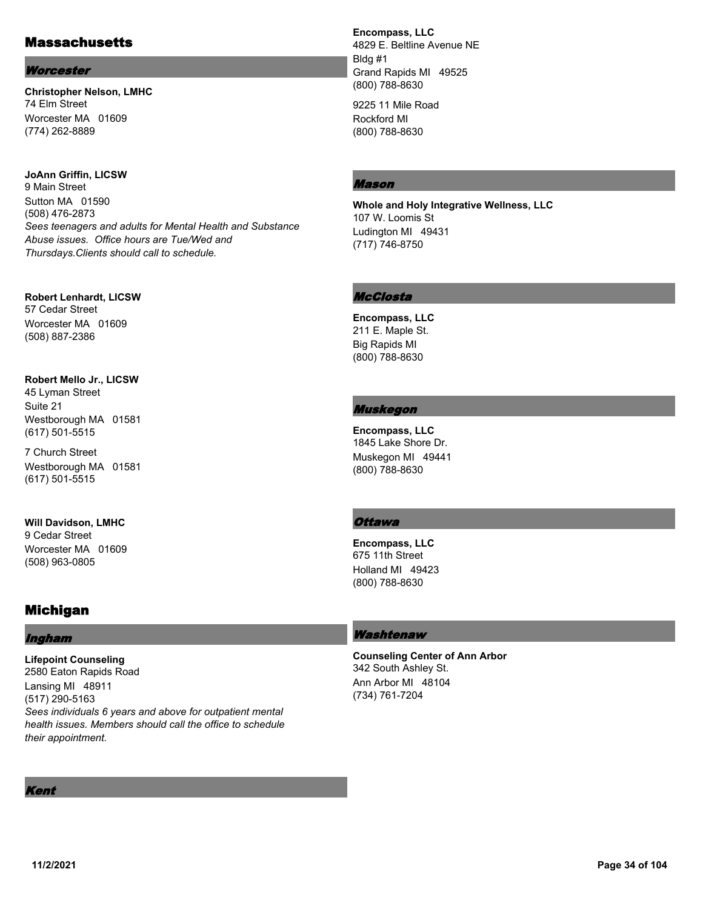## Massachusetts

### *Worcester*

**Christopher Nelson, LMHC**
74 Elm Street
Worcester MA 01609
(774) 262-8889

**JoAnn Griffin, LICSW**
9 Main Street
Sutton MA 01590
(508) 476-2873
*Sees teenagers and adults for Mental Health and Substance Abuse issues. Office hours are Tue/Wed and Thursdays.Clients should call to schedule.*

**Robert Lenhardt, LICSW**
57 Cedar Street
Worcester MA 01609
(508) 887-2386

**Robert Mello Jr., LICSW**
45 Lyman Street
Suite 21
Westborough MA 01581
(617) 501-5515

7 Church Street
Westborough MA 01581
(617) 501-5515

**Will Davidson, LMHC**
9 Cedar Street
Worcester MA 01609
(508) 963-0805

## Michigan

### *Ingham*

**Lifepoint Counseling**
2580 Eaton Rapids Road
Lansing MI 48911
(517) 290-5163
*Sees individuals 6 years and above for outpatient mental health issues. Members should call the office to schedule their appointment.*

### *Kent*

**Encompass, LLC**
4829 E. Beltline Avenue NE
Bldg #1
Grand Rapids MI 49525
(800) 788-8630

9225 11 Mile Road
Rockford MI
(800) 788-8630

### *Mason*

**Whole and Holy Integrative Wellness, LLC**
107 W. Loomis St
Ludington MI 49431
(717) 746-8750

### *McClosta*

**Encompass, LLC**
211 E. Maple St.
Big Rapids MI
(800) 788-8630

### *Muskegon*

**Encompass, LLC**
1845 Lake Shore Dr.
Muskegon MI 49441
(800) 788-8630

### *Ottawa*

**Encompass, LLC**
675 11th Street
Holland MI 49423
(800) 788-8630

### *Washtenaw*

**Counseling Center of Ann Arbor**
342 South Ashley St.
Ann Arbor MI 48104
(734) 761-7204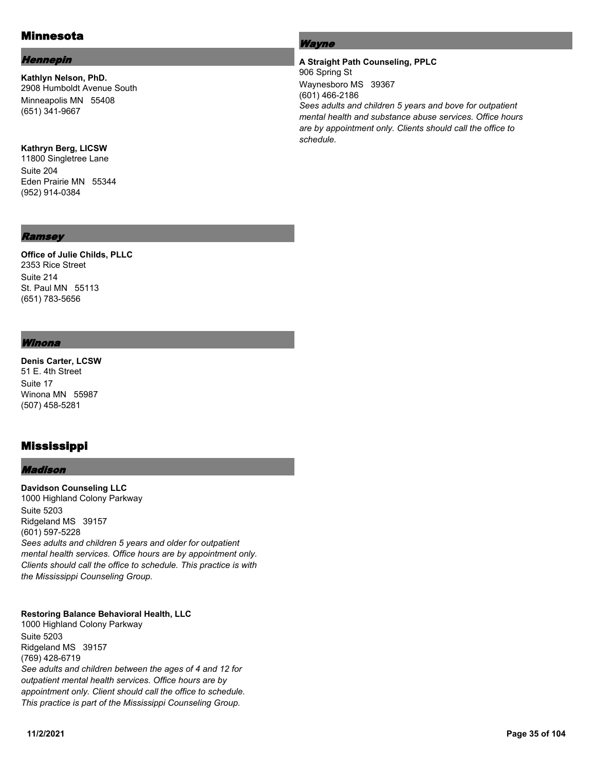## Minnesota

### *Hennepin*

**Kathlyn Nelson, PhD.**
2908 Humboldt Avenue South
Minneapolis MN 55408
(651) 341-9667

**Kathryn Berg, LICSW**
11800 Singletree Lane
Suite 204
Eden Prairie MN 55344
(952) 914-0384

### *Ramsey*

**Office of Julie Childs, PLLC**
2353 Rice Street
Suite 214
St. Paul MN 55113
(651) 783-5656

### *Winona*

**Denis Carter, LCSW**
51 E. 4th Street
Suite 17
Winona MN 55987
(507) 458-5281

## Mississippi

### *Madison*

**Davidson Counseling LLC**
1000 Highland Colony Parkway
Suite 5203
Ridgeland MS 39157
(601) 597-5228
*Sees adults and children 5 years and older for outpatient mental health services. Office hours are by appointment only. Clients should call the office to schedule. This practice is with the Mississippi Counseling Group.*

**Restoring Balance Behavioral Health, LLC**
1000 Highland Colony Parkway
Suite 5203
Ridgeland MS 39157
(769) 428-6719
*See adults and children between the ages of 4 and 12 for outpatient mental health services. Office hours are by appointment only. Client should call the office to schedule. This practice is part of the Mississippi Counseling Group.*

### *Wayne*

**A Straight Path Counseling, PPLC**
906 Spring St
Waynesboro MS 39367
(601) 466-2186
*Sees adults and children 5 years and bove for outpatient mental health and substance abuse services. Office hours are by appointment only. Clients should call the office to schedule.*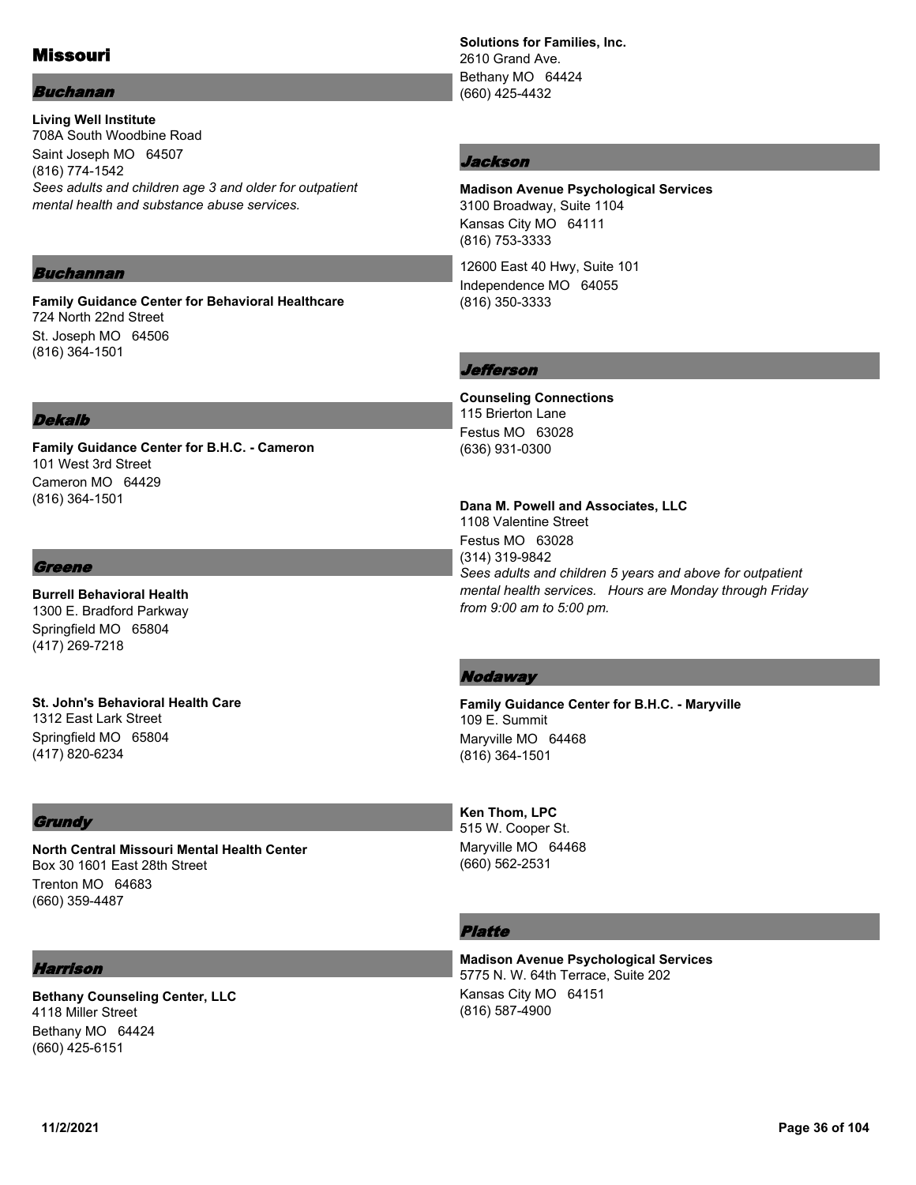# Missouri

## Buchanan

**Living Well Institute**
708A South Woodbine Road
Saint Joseph MO 64507
(816) 774-1542
*Sees adults and children age 3 and older for outpatient mental health and substance abuse services.*

## Buchannan

**Family Guidance Center for Behavioral Healthcare**
724 North 22nd Street
St. Joseph MO 64506
(816) 364-1501

## Dekalb

**Family Guidance Center for B.H.C. - Cameron**
101 West 3rd Street
Cameron MO 64429
(816) 364-1501

## Greene

**Burrell Behavioral Health**
1300 E. Bradford Parkway
Springfield MO 65804
(417) 269-7218

**St. John's Behavioral Health Care**
1312 East Lark Street
Springfield MO 65804
(417) 820-6234

## Grundy

**North Central Missouri Mental Health Center**
Box 30 1601 East 28th Street
Trenton MO 64683
(660) 359-4487

## Harrison

**Bethany Counseling Center, LLC**
4118 Miller Street
Bethany MO 64424
(660) 425-6151

**Solutions for Families, Inc.**
2610 Grand Ave.
Bethany MO 64424
(660) 425-4432

## Jackson

**Madison Avenue Psychological Services**
3100 Broadway, Suite 1104
Kansas City MO 64111
(816) 753-3333

12600 East 40 Hwy, Suite 101
Independence MO 64055
(816) 350-3333

## Jefferson

**Counseling Connections**
115 Brierton Lane
Festus MO 63028
(636) 931-0300

**Dana M. Powell and Associates, LLC**
1108 Valentine Street
Festus MO 63028
(314) 319-9842
*Sees adults and children 5 years and above for outpatient mental health services. Hours are Monday through Friday from 9:00 am to 5:00 pm.*

## Nodaway

**Family Guidance Center for B.H.C. - Maryville**
109 E. Summit
Maryville MO 64468
(816) 364-1501

**Ken Thom, LPC**
515 W. Cooper St.
Maryville MO 64468
(660) 562-2531

## Platte

**Madison Avenue Psychological Services**
5775 N. W. 64th Terrace, Suite 202
Kansas City MO 64151
(816) 587-4900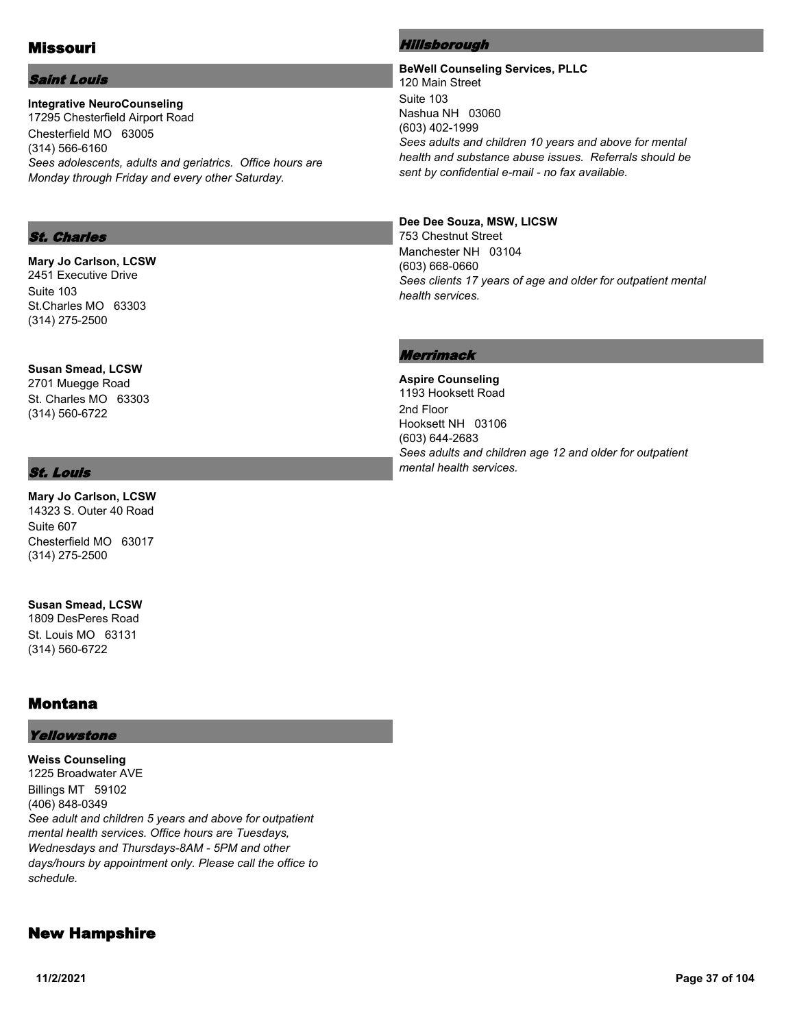## Missouri

### *Saint Louis*

**Integrative NeuroCounseling**
17295 Chesterfield Airport Road
Chesterfield MO 63005
(314) 566-6160
*Sees adolescents, adults and geriatrics. Office hours are Monday through Friday and every other Saturday.*

### *St. Charles*

**Mary Jo Carlson, LCSW**
2451 Executive Drive
Suite 103
St.Charles MO 63303
(314) 275-2500

**Susan Smead, LCSW**
2701 Muegge Road
St. Charles MO 63303
(314) 560-6722

### *St. Louis*

**Mary Jo Carlson, LCSW**
14323 S. Outer 40 Road
Suite 607
Chesterfield MO 63017
(314) 275-2500

**Susan Smead, LCSW**
1809 DesPeres Road
St. Louis MO 63131
(314) 560-6722

## Montana

### *Yellowstone*

**Weiss Counseling**
1225 Broadwater AVE
Billings MT 59102
(406) 848-0349
*See adult and children 5 years and above for outpatient mental health services. Office hours are Tuesdays, Wednesdays and Thursdays-8AM - 5PM and other days/hours by appointment only. Please call the office to schedule.*

## New Hampshire

### *Hillsborough*

**BeWell Counseling Services, PLLC**
120 Main Street
Suite 103
Nashua NH 03060
(603) 402-1999
*Sees adults and children 10 years and above for mental health and substance abuse issues. Referrals should be sent by confidential e-mail - no fax available.*

**Dee Dee Souza, MSW, LICSW**
753 Chestnut Street
Manchester NH 03104
(603) 668-0660
*Sees clients 17 years of age and older for outpatient mental health services.*

### *Merrimack*

**Aspire Counseling**
1193 Hooksett Road
2nd Floor
Hooksett NH 03106
(603) 644-2683
*Sees adults and children age 12 and older for outpatient mental health services.*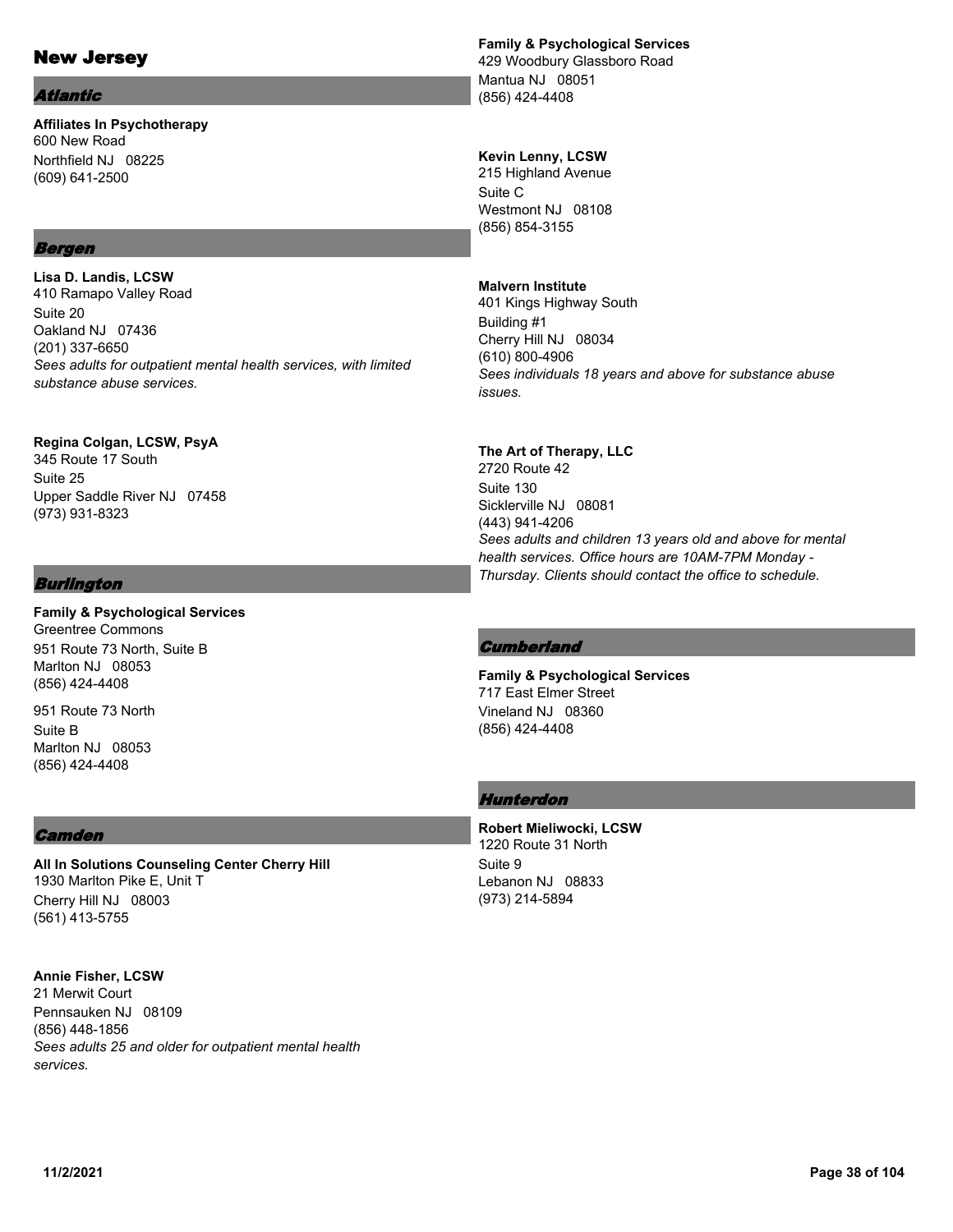# New Jersey

## Atlantic

**Affiliates In Psychotherapy**
600 New Road
Northfield NJ 08225
(609) 641-2500

## Bergen

**Lisa D. Landis, LCSW**
410 Ramapo Valley Road
Suite 20
Oakland NJ 07436
(201) 337-6650
*Sees adults for outpatient mental health services, with limited substance abuse services.*

**Regina Colgan, LCSW, PsyA**
345 Route 17 South
Suite 25
Upper Saddle River NJ 07458
(973) 931-8323

## Burlington

**Family & Psychological Services**
Greentree Commons
951 Route 73 North, Suite B
Marlton NJ 08053
(856) 424-4408

951 Route 73 North
Suite B
Marlton NJ 08053
(856) 424-4408

## Camden

**All In Solutions Counseling Center Cherry Hill**
1930 Marlton Pike E, Unit T
Cherry Hill NJ 08003
(561) 413-5755

**Annie Fisher, LCSW**
21 Merwit Court
Pennsauken NJ 08109
(856) 448-1856
*Sees adults 25 and older for outpatient mental health services.*

**Family & Psychological Services**
429 Woodbury Glassboro Road
Mantua NJ 08051
(856) 424-4408

**Kevin Lenny, LCSW**
215 Highland Avenue
Suite C
Westmont NJ 08108
(856) 854-3155

**Malvern Institute**
401 Kings Highway South
Building #1
Cherry Hill NJ 08034
(610) 800-4906
*Sees individuals 18 years and above for substance abuse issues.*

**The Art of Therapy, LLC**
2720 Route 42
Suite 130
Sicklerville NJ 08081
(443) 941-4206
*Sees adults and children 13 years old and above for mental health services. Office hours are 10AM-7PM Monday - Thursday. Clients should contact the office to schedule.*

## Cumberland

**Family & Psychological Services**
717 East Elmer Street
Vineland NJ 08360
(856) 424-4408

## Hunterdon

**Robert Mieliwocki, LCSW**
1220 Route 31 North
Suite 9
Lebanon NJ 08833
(973) 214-5894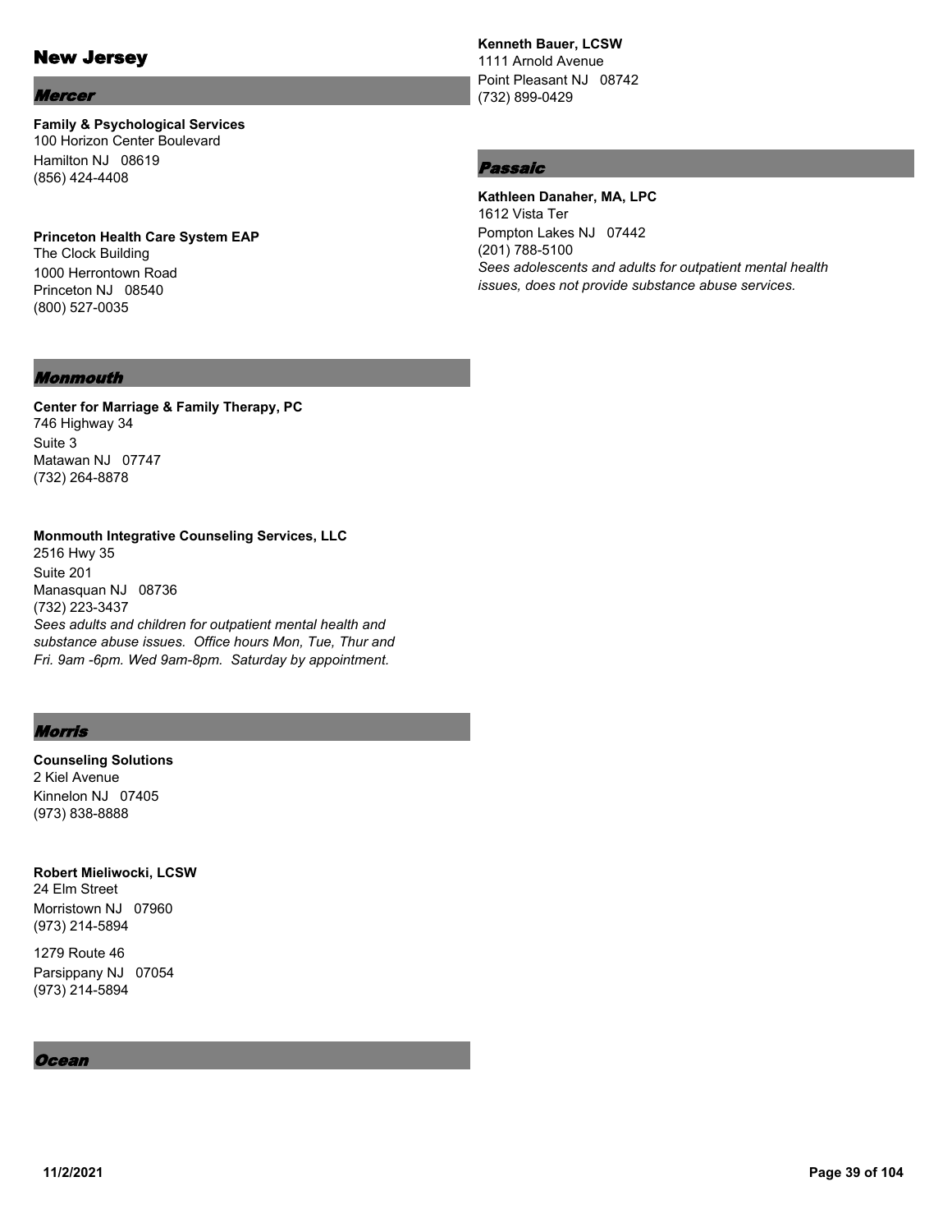# New Jersey

## Mercer

**Family & Psychological Services**
100 Horizon Center Boulevard
Hamilton NJ 08619
(856) 424-4408

**Princeton Health Care System EAP**
The Clock Building
1000 Herrontown Road
Princeton NJ 08540
(800) 527-0035

## Monmouth

**Center for Marriage & Family Therapy, PC**
746 Highway 34
Suite 3
Matawan NJ 07747
(732) 264-8878

**Monmouth Integrative Counseling Services, LLC**
2516 Hwy 35
Suite 201
Manasquan NJ 08736
(732) 223-3437
*Sees adults and children for outpatient mental health and substance abuse issues. Office hours Mon, Tue, Thur and Fri. 9am -6pm. Wed 9am-8pm. Saturday by appointment.*

## Morris

**Counseling Solutions**
2 Kiel Avenue
Kinnelon NJ 07405
(973) 838-8888

**Robert Mieliwocki, LCSW**
24 Elm Street
Morristown NJ 07960
(973) 214-5894

1279 Route 46
Parsippany NJ 07054
(973) 214-5894

## Ocean

**Kenneth Bauer, LCSW**
1111 Arnold Avenue
Point Pleasant NJ 08742
(732) 899-0429

## Passaic

**Kathleen Danaher, MA, LPC**
1612 Vista Ter
Pompton Lakes NJ 07442
(201) 788-5100
*Sees adolescents and adults for outpatient mental health issues, does not provide substance abuse services.*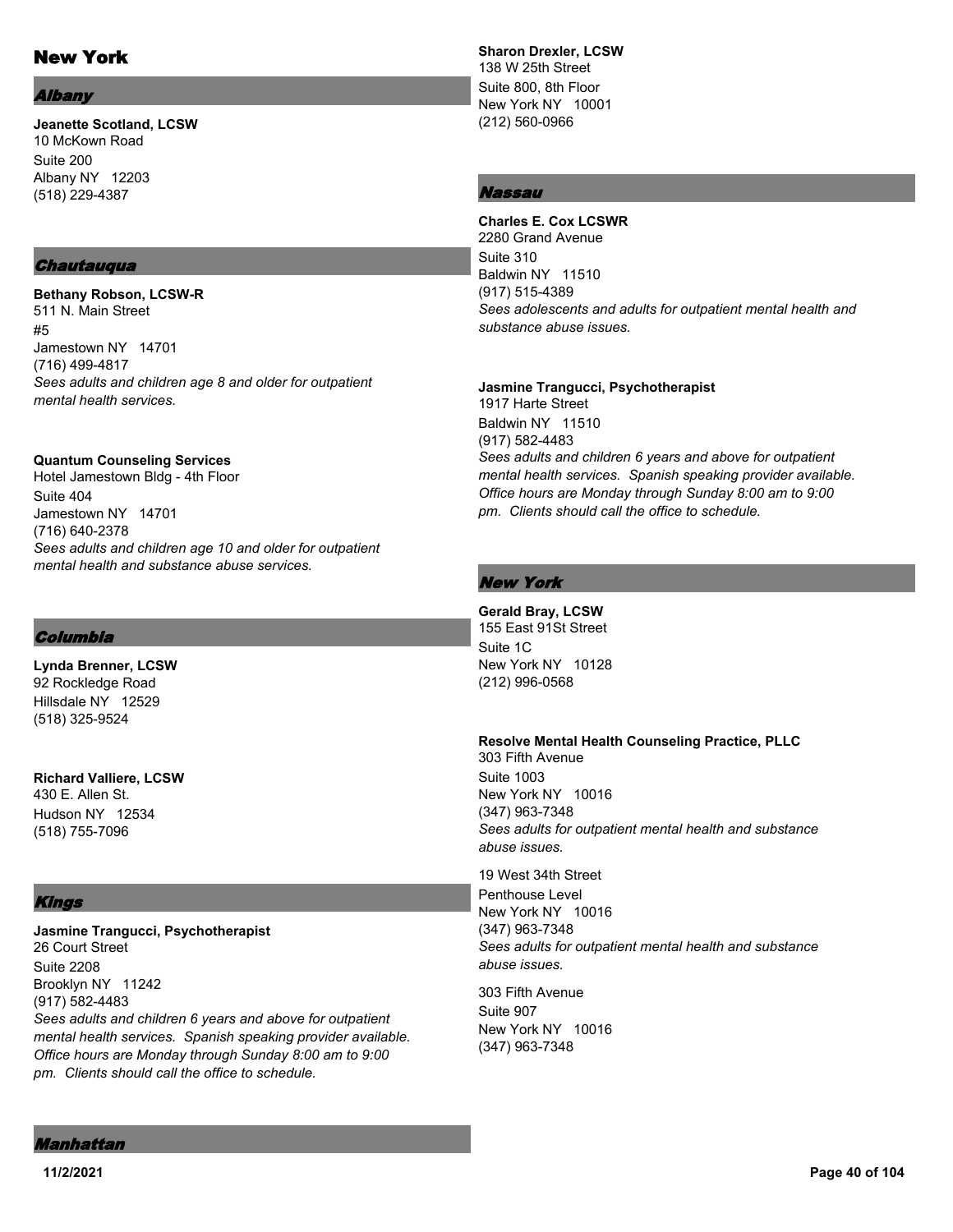# New York

## Albany

**Jeanette Scotland, LCSW**
10 McKown Road
Suite 200
Albany NY 12203
(518) 229-4387

## Chautauqua

**Bethany Robson, LCSW-R**
511 N. Main Street
#5
Jamestown NY 14701
(716) 499-4817
*Sees adults and children age 8 and older for outpatient mental health services.*

**Quantum Counseling Services**
Hotel Jamestown Bldg - 4th Floor
Suite 404
Jamestown NY 14701
(716) 640-2378
*Sees adults and children age 10 and older for outpatient mental health and substance abuse services.*

## Columbia

**Lynda Brenner, LCSW**
92 Rockledge Road
Hillsdale NY 12529
(518) 325-9524

**Richard Valliere, LCSW**
430 E. Allen St.
Hudson NY 12534
(518) 755-7096

## Kings

**Jasmine Trangucci, Psychotherapist**
26 Court Street
Suite 2208
Brooklyn NY 11242
(917) 582-4483
*Sees adults and children 6 years and above for outpatient mental health services. Spanish speaking provider available. Office hours are Monday through Sunday 8:00 am to 9:00 pm. Clients should call the office to schedule.*

## Manhattan

**Sharon Drexler, LCSW**
138 W 25th Street
Suite 800, 8th Floor
New York NY 10001
(212) 560-0966

## Nassau

**Charles E. Cox LCSWR**
2280 Grand Avenue
Suite 310
Baldwin NY 11510
(917) 515-4389
*Sees adolescents and adults for outpatient mental health and substance abuse issues.*

**Jasmine Trangucci, Psychotherapist**
1917 Harte Street
Baldwin NY 11510
(917) 582-4483
*Sees adults and children 6 years and above for outpatient mental health services. Spanish speaking provider available. Office hours are Monday through Sunday 8:00 am to 9:00 pm. Clients should call the office to schedule.*

## New York

**Gerald Bray, LCSW**
155 East 91St Street
Suite 1C
New York NY 10128
(212) 996-0568

**Resolve Mental Health Counseling Practice, PLLC**
303 Fifth Avenue
Suite 1003
New York NY 10016
(347) 963-7348
*Sees adults for outpatient mental health and substance abuse issues.*

19 West 34th Street
Penthouse Level
New York NY 10016
(347) 963-7348
*Sees adults for outpatient mental health and substance abuse issues.*

303 Fifth Avenue
Suite 907
New York NY 10016
(347) 963-7348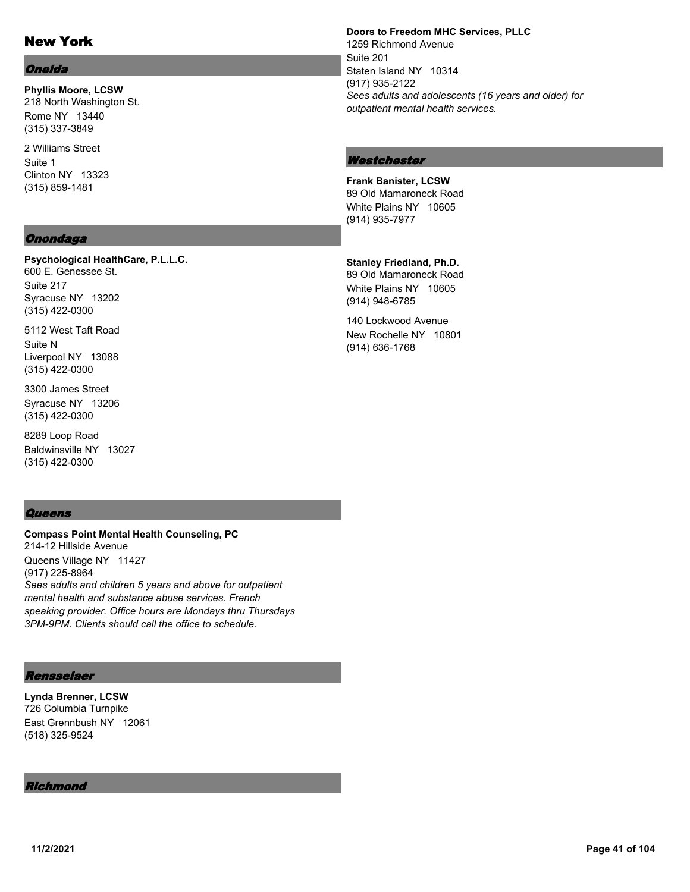# New York

## *Oneida*

**Phyllis Moore, LCSW**
218 North Washington St.
Rome NY 13440
(315) 337-3849

2 Williams Street
Suite 1
Clinton NY 13323
(315) 859-1481

## *Onondaga*

**Psychological HealthCare, P.L.L.C.**
600 E. Genessee St.
Suite 217
Syracuse NY 13202
(315) 422-0300

5112 West Taft Road
Suite N
Liverpool NY 13088
(315) 422-0300

3300 James Street
Syracuse NY 13206
(315) 422-0300

8289 Loop Road
Baldwinsville NY 13027
(315) 422-0300

## *Queens*

**Compass Point Mental Health Counseling, PC**
214-12 Hillside Avenue
Queens Village NY 11427
(917) 225-8964
*Sees adults and children 5 years and above for outpatient mental health and substance abuse services. French speaking provider. Office hours are Mondays thru Thursdays 3PM-9PM. Clients should call the office to schedule.*

## *Rensselaer*

**Lynda Brenner, LCSW**
726 Columbia Turnpike
East Grennbush NY 12061
(518) 325-9524

## *Richmond*

**Doors to Freedom MHC Services, PLLC**
1259 Richmond Avenue
Suite 201
Staten Island NY 10314
(917) 935-2122
*Sees adults and adolescents (16 years and older) for outpatient mental health services.*

## *Westchester*

**Frank Banister, LCSW**
89 Old Mamaroneck Road
White Plains NY 10605
(914) 935-7977

**Stanley Friedland, Ph.D.**
89 Old Mamaroneck Road
White Plains NY 10605
(914) 948-6785

140 Lockwood Avenue
New Rochelle NY 10801
(914) 636-1768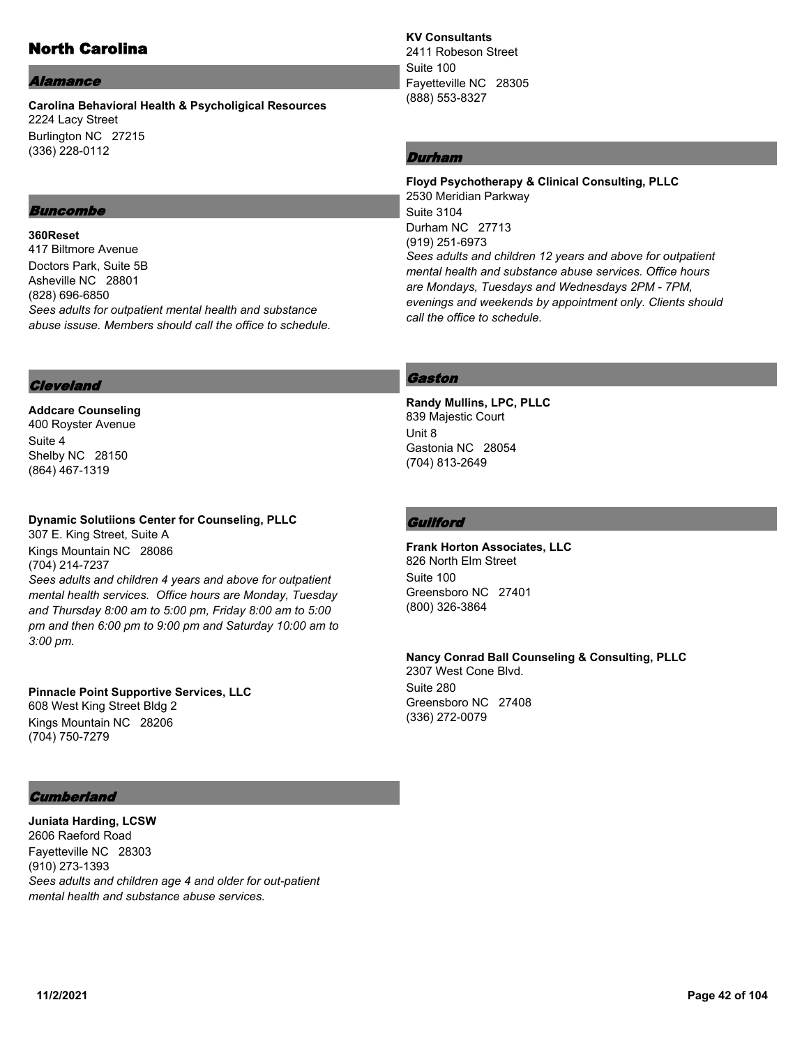# North Carolina

## Alamance

**Carolina Behavioral Health & Psycholigical Resources**
2224 Lacy Street
Burlington NC 27215
(336) 228-0112

## Buncombe

**360Reset**
417 Biltmore Avenue
Doctors Park, Suite 5B
Asheville NC 28801
(828) 696-6850
*Sees adults for outpatient mental health and substance abuse issuse. Members should call the office to schedule.*

## Cleveland

**Addcare Counseling**
400 Royster Avenue
Suite 4
Shelby NC 28150
(864) 467-1319

**Dynamic Solutiions Center for Counseling, PLLC**
307 E. King Street, Suite A
Kings Mountain NC 28086
(704) 214-7237
*Sees adults and children 4 years and above for outpatient mental health services. Office hours are Monday, Tuesday and Thursday 8:00 am to 5:00 pm, Friday 8:00 am to 5:00 pm and then 6:00 pm to 9:00 pm and Saturday 10:00 am to 3:00 pm.*

**Pinnacle Point Supportive Services, LLC**
608 West King Street Bldg 2
Kings Mountain NC 28206
(704) 750-7279

## Cumberland

**Juniata Harding, LCSW**
2606 Raeford Road
Fayetteville NC 28303
(910) 273-1393
*Sees adults and children age 4 and older for out-patient mental health and substance abuse services.*

**KV Consultants**
2411 Robeson Street
Suite 100
Fayetteville NC 28305
(888) 553-8327

## Durham

**Floyd Psychotherapy & Clinical Consulting, PLLC**
2530 Meridian Parkway
Suite 3104
Durham NC 27713
(919) 251-6973
*Sees adults and children 12 years and above for outpatient mental health and substance abuse services. Office hours are Mondays, Tuesdays and Wednesdays 2PM - 7PM, evenings and weekends by appointment only. Clients should call the office to schedule.*

## Gaston

**Randy Mullins, LPC, PLLC**
839 Majestic Court
Unit 8
Gastonia NC 28054
(704) 813-2649

## Guilford

**Frank Horton Associates, LLC**
826 North Elm Street
Suite 100
Greensboro NC 27401
(800) 326-3864

**Nancy Conrad Ball Counseling & Consulting, PLLC**
2307 West Cone Blvd.
Suite 280
Greensboro NC 27408
(336) 272-0079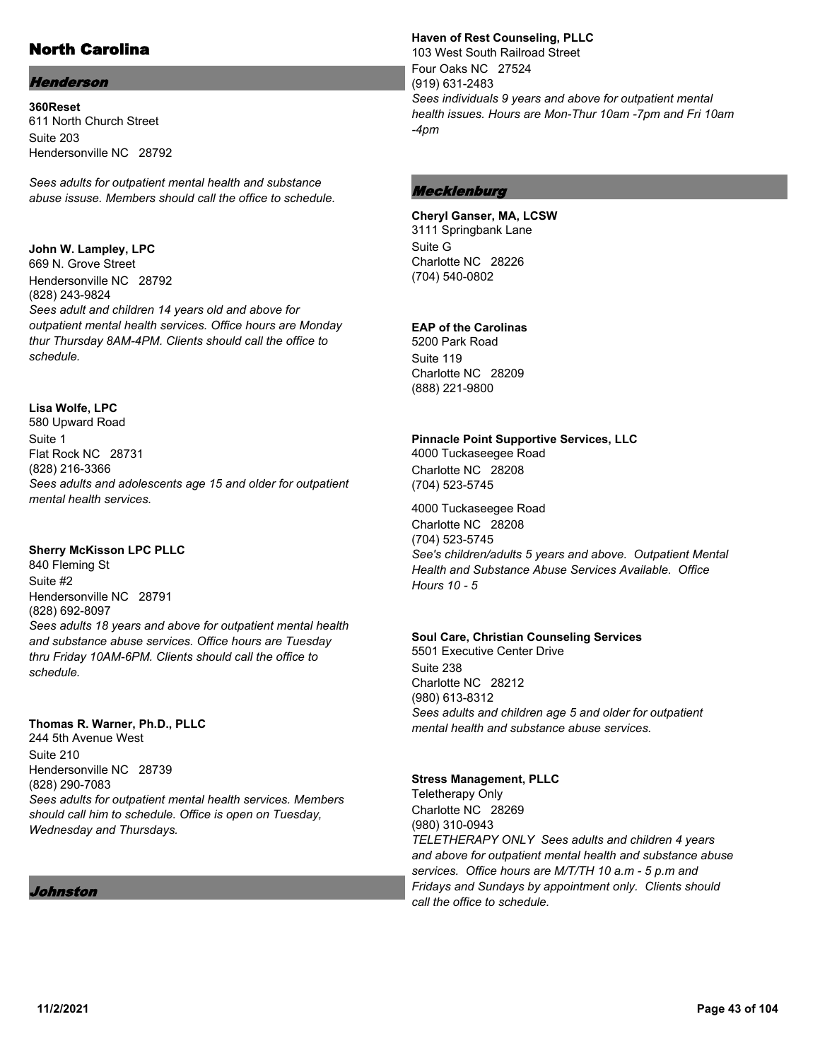# North Carolina

## *Henderson*

**360Reset**
611 North Church Street
Suite 203
Hendersonville NC 28792

*Sees adults for outpatient mental health and substance abuse issuse. Members should call the office to schedule.*

**John W. Lampley, LPC**
669 N. Grove Street
Hendersonville NC 28792
(828) 243-9824
*Sees adult and children 14 years old and above for outpatient mental health services. Office hours are Monday thur Thursday 8AM-4PM. Clients should call the office to schedule.*

**Lisa Wolfe, LPC**
580 Upward Road
Suite 1
Flat Rock NC 28731
(828) 216-3366
*Sees adults and adolescents age 15 and older for outpatient mental health services.*

**Sherry McKisson LPC PLLC**
840 Fleming St
Suite #2
Hendersonville NC 28791
(828) 692-8097
*Sees adults 18 years and above for outpatient mental health and substance abuse services. Office hours are Tuesday thru Friday 10AM-6PM. Clients should call the office to schedule.*

**Thomas R. Warner, Ph.D., PLLC**
244 5th Avenue West
Suite 210
Hendersonville NC 28739
(828) 290-7083
*Sees adults for outpatient mental health services. Members should call him to schedule. Office is open on Tuesday, Wednesday and Thursdays.*

## *Johnston*

**Haven of Rest Counseling, PLLC**
103 West South Railroad Street
Four Oaks NC 27524
(919) 631-2483
*Sees individuals 9 years and above for outpatient mental health issues. Hours are Mon-Thur 10am -7pm and Fri 10am -4pm*

## *Mecklenburg*

**Cheryl Ganser, MA, LCSW**
3111 Springbank Lane
Suite G
Charlotte NC 28226
(704) 540-0802

**EAP of the Carolinas**
5200 Park Road
Suite 119
Charlotte NC 28209
(888) 221-9800

**Pinnacle Point Supportive Services, LLC**
4000 Tuckaseegee Road
Charlotte NC 28208
(704) 523-5745

4000 Tuckaseegee Road
Charlotte NC 28208
(704) 523-5745
*See's children/adults 5 years and above. Outpatient Mental Health and Substance Abuse Services Available. Office Hours 10 - 5*

**Soul Care, Christian Counseling Services**
5501 Executive Center Drive
Suite 238
Charlotte NC 28212
(980) 613-8312
*Sees adults and children age 5 and older for outpatient mental health and substance abuse services.*

**Stress Management, PLLC**
Teletherapy Only
Charlotte NC 28269
(980) 310-0943
*TELETHERAPY ONLY Sees adults and children 4 years and above for outpatient mental health and substance abuse services. Office hours are M/T/TH 10 a.m - 5 p.m and Fridays and Sundays by appointment only. Clients should call the office to schedule.*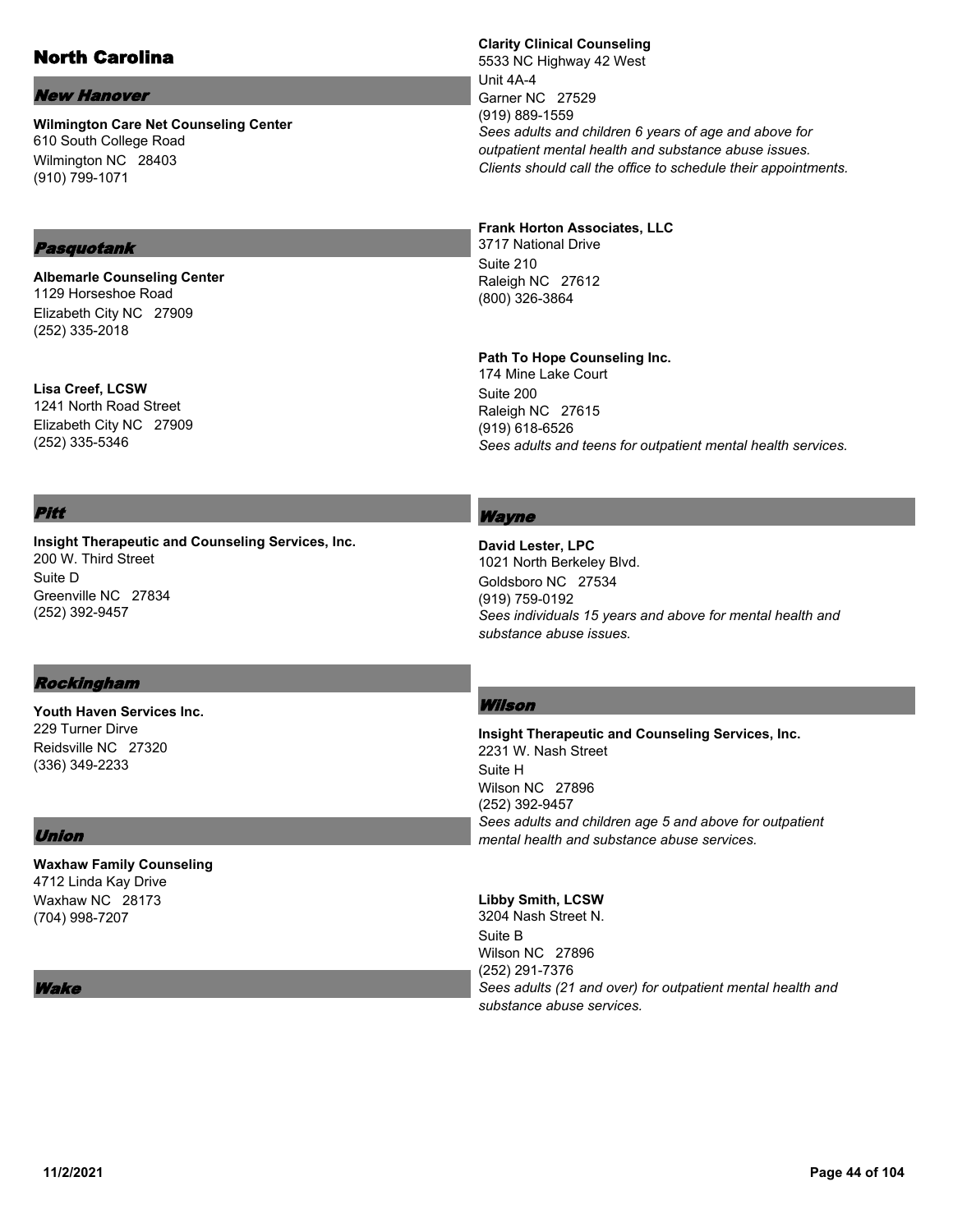# North Carolina

## New Hanover

**Wilmington Care Net Counseling Center**
610 South College Road
Wilmington NC 28403
(910) 799-1071

## Pasquotank

**Albemarle Counseling Center**
1129 Horseshoe Road
Elizabeth City NC 27909
(252) 335-2018

**Lisa Creef, LCSW**
1241 North Road Street
Elizabeth City NC 27909
(252) 335-5346

## Pitt

**Insight Therapeutic and Counseling Services, Inc.**
200 W. Third Street
Suite D
Greenville NC 27834
(252) 392-9457

## Rockingham

**Youth Haven Services Inc.**
229 Turner Dirve
Reidsville NC 27320
(336) 349-2233

## Union

**Waxhaw Family Counseling**
4712 Linda Kay Drive
Waxhaw NC 28173
(704) 998-7207

## Wake

**Clarity Clinical Counseling**
5533 NC Highway 42 West
Unit 4A-4
Garner NC 27529
(919) 889-1559
*Sees adults and children 6 years of age and above for outpatient mental health and substance abuse issues. Clients should call the office to schedule their appointments.*

**Frank Horton Associates, LLC**
3717 National Drive
Suite 210
Raleigh NC 27612
(800) 326-3864

**Path To Hope Counseling Inc.**
174 Mine Lake Court
Suite 200
Raleigh NC 27615
(919) 618-6526
*Sees adults and teens for outpatient mental health services.*

## Wayne

**David Lester, LPC**
1021 North Berkeley Blvd.
Goldsboro NC 27534
(919) 759-0192
*Sees individuals 15 years and above for mental health and substance abuse issues.*

## Wilson

**Insight Therapeutic and Counseling Services, Inc.**
2231 W. Nash Street
Suite H
Wilson NC 27896
(252) 392-9457
*Sees adults and children age 5 and above for outpatient mental health and substance abuse services.*

**Libby Smith, LCSW**
3204 Nash Street N.
Suite B
Wilson NC 27896
(252) 291-7376
*Sees adults (21 and over) for outpatient mental health and substance abuse services.*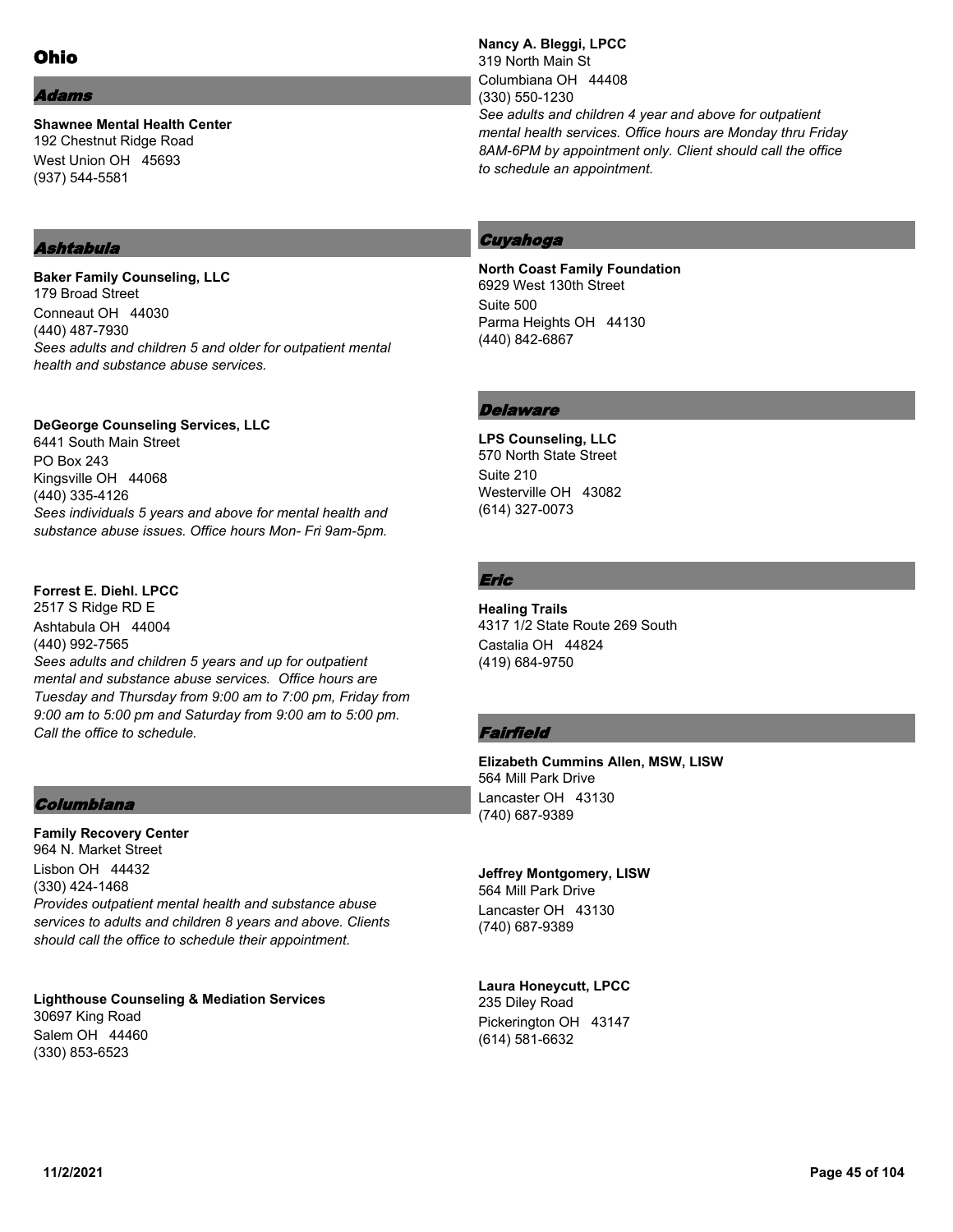# Ohio

## *Adams*

**Shawnee Mental Health Center**
192 Chestnut Ridge Road
West Union OH 45693
(937) 544-5581

## *Ashtabula*

**Baker Family Counseling, LLC**
179 Broad Street
Conneaut OH 44030
(440) 487-7930
*Sees adults and children 5 and older for outpatient mental health and substance abuse services.*

**DeGeorge Counseling Services, LLC**
6441 South Main Street
PO Box 243
Kingsville OH 44068
(440) 335-4126
*Sees individuals 5 years and above for mental health and substance abuse issues. Office hours Mon- Fri 9am-5pm.*

**Forrest E. Diehl. LPCC**
2517 S Ridge RD E
Ashtabula OH 44004
(440) 992-7565
*Sees adults and children 5 years and up for outpatient mental and substance abuse services. Office hours are Tuesday and Thursday from 9:00 am to 7:00 pm, Friday from 9:00 am to 5:00 pm and Saturday from 9:00 am to 5:00 pm. Call the office to schedule.*

## *Columbiana*

**Family Recovery Center**
964 N. Market Street
Lisbon OH 44432
(330) 424-1468
*Provides outpatient mental health and substance abuse services to adults and children 8 years and above. Clients should call the office to schedule their appointment.*

**Lighthouse Counseling & Mediation Services**
30697 King Road
Salem OH 44460
(330) 853-6523

**Nancy A. Bleggi, LPCC**
319 North Main St
Columbiana OH 44408
(330) 550-1230
*See adults and children 4 year and above for outpatient mental health services. Office hours are Monday thru Friday 8AM-6PM by appointment only. Client should call the office to schedule an appointment.*

## *Cuyahoga*

**North Coast Family Foundation**
6929 West 130th Street
Suite 500
Parma Heights OH 44130
(440) 842-6867

## *Delaware*

**LPS Counseling, LLC**
570 North State Street
Suite 210
Westerville OH 43082
(614) 327-0073

## *Eric*

**Healing Trails**
4317 1/2 State Route 269 South
Castalia OH 44824
(419) 684-9750

## *Fairfield*

**Elizabeth Cummins Allen, MSW, LISW**
564 Mill Park Drive
Lancaster OH 43130
(740) 687-9389

**Jeffrey Montgomery, LISW**
564 Mill Park Drive
Lancaster OH 43130
(740) 687-9389

**Laura Honeycutt, LPCC**
235 Diley Road
Pickerington OH 43147
(614) 581-6632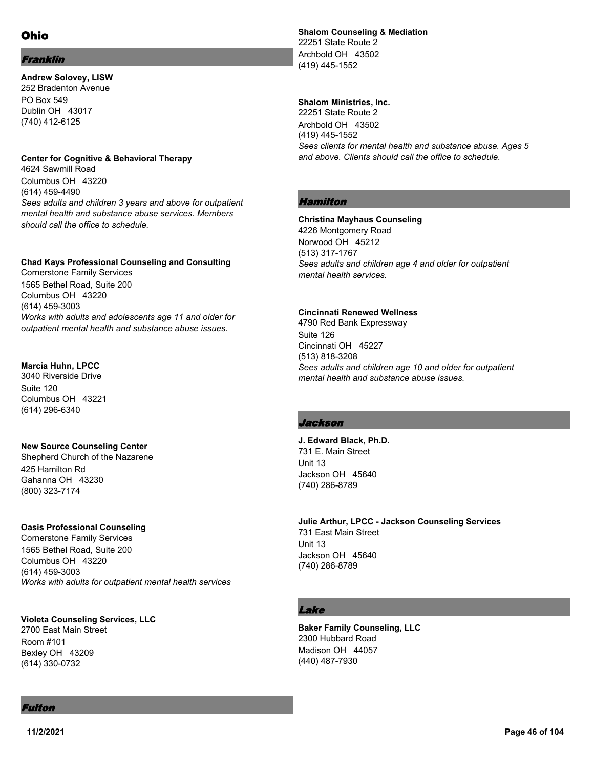# Ohio

## Franklin

**Andrew Solovey, LISW**
252 Bradenton Avenue
PO Box 549
Dublin OH 43017
(740) 412-6125

**Center for Cognitive & Behavioral Therapy**
4624 Sawmill Road
Columbus OH 43220
(614) 459-4490
*Sees adults and children 3 years and above for outpatient mental health and substance abuse services. Members should call the office to schedule.*

**Chad Kays Professional Counseling and Consulting**
Cornerstone Family Services
1565 Bethel Road, Suite 200
Columbus OH 43220
(614) 459-3003
*Works with adults and adolescents age 11 and older for outpatient mental health and substance abuse issues.*

**Marcia Huhn, LPCC**
3040 Riverside Drive
Suite 120
Columbus OH 43221
(614) 296-6340

**New Source Counseling Center**
Shepherd Church of the Nazarene
425 Hamilton Rd
Gahanna OH 43230
(800) 323-7174

**Oasis Professional Counseling**
Cornerstone Family Services
1565 Bethel Road, Suite 200
Columbus OH 43220
(614) 459-3003
*Works with adults for outpatient mental health services*

**Violeta Counseling Services, LLC**
2700 East Main Street
Room #101
Bexley OH 43209
(614) 330-0732

## Fulton

**Shalom Counseling & Mediation**
22251 State Route 2
Archbold OH 43502
(419) 445-1552

**Shalom Ministries, Inc.**
22251 State Route 2
Archbold OH 43502
(419) 445-1552
*Sees clients for mental health and substance abuse. Ages 5 and above. Clients should call the office to schedule.*

## Hamilton

**Christina Mayhaus Counseling**
4226 Montgomery Road
Norwood OH 45212
(513) 317-1767
*Sees adults and children age 4 and older for outpatient mental health services.*

**Cincinnati Renewed Wellness**
4790 Red Bank Expressway
Suite 126
Cincinnati OH 45227
(513) 818-3208
*Sees adults and children age 10 and older for outpatient mental health and substance abuse issues.*

## Jackson

**J. Edward Black, Ph.D.**
731 E. Main Street
Unit 13
Jackson OH 45640
(740) 286-8789

**Julie Arthur, LPCC - Jackson Counseling Services**
731 East Main Street
Unit 13
Jackson OH 45640
(740) 286-8789

## Lake

**Baker Family Counseling, LLC**
2300 Hubbard Road
Madison OH 44057
(440) 487-7930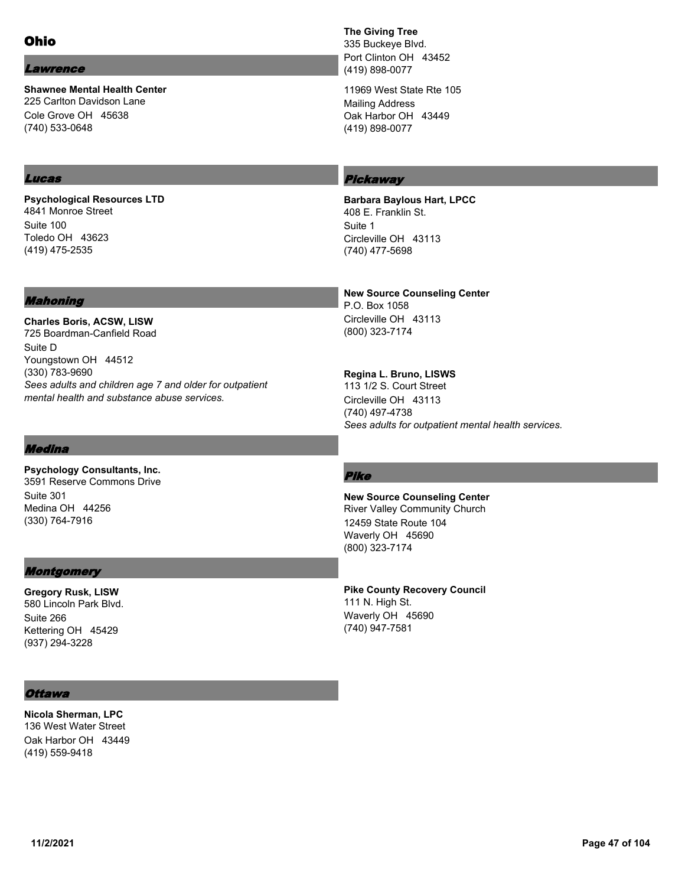# Ohio

## Lawrence

**Shawnee Mental Health Center**
225 Carlton Davidson Lane
Cole Grove OH 45638
(740) 533-0648

## Lucas

**Psychological Resources LTD**
4841 Monroe Street
Suite 100
Toledo OH 43623
(419) 475-2535

## Mahoning

**Charles Boris, ACSW, LISW**
725 Boardman-Canfield Road
Suite D
Youngstown OH 44512
(330) 783-9690
*Sees adults and children age 7 and older for outpatient mental health and substance abuse services.*

## Medina

**Psychology Consultants, Inc.**
3591 Reserve Commons Drive
Suite 301
Medina OH 44256
(330) 764-7916

## Montgomery

**Gregory Rusk, LISW**
580 Lincoln Park Blvd.
Suite 266
Kettering OH 45429
(937) 294-3228

## Ottawa

**Nicola Sherman, LPC**
136 West Water Street
Oak Harbor OH 43449
(419) 559-9418

**The Giving Tree**
335 Buckeye Blvd.
Port Clinton OH 43452
(419) 898-0077

11969 West State Rte 105
Mailing Address
Oak Harbor OH 43449
(419) 898-0077

## Pickaway

**Barbara Baylous Hart, LPCC**
408 E. Franklin St.
Suite 1
Circleville OH 43113
(740) 477-5698

**New Source Counseling Center**
P.O. Box 1058
Circleville OH 43113
(800) 323-7174

**Regina L. Bruno, LISWS**
113 1/2 S. Court Street
Circleville OH 43113
(740) 497-4738
*Sees adults for outpatient mental health services.*

## Pike

**New Source Counseling Center**
River Valley Community Church
12459 State Route 104
Waverly OH 45690
(800) 323-7174

**Pike County Recovery Council**
111 N. High St.
Waverly OH 45690
(740) 947-7581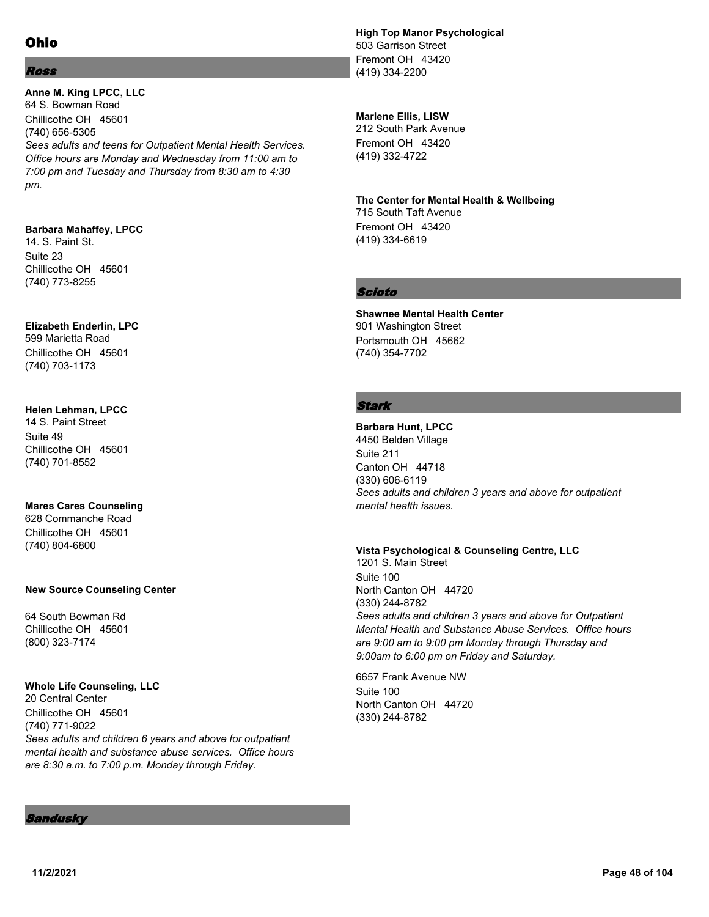# Ohio

## *Ross*

**Anne M. King LPCC, LLC**
64 S. Bowman Road
Chillicothe OH 45601
(740) 656-5305
*Sees adults and teens for Outpatient Mental Health Services. Office hours are Monday and Wednesday from 11:00 am to 7:00 pm and Tuesday and Thursday from 8:30 am to 4:30 pm.*

**Barbara Mahaffey, LPCC**
14. S. Paint St.
Suite 23
Chillicothe OH 45601
(740) 773-8255

**Elizabeth Enderlin, LPC**
599 Marietta Road
Chillicothe OH 45601
(740) 703-1173

**Helen Lehman, LPCC**
14 S. Paint Street
Suite 49
Chillicothe OH 45601
(740) 701-8552

**Mares Cares Counseling**
628 Commanche Road
Chillicothe OH 45601
(740) 804-6800

**New Source Counseling Center**

64 South Bowman Rd
Chillicothe OH 45601
(800) 323-7174

**Whole Life Counseling, LLC**
20 Central Center
Chillicothe OH 45601
(740) 771-9022
*Sees adults and children 6 years and above for outpatient mental health and substance abuse services. Office hours are 8:30 a.m. to 7:00 p.m. Monday through Friday.*

## *Sandusky*

**High Top Manor Psychological**
503 Garrison Street
Fremont OH 43420
(419) 334-2200

**Marlene Ellis, LISW**
212 South Park Avenue
Fremont OH 43420
(419) 332-4722

**The Center for Mental Health & Wellbeing**
715 South Taft Avenue
Fremont OH 43420
(419) 334-6619

## *Scioto*

**Shawnee Mental Health Center**
901 Washington Street
Portsmouth OH 45662
(740) 354-7702

## *Stark*

**Barbara Hunt, LPCC**
4450 Belden Village
Suite 211
Canton OH 44718
(330) 606-6119
*Sees adults and children 3 years and above for outpatient mental health issues.*

**Vista Psychological & Counseling Centre, LLC**
1201 S. Main Street
Suite 100
North Canton OH 44720
(330) 244-8782
*Sees adults and children 3 years and above for Outpatient Mental Health and Substance Abuse Services. Office hours are 9:00 am to 9:00 pm Monday through Thursday and 9:00am to 6:00 pm on Friday and Saturday.*

6657 Frank Avenue NW
Suite 100
North Canton OH 44720
(330) 244-8782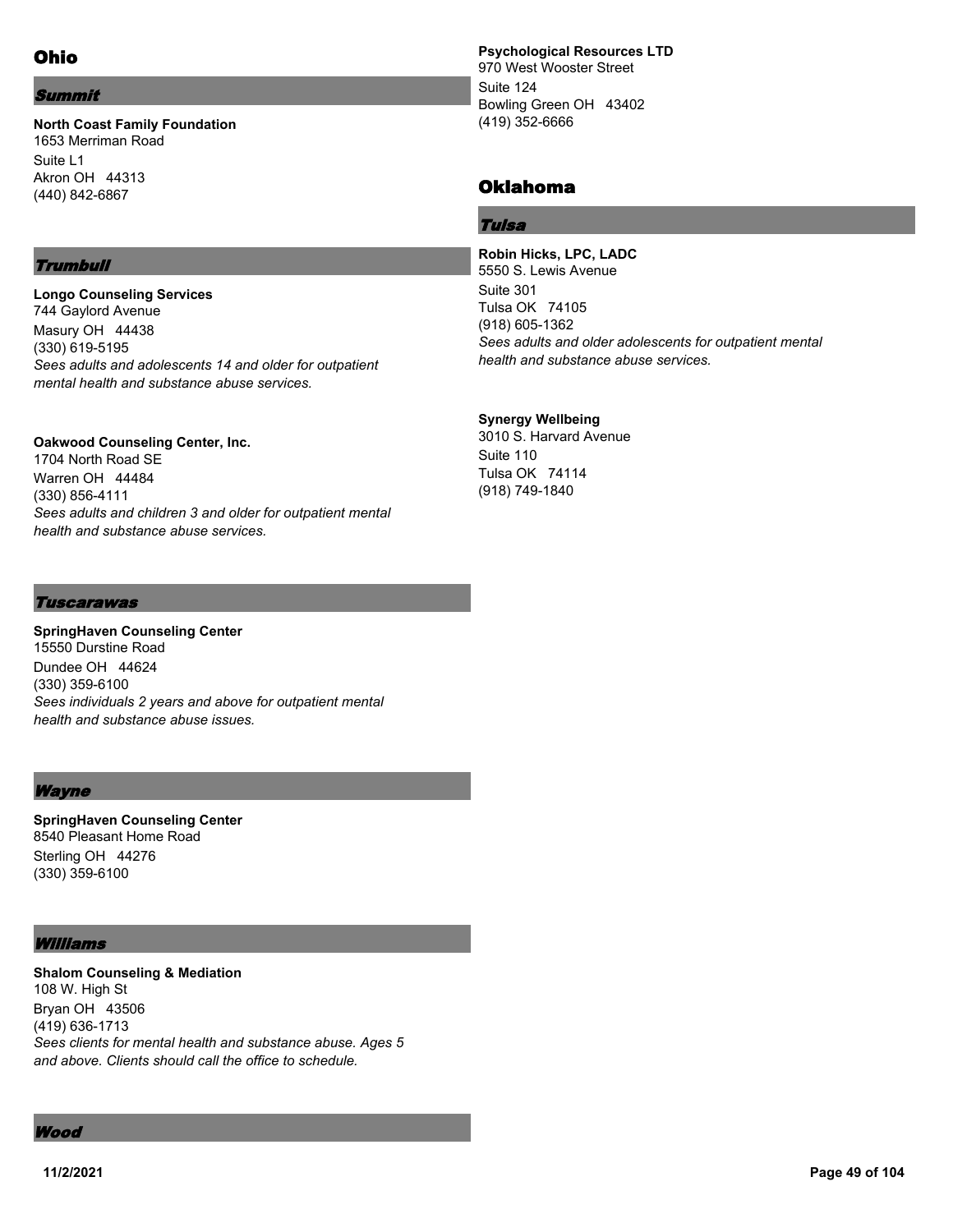# Ohio

## *Summit*

**North Coast Family Foundation**
1653 Merriman Road
Suite L1
Akron OH 44313
(440) 842-6867

## *Trumbull*

**Longo Counseling Services**
744 Gaylord Avenue
Masury OH 44438
(330) 619-5195
*Sees adults and adolescents 14 and older for outpatient mental health and substance abuse services.*

**Oakwood Counseling Center, Inc.**
1704 North Road SE
Warren OH 44484
(330) 856-4111
*Sees adults and children 3 and older for outpatient mental health and substance abuse services.*

## *Tuscarawas*

**SpringHaven Counseling Center**
15550 Durstine Road
Dundee OH 44624
(330) 359-6100
*Sees individuals 2 years and above for outpatient mental health and substance abuse issues.*

## *Wayne*

**SpringHaven Counseling Center**
8540 Pleasant Home Road
Sterling OH 44276
(330) 359-6100

## *Williams*

**Shalom Counseling & Mediation**
108 W. High St
Bryan OH 43506
(419) 636-1713
*Sees clients for mental health and substance abuse. Ages 5 and above. Clients should call the office to schedule.*

## *Wood*

**Psychological Resources LTD**
970 West Wooster Street
Suite 124
Bowling Green OH 43402
(419) 352-6666

# Oklahoma

## *Tulsa*

**Robin Hicks, LPC, LADC**
5550 S. Lewis Avenue
Suite 301
Tulsa OK 74105
(918) 605-1362
*Sees adults and older adolescents for outpatient mental health and substance abuse services.*

**Synergy Wellbeing**
3010 S. Harvard Avenue
Suite 110
Tulsa OK 74114
(918) 749-1840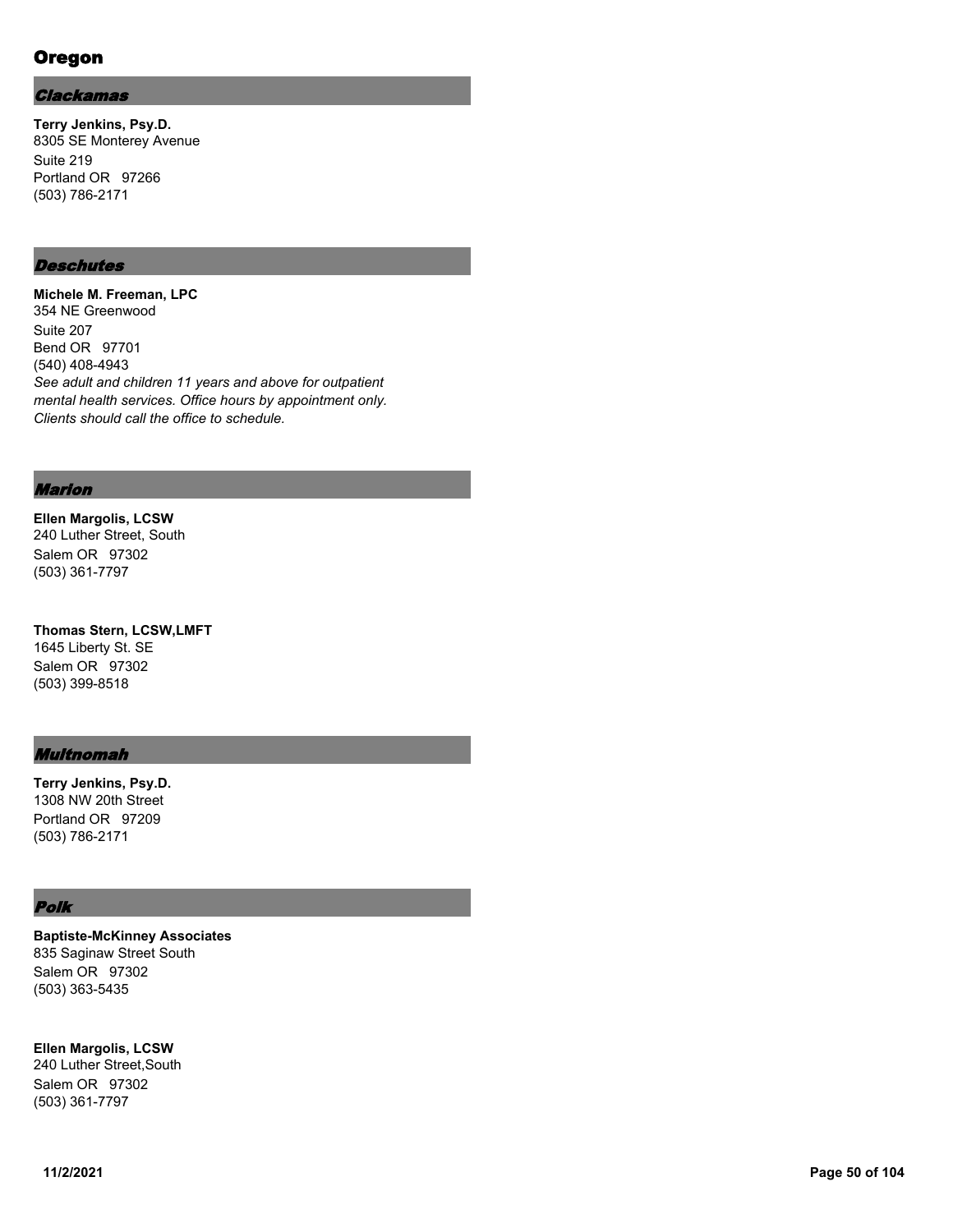# Oregon

## *Clackamas*

**Terry Jenkins, Psy.D.**
8305 SE Monterey Avenue
Suite 219
Portland OR 97266
(503) 786-2171

## *Deschutes*

**Michele M. Freeman, LPC**
354 NE Greenwood
Suite 207
Bend OR 97701
(540) 408-4943
*See adult and children 11 years and above for outpatient mental health services. Office hours by appointment only. Clients should call the office to schedule.*

## *Marion*

**Ellen Margolis, LCSW**
240 Luther Street, South
Salem OR 97302
(503) 361-7797

**Thomas Stern, LCSW,LMFT**
1645 Liberty St. SE
Salem OR 97302
(503) 399-8518

## *Multnomah*

**Terry Jenkins, Psy.D.**
1308 NW 20th Street
Portland OR 97209
(503) 786-2171

## *Polk*

**Baptiste-McKinney Associates**
835 Saginaw Street South
Salem OR 97302
(503) 363-5435

**Ellen Margolis, LCSW**
240 Luther Street,South
Salem OR 97302
(503) 361-7797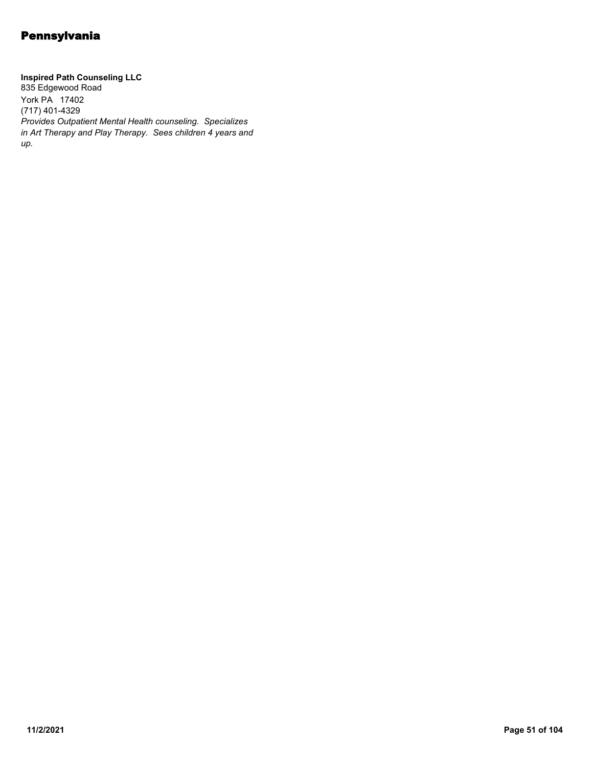# Pennsylvania

**Inspired Path Counseling LLC**
835 Edgewood Road
York PA 17402
(717) 401-4329
*Provides Outpatient Mental Health counseling. Specializes in Art Therapy and Play Therapy. Sees children 4 years and up.*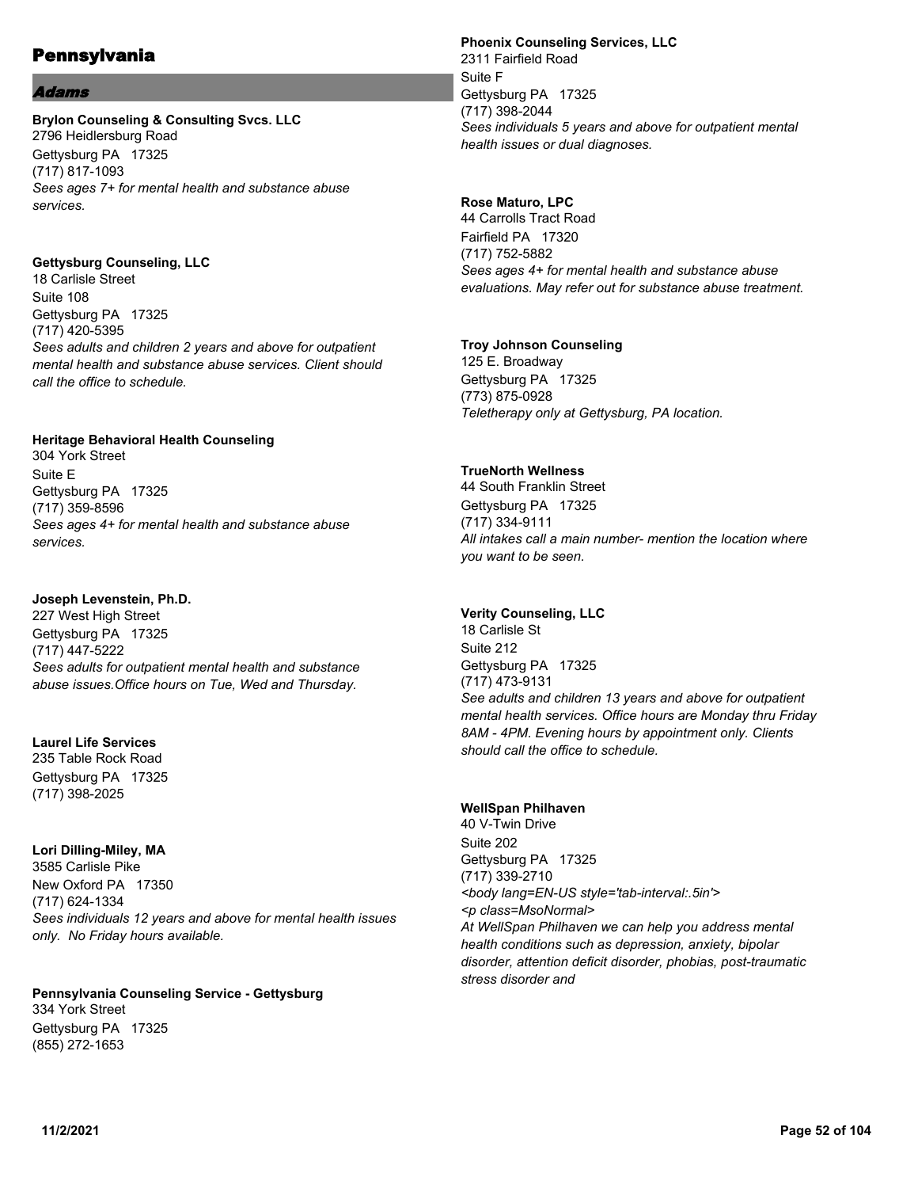# Pennsylvania

## *Adams*

**Brylon Counseling & Consulting Svcs. LLC**
2796 Heidlersburg Road
Gettysburg PA 17325
(717) 817-1093
*Sees ages 7+ for mental health and substance abuse services.*

**Gettysburg Counseling, LLC**
18 Carlisle Street
Suite 108
Gettysburg PA 17325
(717) 420-5395
*Sees adults and children 2 years and above for outpatient mental health and substance abuse services. Client should call the office to schedule.*

**Heritage Behavioral Health Counseling**
304 York Street
Suite E
Gettysburg PA 17325
(717) 359-8596
*Sees ages 4+ for mental health and substance abuse services.*

**Joseph Levenstein, Ph.D.**
227 West High Street
Gettysburg PA 17325
(717) 447-5222
*Sees adults for outpatient mental health and substance abuse issues.Office hours on Tue, Wed and Thursday.*

**Laurel Life Services**
235 Table Rock Road
Gettysburg PA 17325
(717) 398-2025

**Lori Dilling-Miley, MA**
3585 Carlisle Pike
New Oxford PA 17350
(717) 624-1334
*Sees individuals 12 years and above for mental health issues only. No Friday hours available.*

**Pennsylvania Counseling Service - Gettysburg**
334 York Street
Gettysburg PA 17325
(855) 272-1653

**Phoenix Counseling Services, LLC**
2311 Fairfield Road
Suite F
Gettysburg PA 17325
(717) 398-2044
*Sees individuals 5 years and above for outpatient mental health issues or dual diagnoses.*

**Rose Maturo, LPC**
44 Carrolls Tract Road
Fairfield PA 17320
(717) 752-5882
*Sees ages 4+ for mental health and substance abuse evaluations. May refer out for substance abuse treatment.*

**Troy Johnson Counseling**
125 E. Broadway
Gettysburg PA 17325
(773) 875-0928
*Teletherapy only at Gettysburg, PA location.*

**TrueNorth Wellness**
44 South Franklin Street
Gettysburg PA 17325
(717) 334-9111
*All intakes call a main number- mention the location where you want to be seen.*

**Verity Counseling, LLC**
18 Carlisle St
Suite 212
Gettysburg PA 17325
(717) 473-9131
*See adults and children 13 years and above for outpatient mental health services. Office hours are Monday thru Friday 8AM - 4PM. Evening hours by appointment only. Clients should call the office to schedule.*

**WellSpan Philhaven**
40 V-Twin Drive
Suite 202
Gettysburg PA 17325
(717) 339-2710
*<body lang=EN-US style='tab-interval:.5in'>*
*<p class=MsoNormal>*
*At WellSpan Philhaven we can help you address mental health conditions such as depression, anxiety, bipolar disorder, attention deficit disorder, phobias, post-traumatic stress disorder and*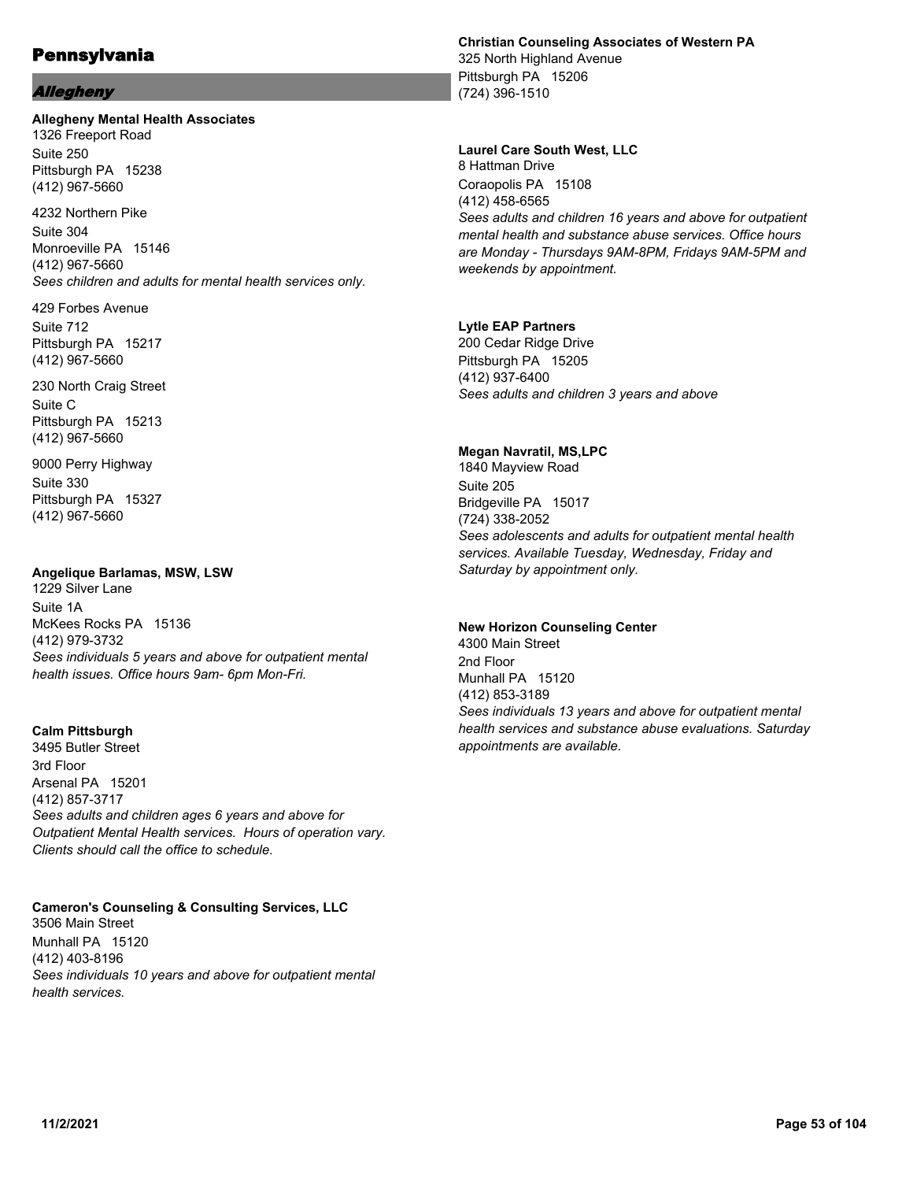# Pennsylvania

## *Allegheny*

**Allegheny Mental Health Associates**
1326 Freeport Road
Suite 250
Pittsburgh PA 15238
(412) 967-5660

4232 Northern Pike
Suite 304
Monroeville PA 15146
(412) 967-5660
*Sees children and adults for mental health services only.*

429 Forbes Avenue
Suite 712
Pittsburgh PA 15217
(412) 967-5660

230 North Craig Street
Suite C
Pittsburgh PA 15213
(412) 967-5660

9000 Perry Highway
Suite 330
Pittsburgh PA 15327
(412) 967-5660

**Angelique Barlamas, MSW, LSW**
1229 Silver Lane
Suite 1A
McKees Rocks PA 15136
(412) 979-3732
*Sees individuals 5 years and above for outpatient mental health issues. Office hours 9am- 6pm Mon-Fri.*

**Calm Pittsburgh**
3495 Butler Street
3rd Floor
Arsenal PA 15201
(412) 857-3717
*Sees adults and children ages 6 years and above for Outpatient Mental Health services. Hours of operation vary. Clients should call the office to schedule.*

**Cameron's Counseling & Consulting Services, LLC**
3506 Main Street
Munhall PA 15120
(412) 403-8196
*Sees individuals 10 years and above for outpatient mental health services.*

**Christian Counseling Associates of Western PA**
325 North Highland Avenue
Pittsburgh PA 15206
(724) 396-1510

**Laurel Care South West, LLC**
8 Hattman Drive
Coraopolis PA 15108
(412) 458-6565
*Sees adults and children 16 years and above for outpatient mental health and substance abuse services. Office hours are Monday - Thursdays 9AM-8PM, Fridays 9AM-5PM and weekends by appointment.*

**Lytle EAP Partners**
200 Cedar Ridge Drive
Pittsburgh PA 15205
(412) 937-6400
*Sees adults and children 3 years and above*

**Megan Navratil, MS,LPC**
1840 Mayview Road
Suite 205
Bridgeville PA 15017
(724) 338-2052
*Sees adolescents and adults for outpatient mental health services. Available Tuesday, Wednesday, Friday and Saturday by appointment only.*

**New Horizon Counseling Center**
4300 Main Street
2nd Floor
Munhall PA 15120
(412) 853-3189
*Sees individuals 13 years and above for outpatient mental health services and substance abuse evaluations. Saturday appointments are available.*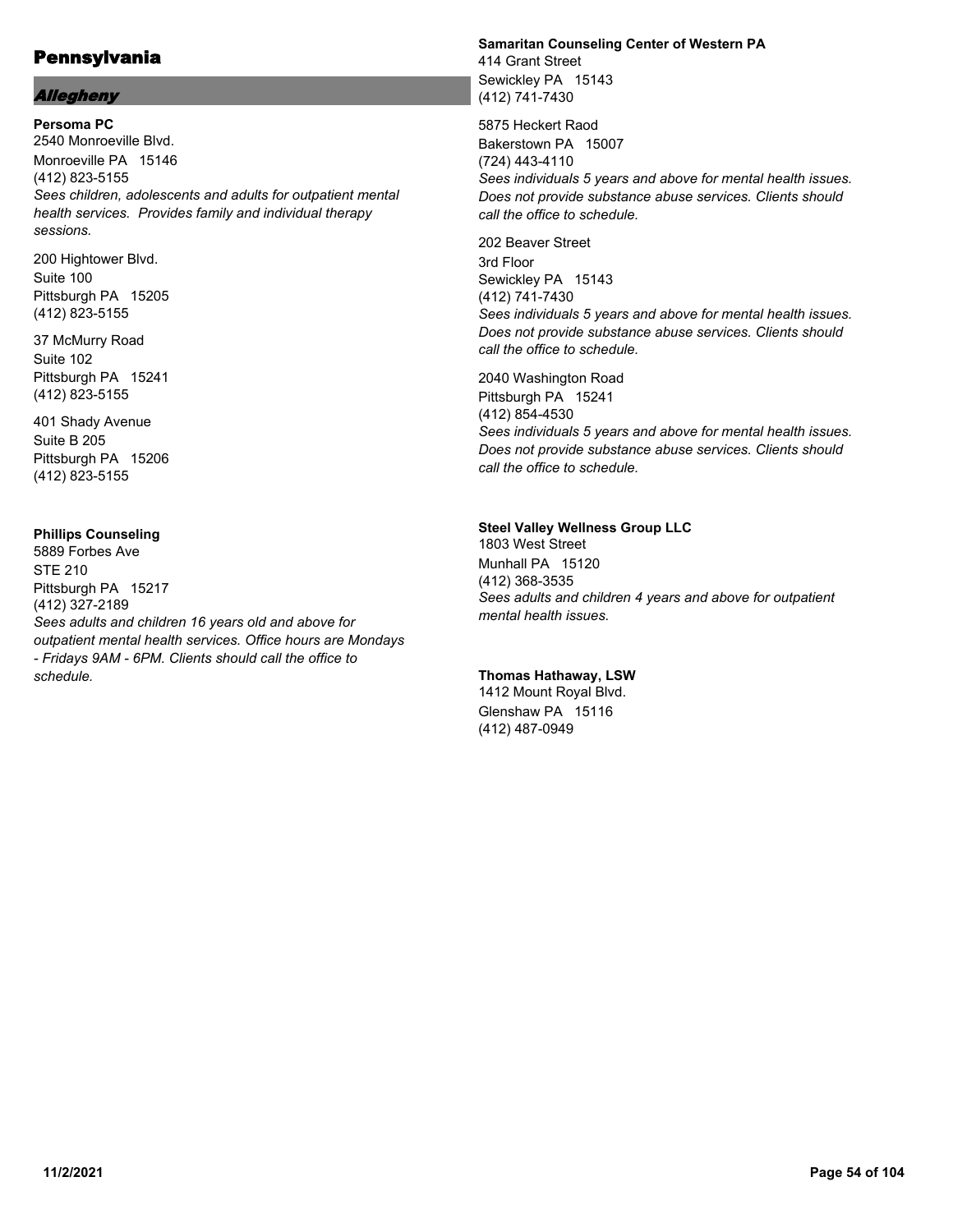# Pennsylvania

## *Allegheny*

**Persoma PC**
2540 Monroeville Blvd.
Monroeville PA 15146
(412) 823-5155
*Sees children, adolescents and adults for outpatient mental health services. Provides family and individual therapy sessions.*

200 Hightower Blvd.
Suite 100
Pittsburgh PA 15205
(412) 823-5155

37 McMurry Road
Suite 102
Pittsburgh PA 15241
(412) 823-5155

401 Shady Avenue
Suite B 205
Pittsburgh PA 15206
(412) 823-5155

**Phillips Counseling**
5889 Forbes Ave
STE 210
Pittsburgh PA 15217
(412) 327-2189
*Sees adults and children 16 years old and above for outpatient mental health services. Office hours are Mondays - Fridays 9AM - 6PM. Clients should call the office to schedule.*

**Samaritan Counseling Center of Western PA**
414 Grant Street
Sewickley PA 15143
(412) 741-7430

5875 Heckert Raod
Bakerstown PA 15007
(724) 443-4110
*Sees individuals 5 years and above for mental health issues. Does not provide substance abuse services. Clients should call the office to schedule.*

202 Beaver Street
3rd Floor
Sewickley PA 15143
(412) 741-7430
*Sees individuals 5 years and above for mental health issues. Does not provide substance abuse services. Clients should call the office to schedule.*

2040 Washington Road
Pittsburgh PA 15241
(412) 854-4530
*Sees individuals 5 years and above for mental health issues. Does not provide substance abuse services. Clients should call the office to schedule.*

**Steel Valley Wellness Group LLC**
1803 West Street
Munhall PA 15120
(412) 368-3535
*Sees adults and children 4 years and above for outpatient mental health issues.*

**Thomas Hathaway, LSW**
1412 Mount Royal Blvd.
Glenshaw PA 15116
(412) 487-0949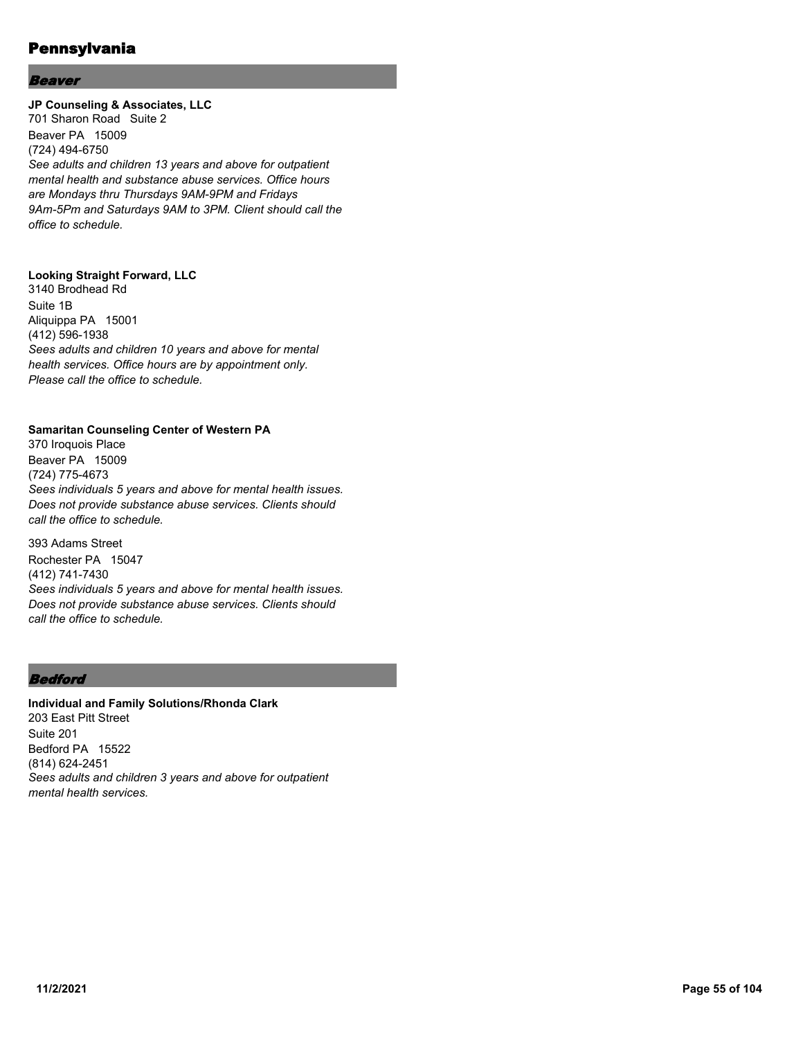# Pennsylvania

## *Beaver*

**JP Counseling & Associates, LLC**
701 Sharon Road Suite 2
Beaver PA 15009
(724) 494-6750
*See adults and children 13 years and above for outpatient mental health and substance abuse services. Office hours are Mondays thru Thursdays 9AM-9PM and Fridays 9Am-5Pm and Saturdays 9AM to 3PM. Client should call the office to schedule.*

**Looking Straight Forward, LLC**
3140 Brodhead Rd
Suite 1B
Aliquippa PA 15001
(412) 596-1938
*Sees adults and children 10 years and above for mental health services. Office hours are by appointment only. Please call the office to schedule.*

**Samaritan Counseling Center of Western PA**
370 Iroquois Place
Beaver PA 15009
(724) 775-4673
*Sees individuals 5 years and above for mental health issues. Does not provide substance abuse services. Clients should call the office to schedule.*

393 Adams Street
Rochester PA 15047
(412) 741-7430
*Sees individuals 5 years and above for mental health issues. Does not provide substance abuse services. Clients should call the office to schedule.*

## *Bedford*

**Individual and Family Solutions/Rhonda Clark**
203 East Pitt Street
Suite 201
Bedford PA 15522
(814) 624-2451
*Sees adults and children 3 years and above for outpatient mental health services.*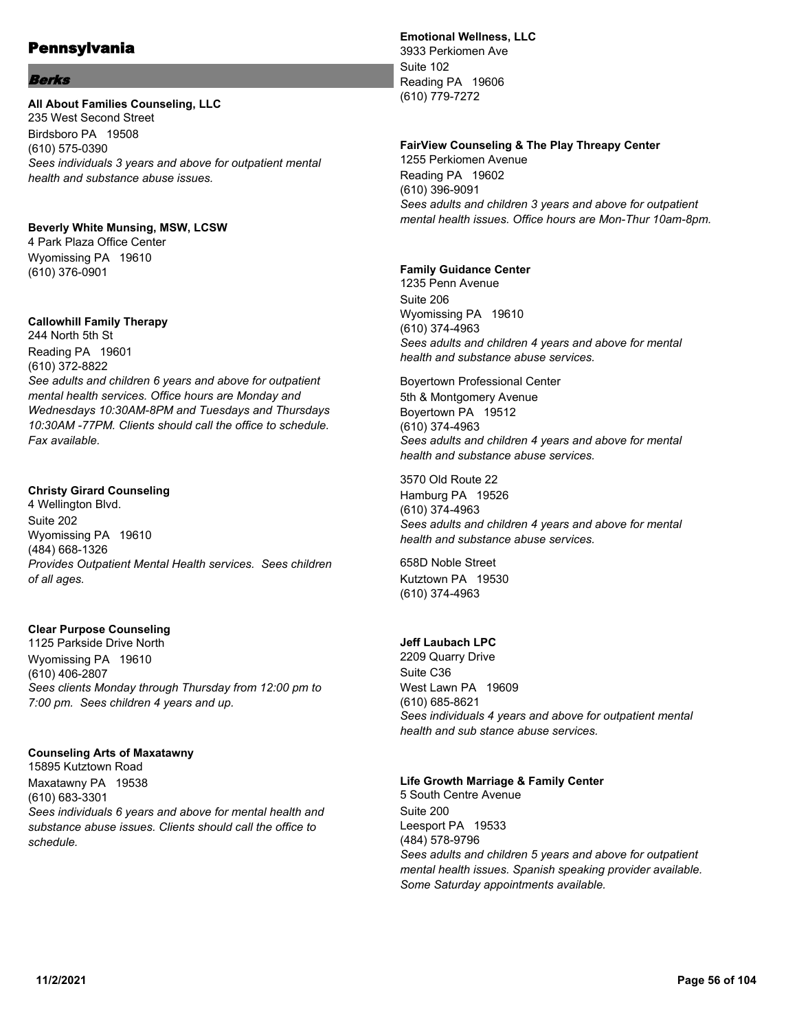# Pennsylvania

## *Berks*

**All About Families Counseling, LLC**
235 West Second Street
Birdsboro PA 19508
(610) 575-0390
*Sees individuals 3 years and above for outpatient mental health and substance abuse issues.*

**Beverly White Munsing, MSW, LCSW**
4 Park Plaza Office Center
Wyomissing PA 19610
(610) 376-0901

**Callowhill Family Therapy**
244 North 5th St
Reading PA 19601
(610) 372-8822
*See adults and children 6 years and above for outpatient mental health services. Office hours are Monday and Wednesdays 10:30AM-8PM and Tuesdays and Thursdays 10:30AM -77PM. Clients should call the office to schedule. Fax available.*

**Christy Girard Counseling**
4 Wellington Blvd.
Suite 202
Wyomissing PA 19610
(484) 668-1326
*Provides Outpatient Mental Health services. Sees children of all ages.*

**Clear Purpose Counseling**
1125 Parkside Drive North
Wyomissing PA 19610
(610) 406-2807
*Sees clients Monday through Thursday from 12:00 pm to 7:00 pm. Sees children 4 years and up.*

**Counseling Arts of Maxatawny**
15895 Kutztown Road
Maxatawny PA 19538
(610) 683-3301
*Sees individuals 6 years and above for mental health and substance abuse issues. Clients should call the office to schedule.*

**Emotional Wellness, LLC**
3933 Perkiomen Ave
Suite 102
Reading PA 19606
(610) 779-7272

**FairView Counseling & The Play Threapy Center**
1255 Perkiomen Avenue
Reading PA 19602
(610) 396-9091
*Sees adults and children 3 years and above for outpatient mental health issues. Office hours are Mon-Thur 10am-8pm.*

**Family Guidance Center**
1235 Penn Avenue
Suite 206
Wyomissing PA 19610
(610) 374-4963
*Sees adults and children 4 years and above for mental health and substance abuse services.*

Boyertown Professional Center
5th & Montgomery Avenue
Boyertown PA 19512
(610) 374-4963
*Sees adults and children 4 years and above for mental health and substance abuse services.*

3570 Old Route 22
Hamburg PA 19526
(610) 374-4963
*Sees adults and children 4 years and above for mental health and substance abuse services.*

658D Noble Street
Kutztown PA 19530
(610) 374-4963

**Jeff Laubach LPC**
2209 Quarry Drive
Suite C36
West Lawn PA 19609
(610) 685-8621
*Sees individuals 4 years and above for outpatient mental health and sub stance abuse services.*

**Life Growth Marriage & Family Center**
5 South Centre Avenue
Suite 200
Leesport PA 19533
(484) 578-9796
*Sees adults and children 5 years and above for outpatient mental health issues. Spanish speaking provider available. Some Saturday appointments available.*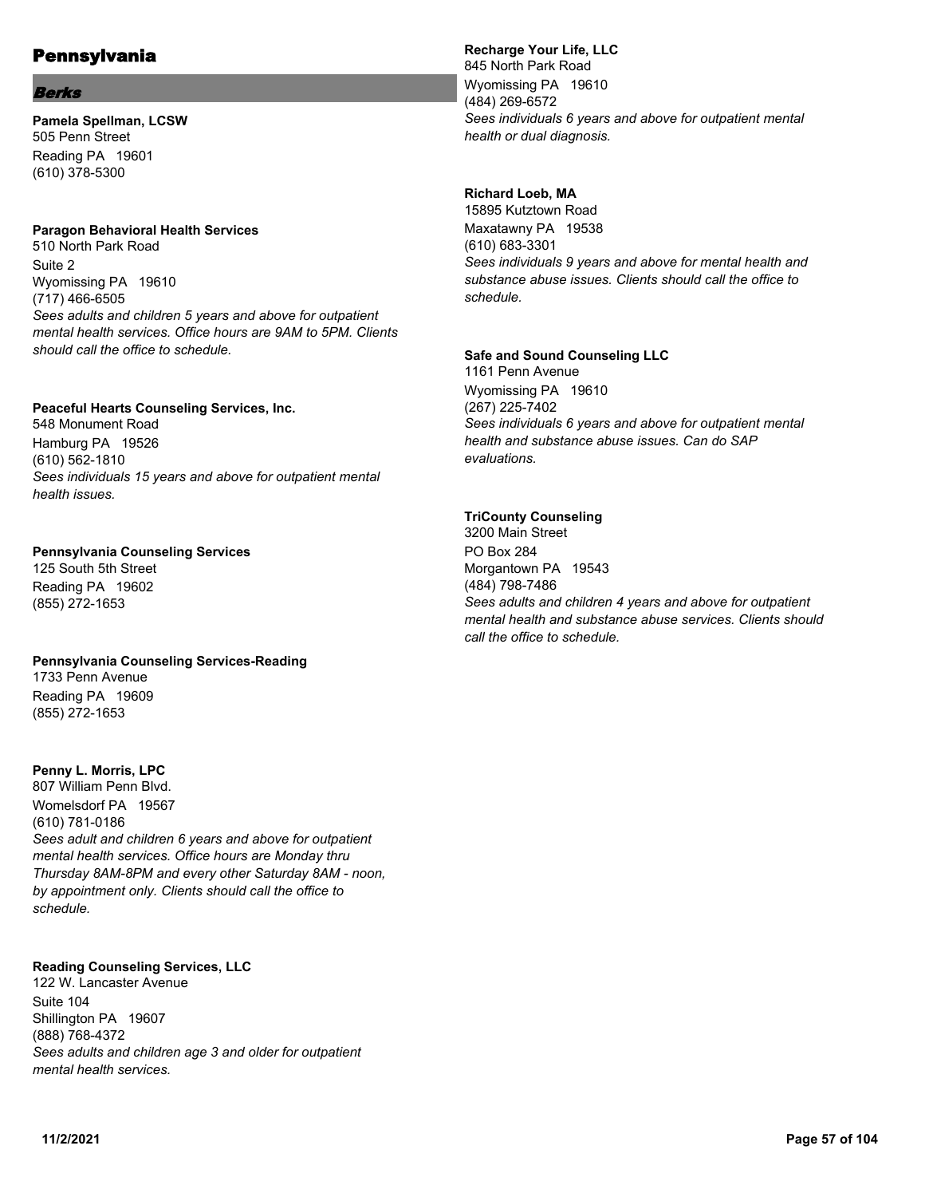# Pennsylvania

## *Berks*

**Pamela Spellman, LCSW**
505 Penn Street
Reading PA 19601
(610) 378-5300

**Paragon Behavioral Health Services**
510 North Park Road
Suite 2
Wyomissing PA 19610
(717) 466-6505
*Sees adults and children 5 years and above for outpatient mental health services. Office hours are 9AM to 5PM. Clients should call the office to schedule.*

**Peaceful Hearts Counseling Services, Inc.**
548 Monument Road
Hamburg PA 19526
(610) 562-1810
*Sees individuals 15 years and above for outpatient mental health issues.*

**Pennsylvania Counseling Services**
125 South 5th Street
Reading PA 19602
(855) 272-1653

**Pennsylvania Counseling Services-Reading**
1733 Penn Avenue
Reading PA 19609
(855) 272-1653

**Penny L. Morris, LPC**
807 William Penn Blvd.
Womelsdorf PA 19567
(610) 781-0186
*Sees adult and children 6 years and above for outpatient mental health services. Office hours are Monday thru Thursday 8AM-8PM and every other Saturday 8AM - noon, by appointment only. Clients should call the office to schedule.*

**Reading Counseling Services, LLC**
122 W. Lancaster Avenue
Suite 104
Shillington PA 19607
(888) 768-4372
*Sees adults and children age 3 and older for outpatient mental health services.*

**Recharge Your Life, LLC**
845 North Park Road
Wyomissing PA 19610
(484) 269-6572
*Sees individuals 6 years and above for outpatient mental health or dual diagnosis.*

**Richard Loeb, MA**
15895 Kutztown Road
Maxatawny PA 19538
(610) 683-3301
*Sees individuals 9 years and above for mental health and substance abuse issues. Clients should call the office to schedule.*

**Safe and Sound Counseling LLC**
1161 Penn Avenue
Wyomissing PA 19610
(267) 225-7402
*Sees individuals 6 years and above for outpatient mental health and substance abuse issues. Can do SAP evaluations.*

**TriCounty Counseling**
3200 Main Street
PO Box 284
Morgantown PA 19543
(484) 798-7486
*Sees adults and children 4 years and above for outpatient mental health and substance abuse services. Clients should call the office to schedule.*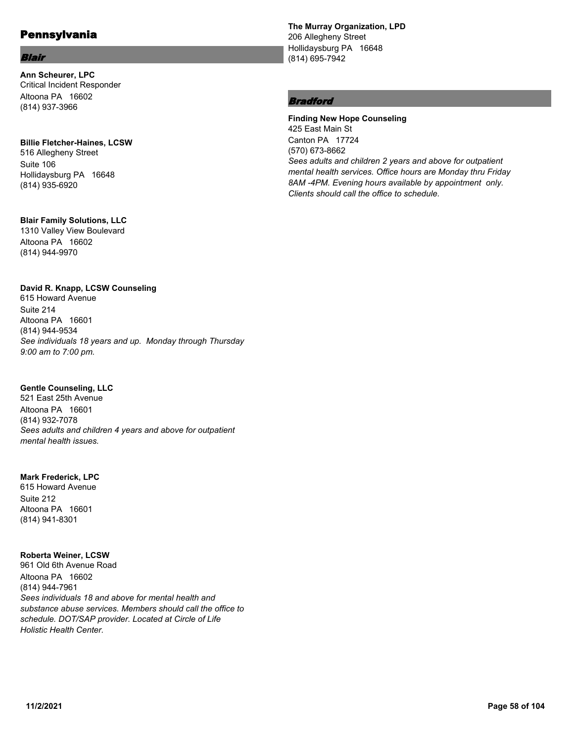# Pennsylvania

## *Blair*

**Ann Scheurer, LPC**
Critical Incident Responder
Altoona PA 16602
(814) 937-3966

**Billie Fletcher-Haines, LCSW**
516 Allegheny Street
Suite 106
Hollidaysburg PA 16648
(814) 935-6920

**Blair Family Solutions, LLC**
1310 Valley View Boulevard
Altoona PA 16602
(814) 944-9970

**David R. Knapp, LCSW Counseling**
615 Howard Avenue
Suite 214
Altoona PA 16601
(814) 944-9534
*See individuals 18 years and up. Monday through Thursday 9:00 am to 7:00 pm.*

**Gentle Counseling, LLC**
521 East 25th Avenue
Altoona PA 16601
(814) 932-7078
*Sees adults and children 4 years and above for outpatient mental health issues.*

**Mark Frederick, LPC**
615 Howard Avenue
Suite 212
Altoona PA 16601
(814) 941-8301

**Roberta Weiner, LCSW**
961 Old 6th Avenue Road
Altoona PA 16602
(814) 944-7961
*Sees individuals 18 and above for mental health and substance abuse services. Members should call the office to schedule. DOT/SAP provider. Located at Circle of Life Holistic Health Center.*

**The Murray Organization, LPD**
206 Allegheny Street
Hollidaysburg PA 16648
(814) 695-7942

## *Bradford*

**Finding New Hope Counseling**
425 East Main St
Canton PA 17724
(570) 673-8662
*Sees adults and children 2 years and above for outpatient mental health services. Office hours are Monday thru Friday 8AM -4PM. Evening hours available by appointment only. Clients should call the office to schedule.*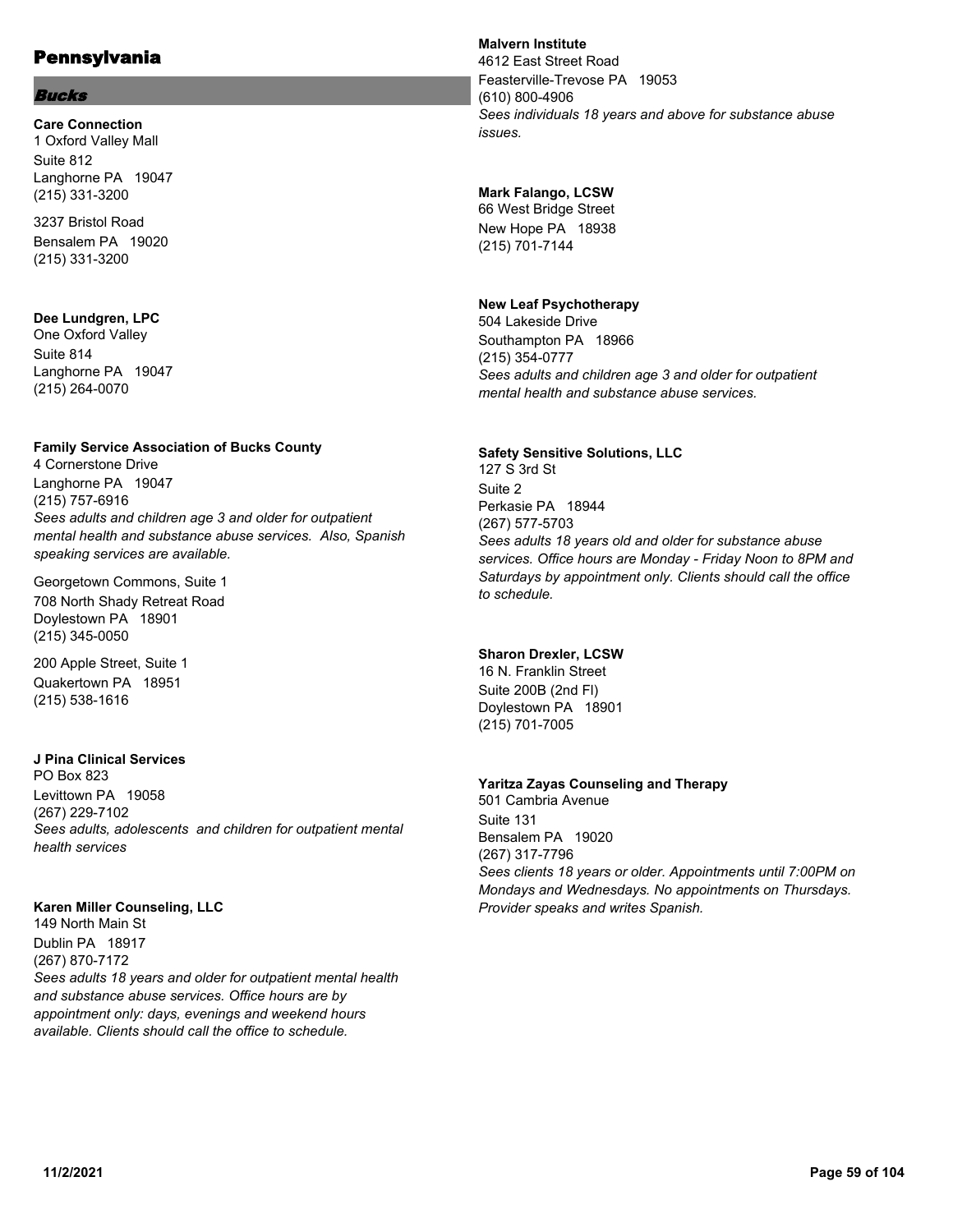# Pennsylvania

## *Bucks*

**Care Connection**
1 Oxford Valley Mall
Suite 812
Langhorne PA 19047
(215) 331-3200

3237 Bristol Road
Bensalem PA 19020
(215) 331-3200

**Dee Lundgren, LPC**
One Oxford Valley
Suite 814
Langhorne PA 19047
(215) 264-0070

**Family Service Association of Bucks County**
4 Cornerstone Drive
Langhorne PA 19047
(215) 757-6916
*Sees adults and children age 3 and older for outpatient mental health and substance abuse services. Also, Spanish speaking services are available.*

Georgetown Commons, Suite 1
708 North Shady Retreat Road
Doylestown PA 18901
(215) 345-0050

200 Apple Street, Suite 1
Quakertown PA 18951
(215) 538-1616

**J Pina Clinical Services**
PO Box 823
Levittown PA 19058
(267) 229-7102
*Sees adults, adolescents and children for outpatient mental health services*

**Karen Miller Counseling, LLC**
149 North Main St
Dublin PA 18917
(267) 870-7172
*Sees adults 18 years and older for outpatient mental health and substance abuse services. Office hours are by appointment only: days, evenings and weekend hours available. Clients should call the office to schedule.*

**Malvern Institute**
4612 East Street Road
Feasterville-Trevose PA 19053
(610) 800-4906
*Sees individuals 18 years and above for substance abuse issues.*

**Mark Falango, LCSW**
66 West Bridge Street
New Hope PA 18938
(215) 701-7144

**New Leaf Psychotherapy**
504 Lakeside Drive
Southampton PA 18966
(215) 354-0777
*Sees adults and children age 3 and older for outpatient mental health and substance abuse services.*

**Safety Sensitive Solutions, LLC**
127 S 3rd St
Suite 2
Perkasie PA 18944
(267) 577-5703
*Sees adults 18 years old and older for substance abuse services. Office hours are Monday - Friday Noon to 8PM and Saturdays by appointment only. Clients should call the office to schedule.*

**Sharon Drexler, LCSW**
16 N. Franklin Street
Suite 200B (2nd Fl)
Doylestown PA 18901
(215) 701-7005

**Yaritza Zayas Counseling and Therapy**
501 Cambria Avenue
Suite 131
Bensalem PA 19020
(267) 317-7796
*Sees clients 18 years or older. Appointments until 7:00PM on Mondays and Wednesdays. No appointments on Thursdays. Provider speaks and writes Spanish.*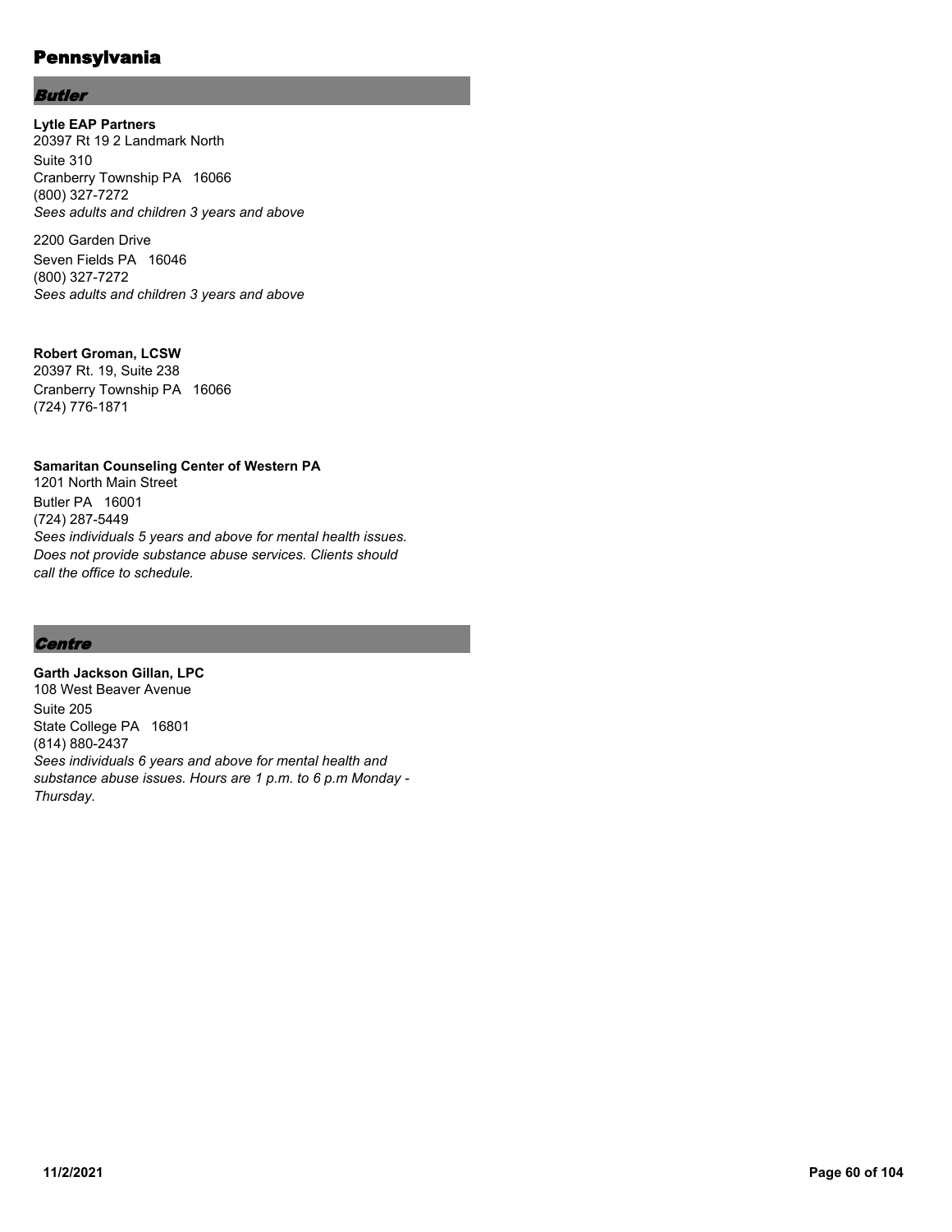# Pennsylvania

## *Butler*

**Lytle EAP Partners**
20397 Rt 19 2 Landmark North
Suite 310
Cranberry Township PA 16066
(800) 327-7272
*Sees adults and children 3 years and above*

2200 Garden Drive
Seven Fields PA 16046
(800) 327-7272
*Sees adults and children 3 years and above*

**Robert Groman, LCSW**
20397 Rt. 19, Suite 238
Cranberry Township PA 16066
(724) 776-1871

**Samaritan Counseling Center of Western PA**
1201 North Main Street
Butler PA 16001
(724) 287-5449
*Sees individuals 5 years and above for mental health issues. Does not provide substance abuse services. Clients should call the office to schedule.*

## *Centre*

**Garth Jackson Gillan, LPC**
108 West Beaver Avenue
Suite 205
State College PA 16801
(814) 880-2437
*Sees individuals 6 years and above for mental health and substance abuse issues. Hours are 1 p.m. to 6 p.m Monday - Thursday.*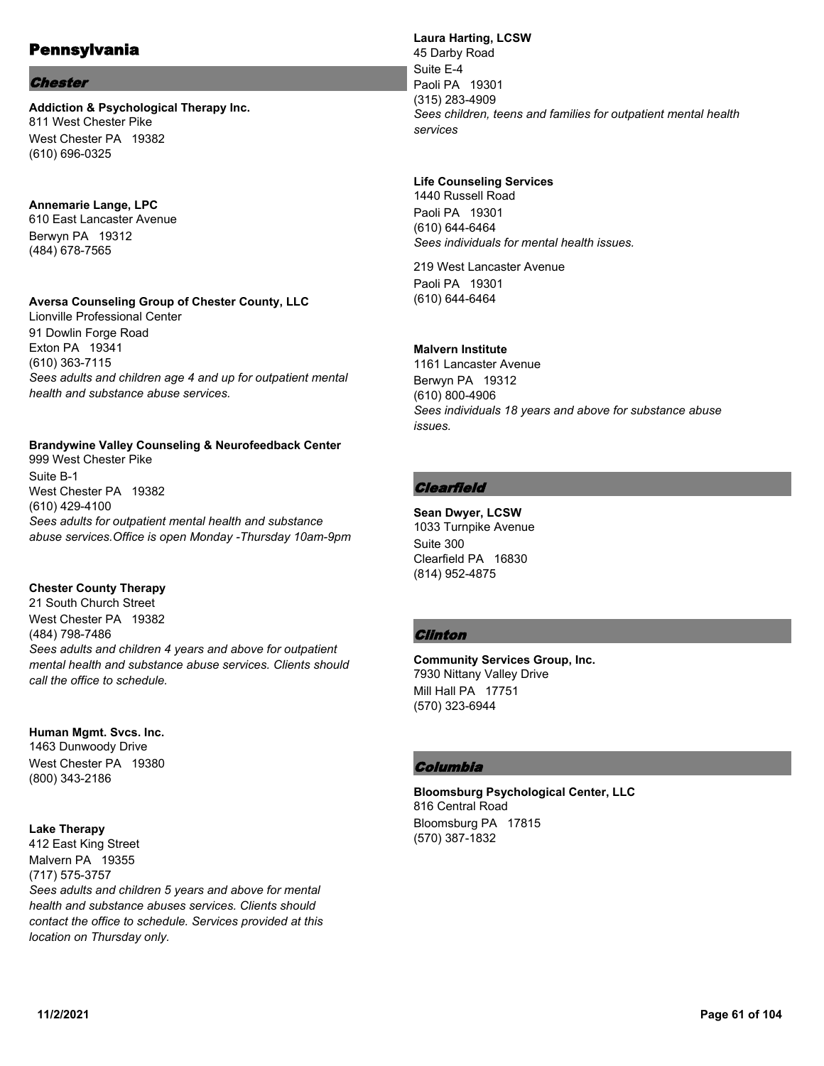# Pennsylvania

## *Chester*

**Addiction & Psychological Therapy Inc.**
811 West Chester Pike
West Chester PA 19382
(610) 696-0325

**Annemarie Lange, LPC**
610 East Lancaster Avenue
Berwyn PA 19312
(484) 678-7565

**Aversa Counseling Group of Chester County, LLC**
Lionville Professional Center
91 Dowlin Forge Road
Exton PA 19341
(610) 363-7115
*Sees adults and children age 4 and up for outpatient mental health and substance abuse services.*

**Brandywine Valley Counseling & Neurofeedback Center**
999 West Chester Pike
Suite B-1
West Chester PA 19382
(610) 429-4100
*Sees adults for outpatient mental health and substance abuse services.Office is open Monday -Thursday 10am-9pm*

**Chester County Therapy**
21 South Church Street
West Chester PA 19382
(484) 798-7486
*Sees adults and children 4 years and above for outpatient mental health and substance abuse services. Clients should call the office to schedule.*

**Human Mgmt. Svcs. Inc.**
1463 Dunwoody Drive
West Chester PA 19380
(800) 343-2186

**Lake Therapy**
412 East King Street
Malvern PA 19355
(717) 575-3757
*Sees adults and children 5 years and above for mental health and substance abuses services. Clients should contact the office to schedule. Services provided at this location on Thursday only.*

**Laura Harting, LCSW**
45 Darby Road
Suite E-4
Paoli PA 19301
(315) 283-4909
*Sees children, teens and families for outpatient mental health services*

**Life Counseling Services**
1440 Russell Road
Paoli PA 19301
(610) 644-6464
*Sees individuals for mental health issues.*

219 West Lancaster Avenue
Paoli PA 19301
(610) 644-6464

**Malvern Institute**
1161 Lancaster Avenue
Berwyn PA 19312
(610) 800-4906
*Sees individuals 18 years and above for substance abuse issues.*

## *Clearfield*

**Sean Dwyer, LCSW**
1033 Turnpike Avenue
Suite 300
Clearfield PA 16830
(814) 952-4875

## *Clinton*

**Community Services Group, Inc.**
7930 Nittany Valley Drive
Mill Hall PA 17751
(570) 323-6944

## *Columbia*

**Bloomsburg Psychological Center, LLC**
816 Central Road
Bloomsburg PA 17815
(570) 387-1832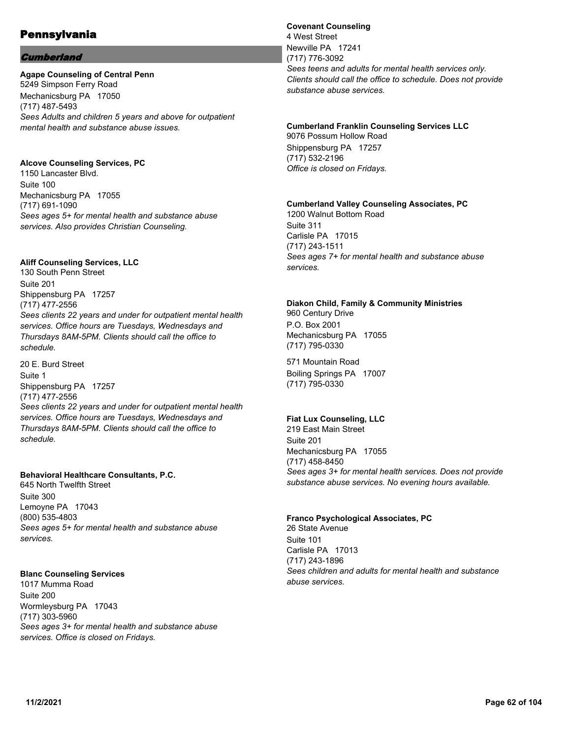# Pennsylvania

## *Cumberland*

**Agape Counseling of Central Penn**
5249 Simpson Ferry Road
Mechanicsburg PA 17050
(717) 487-5493
*Sees Adults and children 5 years and above for outpatient mental health and substance abuse issues.*

**Alcove Counseling Services, PC**
1150 Lancaster Blvd.
Suite 100
Mechanicsburg PA 17055
(717) 691-1090
*Sees ages 5+ for mental health and substance abuse services. Also provides Christian Counseling.*

**Aliff Counseling Services, LLC**
130 South Penn Street
Suite 201
Shippensburg PA 17257
(717) 477-2556
*Sees clients 22 years and under for outpatient mental health services. Office hours are Tuesdays, Wednesdays and Thursdays 8AM-5PM. Clients should call the office to schedule.*

20 E. Burd Street
Suite 1
Shippensburg PA 17257
(717) 477-2556
*Sees clients 22 years and under for outpatient mental health services. Office hours are Tuesdays, Wednesdays and Thursdays 8AM-5PM. Clients should call the office to schedule.*

**Behavioral Healthcare Consultants, P.C.**
645 North Twelfth Street
Suite 300
Lemoyne PA 17043
(800) 535-4803
*Sees ages 5+ for mental health and substance abuse services.*

**Blanc Counseling Services**
1017 Mumma Road
Suite 200
Wormleysburg PA 17043
(717) 303-5960
*Sees ages 3+ for mental health and substance abuse services. Office is closed on Fridays.*

**Covenant Counseling**
4 West Street
Newville PA 17241
(717) 776-3092
*Sees teens and adults for mental health services only. Clients should call the office to schedule. Does not provide substance abuse services.*

**Cumberland Franklin Counseling Services LLC**
9076 Possum Hollow Road
Shippensburg PA 17257
(717) 532-2196
*Office is closed on Fridays.*

**Cumberland Valley Counseling Associates, PC**
1200 Walnut Bottom Road
Suite 311
Carlisle PA 17015
(717) 243-1511
*Sees ages 7+ for mental health and substance abuse services.*

**Diakon Child, Family & Community Ministries**
960 Century Drive
P.O. Box 2001
Mechanicsburg PA 17055
(717) 795-0330

571 Mountain Road
Boiling Springs PA 17007
(717) 795-0330

**Fiat Lux Counseling, LLC**
219 East Main Street
Suite 201
Mechanicsburg PA 17055
(717) 458-8450
*Sees ages 3+ for mental health services. Does not provide substance abuse services. No evening hours available.*

**Franco Psychological Associates, PC**
26 State Avenue
Suite 101
Carlisle PA 17013
(717) 243-1896
*Sees children and adults for mental health and substance abuse services.*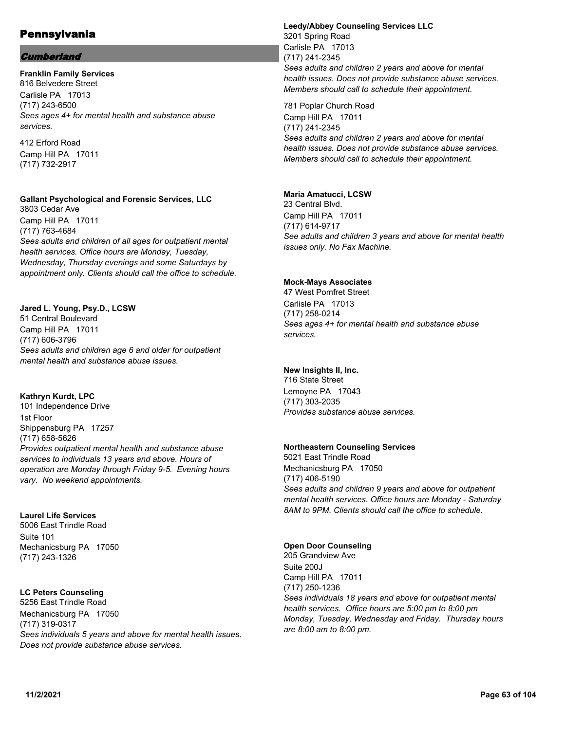# Pennsylvania

## *Cumberland*

**Franklin Family Services**
816 Belvedere Street
Carlisle PA 17013
(717) 243-6500
*Sees ages 4+ for mental health and substance abuse services.*

412 Erford Road
Camp Hill PA 17011
(717) 732-2917

**Gallant Psychological and Forensic Services, LLC**
3803 Cedar Ave
Camp Hill PA 17011
(717) 763-4684
*Sees adults and children of all ages for outpatient mental health services. Office hours are Monday, Tuesday, Wednesday, Thursday evenings and some Saturdays by appointment only. Clients should call the office to schedule.*

**Jared L. Young, Psy.D., LCSW**
51 Central Boulevard
Camp Hill PA 17011
(717) 606-3796
*Sees adults and children age 6 and older for outpatient mental health and substance abuse issues.*

**Kathryn Kurdt, LPC**
101 Independence Drive
1st Floor
Shippensburg PA 17257
(717) 658-5626
*Provides outpatient mental health and substance abuse services to individuals 13 years and above. Hours of operation are Monday through Friday 9-5. Evening hours vary. No weekend appointments.*

**Laurel Life Services**
5006 East Trindle Road
Suite 101
Mechanicsburg PA 17050
(717) 243-1326

**LC Peters Counseling**
5256 East Trindle Road
Mechanicsburg PA 17050
(717) 319-0317
*Sees individuals 5 years and above for mental health issues. Does not provide substance abuse services.*

**Leedy/Abbey Counseling Services LLC**
3201 Spring Road
Carlisle PA 17013
(717) 241-2345
*Sees adults and children 2 years and above for mental health issues. Does not provide substance abuse services. Members should call to schedule their appointment.*

781 Poplar Church Road
Camp Hill PA 17011
(717) 241-2345
*Sees adults and children 2 years and above for mental health issues. Does not provide substance abuse services. Members should call to schedule their appointment.*

**Maria Amatucci, LCSW**
23 Central Blvd.
Camp Hill PA 17011
(717) 614-9717
*See adults and children 3 years and above for mental health issues only. No Fax Machine.*

**Mock-Mays Associates**
47 West Pomfret Street
Carlisle PA 17013
(717) 258-0214
*Sees ages 4+ for mental health and substance abuse services.*

**New Insights II, Inc.**
716 State Street
Lemoyne PA 17043
(717) 303-2035
*Provides substance abuse services.*

**Northeastern Counseling Services**
5021 East Trindle Road
Mechanicsburg PA 17050
(717) 406-5190
*Sees adults and children 9 years and above for outpatient mental health services. Office hours are Monday - Saturday 8AM to 9PM. Clients should call the office to schedule.*

**Open Door Counseling**
205 Grandview Ave
Suite 200J
Camp Hill PA 17011
(717) 250-1236
*Sees individuals 18 years and above for outpatient mental health services. Office hours are 5:00 pm to 8:00 pm Monday, Tuesday, Wednesday and Friday. Thursday hours are 8:00 am to 8:00 pm.*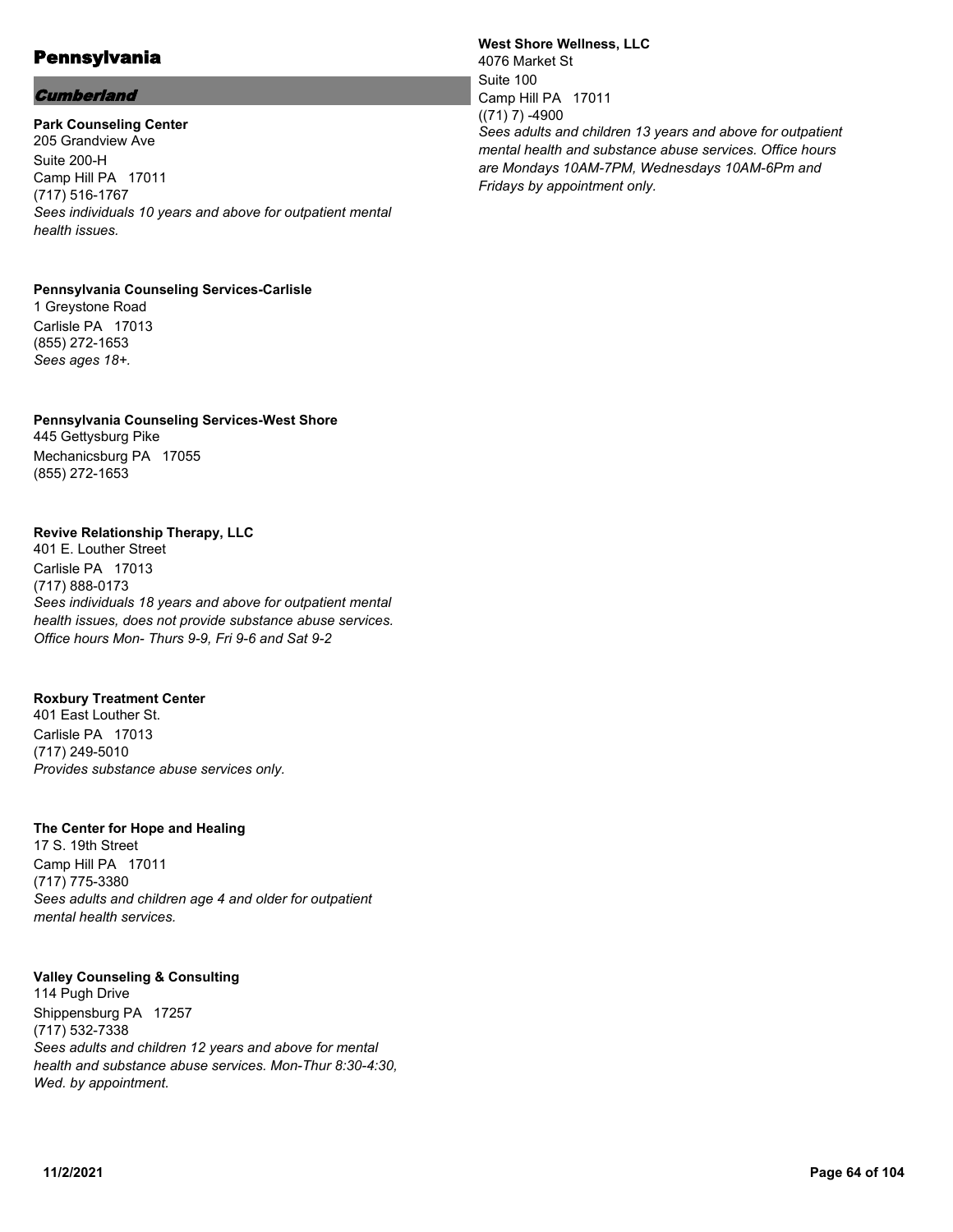# Pennsylvania

## *Cumberland*

**Park Counseling Center**
205 Grandview Ave
Suite 200-H
Camp Hill PA 17011
(717) 516-1767
*Sees individuals 10 years and above for outpatient mental health issues.*

**Pennsylvania Counseling Services-Carlisle**
1 Greystone Road
Carlisle PA 17013
(855) 272-1653
*Sees ages 18+.*

**Pennsylvania Counseling Services-West Shore**
445 Gettysburg Pike
Mechanicsburg PA 17055
(855) 272-1653

**Revive Relationship Therapy, LLC**
401 E. Louther Street
Carlisle PA 17013
(717) 888-0173
*Sees individuals 18 years and above for outpatient mental health issues, does not provide substance abuse services. Office hours Mon- Thurs 9-9, Fri 9-6 and Sat 9-2*

**Roxbury Treatment Center**
401 East Louther St.
Carlisle PA 17013
(717) 249-5010
*Provides substance abuse services only.*

**The Center for Hope and Healing**
17 S. 19th Street
Camp Hill PA 17011
(717) 775-3380
*Sees adults and children age 4 and older for outpatient mental health services.*

**Valley Counseling & Consulting**
114 Pugh Drive
Shippensburg PA 17257
(717) 532-7338
*Sees adults and children 12 years and above for mental health and substance abuse services. Mon-Thur 8:30-4:30, Wed. by appointment.*

**West Shore Wellness, LLC**
4076 Market St
Suite 100
Camp Hill PA 17011
((71) 7) -4900
*Sees adults and children 13 years and above for outpatient mental health and substance abuse services. Office hours are Mondays 10AM-7PM, Wednesdays 10AM-6Pm and Fridays by appointment only.*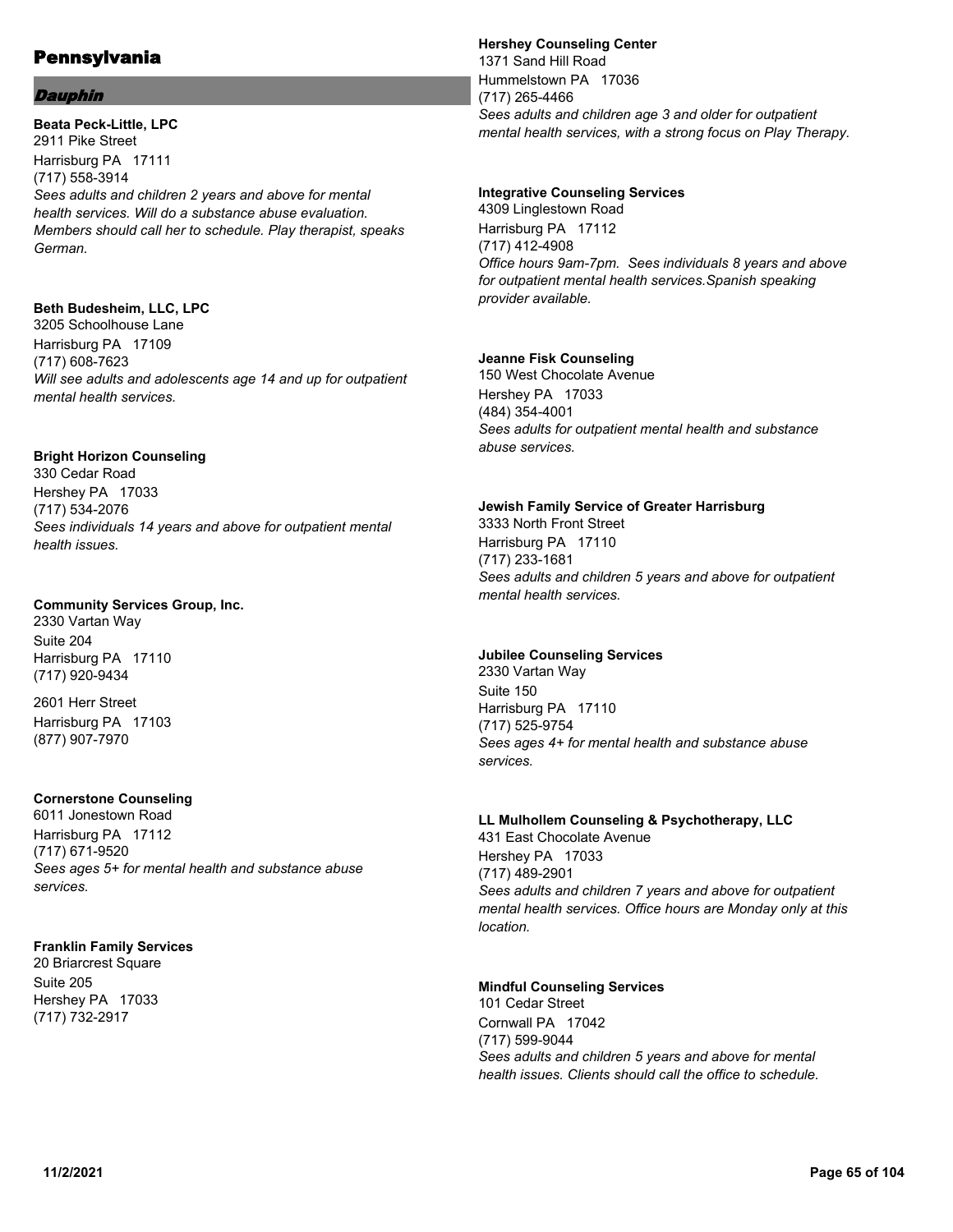# Pennsylvania

## *Dauphin*

**Beata Peck-Little, LPC**
2911 Pike Street
Harrisburg PA 17111
(717) 558-3914
*Sees adults and children 2 years and above for mental health services. Will do a substance abuse evaluation. Members should call her to schedule. Play therapist, speaks German.*

**Beth Budesheim, LLC, LPC**
3205 Schoolhouse Lane
Harrisburg PA 17109
(717) 608-7623
*Will see adults and adolescents age 14 and up for outpatient mental health services.*

**Bright Horizon Counseling**
330 Cedar Road
Hershey PA 17033
(717) 534-2076
*Sees individuals 14 years and above for outpatient mental health issues.*

**Community Services Group, Inc.**
2330 Vartan Way
Suite 204
Harrisburg PA 17110
(717) 920-9434

2601 Herr Street
Harrisburg PA 17103
(877) 907-7970

**Cornerstone Counseling**
6011 Jonestown Road
Harrisburg PA 17112
(717) 671-9520
*Sees ages 5+ for mental health and substance abuse services.*

**Franklin Family Services**
20 Briarcrest Square
Suite 205
Hershey PA 17033
(717) 732-2917

**Hershey Counseling Center**
1371 Sand Hill Road
Hummelstown PA 17036
(717) 265-4466
*Sees adults and children age 3 and older for outpatient mental health services, with a strong focus on Play Therapy.*

**Integrative Counseling Services**
4309 Linglestown Road
Harrisburg PA 17112
(717) 412-4908
*Office hours 9am-7pm. Sees individuals 8 years and above for outpatient mental health services.Spanish speaking provider available.*

**Jeanne Fisk Counseling**
150 West Chocolate Avenue
Hershey PA 17033
(484) 354-4001
*Sees adults for outpatient mental health and substance abuse services.*

**Jewish Family Service of Greater Harrisburg**
3333 North Front Street
Harrisburg PA 17110
(717) 233-1681
*Sees adults and children 5 years and above for outpatient mental health services.*

**Jubilee Counseling Services**
2330 Vartan Way
Suite 150
Harrisburg PA 17110
(717) 525-9754
*Sees ages 4+ for mental health and substance abuse services.*

**LL Mulhollem Counseling & Psychotherapy, LLC**
431 East Chocolate Avenue
Hershey PA 17033
(717) 489-2901
*Sees adults and children 7 years and above for outpatient mental health services. Office hours are Monday only at this location.*

**Mindful Counseling Services**
101 Cedar Street
Cornwall PA 17042
(717) 599-9044
*Sees adults and children 5 years and above for mental health issues. Clients should call the office to schedule.*

11/2/2021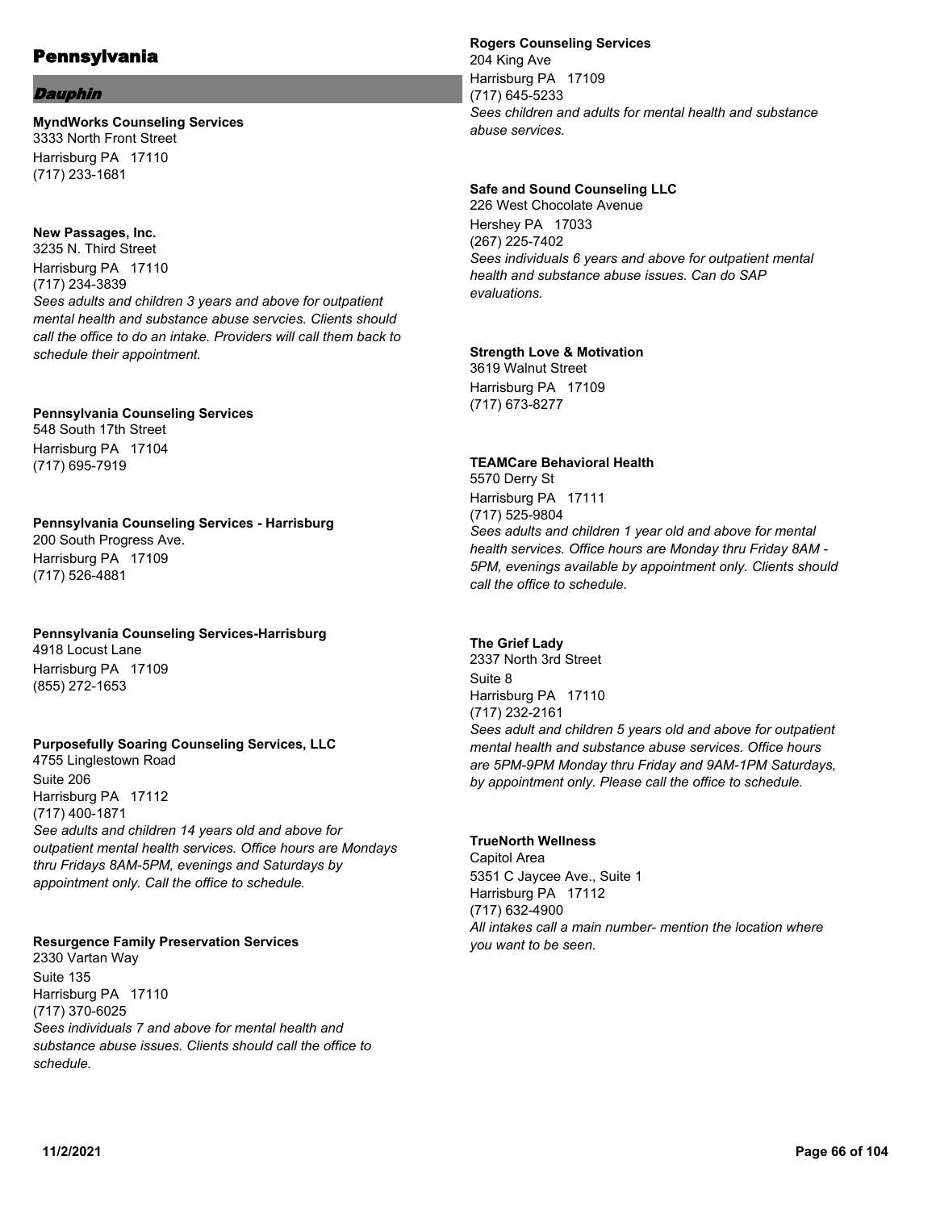# Pennsylvania

## *Dauphin*

**MyndWorks Counseling Services**
3333 North Front Street
Harrisburg PA 17110
(717) 233-1681

**New Passages, Inc.**
3235 N. Third Street
Harrisburg PA 17110
(717) 234-3839
*Sees adults and children 3 years and above for outpatient mental health and substance abuse servcies. Clients should call the office to do an intake. Providers will call them back to schedule their appointment.*

**Pennsylvania Counseling Services**
548 South 17th Street
Harrisburg PA 17104
(717) 695-7919

**Pennsylvania Counseling Services - Harrisburg**
200 South Progress Ave.
Harrisburg PA 17109
(717) 526-4881

**Pennsylvania Counseling Services-Harrisburg**
4918 Locust Lane
Harrisburg PA 17109
(855) 272-1653

**Purposefully Soaring Counseling Services, LLC**
4755 Linglestown Road
Suite 206
Harrisburg PA 17112
(717) 400-1871
*See adults and children 14 years old and above for outpatient mental health services. Office hours are Mondays thru Fridays 8AM-5PM, evenings and Saturdays by appointment only. Call the office to schedule.*

**Resurgence Family Preservation Services**
2330 Vartan Way
Suite 135
Harrisburg PA 17110
(717) 370-6025
*Sees individuals 7 and above for mental health and substance abuse issues. Clients should call the office to schedule.*

**Rogers Counseling Services**
204 King Ave
Harrisburg PA 17109
(717) 645-5233
*Sees children and adults for mental health and substance abuse services.*

**Safe and Sound Counseling LLC**
226 West Chocolate Avenue
Hershey PA 17033
(267) 225-7402
*Sees individuals 6 years and above for outpatient mental health and substance abuse issues. Can do SAP evaluations.*

**Strength Love & Motivation**
3619 Walnut Street
Harrisburg PA 17109
(717) 673-8277

**TEAMCare Behavioral Health**
5570 Derry St
Harrisburg PA 17111
(717) 525-9804
*Sees adults and children 1 year old and above for mental health services. Office hours are Monday thru Friday 8AM - 5PM, evenings available by appointment only. Clients should call the office to schedule.*

**The Grief Lady**
2337 North 3rd Street
Suite 8
Harrisburg PA 17110
(717) 232-2161
*Sees adult and children 5 years old and above for outpatient mental health and substance abuse services. Office hours are 5PM-9PM Monday thru Friday and 9AM-1PM Saturdays, by appointment only. Please call the office to schedule.*

**TrueNorth Wellness**
Capitol Area
5351 C Jaycee Ave., Suite 1
Harrisburg PA 17112
(717) 632-4900
*All intakes call a main number- mention the location where you want to be seen.*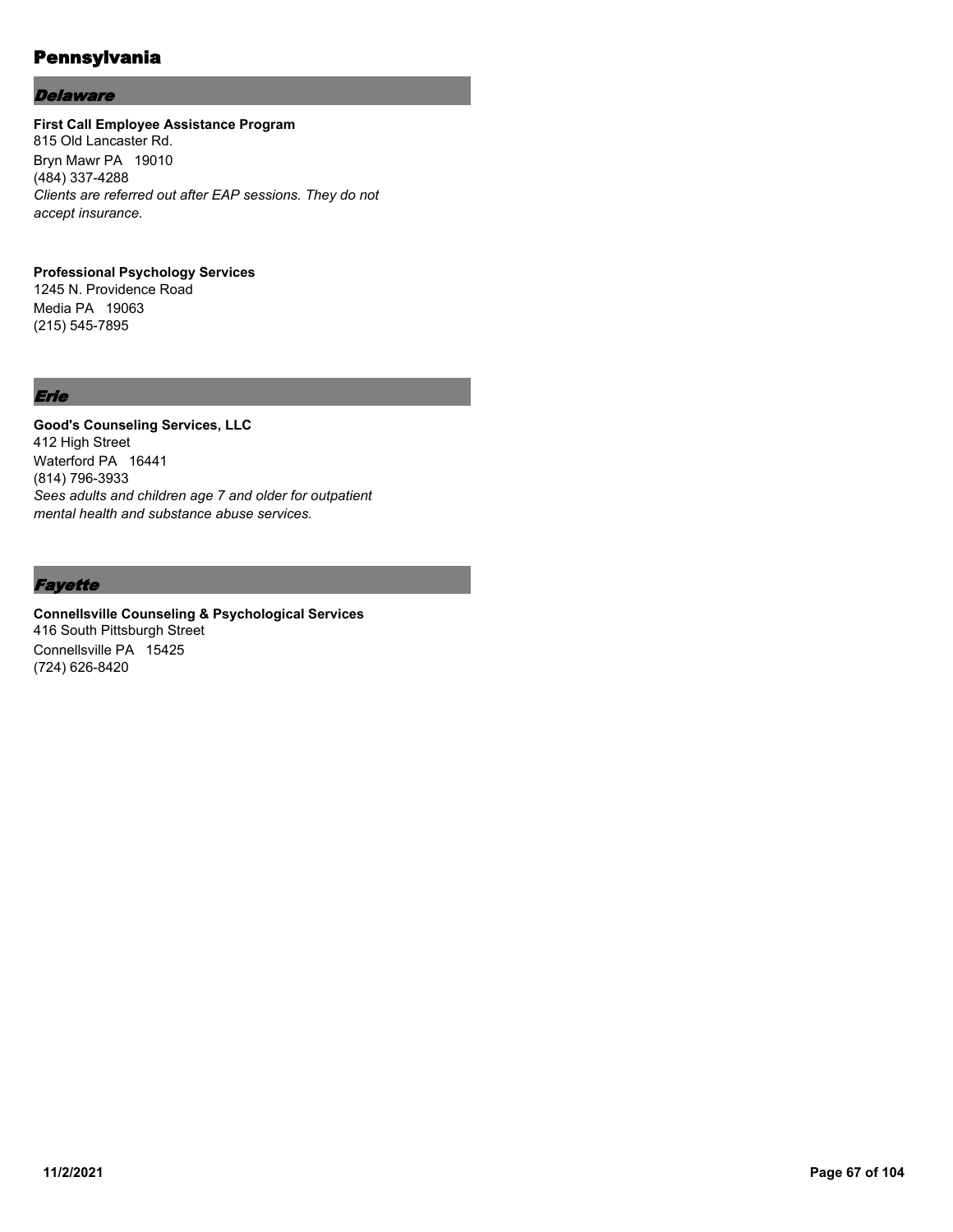# Pennsylvania

## *Delaware*

**First Call Employee Assistance Program**
815 Old Lancaster Rd.
Bryn Mawr PA 19010
(484) 337-4288
*Clients are referred out after EAP sessions. They do not accept insurance.*

**Professional Psychology Services**
1245 N. Providence Road
Media PA 19063
(215) 545-7895

## *Erie*

**Good's Counseling Services, LLC**
412 High Street
Waterford PA 16441
(814) 796-3933
*Sees adults and children age 7 and older for outpatient mental health and substance abuse services.*

## *Fayette*

**Connellsville Counseling & Psychological Services**
416 South Pittsburgh Street
Connellsville PA 15425
(724) 626-8420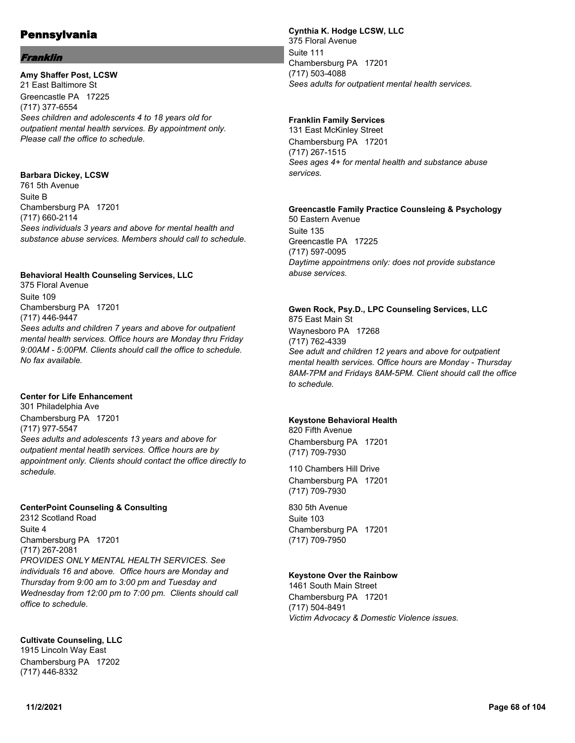# Pennsylvania

## *Franklin*

**Amy Shaffer Post, LCSW**
21 East Baltimore St
Greencastle PA 17225
(717) 377-6554
*Sees children and adolescents 4 to 18 years old for outpatient mental health services. By appointment only. Please call the office to schedule.*

**Barbara Dickey, LCSW**
761 5th Avenue
Suite B
Chambersburg PA 17201
(717) 660-2114
*Sees individuals 3 years and above for mental health and substance abuse services. Members should call to schedule.*

**Behavioral Health Counseling Services, LLC**
375 Floral Avenue
Suite 109
Chambersburg PA 17201
(717) 446-9447
*Sees adults and children 7 years and above for outpatient mental health services. Office hours are Monday thru Friday 9:00AM - 5:00PM. Clients should call the office to schedule. No fax available.*

**Center for Life Enhancement**
301 Philadelphia Ave
Chambersburg PA 17201
(717) 977-5547
*Sees adults and adolescents 13 years and above for outpatient mental heatlh services. Office hours are by appointment only. Clients should contact the office directly to schedule.*

**CenterPoint Counseling & Consulting**
2312 Scotland Road
Suite 4
Chambersburg PA 17201
(717) 267-2081
*PROVIDES ONLY MENTAL HEALTH SERVICES. See individuals 16 and above. Office hours are Monday and Thursday from 9:00 am to 3:00 pm and Tuesday and Wednesday from 12:00 pm to 7:00 pm. Clients should call office to schedule.*

**Cultivate Counseling, LLC**
1915 Lincoln Way East
Chambersburg PA 17202
(717) 446-8332

**Cynthia K. Hodge LCSW, LLC**
375 Floral Avenue
Suite 111
Chambersburg PA 17201
(717) 503-4088
*Sees adults for outpatient mental health services.*

**Franklin Family Services**
131 East McKinley Street
Chambersburg PA 17201
(717) 267-1515
*Sees ages 4+ for mental health and substance abuse services.*

**Greencastle Family Practice Counsleing & Psychology**
50 Eastern Avenue
Suite 135
Greencastle PA 17225
(717) 597-0095
*Daytime appointmens only: does not provide substance abuse services.*

**Gwen Rock, Psy.D., LPC Counseling Services, LLC**
875 East Main St
Waynesboro PA 17268
(717) 762-4339
*See adult and children 12 years and above for outpatient mental health services. Office hours are Monday - Thursday 8AM-7PM and Fridays 8AM-5PM. Client should call the office to schedule.*

**Keystone Behavioral Health**
820 Fifth Avenue
Chambersburg PA 17201
(717) 709-7930

110 Chambers Hill Drive
Chambersburg PA 17201
(717) 709-7930

830 5th Avenue
Suite 103
Chambersburg PA 17201
(717) 709-7950

**Keystone Over the Rainbow**
1461 South Main Street
Chambersburg PA 17201
(717) 504-8491
*Victim Advocacy & Domestic Violence issues.*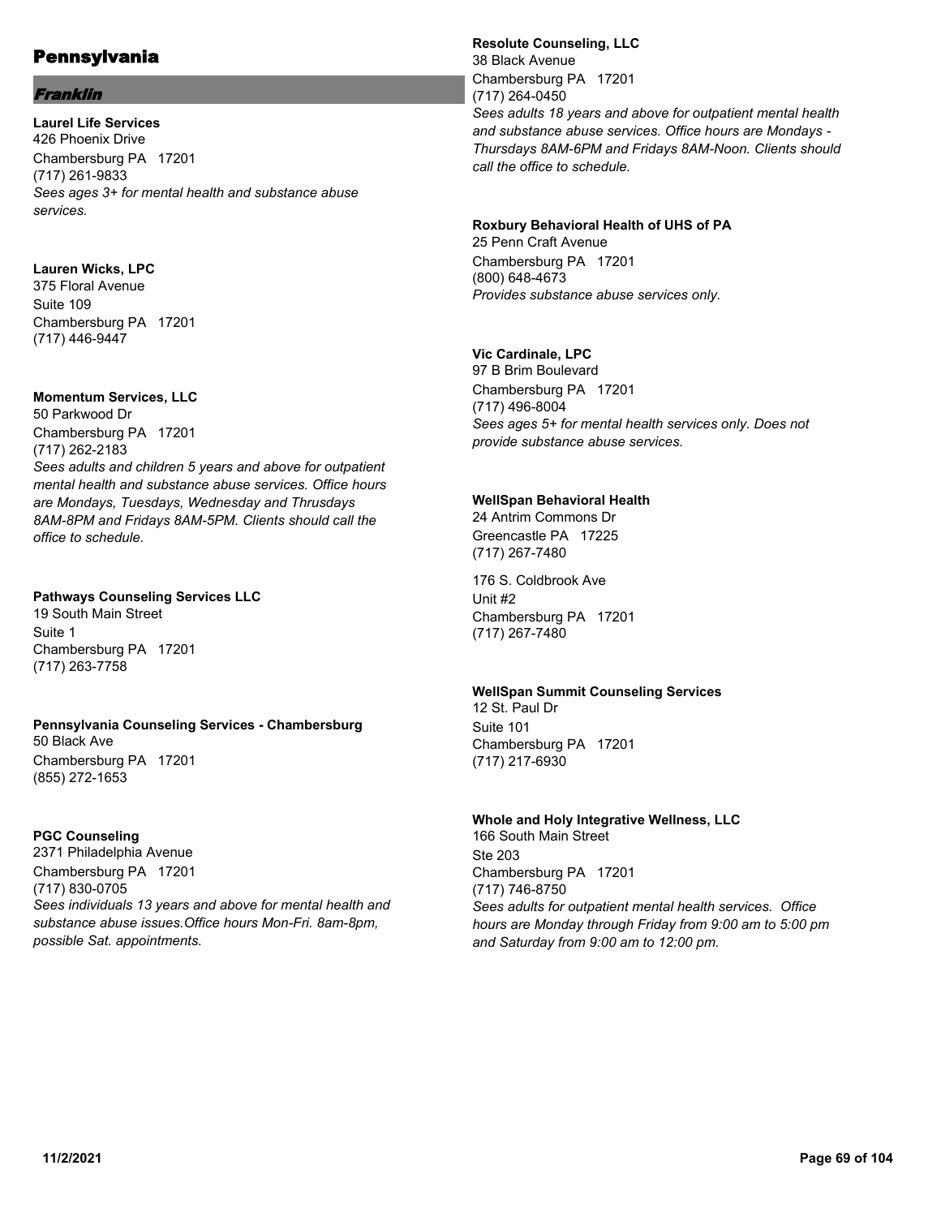# Pennsylvania

## *Franklin*

**Laurel Life Services**
426 Phoenix Drive
Chambersburg PA 17201
(717) 261-9833
*Sees ages 3+ for mental health and substance abuse services.*

**Lauren Wicks, LPC**
375 Floral Avenue
Suite 109
Chambersburg PA 17201
(717) 446-9447

**Momentum Services, LLC**
50 Parkwood Dr
Chambersburg PA 17201
(717) 262-2183
*Sees adults and children 5 years and above for outpatient mental health and substance abuse services. Office hours are Mondays, Tuesdays, Wednesday and Thrusdays 8AM-8PM and Fridays 8AM-5PM. Clients should call the office to schedule.*

**Pathways Counseling Services LLC**
19 South Main Street
Suite 1
Chambersburg PA 17201
(717) 263-7758

**Pennsylvania Counseling Services - Chambersburg**
50 Black Ave
Chambersburg PA 17201
(855) 272-1653

**PGC Counseling**
2371 Philadelphia Avenue
Chambersburg PA 17201
(717) 830-0705
*Sees individuals 13 years and above for mental health and substance abuse issues.Office hours Mon-Fri. 8am-8pm, possible Sat. appointments.*

**Resolute Counseling, LLC**
38 Black Avenue
Chambersburg PA 17201
(717) 264-0450
*Sees adults 18 years and above for outpatient mental health and substance abuse services. Office hours are Mondays - Thursdays 8AM-6PM and Fridays 8AM-Noon. Clients should call the office to schedule.*

**Roxbury Behavioral Health of UHS of PA**
25 Penn Craft Avenue
Chambersburg PA 17201
(800) 648-4673
*Provides substance abuse services only.*

**Vic Cardinale, LPC**
97 B Brim Boulevard
Chambersburg PA 17201
(717) 496-8004
*Sees ages 5+ for mental health services only. Does not provide substance abuse services.*

**WellSpan Behavioral Health**
24 Antrim Commons Dr
Greencastle PA 17225
(717) 267-7480

176 S. Coldbrook Ave
Unit #2
Chambersburg PA 17201
(717) 267-7480

**WellSpan Summit Counseling Services**
12 St. Paul Dr
Suite 101
Chambersburg PA 17201
(717) 217-6930

**Whole and Holy Integrative Wellness, LLC**
166 South Main Street
Ste 203
Chambersburg PA 17201
(717) 746-8750
*Sees adults for outpatient mental health services. Office hours are Monday through Friday from 9:00 am to 5:00 pm and Saturday from 9:00 am to 12:00 pm.*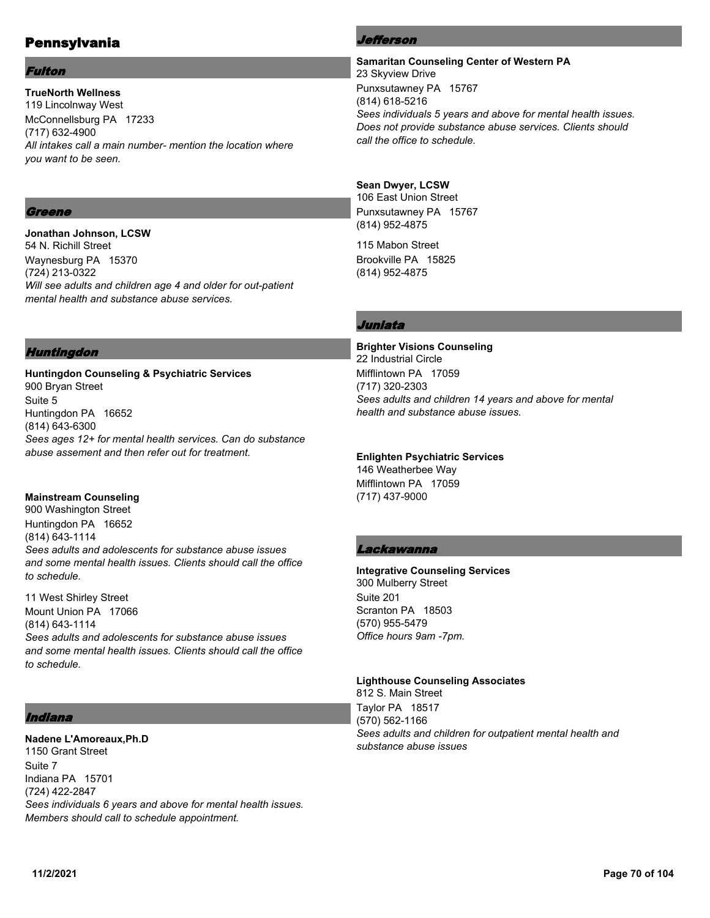# Pennsylvania

## *Fulton*

**TrueNorth Wellness**
119 Lincolnway West
McConnellsburg PA 17233
(717) 632-4900
*All intakes call a main number- mention the location where you want to be seen.*

## *Greene*

**Jonathan Johnson, LCSW**
54 N. Richill Street
Waynesburg PA 15370
(724) 213-0322
*Will see adults and children age 4 and older for out-patient mental health and substance abuse services.*

## *Huntingdon*

**Huntingdon Counseling & Psychiatric Services**
900 Bryan Street
Suite 5
Huntingdon PA 16652
(814) 643-6300
*Sees ages 12+ for mental health services. Can do substance abuse assement and then refer out for treatment.*

**Mainstream Counseling**
900 Washington Street
Huntingdon PA 16652
(814) 643-1114
*Sees adults and adolescents for substance abuse issues and some mental health issues. Clients should call the office to schedule.*

11 West Shirley Street
Mount Union PA 17066
(814) 643-1114
*Sees adults and adolescents for substance abuse issues and some mental health issues. Clients should call the office to schedule.*

## *Indiana*

**Nadene L'Amoreaux,Ph.D**
1150 Grant Street
Suite 7
Indiana PA 15701
(724) 422-2847
*Sees individuals 6 years and above for mental health issues. Members should call to schedule appointment.*

## *Jefferson*

**Samaritan Counseling Center of Western PA**
23 Skyview Drive
Punxsutawney PA 15767
(814) 618-5216
*Sees individuals 5 years and above for mental health issues. Does not provide substance abuse services. Clients should call the office to schedule.*

**Sean Dwyer, LCSW**
106 East Union Street
Punxsutawney PA 15767
(814) 952-4875

115 Mabon Street
Brookville PA 15825
(814) 952-4875

## *Juniata*

**Brighter Visions Counseling**
22 Industrial Circle
Mifflintown PA 17059
(717) 320-2303
*Sees adults and children 14 years and above for mental health and substance abuse issues.*

**Enlighten Psychiatric Services**
146 Weatherbee Way
Mifflintown PA 17059
(717) 437-9000

## *Lackawanna*

**Integrative Counseling Services**
300 Mulberry Street
Suite 201
Scranton PA 18503
(570) 955-5479
*Office hours 9am -7pm.*

**Lighthouse Counseling Associates**
812 S. Main Street
Taylor PA 18517
(570) 562-1166
*Sees adults and children for outpatient mental health and substance abuse issues*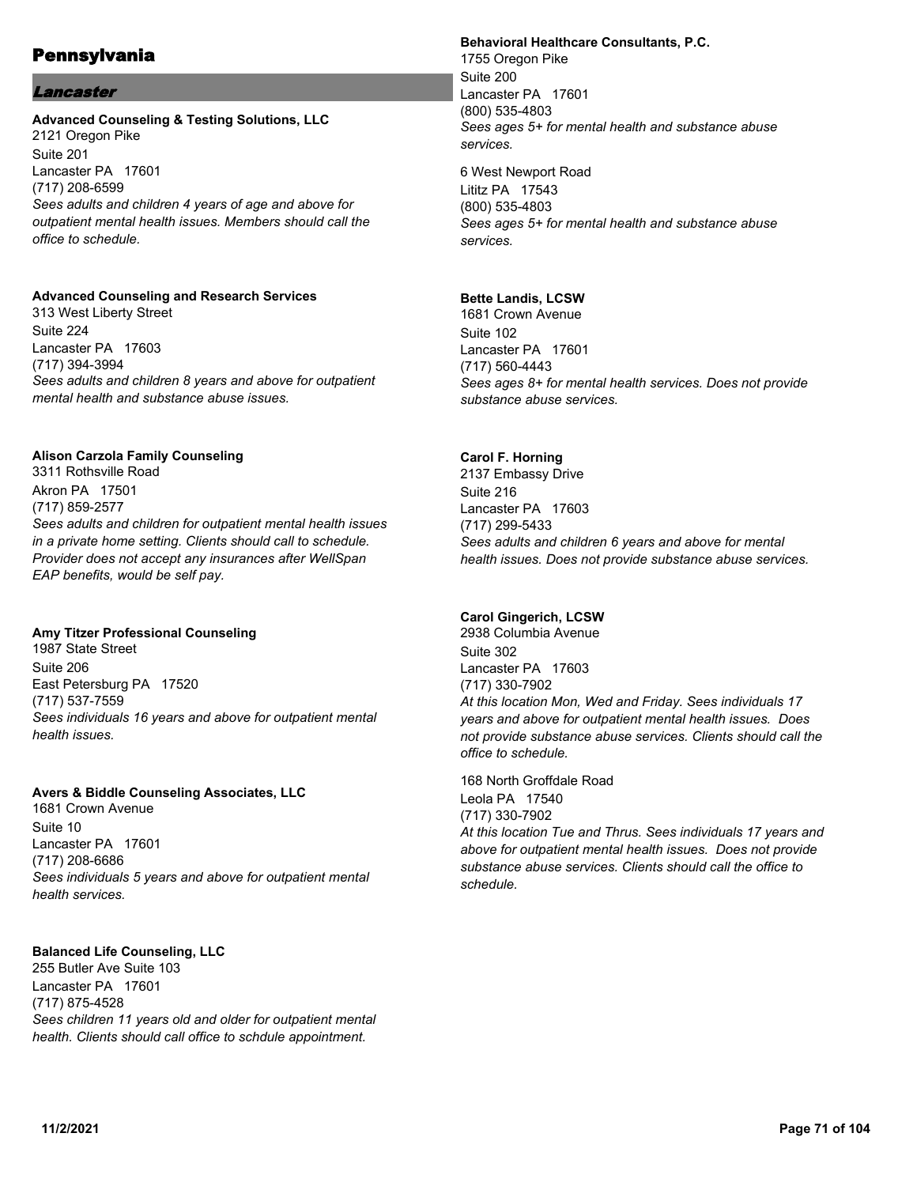# Pennsylvania

## *Lancaster*

**Advanced Counseling & Testing Solutions, LLC**
2121 Oregon Pike
Suite 201
Lancaster PA 17601
(717) 208-6599
*Sees adults and children 4 years of age and above for outpatient mental health issues. Members should call the office to schedule.*

**Advanced Counseling and Research Services**
313 West Liberty Street
Suite 224
Lancaster PA 17603
(717) 394-3994
*Sees adults and children 8 years and above for outpatient mental health and substance abuse issues.*

**Alison Carzola Family Counseling**
3311 Rothsville Road
Akron PA 17501
(717) 859-2577
*Sees adults and children for outpatient mental health issues in a private home setting. Clients should call to schedule. Provider does not accept any insurances after WellSpan EAP benefits, would be self pay.*

**Amy Titzer Professional Counseling**
1987 State Street
Suite 206
East Petersburg PA 17520
(717) 537-7559
*Sees individuals 16 years and above for outpatient mental health issues.*

**Avers & Biddle Counseling Associates, LLC**
1681 Crown Avenue
Suite 10
Lancaster PA 17601
(717) 208-6686
*Sees individuals 5 years and above for outpatient mental health services.*

**Balanced Life Counseling, LLC**
255 Butler Ave Suite 103
Lancaster PA 17601
(717) 875-4528
*Sees children 11 years old and older for outpatient mental health. Clients should call office to schdule appointment.*

**Behavioral Healthcare Consultants, P.C.**
1755 Oregon Pike
Suite 200
Lancaster PA 17601
(800) 535-4803
*Sees ages 5+ for mental health and substance abuse services.*

6 West Newport Road
Lititz PA 17543
(800) 535-4803
*Sees ages 5+ for mental health and substance abuse services.*

**Bette Landis, LCSW**
1681 Crown Avenue
Suite 102
Lancaster PA 17601
(717) 560-4443
*Sees ages 8+ for mental health services. Does not provide substance abuse services.*

**Carol F. Horning**
2137 Embassy Drive
Suite 216
Lancaster PA 17603
(717) 299-5433
*Sees adults and children 6 years and above for mental health issues. Does not provide substance abuse services.*

**Carol Gingerich, LCSW**
2938 Columbia Avenue
Suite 302
Lancaster PA 17603
(717) 330-7902
*At this location Mon, Wed and Friday. Sees individuals 17 years and above for outpatient mental health issues. Does not provide substance abuse services. Clients should call the office to schedule.*

168 North Groffdale Road
Leola PA 17540
(717) 330-7902
*At this location Tue and Thrus. Sees individuals 17 years and above for outpatient mental health issues. Does not provide substance abuse services. Clients should call the office to schedule.*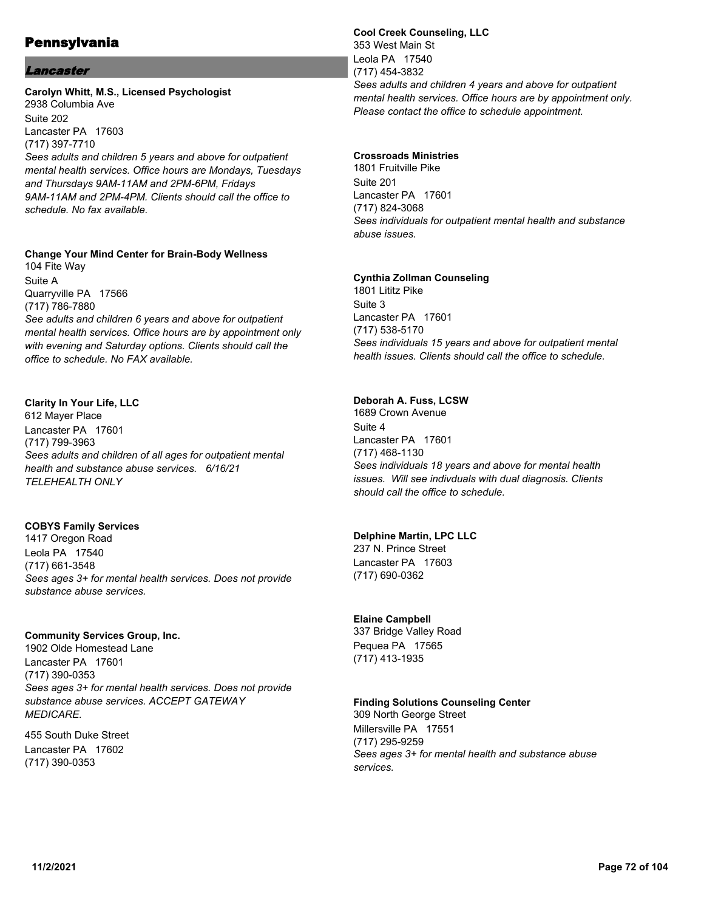# Pennsylvania

## *Lancaster*

**Carolyn Whitt, M.S., Licensed Psychologist**
2938 Columbia Ave
Suite 202
Lancaster PA 17603
(717) 397-7710
*Sees adults and children 5 years and above for outpatient mental health services. Office hours are Mondays, Tuesdays and Thursdays 9AM-11AM and 2PM-6PM, Fridays 9AM-11AM and 2PM-4PM. Clients should call the office to schedule. No fax available.*

**Change Your Mind Center for Brain-Body Wellness**
104 Fite Way
Suite A
Quarryville PA 17566
(717) 786-7880
*See adults and children 6 years and above for outpatient mental health services. Office hours are by appointment only with evening and Saturday options. Clients should call the office to schedule. No FAX available.*

**Clarity In Your Life, LLC**
612 Mayer Place
Lancaster PA 17601
(717) 799-3963
*Sees adults and children of all ages for outpatient mental health and substance abuse services. 6/16/21 TELEHEALTH ONLY*

**COBYS Family Services**
1417 Oregon Road
Leola PA 17540
(717) 661-3548
*Sees ages 3+ for mental health services. Does not provide substance abuse services.*

**Community Services Group, Inc.**
1902 Olde Homestead Lane
Lancaster PA 17601
(717) 390-0353
*Sees ages 3+ for mental health services. Does not provide substance abuse services. ACCEPT GATEWAY MEDICARE.*

455 South Duke Street
Lancaster PA 17602
(717) 390-0353

**Cool Creek Counseling, LLC**
353 West Main St
Leola PA 17540
(717) 454-3832
*Sees adults and children 4 years and above for outpatient mental health services. Office hours are by appointment only. Please contact the office to schedule appointment.*

**Crossroads Ministries**
1801 Fruitville Pike
Suite 201
Lancaster PA 17601
(717) 824-3068
*Sees individuals for outpatient mental health and substance abuse issues.*

**Cynthia Zollman Counseling**
1801 Lititz Pike
Suite 3
Lancaster PA 17601
(717) 538-5170
*Sees individuals 15 years and above for outpatient mental health issues. Clients should call the office to schedule.*

**Deborah A. Fuss, LCSW**
1689 Crown Avenue
Suite 4
Lancaster PA 17601
(717) 468-1130
*Sees individuals 18 years and above for mental health issues. Will see indivduals with dual diagnosis. Clients should call the office to schedule.*

**Delphine Martin, LPC LLC**
237 N. Prince Street
Lancaster PA 17603
(717) 690-0362

**Elaine Campbell**
337 Bridge Valley Road
Pequea PA 17565
(717) 413-1935

**Finding Solutions Counseling Center**
309 North George Street
Millersville PA 17551
(717) 295-9259
*Sees ages 3+ for mental health and substance abuse services.*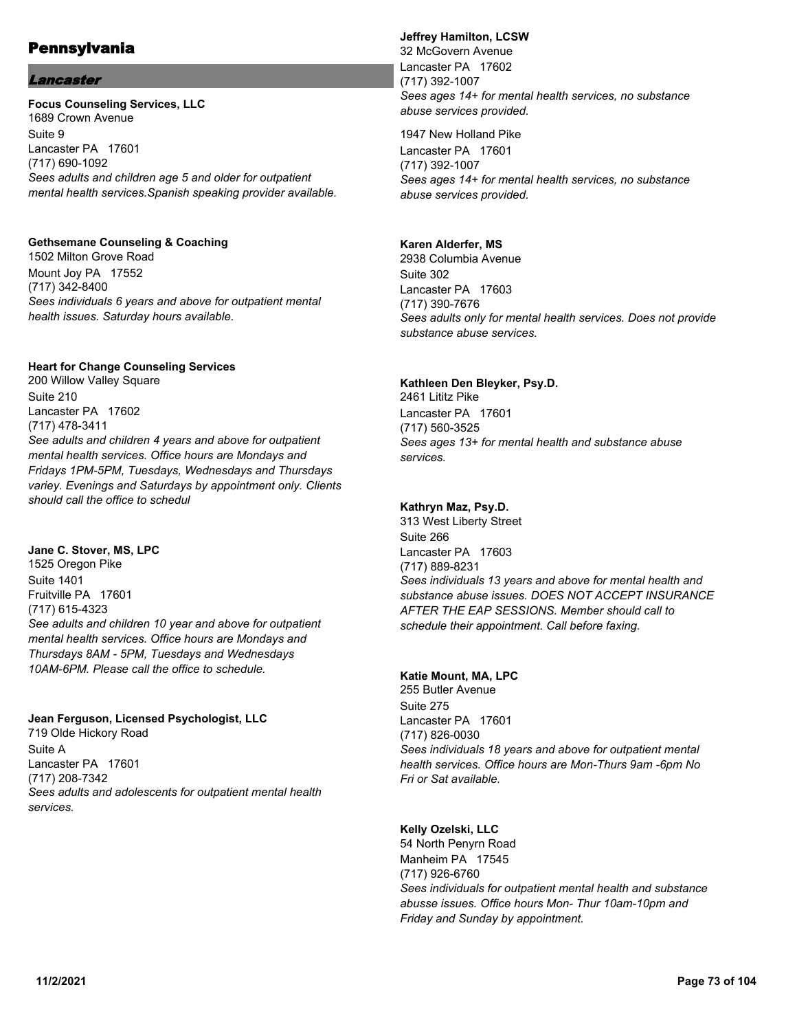# Pennsylvania

## *Lancaster*

**Focus Counseling Services, LLC**
1689 Crown Avenue
Suite 9
Lancaster PA 17601
(717) 690-1092
*Sees adults and children age 5 and older for outpatient mental health services.Spanish speaking provider available.*

**Gethsemane Counseling & Coaching**
1502 Milton Grove Road
Mount Joy PA 17552
(717) 342-8400
*Sees individuals 6 years and above for outpatient mental health issues. Saturday hours available.*

**Heart for Change Counseling Services**
200 Willow Valley Square
Suite 210
Lancaster PA 17602
(717) 478-3411
*See adults and children 4 years and above for outpatient mental health services. Office hours are Mondays and Fridays 1PM-5PM, Tuesdays, Wednesdays and Thursdays variey. Evenings and Saturdays by appointment only. Clients should call the office to schedul*

**Jane C. Stover, MS, LPC**
1525 Oregon Pike
Suite 1401
Fruitville PA 17601
(717) 615-4323
*See adults and children 10 year and above for outpatient mental health services. Office hours are Mondays and Thursdays 8AM - 5PM, Tuesdays and Wednesdays 10AM-6PM. Please call the office to schedule.*

**Jean Ferguson, Licensed Psychologist, LLC**
719 Olde Hickory Road
Suite A
Lancaster PA 17601
(717) 208-7342
*Sees adults and adolescents for outpatient mental health services.*

**Jeffrey Hamilton, LCSW**
32 McGovern Avenue
Lancaster PA 17602
(717) 392-1007
*Sees ages 14+ for mental health services, no substance abuse services provided.*

1947 New Holland Pike
Lancaster PA 17601
(717) 392-1007
*Sees ages 14+ for mental health services, no substance abuse services provided.*

**Karen Alderfer, MS**
2938 Columbia Avenue
Suite 302
Lancaster PA 17603
(717) 390-7676
*Sees adults only for mental health services. Does not provide substance abuse services.*

**Kathleen Den Bleyker, Psy.D.**
2461 Lititz Pike
Lancaster PA 17601
(717) 560-3525
*Sees ages 13+ for mental health and substance abuse services.*

**Kathryn Maz, Psy.D.**
313 West Liberty Street
Suite 266
Lancaster PA 17603
(717) 889-8231
*Sees individuals 13 years and above for mental health and substance abuse issues. DOES NOT ACCEPT INSURANCE AFTER THE EAP SESSIONS. Member should call to schedule their appointment. Call before faxing.*

**Katie Mount, MA, LPC**
255 Butler Avenue
Suite 275
Lancaster PA 17601
(717) 826-0030
*Sees individuals 18 years and above for outpatient mental health services. Office hours are Mon-Thurs 9am -6pm No Fri or Sat available.*

**Kelly Ozelski, LLC**
54 North Penyrn Road
Manheim PA 17545
(717) 926-6760
*Sees individuals for outpatient mental health and substance abusse issues. Office hours Mon- Thur 10am-10pm and Friday and Sunday by appointment.*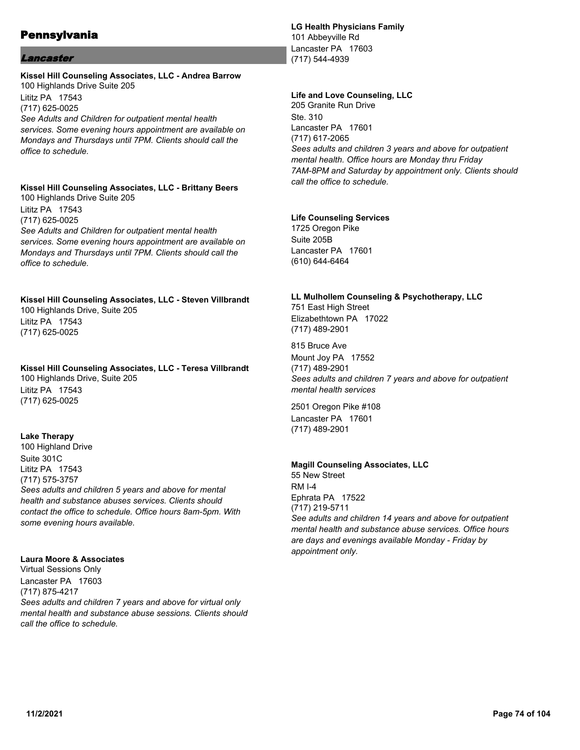# Pennsylvania

## *Lancaster*

**Kissel Hill Counseling Associates, LLC - Andrea Barrow**
100 Highlands Drive Suite 205
Lititz PA 17543
(717) 625-0025
*See Adults and Children for outpatient mental health services. Some evening hours appointment are available on Mondays and Thursdays until 7PM. Clients should call the office to schedule.*

**Kissel Hill Counseling Associates, LLC - Brittany Beers**
100 Highlands Drive Suite 205
Lititz PA 17543
(717) 625-0025
*See Adults and Children for outpatient mental health services. Some evening hours appointment are available on Mondays and Thursdays until 7PM. Clients should call the office to schedule.*

**Kissel Hill Counseling Associates, LLC - Steven Villbrandt**
100 Highlands Drive, Suite 205
Lititz PA 17543
(717) 625-0025

**Kissel Hill Counseling Associates, LLC - Teresa Villbrandt**
100 Highlands Drive, Suite 205
Lititz PA 17543
(717) 625-0025

**Lake Therapy**
100 Highland Drive
Suite 301C
Lititz PA 17543
(717) 575-3757
*Sees adults and children 5 years and above for mental health and substance abuses services. Clients should contact the office to schedule. Office hours 8am-5pm. With some evening hours available.*

**Laura Moore & Associates**
Virtual Sessions Only
Lancaster PA 17603
(717) 875-4217
*Sees adults and children 7 years and above for virtual only mental health and substance abuse sessions. Clients should call the office to schedule.*

**LG Health Physicians Family**
101 Abbeyville Rd
Lancaster PA 17603
(717) 544-4939

**Life and Love Counseling, LLC**
205 Granite Run Drive
Ste. 310
Lancaster PA 17601
(717) 617-2065
*Sees adults and children 3 years and above for outpatient mental health. Office hours are Monday thru Friday 7AM-8PM and Saturday by appointment only. Clients should call the office to schedule.*

**Life Counseling Services**
1725 Oregon Pike
Suite 205B
Lancaster PA 17601
(610) 644-6464

**LL Mulhollem Counseling & Psychotherapy, LLC**
751 East High Street
Elizabethtown PA 17022
(717) 489-2901

815 Bruce Ave
Mount Joy PA 17552
(717) 489-2901
*Sees adults and children 7 years and above for outpatient mental health services*

2501 Oregon Pike #108
Lancaster PA 17601
(717) 489-2901

**Magill Counseling Associates, LLC**
55 New Street
RM I-4
Ephrata PA 17522
(717) 219-5711
*See adults and children 14 years and above for outpatient mental health and substance abuse services. Office hours are days and evenings available Monday - Friday by appointment only.*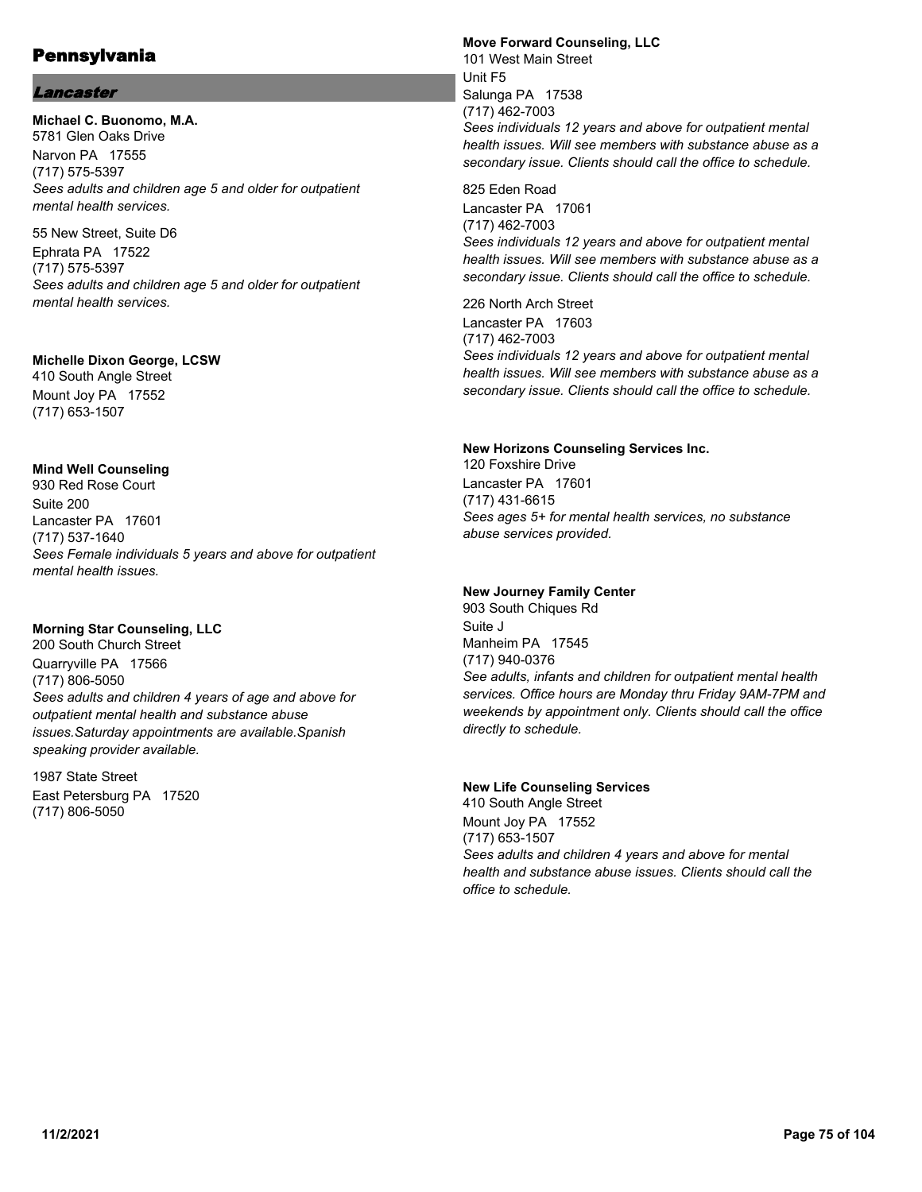# Pennsylvania

## *Lancaster*

**Michael C. Buonomo, M.A.**
5781 Glen Oaks Drive
Narvon PA 17555
(717) 575-5397
*Sees adults and children age 5 and older for outpatient mental health services.*

55 New Street, Suite D6
Ephrata PA 17522
(717) 575-5397
*Sees adults and children age 5 and older for outpatient mental health services.*

**Michelle Dixon George, LCSW**
410 South Angle Street
Mount Joy PA 17552
(717) 653-1507

**Mind Well Counseling**
930 Red Rose Court
Suite 200
Lancaster PA 17601
(717) 537-1640
*Sees Female individuals 5 years and above for outpatient mental health issues.*

**Morning Star Counseling, LLC**
200 South Church Street
Quarryville PA 17566
(717) 806-5050
*Sees adults and children 4 years of age and above for outpatient mental health and substance abuse issues.Saturday appointments are available.Spanish speaking provider available.*

1987 State Street
East Petersburg PA 17520
(717) 806-5050

**Move Forward Counseling, LLC**
101 West Main Street
Unit F5
Salunga PA 17538
(717) 462-7003
*Sees individuals 12 years and above for outpatient mental health issues. Will see members with substance abuse as a secondary issue. Clients should call the office to schedule.*

825 Eden Road
Lancaster PA 17061
(717) 462-7003
*Sees individuals 12 years and above for outpatient mental health issues. Will see members with substance abuse as a secondary issue. Clients should call the office to schedule.*

226 North Arch Street
Lancaster PA 17603
(717) 462-7003
*Sees individuals 12 years and above for outpatient mental health issues. Will see members with substance abuse as a secondary issue. Clients should call the office to schedule.*

**New Horizons Counseling Services Inc.**
120 Foxshire Drive
Lancaster PA 17601
(717) 431-6615
*Sees ages 5+ for mental health services, no substance abuse services provided.*

**New Journey Family Center**
903 South Chiques Rd
Suite J
Manheim PA 17545
(717) 940-0376
*See adults, infants and children for outpatient mental health services. Office hours are Monday thru Friday 9AM-7PM and weekends by appointment only. Clients should call the office directly to schedule.*

**New Life Counseling Services**
410 South Angle Street
Mount Joy PA 17552
(717) 653-1507
*Sees adults and children 4 years and above for mental health and substance abuse issues. Clients should call the office to schedule.*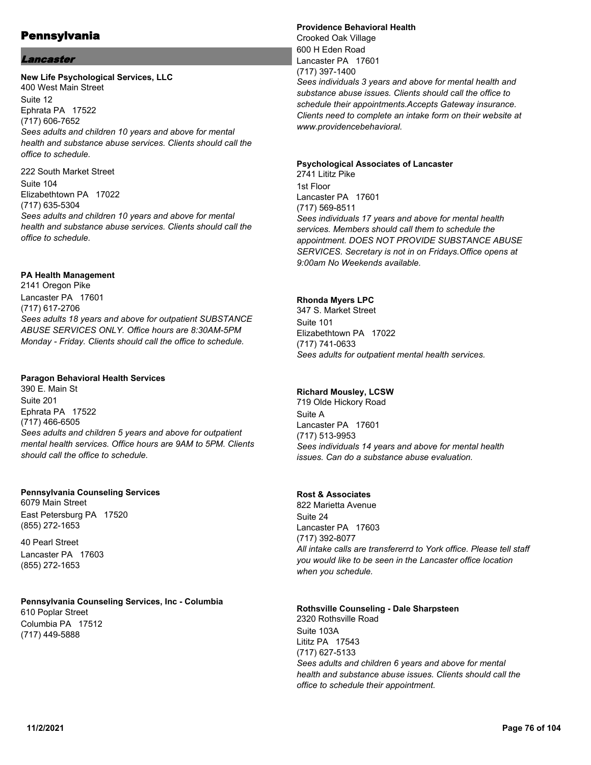# Pennsylvania

## *Lancaster*

**New Life Psychological Services, LLC**
400 West Main Street
Suite 12
Ephrata PA 17522
(717) 606-7652
*Sees adults and children 10 years and above for mental health and substance abuse services. Clients should call the office to schedule.*

222 South Market Street
Suite 104
Elizabethtown PA 17022
(717) 635-5304
*Sees adults and children 10 years and above for mental health and substance abuse services. Clients should call the office to schedule.*

**PA Health Management**
2141 Oregon Pike
Lancaster PA 17601
(717) 617-2706
*Sees adults 18 years and above for outpatient SUBSTANCE ABUSE SERVICES ONLY. Office hours are 8:30AM-5PM Monday - Friday. Clients should call the office to schedule.*

**Paragon Behavioral Health Services**
390 E. Main St
Suite 201
Ephrata PA 17522
(717) 466-6505
*Sees adults and children 5 years and above for outpatient mental health services. Office hours are 9AM to 5PM. Clients should call the office to schedule.*

**Pennsylvania Counseling Services**
6079 Main Street
East Petersburg PA 17520
(855) 272-1653

40 Pearl Street
Lancaster PA 17603
(855) 272-1653

**Pennsylvania Counseling Services, Inc - Columbia**
610 Poplar Street
Columbia PA 17512
(717) 449-5888

**Providence Behavioral Health**
Crooked Oak Village
600 H Eden Road
Lancaster PA 17601
(717) 397-1400
*Sees individuals 3 years and above for mental health and substance abuse issues. Clients should call the office to schedule their appointments.Accepts Gateway insurance. Clients need to complete an intake form on their website at www.providencebehavioral.*

**Psychological Associates of Lancaster**
2741 Lititz Pike
1st Floor
Lancaster PA 17601
(717) 569-8511
*Sees individuals 17 years and above for mental health services. Members should call them to schedule the appointment. DOES NOT PROVIDE SUBSTANCE ABUSE SERVICES. Secretary is not in on Fridays.Office opens at 9:00am No Weekends available.*

**Rhonda Myers LPC**
347 S. Market Street
Suite 101
Elizabethtown PA 17022
(717) 741-0633
*Sees adults for outpatient mental health services.*

**Richard Mousley, LCSW**
719 Olde Hickory Road
Suite A
Lancaster PA 17601
(717) 513-9953
*Sees individuals 14 years and above for mental health issues. Can do a substance abuse evaluation.*

**Rost & Associates**
822 Marietta Avenue
Suite 24
Lancaster PA 17603
(717) 392-8077
*All intake calls are transfererrd to York office. Please tell staff you would like to be seen in the Lancaster office location when you schedule.*

**Rothsville Counseling - Dale Sharpsteen**
2320 Rothsville Road
Suite 103A
Lititz PA 17543
(717) 627-5133
*Sees adults and children 6 years and above for mental health and substance abuse issues. Clients should call the office to schedule their appointment.*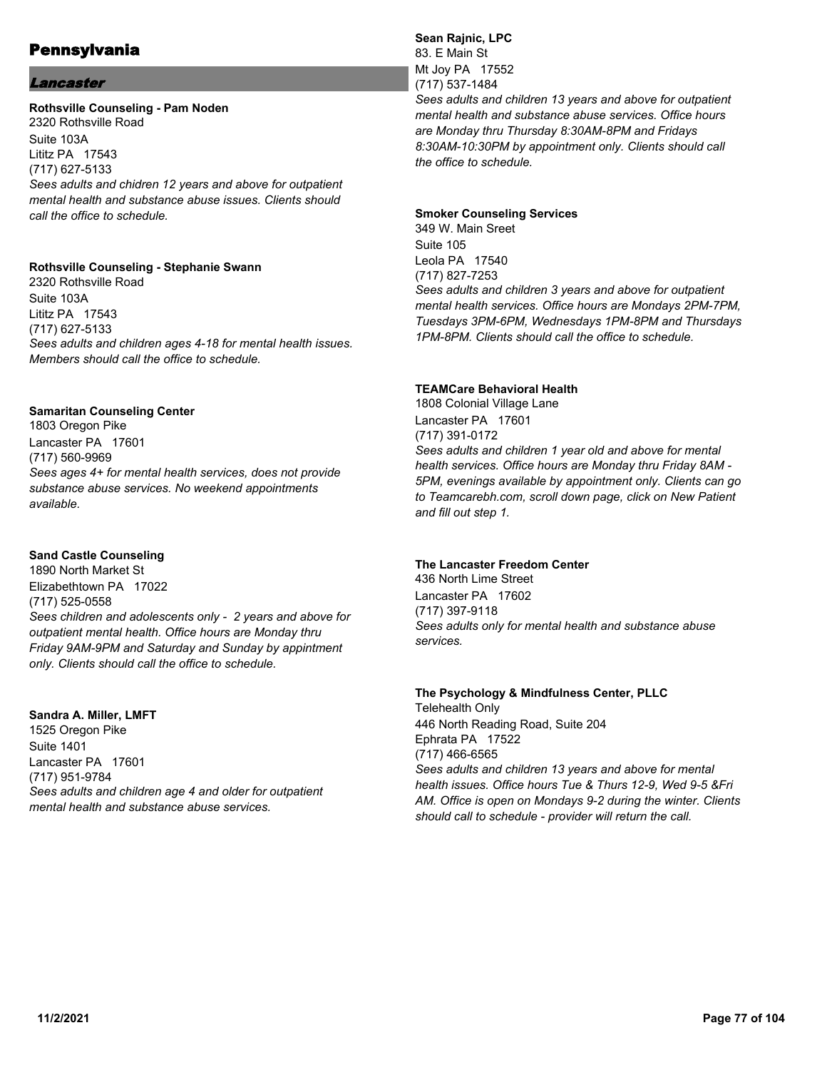# Pennsylvania

## *Lancaster*

**Rothsville Counseling - Pam Noden**
2320 Rothsville Road
Suite 103A
Lititz PA 17543
(717) 627-5133
*Sees adults and chidren 12 years and above for outpatient mental health and substance abuse issues. Clients should call the office to schedule.*

**Rothsville Counseling - Stephanie Swann**
2320 Rothsville Road
Suite 103A
Lititz PA 17543
(717) 627-5133
*Sees adults and children ages 4-18 for mental health issues. Members should call the office to schedule.*

**Samaritan Counseling Center**
1803 Oregon Pike
Lancaster PA 17601
(717) 560-9969
*Sees ages 4+ for mental health services, does not provide substance abuse services. No weekend appointments available.*

**Sand Castle Counseling**
1890 North Market St
Elizabethtown PA 17022
(717) 525-0558
*Sees children and adolescents only - 2 years and above for outpatient mental health. Office hours are Monday thru Friday 9AM-9PM and Saturday and Sunday by appintment only. Clients should call the office to schedule.*

**Sandra A. Miller, LMFT**
1525 Oregon Pike
Suite 1401
Lancaster PA 17601
(717) 951-9784
*Sees adults and children age 4 and older for outpatient mental health and substance abuse services.*

**Sean Rajnic, LPC**
83. E Main St
Mt Joy PA 17552
(717) 537-1484
*Sees adults and children 13 years and above for outpatient mental health and substance abuse services. Office hours are Monday thru Thursday 8:30AM-8PM and Fridays 8:30AM-10:30PM by appointment only. Clients should call the office to schedule.*

**Smoker Counseling Services**
349 W. Main Sreet
Suite 105
Leola PA 17540
(717) 827-7253
*Sees adults and children 3 years and above for outpatient mental health services. Office hours are Mondays 2PM-7PM, Tuesdays 3PM-6PM, Wednesdays 1PM-8PM and Thursdays 1PM-8PM. Clients should call the office to schedule.*

**TEAMCare Behavioral Health**
1808 Colonial Village Lane
Lancaster PA 17601
(717) 391-0172
*Sees adults and children 1 year old and above for mental health services. Office hours are Monday thru Friday 8AM - 5PM, evenings available by appointment only. Clients can go to Teamcarebh.com, scroll down page, click on New Patient and fill out step 1.*

**The Lancaster Freedom Center**
436 North Lime Street
Lancaster PA 17602
(717) 397-9118
*Sees adults only for mental health and substance abuse services.*

**The Psychology & Mindfulness Center, PLLC**
Telehealth Only
446 North Reading Road, Suite 204
Ephrata PA 17522
(717) 466-6565
*Sees adults and children 13 years and above for mental health issues. Office hours Tue & Thurs 12-9, Wed 9-5 &Fri AM. Office is open on Mondays 9-2 during the winter. Clients should call to schedule - provider will return the call.*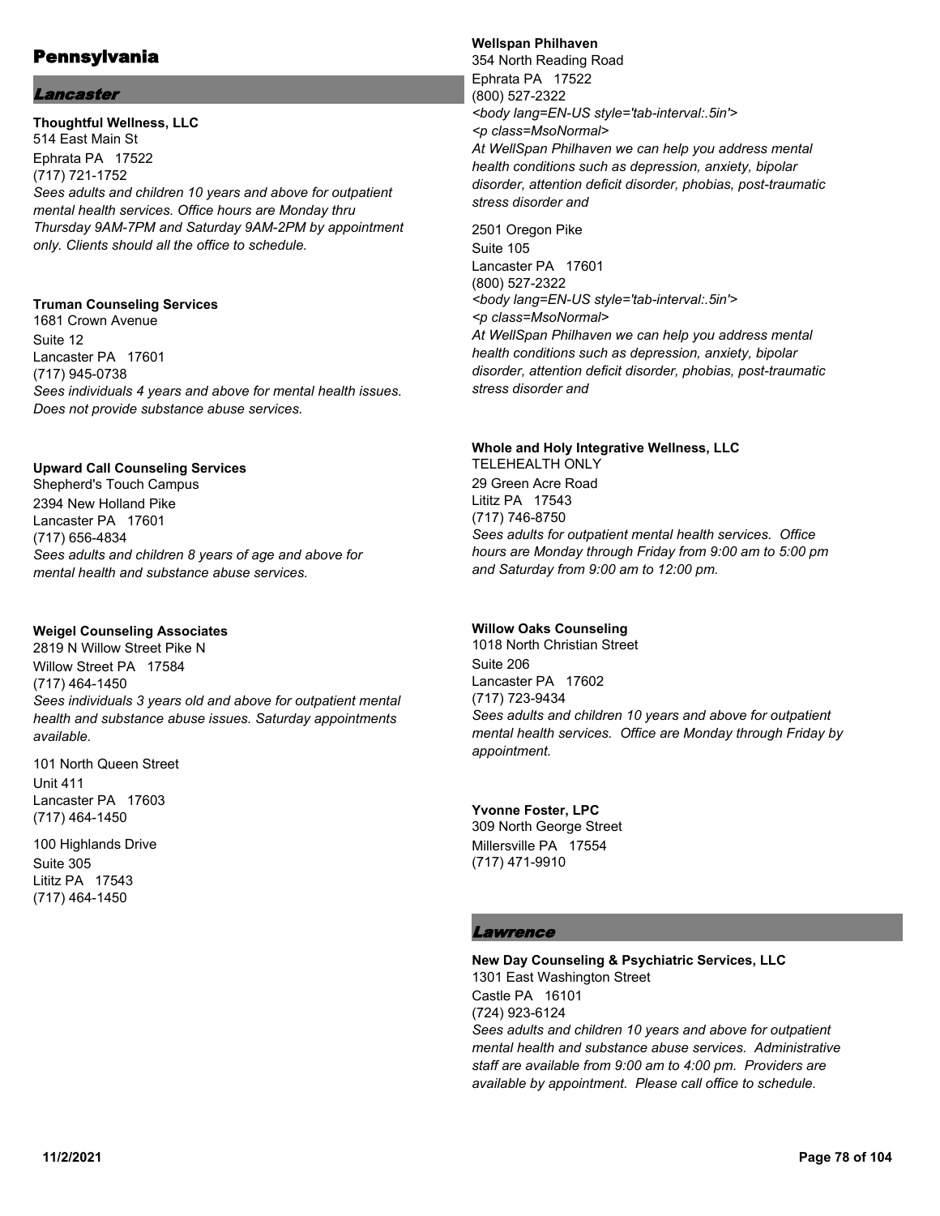# Pennsylvania

## *Lancaster*

**Thoughtful Wellness, LLC**
514 East Main St
Ephrata PA 17522
(717) 721-1752
*Sees adults and children 10 years and above for outpatient mental health services. Office hours are Monday thru Thursday 9AM-7PM and Saturday 9AM-2PM by appointment only. Clients should all the office to schedule.*

**Truman Counseling Services**
1681 Crown Avenue
Suite 12
Lancaster PA 17601
(717) 945-0738
*Sees individuals 4 years and above for mental health issues. Does not provide substance abuse services.*

**Upward Call Counseling Services**
Shepherd's Touch Campus
2394 New Holland Pike
Lancaster PA 17601
(717) 656-4834
*Sees adults and children 8 years of age and above for mental health and substance abuse services.*

**Weigel Counseling Associates**
2819 N Willow Street Pike N
Willow Street PA 17584
(717) 464-1450
*Sees individuals 3 years old and above for outpatient mental health and substance abuse issues. Saturday appointments available.*

101 North Queen Street
Unit 411
Lancaster PA 17603
(717) 464-1450

100 Highlands Drive
Suite 305
Lititz PA 17543
(717) 464-1450

**Wellspan Philhaven**
354 North Reading Road
Ephrata PA 17522
(800) 527-2322
*<body lang=EN-US style='tab-interval:.5in'>*
*<p class=MsoNormal>*
*At WellSpan Philhaven we can help you address mental health conditions such as depression, anxiety, bipolar disorder, attention deficit disorder, phobias, post-traumatic stress disorder and*

2501 Oregon Pike
Suite 105
Lancaster PA 17601
(800) 527-2322
*<body lang=EN-US style='tab-interval:.5in'>*
*<p class=MsoNormal>*
*At WellSpan Philhaven we can help you address mental health conditions such as depression, anxiety, bipolar disorder, attention deficit disorder, phobias, post-traumatic stress disorder and*

**Whole and Holy Integrative Wellness, LLC**
TELEHEALTH ONLY
29 Green Acre Road
Lititz PA 17543
(717) 746-8750
*Sees adults for outpatient mental health services. Office hours are Monday through Friday from 9:00 am to 5:00 pm and Saturday from 9:00 am to 12:00 pm.*

**Willow Oaks Counseling**
1018 North Christian Street
Suite 206
Lancaster PA 17602
(717) 723-9434
*Sees adults and children 10 years and above for outpatient mental health services. Office are Monday through Friday by appointment.*

**Yvonne Foster, LPC**
309 North George Street
Millersville PA 17554
(717) 471-9910

## *Lawrence*

**New Day Counseling & Psychiatric Services, LLC**
1301 East Washington Street
Castle PA 16101
(724) 923-6124
*Sees adults and children 10 years and above for outpatient mental health and substance abuse services. Administrative staff are available from 9:00 am to 4:00 pm. Providers are available by appointment. Please call office to schedule.*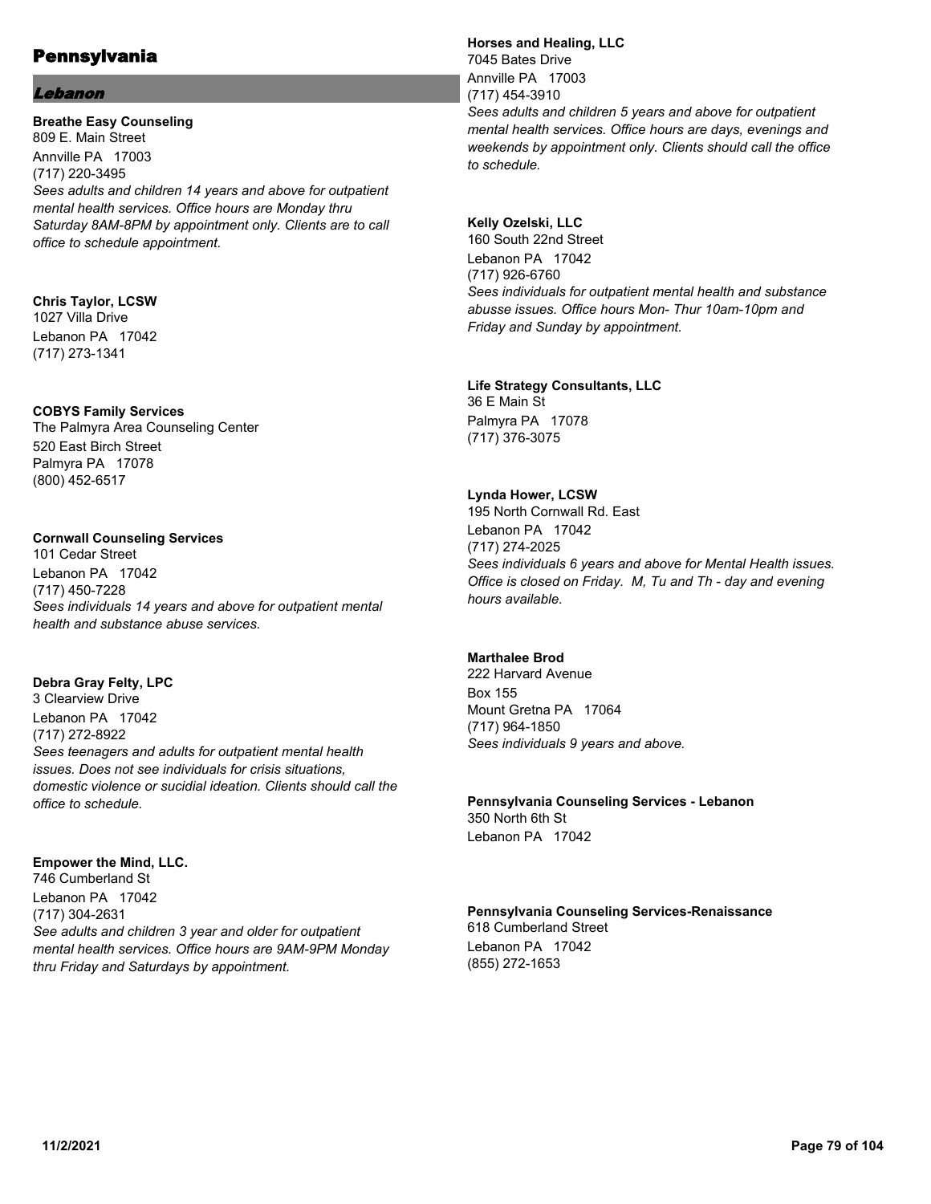# Pennsylvania

## *Lebanon*

**Breathe Easy Counseling**
809 E. Main Street
Annville PA 17003
(717) 220-3495
*Sees adults and children 14 years and above for outpatient mental health services. Office hours are Monday thru Saturday 8AM-8PM by appointment only. Clients are to call office to schedule appointment.*

**Chris Taylor, LCSW**
1027 Villa Drive
Lebanon PA 17042
(717) 273-1341

**COBYS Family Services**
The Palmyra Area Counseling Center
520 East Birch Street
Palmyra PA 17078
(800) 452-6517

**Cornwall Counseling Services**
101 Cedar Street
Lebanon PA 17042
(717) 450-7228
*Sees individuals 14 years and above for outpatient mental health and substance abuse services.*

**Debra Gray Felty, LPC**
3 Clearview Drive
Lebanon PA 17042
(717) 272-8922
*Sees teenagers and adults for outpatient mental health issues. Does not see individuals for crisis situations, domestic violence or sucidial ideation. Clients should call the office to schedule.*

**Empower the Mind, LLC.**
746 Cumberland St
Lebanon PA 17042
(717) 304-2631
*See adults and children 3 year and older for outpatient mental health services. Office hours are 9AM-9PM Monday thru Friday and Saturdays by appointment.*

**Horses and Healing, LLC**
7045 Bates Drive
Annville PA 17003
(717) 454-3910
*Sees adults and children 5 years and above for outpatient mental health services. Office hours are days, evenings and weekends by appointment only. Clients should call the office to schedule.*

**Kelly Ozelski, LLC**
160 South 22nd Street
Lebanon PA 17042
(717) 926-6760
*Sees individuals for outpatient mental health and substance abusse issues. Office hours Mon- Thur 10am-10pm and Friday and Sunday by appointment.*

**Life Strategy Consultants, LLC**
36 E Main St
Palmyra PA 17078
(717) 376-3075

**Lynda Hower, LCSW**
195 North Cornwall Rd. East
Lebanon PA 17042
(717) 274-2025
*Sees individuals 6 years and above for Mental Health issues. Office is closed on Friday. M, Tu and Th - day and evening hours available.*

**Marthalee Brod**
222 Harvard Avenue
Box 155
Mount Gretna PA 17064
(717) 964-1850
*Sees individuals 9 years and above.*

**Pennsylvania Counseling Services - Lebanon**
350 North 6th St
Lebanon PA 17042

**Pennsylvania Counseling Services-Renaissance**
618 Cumberland Street
Lebanon PA 17042
(855) 272-1653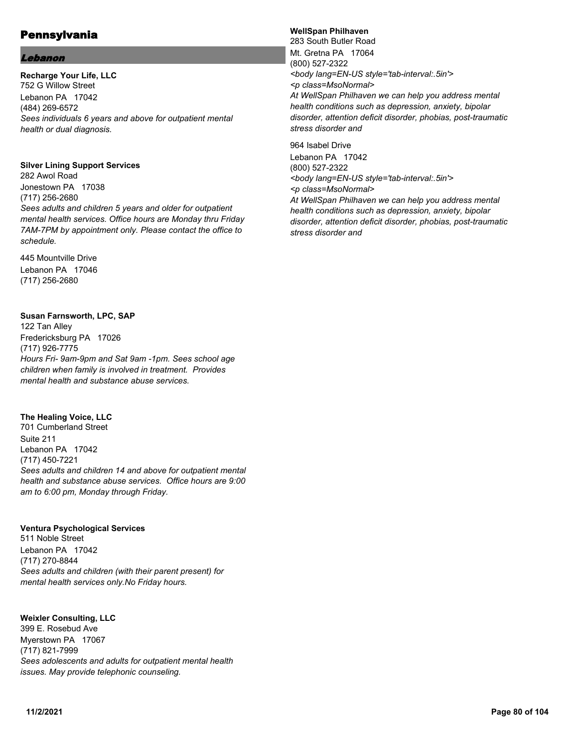# Pennsylvania

## *Lebanon*

**Recharge Your Life, LLC**
752 G Willow Street
Lebanon PA 17042
(484) 269-6572
*Sees individuals 6 years and above for outpatient mental health or dual diagnosis.*

**Silver Lining Support Services**
282 Awol Road
Jonestown PA 17038
(717) 256-2680
*Sees adults and children 5 years and older for outpatient mental health services. Office hours are Monday thru Friday 7AM-7PM by appointment only. Please contact the office to schedule.*

445 Mountville Drive
Lebanon PA 17046
(717) 256-2680

**Susan Farnsworth, LPC, SAP**
122 Tan Alley
Fredericksburg PA 17026
(717) 926-7775
*Hours Fri- 9am-9pm and Sat 9am -1pm. Sees school age children when family is involved in treatment. Provides mental health and substance abuse services.*

**The Healing Voice, LLC**
701 Cumberland Street
Suite 211
Lebanon PA 17042
(717) 450-7221
*Sees adults and children 14 and above for outpatient mental health and substance abuse services. Office hours are 9:00 am to 6:00 pm, Monday through Friday.*

**Ventura Psychological Services**
511 Noble Street
Lebanon PA 17042
(717) 270-8844
*Sees adults and children (with their parent present) for mental health services only.No Friday hours.*

**Weixler Consulting, LLC**
399 E. Rosebud Ave
Myerstown PA 17067
(717) 821-7999
*Sees adolescents and adults for outpatient mental health issues. May provide telephonic counseling.*

**WellSpan Philhaven**
283 South Butler Road
Mt. Gretna PA 17064
(800) 527-2322
*<body lang=EN-US style='tab-interval:.5in'>*
*<p class=MsoNormal>*
*At WellSpan Philhaven we can help you address mental health conditions such as depression, anxiety, bipolar disorder, attention deficit disorder, phobias, post-traumatic stress disorder and*

964 Isabel Drive
Lebanon PA 17042
(800) 527-2322
*<body lang=EN-US style='tab-interval:.5in'>*
*<p class=MsoNormal>*
*At WellSpan Philhaven we can help you address mental health conditions such as depression, anxiety, bipolar disorder, attention deficit disorder, phobias, post-traumatic stress disorder and*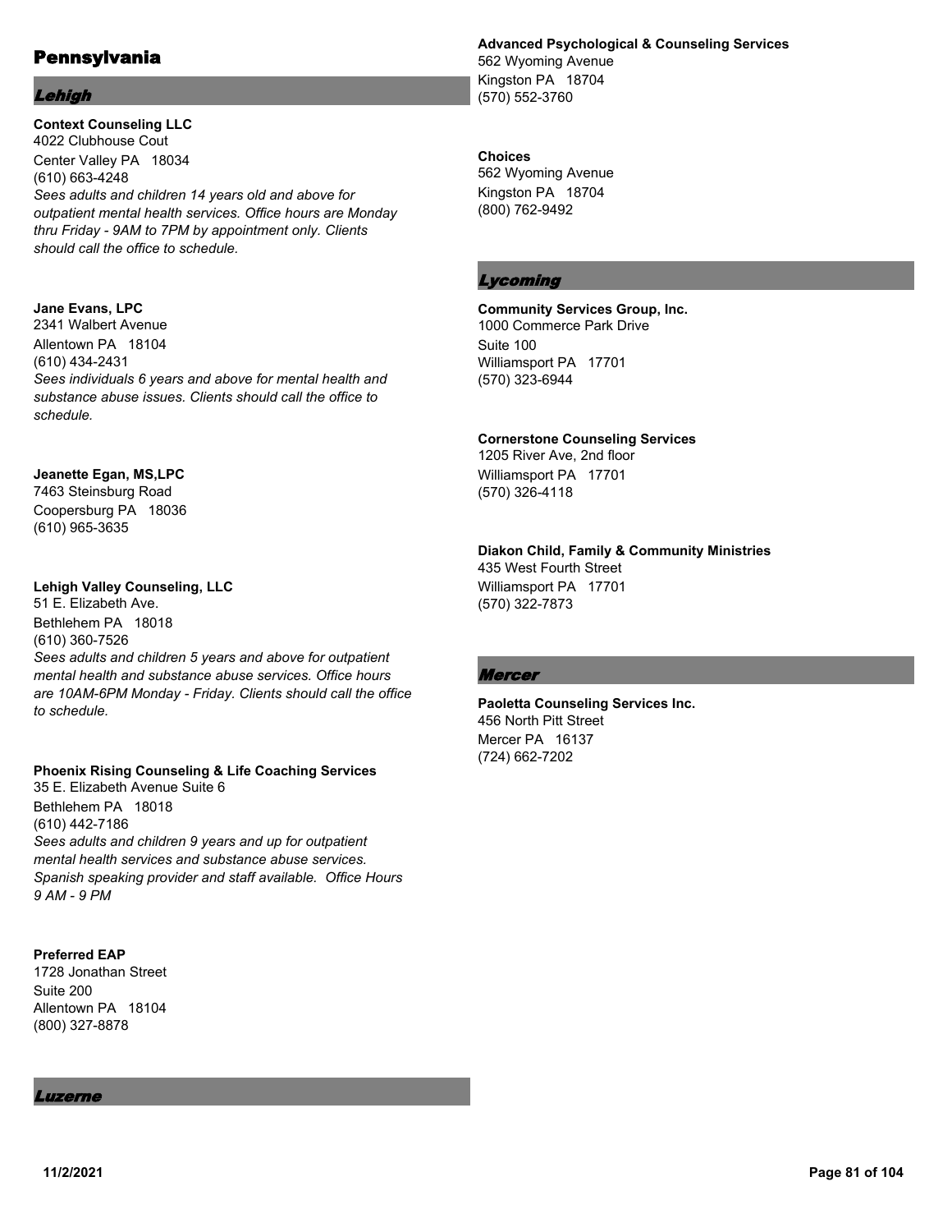# Pennsylvania

## Lehigh

**Context Counseling LLC**
4022 Clubhouse Cout
Center Valley PA 18034
(610) 663-4248
*Sees adults and children 14 years old and above for outpatient mental health services. Office hours are Monday thru Friday - 9AM to 7PM by appointment only. Clients should call the office to schedule.*

**Jane Evans, LPC**
2341 Walbert Avenue
Allentown PA 18104
(610) 434-2431
*Sees individuals 6 years and above for mental health and substance abuse issues. Clients should call the office to schedule.*

**Jeanette Egan, MS,LPC**
7463 Steinsburg Road
Coopersburg PA 18036
(610) 965-3635

**Lehigh Valley Counseling, LLC**
51 E. Elizabeth Ave.
Bethlehem PA 18018
(610) 360-7526
*Sees adults and children 5 years and above for outpatient mental health and substance abuse services. Office hours are 10AM-6PM Monday - Friday. Clients should call the office to schedule.*

**Phoenix Rising Counseling & Life Coaching Services**
35 E. Elizabeth Avenue Suite 6
Bethlehem PA 18018
(610) 442-7186
*Sees adults and children 9 years and up for outpatient mental health services and substance abuse services. Spanish speaking provider and staff available. Office Hours 9 AM - 9 PM*

**Preferred EAP**
1728 Jonathan Street
Suite 200
Allentown PA 18104
(800) 327-8878

## Luzerne

**Advanced Psychological & Counseling Services**
562 Wyoming Avenue
Kingston PA 18704
(570) 552-3760

**Choices**
562 Wyoming Avenue
Kingston PA 18704
(800) 762-9492

## Lycoming

**Community Services Group, Inc.**
1000 Commerce Park Drive
Suite 100
Williamsport PA 17701
(570) 323-6944

**Cornerstone Counseling Services**
1205 River Ave, 2nd floor
Williamsport PA 17701
(570) 326-4118

**Diakon Child, Family & Community Ministries**
435 West Fourth Street
Williamsport PA 17701
(570) 322-7873

## Mercer

**Paoletta Counseling Services Inc.**
456 North Pitt Street
Mercer PA 16137
(724) 662-7202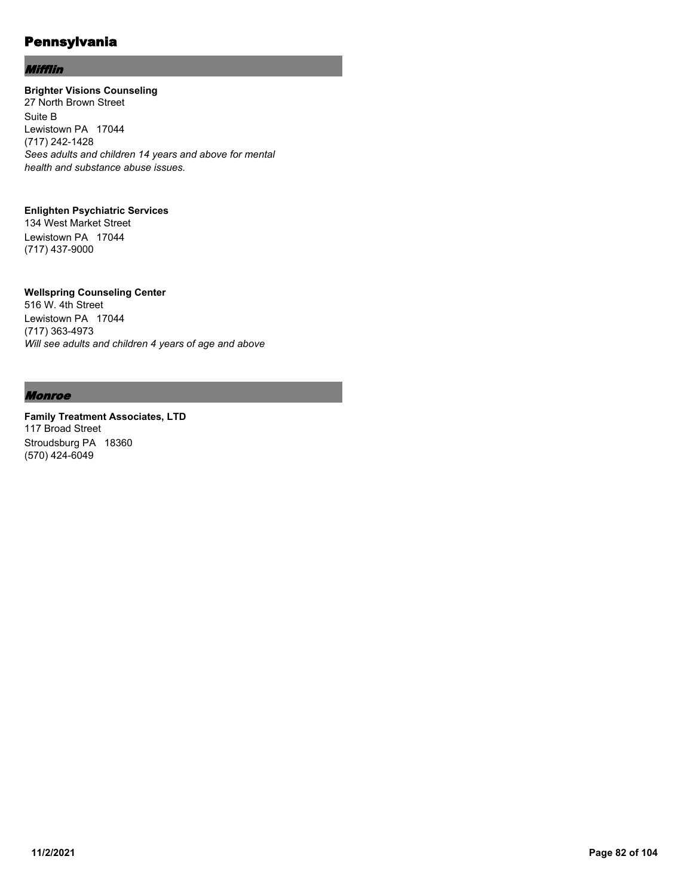# Pennsylvania

## *Mifflin*

**Brighter Visions Counseling**
27 North Brown Street
Suite B
Lewistown PA 17044
(717) 242-1428
*Sees adults and children 14 years and above for mental health and substance abuse issues.*

**Enlighten Psychiatric Services**
134 West Market Street
Lewistown PA 17044
(717) 437-9000

**Wellspring Counseling Center**
516 W. 4th Street
Lewistown PA 17044
(717) 363-4973
*Will see adults and children 4 years of age and above*

## *Monroe*

**Family Treatment Associates, LTD**
117 Broad Street
Stroudsburg PA 18360
(570) 424-6049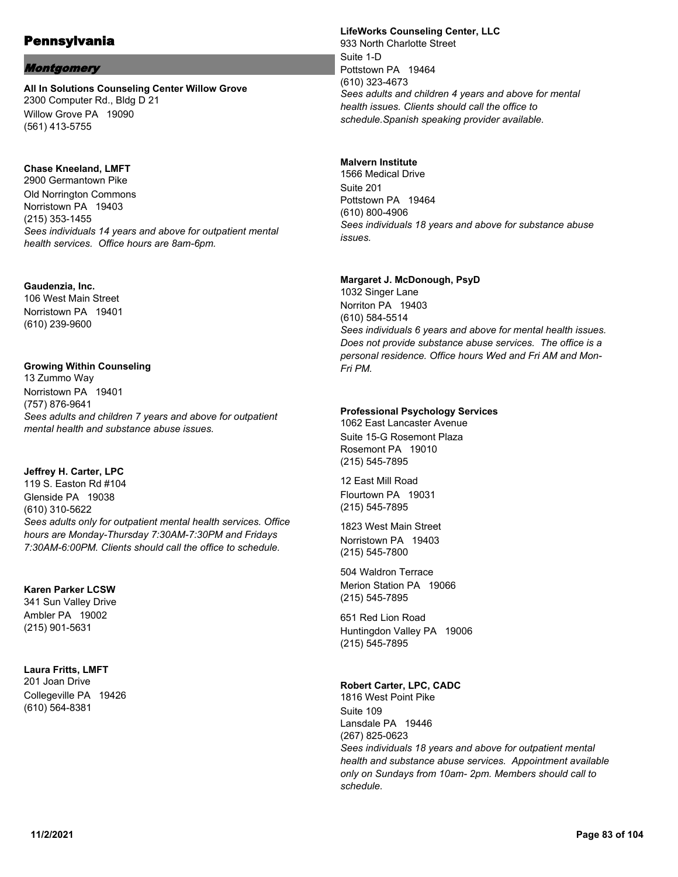# Pennsylvania

## *Montgomery*

**All In Solutions Counseling Center Willow Grove**
2300 Computer Rd., Bldg D 21
Willow Grove PA 19090
(561) 413-5755

**Chase Kneeland, LMFT**
2900 Germantown Pike
Old Norrington Commons
Norristown PA 19403
(215) 353-1455
*Sees individuals 14 years and above for outpatient mental health services. Office hours are 8am-6pm.*

**Gaudenzia, Inc.**
106 West Main Street
Norristown PA 19401
(610) 239-9600

**Growing Within Counseling**
13 Zummo Way
Norristown PA 19401
(757) 876-9641
*Sees adults and children 7 years and above for outpatient mental health and substance abuse issues.*

**Jeffrey H. Carter, LPC**
119 S. Easton Rd #104
Glenside PA 19038
(610) 310-5622
*Sees adults only for outpatient mental health services. Office hours are Monday-Thursday 7:30AM-7:30PM and Fridays 7:30AM-6:00PM. Clients should call the office to schedule.*

**Karen Parker LCSW**
341 Sun Valley Drive
Ambler PA 19002
(215) 901-5631

**Laura Fritts, LMFT**
201 Joan Drive
Collegeville PA 19426
(610) 564-8381

**LifeWorks Counseling Center, LLC**
933 North Charlotte Street
Suite 1-D
Pottstown PA 19464
(610) 323-4673
*Sees adults and children 4 years and above for mental health issues. Clients should call the office to schedule.Spanish speaking provider available.*

**Malvern Institute**
1566 Medical Drive
Suite 201
Pottstown PA 19464
(610) 800-4906
*Sees individuals 18 years and above for substance abuse issues.*

**Margaret J. McDonough, PsyD**
1032 Singer Lane
Norriton PA 19403
(610) 584-5514
*Sees individuals 6 years and above for mental health issues. Does not provide substance abuse services. The office is a personal residence. Office hours Wed and Fri AM and Mon-Fri PM.*

**Professional Psychology Services**
1062 East Lancaster Avenue
Suite 15-G Rosemont Plaza
Rosemont PA 19010
(215) 545-7895

12 East Mill Road
Flourtown PA 19031
(215) 545-7895

1823 West Main Street
Norristown PA 19403
(215) 545-7800

504 Waldron Terrace
Merion Station PA 19066
(215) 545-7895

651 Red Lion Road
Huntingdon Valley PA 19006
(215) 545-7895

**Robert Carter, LPC, CADC**
1816 West Point Pike
Suite 109
Lansdale PA 19446
(267) 825-0623
*Sees individuals 18 years and above for outpatient mental health and substance abuse services. Appointment available only on Sundays from 10am- 2pm. Members should call to schedule.*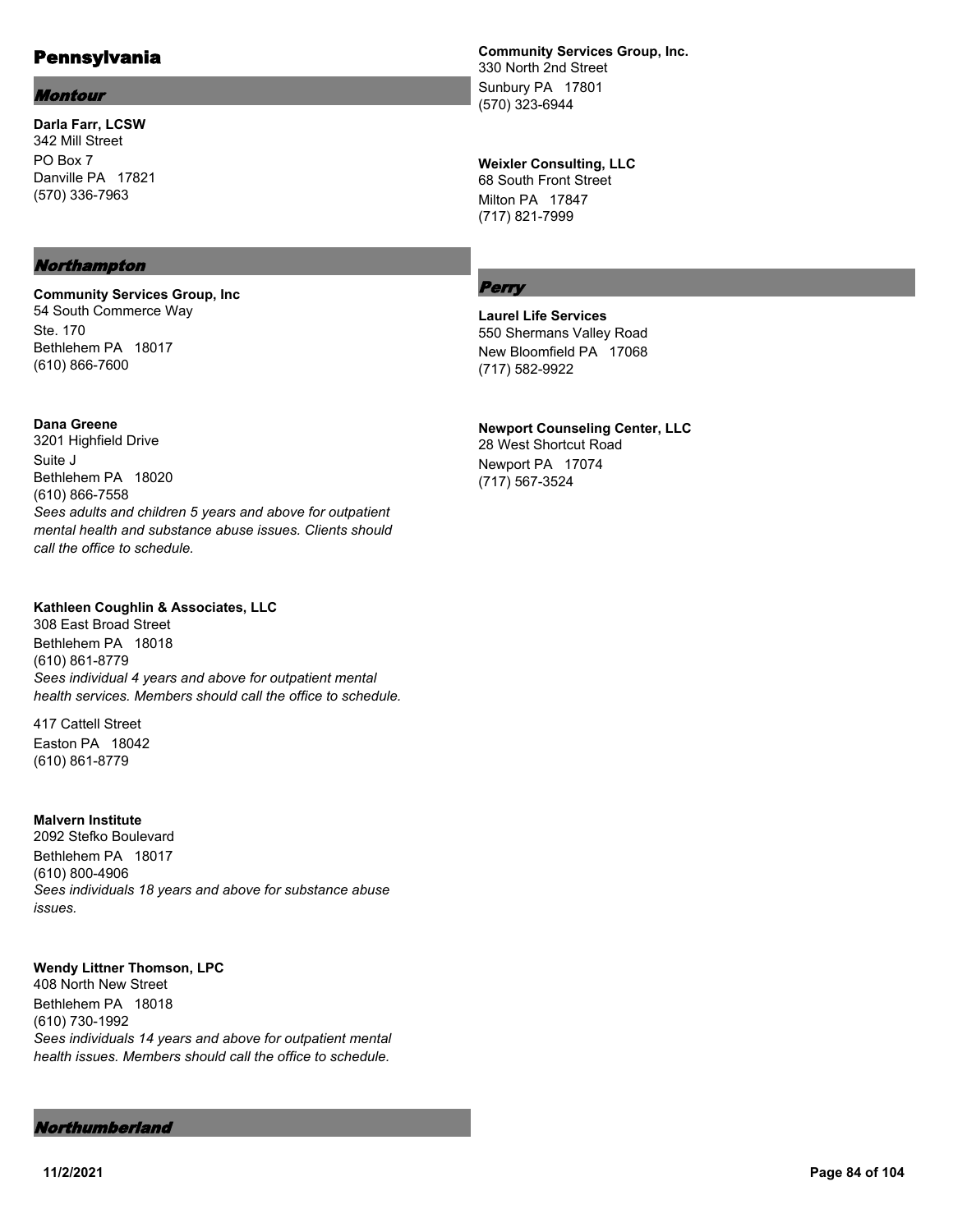# Pennsylvania

## Montour

**Darla Farr, LCSW**
342 Mill Street
PO Box 7
Danville PA 17821
(570) 336-7963

## Northampton

**Community Services Group, Inc**
54 South Commerce Way
Ste. 170
Bethlehem PA 18017
(610) 866-7600

**Dana Greene**
3201 Highfield Drive
Suite J
Bethlehem PA 18020
(610) 866-7558
*Sees adults and children 5 years and above for outpatient mental health and substance abuse issues. Clients should call the office to schedule.*

**Kathleen Coughlin & Associates, LLC**
308 East Broad Street
Bethlehem PA 18018
(610) 861-8779
*Sees individual 4 years and above for outpatient mental health services. Members should call the office to schedule.*

417 Cattell Street
Easton PA 18042
(610) 861-8779

**Malvern Institute**
2092 Stefko Boulevard
Bethlehem PA 18017
(610) 800-4906
*Sees individuals 18 years and above for substance abuse issues.*

**Wendy Littner Thomson, LPC**
408 North New Street
Bethlehem PA 18018
(610) 730-1992
*Sees individuals 14 years and above for outpatient mental health issues. Members should call the office to schedule.*

## Northumberland

**Community Services Group, Inc.**
330 North 2nd Street
Sunbury PA 17801
(570) 323-6944

**Weixler Consulting, LLC**
68 South Front Street
Milton PA 17847
(717) 821-7999

## Perry

**Laurel Life Services**
550 Shermans Valley Road
New Bloomfield PA 17068
(717) 582-9922

**Newport Counseling Center, LLC**
28 West Shortcut Road
Newport PA 17074
(717) 567-3524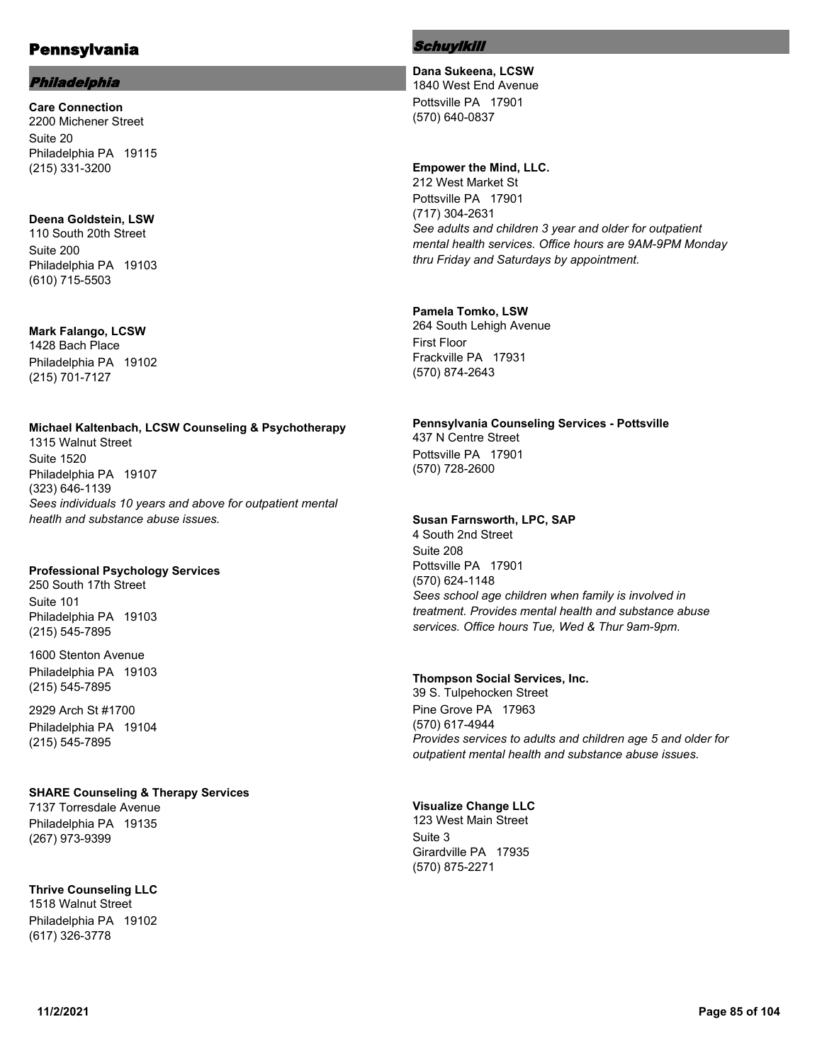# Pennsylvania

## Philadelphia

**Care Connection**
2200 Michener Street
Suite 20
Philadelphia PA 19115
(215) 331-3200

**Deena Goldstein, LSW**
110 South 20th Street
Suite 200
Philadelphia PA 19103
(610) 715-5503

**Mark Falango, LCSW**
1428 Bach Place
Philadelphia PA 19102
(215) 701-7127

**Michael Kaltenbach, LCSW Counseling & Psychotherapy**
1315 Walnut Street
Suite 1520
Philadelphia PA 19107
(323) 646-1139
*Sees individuals 10 years and above for outpatient mental heatlh and substance abuse issues.*

**Professional Psychology Services**
250 South 17th Street
Suite 101
Philadelphia PA 19103
(215) 545-7895

1600 Stenton Avenue
Philadelphia PA 19103
(215) 545-7895

2929 Arch St #1700
Philadelphia PA 19104
(215) 545-7895

**SHARE Counseling & Therapy Services**
7137 Torresdale Avenue
Philadelphia PA 19135
(267) 973-9399

**Thrive Counseling LLC**
1518 Walnut Street
Philadelphia PA 19102
(617) 326-3778

## Schuylkill

**Dana Sukeena, LCSW**
1840 West End Avenue
Pottsville PA 17901
(570) 640-0837

**Empower the Mind, LLC.**
212 West Market St
Pottsville PA 17901
(717) 304-2631
*See adults and children 3 year and older for outpatient mental health services. Office hours are 9AM-9PM Monday thru Friday and Saturdays by appointment.*

**Pamela Tomko, LSW**
264 South Lehigh Avenue
First Floor
Frackville PA 17931
(570) 874-2643

**Pennsylvania Counseling Services - Pottsville**
437 N Centre Street
Pottsville PA 17901
(570) 728-2600

**Susan Farnsworth, LPC, SAP**
4 South 2nd Street
Suite 208
Pottsville PA 17901
(570) 624-1148
*Sees school age children when family is involved in treatment. Provides mental health and substance abuse services. Office hours Tue, Wed & Thur 9am-9pm.*

**Thompson Social Services, Inc.**
39 S. Tulpehocken Street
Pine Grove PA 17963
(570) 617-4944
*Provides services to adults and children age 5 and older for outpatient mental health and substance abuse issues.*

**Visualize Change LLC**
123 West Main Street
Suite 3
Girardville PA 17935
(570) 875-2271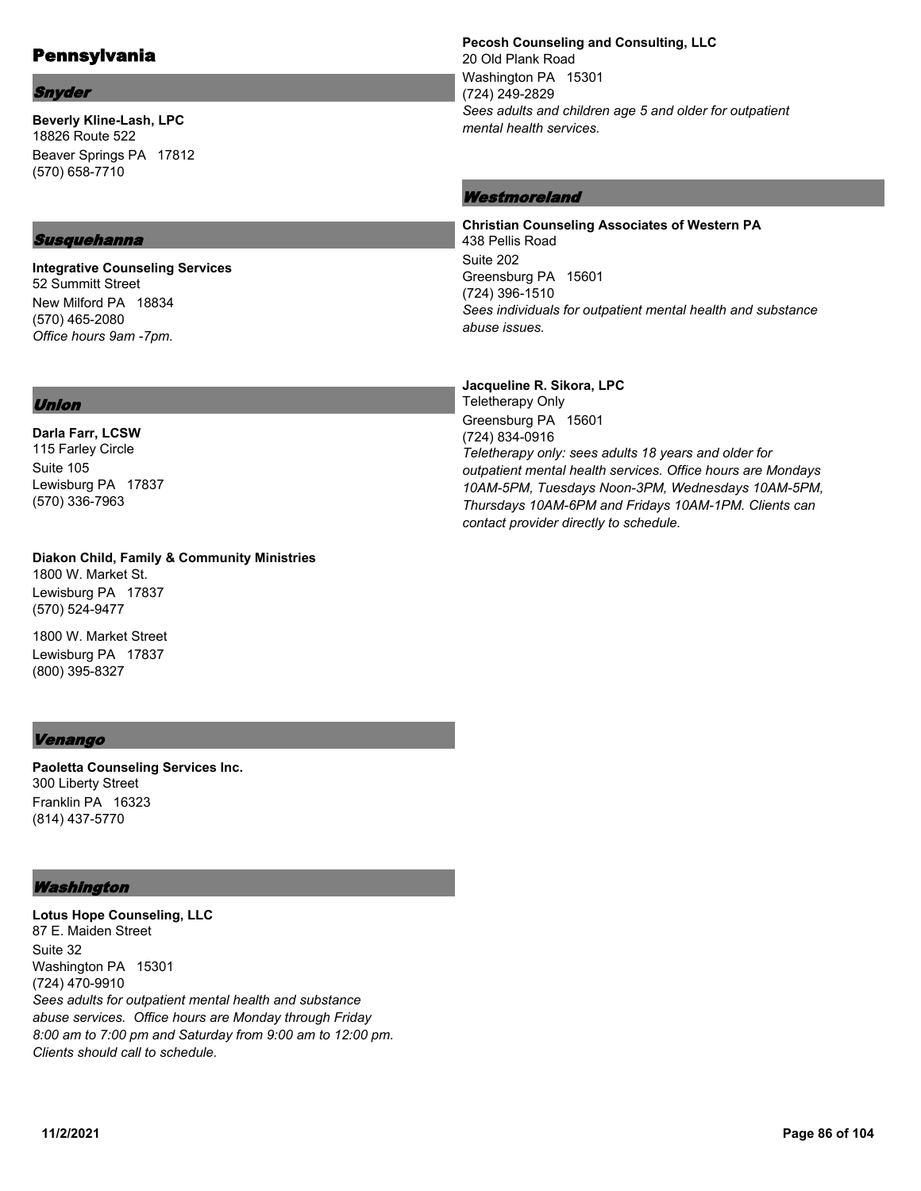# Pennsylvania

## Snyder

**Beverly Kline-Lash, LPC**
18826 Route 522
Beaver Springs PA 17812
(570) 658-7710

## Susquehanna

**Integrative Counseling Services**
52 Summitt Street
New Milford PA 18834
(570) 465-2080
*Office hours 9am -7pm.*

## Union

**Darla Farr, LCSW**
115 Farley Circle
Suite 105
Lewisburg PA 17837
(570) 336-7963

**Diakon Child, Family & Community Ministries**
1800 W. Market St.
Lewisburg PA 17837
(570) 524-9477

1800 W. Market Street
Lewisburg PA 17837
(800) 395-8327

## Venango

**Paoletta Counseling Services Inc.**
300 Liberty Street
Franklin PA 16323
(814) 437-5770

## Washington

**Lotus Hope Counseling, LLC**
87 E. Maiden Street
Suite 32
Washington PA 15301
(724) 470-9910
*Sees adults for outpatient mental health and substance abuse services. Office hours are Monday through Friday 8:00 am to 7:00 pm and Saturday from 9:00 am to 12:00 pm. Clients should call to schedule.*

**Pecosh Counseling and Consulting, LLC**
20 Old Plank Road
Washington PA 15301
(724) 249-2829
*Sees adults and children age 5 and older for outpatient mental health services.*

## Westmoreland

**Christian Counseling Associates of Western PA**
438 Pellis Road
Suite 202
Greensburg PA 15601
(724) 396-1510
*Sees individuals for outpatient mental health and substance abuse issues.*

**Jacqueline R. Sikora, LPC**
Teletherapy Only
Greensburg PA 15601
(724) 834-0916
*Teletherapy only: sees adults 18 years and older for outpatient mental health services. Office hours are Mondays 10AM-5PM, Tuesdays Noon-3PM, Wednesdays 10AM-5PM, Thursdays 10AM-6PM and Fridays 10AM-1PM. Clients can contact provider directly to schedule.*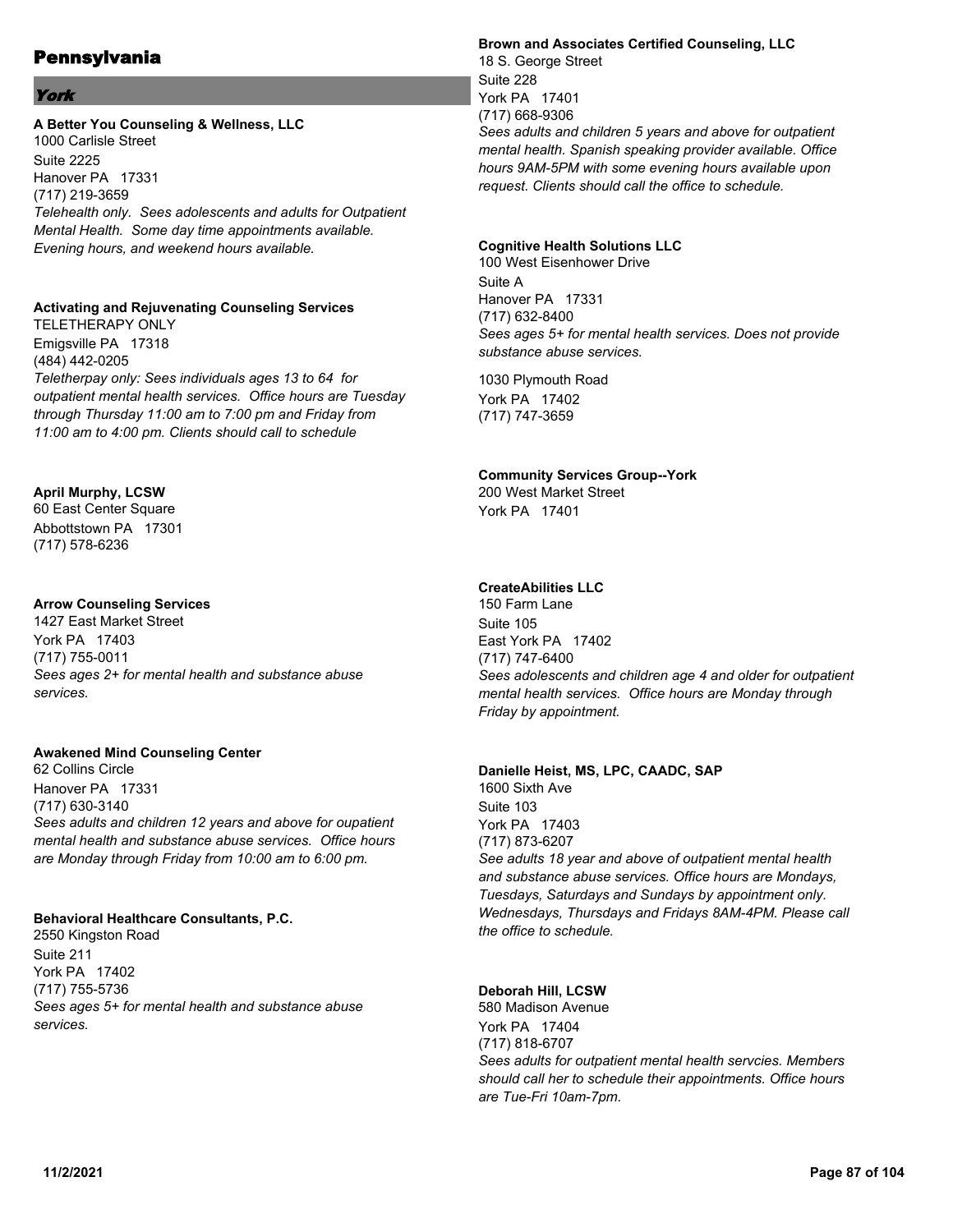# Pennsylvania

## York

**A Better You Counseling & Wellness, LLC**
1000 Carlisle Street
Suite 2225
Hanover PA 17331
(717) 219-3659
*Telehealth only. Sees adolescents and adults for Outpatient Mental Health. Some day time appointments available. Evening hours, and weekend hours available.*

**Activating and Rejuvenating Counseling Services**
TELETHERAPY ONLY
Emigsville PA 17318
(484) 442-0205
*Teletherpay only: Sees individuals ages 13 to 64 for outpatient mental health services. Office hours are Tuesday through Thursday 11:00 am to 7:00 pm and Friday from 11:00 am to 4:00 pm. Clients should call to schedule*

**April Murphy, LCSW**
60 East Center Square
Abbottstown PA 17301
(717) 578-6236

**Arrow Counseling Services**
1427 East Market Street
York PA 17403
(717) 755-0011
*Sees ages 2+ for mental health and substance abuse services.*

**Awakened Mind Counseling Center**
62 Collins Circle
Hanover PA 17331
(717) 630-3140
*Sees adults and children 12 years and above for oupatient mental health and substance abuse services. Office hours are Monday through Friday from 10:00 am to 6:00 pm.*

**Behavioral Healthcare Consultants, P.C.**
2550 Kingston Road
Suite 211
York PA 17402
(717) 755-5736
*Sees ages 5+ for mental health and substance abuse services.*

**Brown and Associates Certified Counseling, LLC**
18 S. George Street
Suite 228
York PA 17401
(717) 668-9306
*Sees adults and children 5 years and above for outpatient mental health. Spanish speaking provider available. Office hours 9AM-5PM with some evening hours available upon request. Clients should call the office to schedule.*

**Cognitive Health Solutions LLC**
100 West Eisenhower Drive
Suite A
Hanover PA 17331
(717) 632-8400
*Sees ages 5+ for mental health services. Does not provide substance abuse services.*

1030 Plymouth Road
York PA 17402
(717) 747-3659

**Community Services Group--York**
200 West Market Street
York PA 17401

**CreateAbilities LLC**
150 Farm Lane
Suite 105
East York PA 17402
(717) 747-6400
*Sees adolescents and children age 4 and older for outpatient mental health services. Office hours are Monday through Friday by appointment.*

**Danielle Heist, MS, LPC, CAADC, SAP**
1600 Sixth Ave
Suite 103
York PA 17403
(717) 873-6207
*See adults 18 year and above of outpatient mental health and substance abuse services. Office hours are Mondays, Tuesdays, Saturdays and Sundays by appointment only. Wednesdays, Thursdays and Fridays 8AM-4PM. Please call the office to schedule.*

**Deborah Hill, LCSW**
580 Madison Avenue
York PA 17404
(717) 818-6707
*Sees adults for outpatient mental health servcies. Members should call her to schedule their appointments. Office hours are Tue-Fri 10am-7pm.*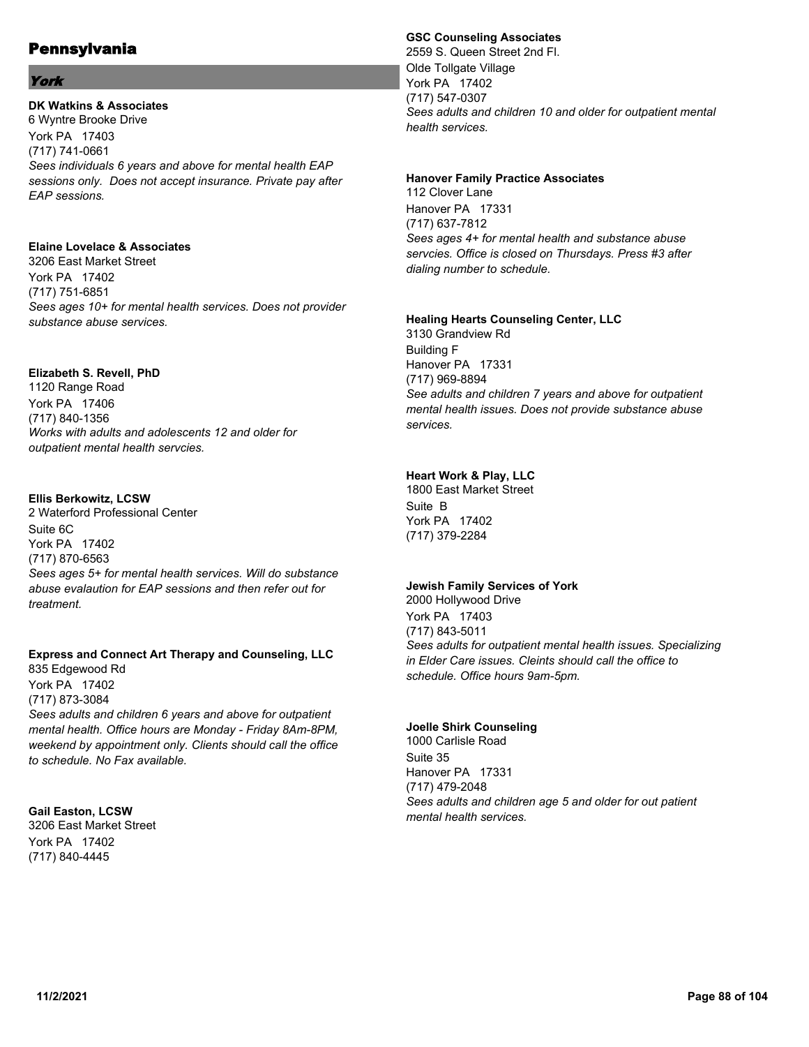# Pennsylvania

## York

**DK Watkins & Associates**
6 Wyntre Brooke Drive
York PA 17403
(717) 741-0661
*Sees individuals 6 years and above for mental health EAP sessions only. Does not accept insurance. Private pay after EAP sessions.*

**Elaine Lovelace & Associates**
3206 East Market Street
York PA 17402
(717) 751-6851
*Sees ages 10+ for mental health services. Does not provider substance abuse services.*

**Elizabeth S. Revell, PhD**
1120 Range Road
York PA 17406
(717) 840-1356
*Works with adults and adolescents 12 and older for outpatient mental health servcies.*

**Ellis Berkowitz, LCSW**
2 Waterford Professional Center
Suite 6C
York PA 17402
(717) 870-6563
*Sees ages 5+ for mental health services. Will do substance abuse evalaution for EAP sessions and then refer out for treatment.*

**Express and Connect Art Therapy and Counseling, LLC**
835 Edgewood Rd
York PA 17402
(717) 873-3084
*Sees adults and children 6 years and above for outpatient mental health. Office hours are Monday - Friday 8Am-8PM, weekend by appointment only. Clients should call the office to schedule. No Fax available.*

**Gail Easton, LCSW**
3206 East Market Street
York PA 17402
(717) 840-4445

**GSC Counseling Associates**
2559 S. Queen Street 2nd Fl.
Olde Tollgate Village
York PA 17402
(717) 547-0307
*Sees adults and children 10 and older for outpatient mental health services.*

**Hanover Family Practice Associates**
112 Clover Lane
Hanover PA 17331
(717) 637-7812
*Sees ages 4+ for mental health and substance abuse servcies. Office is closed on Thursdays. Press #3 after dialing number to schedule.*

**Healing Hearts Counseling Center, LLC**
3130 Grandview Rd
Building F
Hanover PA 17331
(717) 969-8894
*See adults and children 7 years and above for outpatient mental health issues. Does not provide substance abuse services.*

**Heart Work & Play, LLC**
1800 East Market Street
Suite B
York PA 17402
(717) 379-2284

**Jewish Family Services of York**
2000 Hollywood Drive
York PA 17403
(717) 843-5011
*Sees adults for outpatient mental health issues. Specializing in Elder Care issues. Cleints should call the office to schedule. Office hours 9am-5pm.*

**Joelle Shirk Counseling**
1000 Carlisle Road
Suite 35
Hanover PA 17331
(717) 479-2048
*Sees adults and children age 5 and older for out patient mental health services.*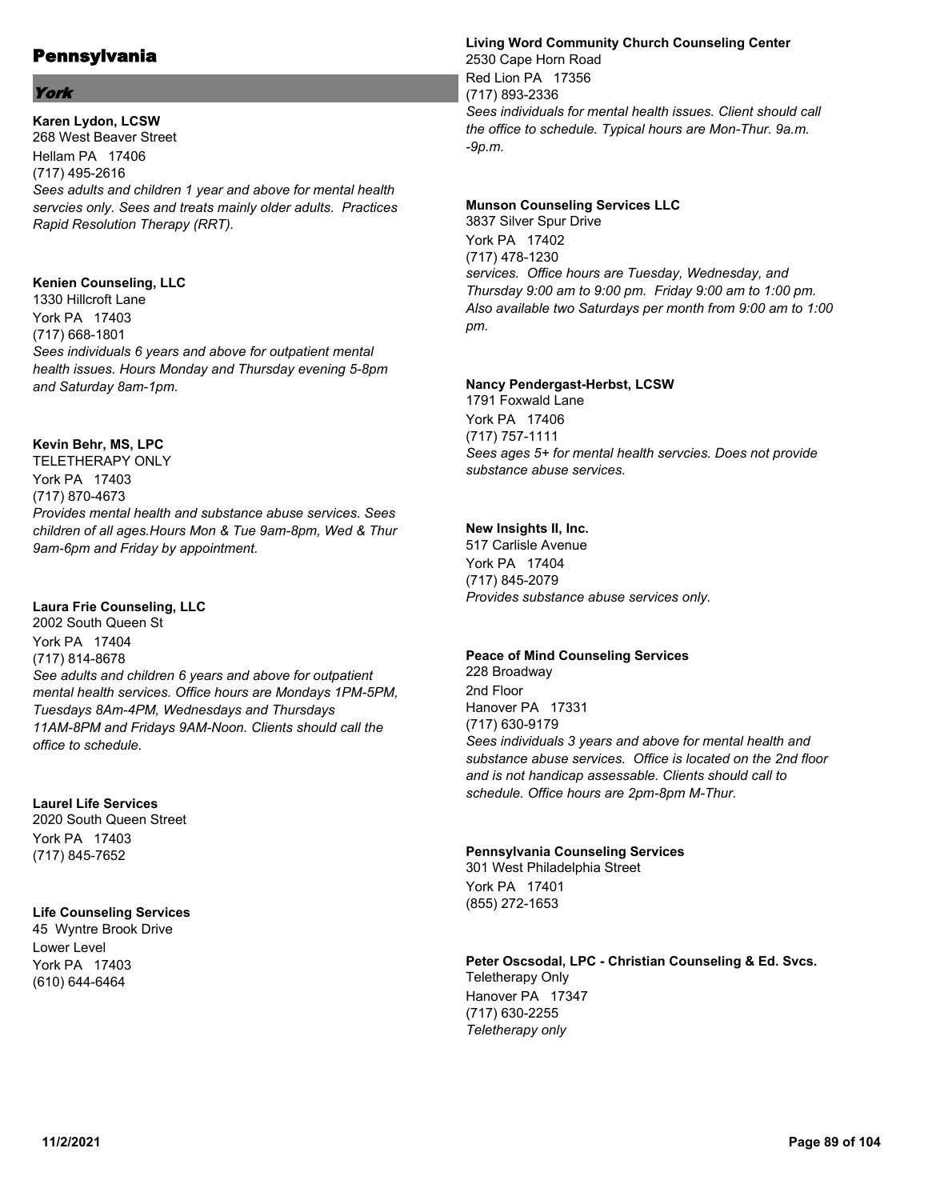# Pennsylvania

## *York*

**Karen Lydon, LCSW**
268 West Beaver Street
Hellam PA 17406
(717) 495-2616
*Sees adults and children 1 year and above for mental health servcies only. Sees and treats mainly older adults. Practices Rapid Resolution Therapy (RRT).*

**Kenien Counseling, LLC**
1330 Hillcroft Lane
York PA 17403
(717) 668-1801
*Sees individuals 6 years and above for outpatient mental health issues. Hours Monday and Thursday evening 5-8pm and Saturday 8am-1pm.*

**Kevin Behr, MS, LPC**
TELETHERAPY ONLY
York PA 17403
(717) 870-4673
*Provides mental health and substance abuse services. Sees children of all ages.Hours Mon & Tue 9am-8pm, Wed & Thur 9am-6pm and Friday by appointment.*

**Laura Frie Counseling, LLC**
2002 South Queen St
York PA 17404
(717) 814-8678
*See adults and children 6 years and above for outpatient mental health services. Office hours are Mondays 1PM-5PM, Tuesdays 8Am-4PM, Wednesdays and Thursdays 11AM-8PM and Fridays 9AM-Noon. Clients should call the office to schedule.*

**Laurel Life Services**
2020 South Queen Street
York PA 17403
(717) 845-7652

**Life Counseling Services**
45 Wyntre Brook Drive
Lower Level
York PA 17403
(610) 644-6464

**Living Word Community Church Counseling Center**
2530 Cape Horn Road
Red Lion PA 17356
(717) 893-2336
*Sees individuals for mental health issues. Client should call the office to schedule. Typical hours are Mon-Thur. 9a.m. -9p.m.*

**Munson Counseling Services LLC**
3837 Silver Spur Drive
York PA 17402
(717) 478-1230
*services. Office hours are Tuesday, Wednesday, and Thursday 9:00 am to 9:00 pm. Friday 9:00 am to 1:00 pm. Also available two Saturdays per month from 9:00 am to 1:00 pm.*

**Nancy Pendergast-Herbst, LCSW**
1791 Foxwald Lane
York PA 17406
(717) 757-1111
*Sees ages 5+ for mental health servcies. Does not provide substance abuse services.*

**New Insights II, Inc.**
517 Carlisle Avenue
York PA 17404
(717) 845-2079
*Provides substance abuse services only.*

**Peace of Mind Counseling Services**
228 Broadway
2nd Floor
Hanover PA 17331
(717) 630-9179
*Sees individuals 3 years and above for mental health and substance abuse services. Office is located on the 2nd floor and is not handicap assessable. Clients should call to schedule. Office hours are 2pm-8pm M-Thur.*

**Pennsylvania Counseling Services**
301 West Philadelphia Street
York PA 17401
(855) 272-1653

**Peter Oscsodal, LPC - Christian Counseling & Ed. Svcs.**
Teletherapy Only
Hanover PA 17347
(717) 630-2255
*Teletherapy only*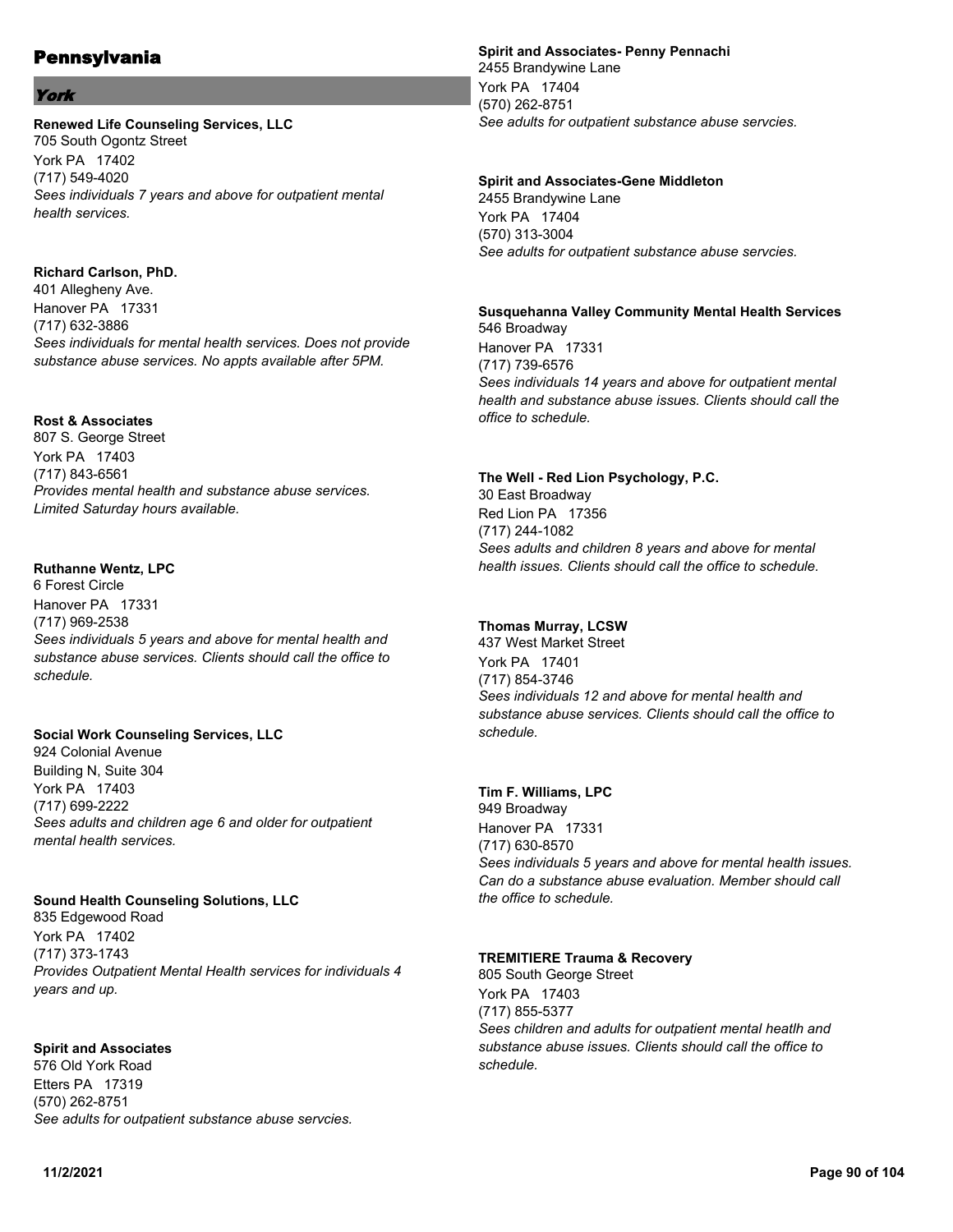# Pennsylvania

## *York*

**Renewed Life Counseling Services, LLC**
705 South Ogontz Street
York PA 17402
(717) 549-4020
*Sees individuals 7 years and above for outpatient mental health services.*

**Richard Carlson, PhD.**
401 Allegheny Ave.
Hanover PA 17331
(717) 632-3886
*Sees individuals for mental health services. Does not provide substance abuse services. No appts available after 5PM.*

**Rost & Associates**
807 S. George Street
York PA 17403
(717) 843-6561
*Provides mental health and substance abuse services. Limited Saturday hours available.*

**Ruthanne Wentz, LPC**
6 Forest Circle
Hanover PA 17331
(717) 969-2538
*Sees individuals 5 years and above for mental health and substance abuse services. Clients should call the office to schedule.*

**Social Work Counseling Services, LLC**
924 Colonial Avenue
Building N, Suite 304
York PA 17403
(717) 699-2222
*Sees adults and children age 6 and older for outpatient mental health services.*

**Sound Health Counseling Solutions, LLC**
835 Edgewood Road
York PA 17402
(717) 373-1743
*Provides Outpatient Mental Health services for individuals 4 years and up.*

**Spirit and Associates**
576 Old York Road
Etters PA 17319
(570) 262-8751
*See adults for outpatient substance abuse servcies.*

**Spirit and Associates- Penny Pennachi**
2455 Brandywine Lane
York PA 17404
(570) 262-8751
*See adults for outpatient substance abuse servcies.*

**Spirit and Associates-Gene Middleton**
2455 Brandywine Lane
York PA 17404
(570) 313-3004
*See adults for outpatient substance abuse servcies.*

**Susquehanna Valley Community Mental Health Services**
546 Broadway
Hanover PA 17331
(717) 739-6576
*Sees individuals 14 years and above for outpatient mental health and substance abuse issues. Clients should call the office to schedule.*

**The Well - Red Lion Psychology, P.C.**
30 East Broadway
Red Lion PA 17356
(717) 244-1082
*Sees adults and children 8 years and above for mental health issues. Clients should call the office to schedule.*

**Thomas Murray, LCSW**
437 West Market Street
York PA 17401
(717) 854-3746
*Sees individuals 12 and above for mental health and substance abuse services. Clients should call the office to schedule.*

**Tim F. Williams, LPC**
949 Broadway
Hanover PA 17331
(717) 630-8570
*Sees individuals 5 years and above for mental health issues. Can do a substance abuse evaluation. Member should call the office to schedule.*

**TREMITIERE Trauma & Recovery**
805 South George Street
York PA 17403
(717) 855-5377
*Sees children and adults for outpatient mental heatlh and substance abuse issues. Clients should call the office to schedule.*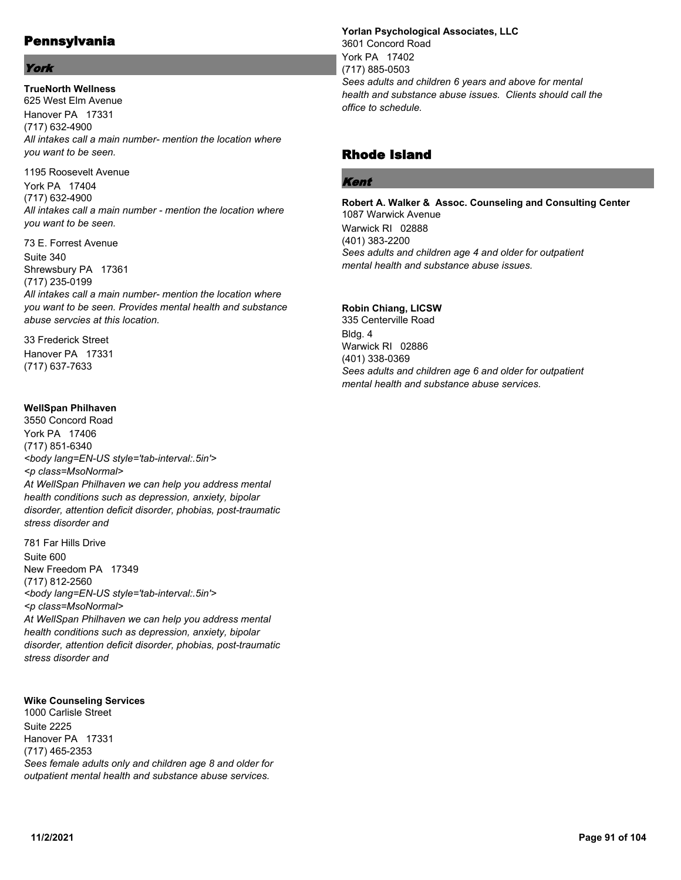# Pennsylvania

## York

**TrueNorth Wellness**
625 West Elm Avenue
Hanover PA 17331
(717) 632-4900
*All intakes call a main number- mention the location where you want to be seen.*

1195 Roosevelt Avenue
York PA 17404
(717) 632-4900
*All intakes call a main number - mention the location where you want to be seen.*

73 E. Forrest Avenue
Suite 340
Shrewsbury PA 17361
(717) 235-0199
*All intakes call a main number- mention the location where you want to be seen. Provides mental health and substance abuse servcies at this location.*

33 Frederick Street
Hanover PA 17331
(717) 637-7633

**WellSpan Philhaven**
3550 Concord Road
York PA 17406
(717) 851-6340
*<body lang=EN-US style='tab-interval:.5in'>*
*<p class=MsoNormal>*
*At WellSpan Philhaven we can help you address mental health conditions such as depression, anxiety, bipolar disorder, attention deficit disorder, phobias, post-traumatic stress disorder and*

781 Far Hills Drive
Suite 600
New Freedom PA 17349
(717) 812-2560
*<body lang=EN-US style='tab-interval:.5in'>*
*<p class=MsoNormal>*
*At WellSpan Philhaven we can help you address mental health conditions such as depression, anxiety, bipolar disorder, attention deficit disorder, phobias, post-traumatic stress disorder and*

**Wike Counseling Services**
1000 Carlisle Street
Suite 2225
Hanover PA 17331
(717) 465-2353
*Sees female adults only and children age 8 and older for outpatient mental health and substance abuse services.*

**Yorlan Psychological Associates, LLC**
3601 Concord Road
York PA 17402
(717) 885-0503
*Sees adults and children 6 years and above for mental health and substance abuse issues. Clients should call the office to schedule.*

# Rhode Island

## Kent

**Robert A. Walker & Assoc. Counseling and Consulting Center**
1087 Warwick Avenue
Warwick RI 02888
(401) 383-2200
*Sees adults and children age 4 and older for outpatient mental health and substance abuse issues.*

**Robin Chiang, LICSW**
335 Centerville Road
Bldg. 4
Warwick RI 02886
(401) 338-0369
*Sees adults and children age 6 and older for outpatient mental health and substance abuse services.*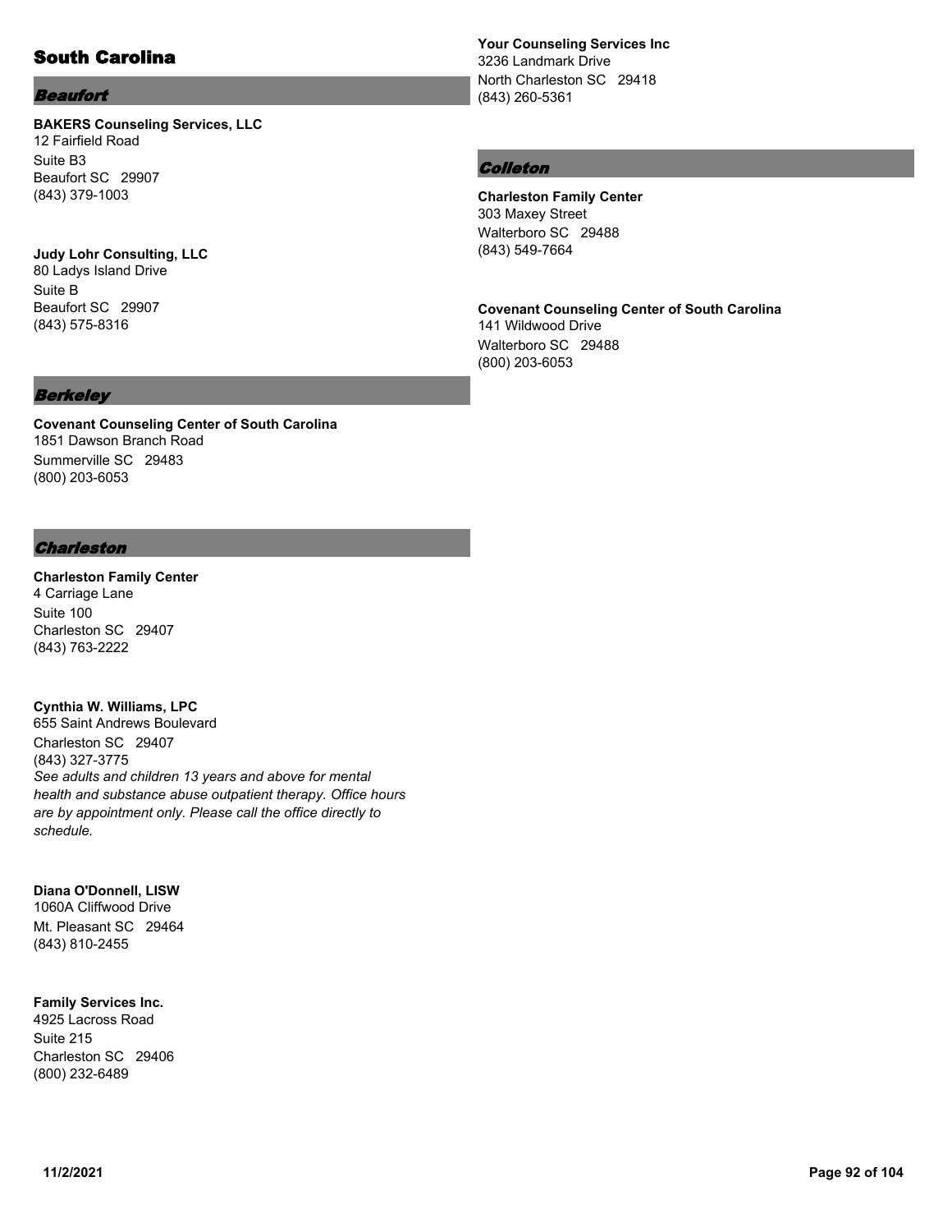# South Carolina

## Beaufort

**BAKERS Counseling Services, LLC**
12 Fairfield Road
Suite B3
Beaufort SC 29907
(843) 379-1003

**Judy Lohr Consulting, LLC**
80 Ladys Island Drive
Suite B
Beaufort SC 29907
(843) 575-8316

## Berkeley

**Covenant Counseling Center of South Carolina**
1851 Dawson Branch Road
Summerville SC 29483
(800) 203-6053

## Charleston

**Charleston Family Center**
4 Carriage Lane
Suite 100
Charleston SC 29407
(843) 763-2222

**Cynthia W. Williams, LPC**
655 Saint Andrews Boulevard
Charleston SC 29407
(843) 327-3775
*See adults and children 13 years and above for mental health and substance abuse outpatient therapy. Office hours are by appointment only. Please call the office directly to schedule.*

**Diana O'Donnell, LISW**
1060A Cliffwood Drive
Mt. Pleasant SC 29464
(843) 810-2455

**Family Services Inc.**
4925 Lacross Road
Suite 215
Charleston SC 29406
(800) 232-6489

**Your Counseling Services Inc**
3236 Landmark Drive
North Charleston SC 29418
(843) 260-5361

## Colleton

**Charleston Family Center**
303 Maxey Street
Walterboro SC 29488
(843) 549-7664

**Covenant Counseling Center of South Carolina**
141 Wildwood Drive
Walterboro SC 29488
(800) 203-6053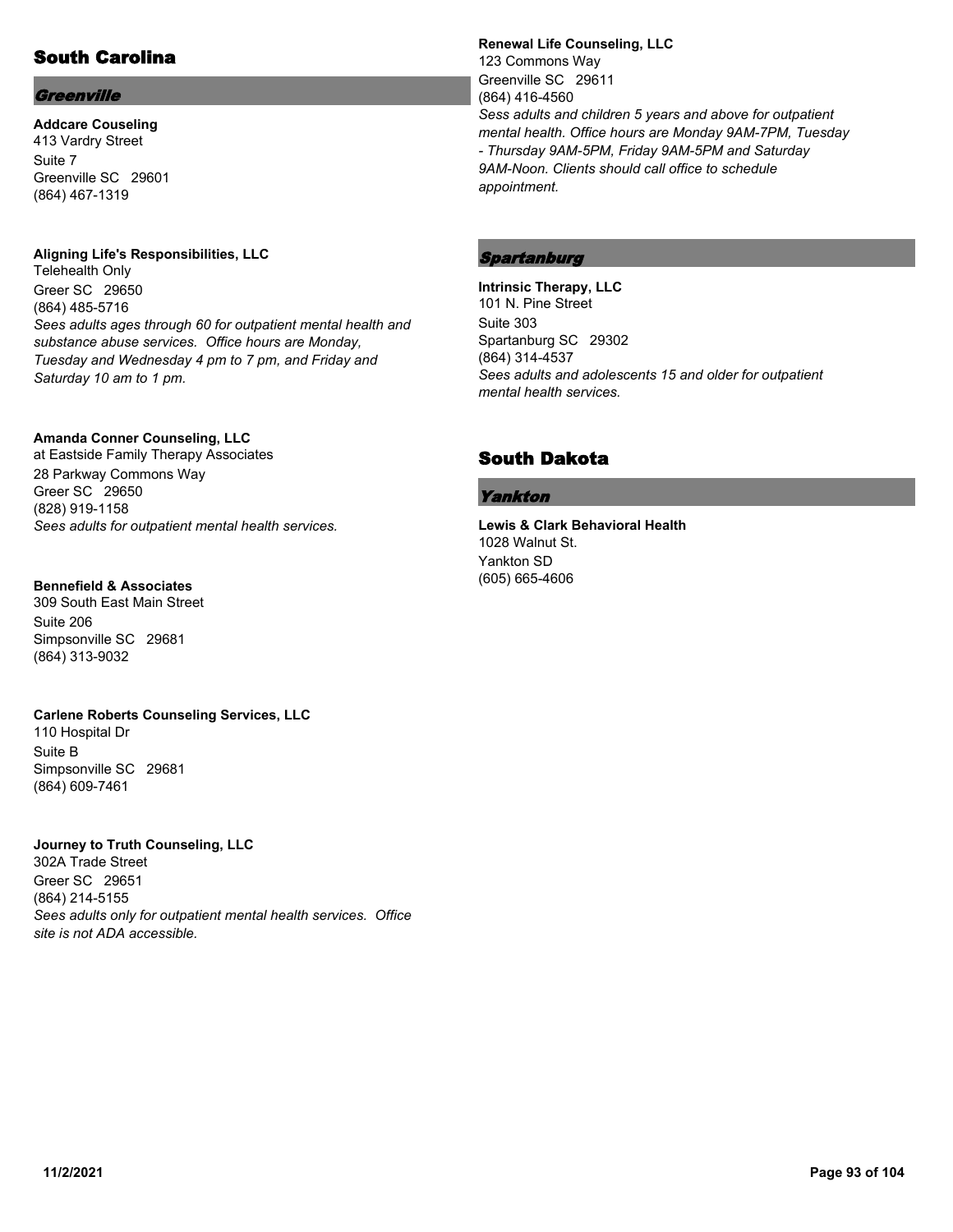## South Carolina

### *Greenville*

**Addcare Couseling**
413 Vardry Street
Suite 7
Greenville SC 29601
(864) 467-1319

**Aligning Life's Responsibilities, LLC**
Telehealth Only
Greer SC 29650
(864) 485-5716
*Sees adults ages through 60 for outpatient mental health and substance abuse services. Office hours are Monday, Tuesday and Wednesday 4 pm to 7 pm, and Friday and Saturday 10 am to 1 pm.*

**Amanda Conner Counseling, LLC**
at Eastside Family Therapy Associates
28 Parkway Commons Way
Greer SC 29650
(828) 919-1158
*Sees adults for outpatient mental health services.*

**Bennefield & Associates**
309 South East Main Street
Suite 206
Simpsonville SC 29681
(864) 313-9032

**Carlene Roberts Counseling Services, LLC**
110 Hospital Dr
Suite B
Simpsonville SC 29681
(864) 609-7461

**Journey to Truth Counseling, LLC**
302A Trade Street
Greer SC 29651
(864) 214-5155
*Sees adults only for outpatient mental health services. Office site is not ADA accessible.*

**Renewal Life Counseling, LLC**
123 Commons Way
Greenville SC 29611
(864) 416-4560
*Sess adults and children 5 years and above for outpatient mental health. Office hours are Monday 9AM-7PM, Tuesday - Thursday 9AM-5PM, Friday 9AM-5PM and Saturday 9AM-Noon. Clients should call office to schedule appointment.*

### *Spartanburg*

**Intrinsic Therapy, LLC**
101 N. Pine Street
Suite 303
Spartanburg SC 29302
(864) 314-4537
*Sees adults and adolescents 15 and older for outpatient mental health services.*

## South Dakota

### *Yankton*

**Lewis & Clark Behavioral Health**
1028 Walnut St.
Yankton SD
(605) 665-4606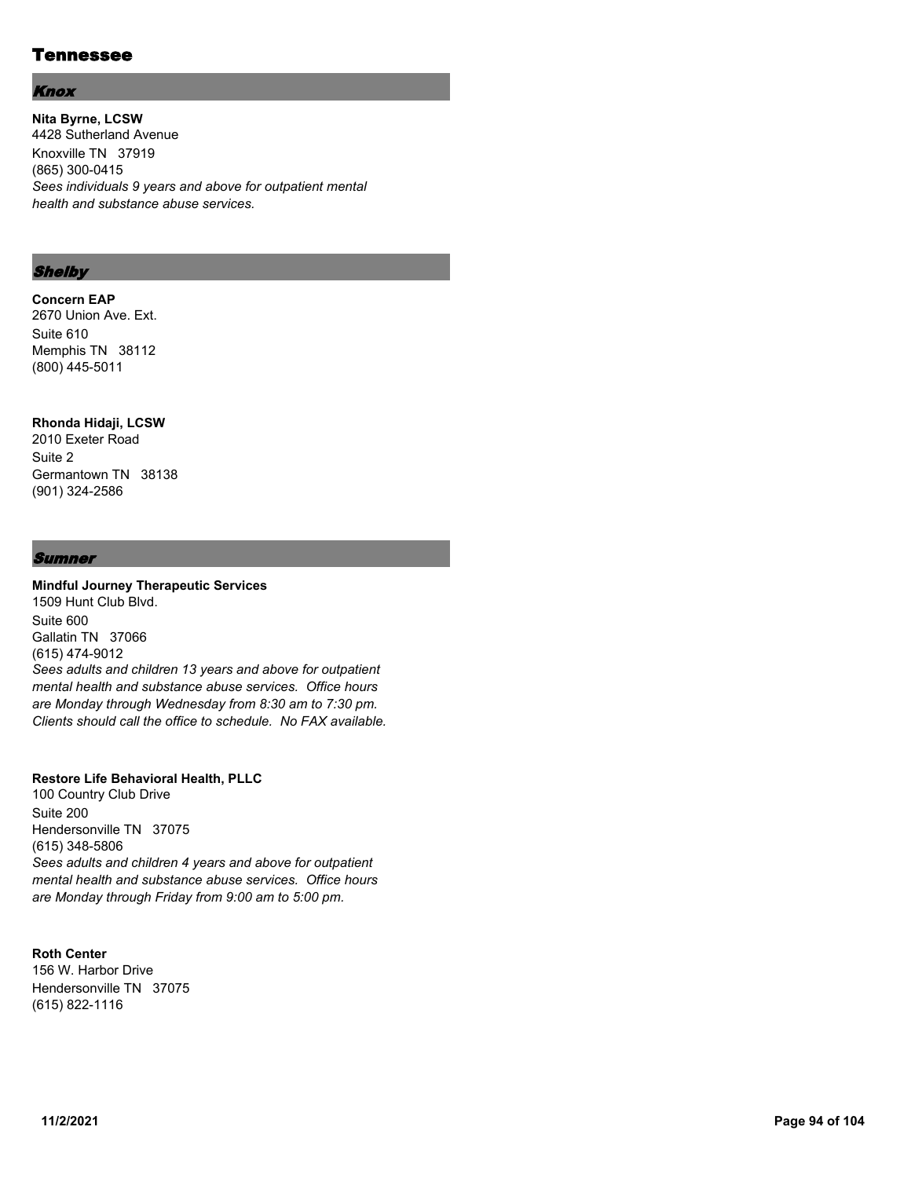# Tennessee

## *Knox*

**Nita Byrne, LCSW**
4428 Sutherland Avenue
Knoxville TN 37919
(865) 300-0415
*Sees individuals 9 years and above for outpatient mental health and substance abuse services.*

## *Shelby*

**Concern EAP**
2670 Union Ave. Ext.
Suite 610
Memphis TN 38112
(800) 445-5011

**Rhonda Hidaji, LCSW**
2010 Exeter Road
Suite 2
Germantown TN 38138
(901) 324-2586

## *Sumner*

**Mindful Journey Therapeutic Services**
1509 Hunt Club Blvd.
Suite 600
Gallatin TN 37066
(615) 474-9012
*Sees adults and children 13 years and above for outpatient mental health and substance abuse services. Office hours are Monday through Wednesday from 8:30 am to 7:30 pm. Clients should call the office to schedule. No FAX available.*

**Restore Life Behavioral Health, PLLC**
100 Country Club Drive
Suite 200
Hendersonville TN 37075
(615) 348-5806
*Sees adults and children 4 years and above for outpatient mental health and substance abuse services. Office hours are Monday through Friday from 9:00 am to 5:00 pm.*

**Roth Center**
156 W. Harbor Drive
Hendersonville TN 37075
(615) 822-1116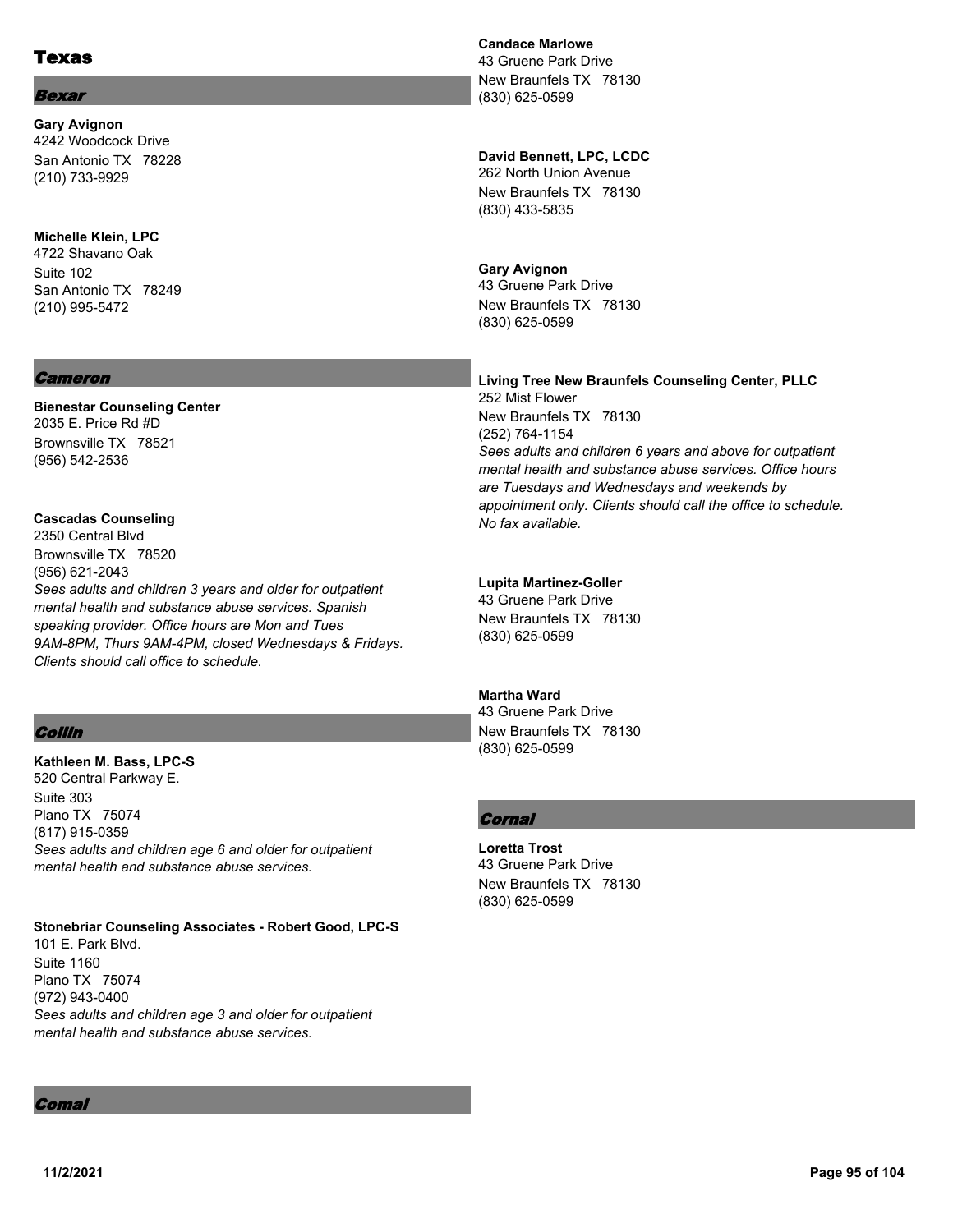# Texas

## *Bexar*

**Gary Avignon**
4242 Woodcock Drive
San Antonio TX 78228
(210) 733-9929

**Michelle Klein, LPC**
4722 Shavano Oak
Suite 102
San Antonio TX 78249
(210) 995-5472

## *Cameron*

**Bienestar Counseling Center**
2035 E. Price Rd #D
Brownsville TX 78521
(956) 542-2536

**Cascadas Counseling**
2350 Central Blvd
Brownsville TX 78520
(956) 621-2043
*Sees adults and children 3 years and older for outpatient mental health and substance abuse services. Spanish speaking provider. Office hours are Mon and Tues 9AM-8PM, Thurs 9AM-4PM, closed Wednesdays & Fridays. Clients should call office to schedule.*

## *Collin*

**Kathleen M. Bass, LPC-S**
520 Central Parkway E.
Suite 303
Plano TX 75074
(817) 915-0359
*Sees adults and children age 6 and older for outpatient mental health and substance abuse services.*

**Stonebriar Counseling Associates - Robert Good, LPC-S**
101 E. Park Blvd.
Suite 1160
Plano TX 75074
(972) 943-0400
*Sees adults and children age 3 and older for outpatient mental health and substance abuse services.*

## *Comal*

**Candace Marlowe**
43 Gruene Park Drive
New Braunfels TX 78130
(830) 625-0599

**David Bennett, LPC, LCDC**
262 North Union Avenue
New Braunfels TX 78130
(830) 433-5835

**Gary Avignon**
43 Gruene Park Drive
New Braunfels TX 78130
(830) 625-0599

**Living Tree New Braunfels Counseling Center, PLLC**
252 Mist Flower
New Braunfels TX 78130
(252) 764-1154
*Sees adults and children 6 years and above for outpatient mental health and substance abuse services. Office hours are Tuesdays and Wednesdays and weekends by appointment only. Clients should call the office to schedule. No fax available.*

**Lupita Martinez-Goller**
43 Gruene Park Drive
New Braunfels TX 78130
(830) 625-0599

**Martha Ward**
43 Gruene Park Drive
New Braunfels TX 78130
(830) 625-0599

## *Cornal*

**Loretta Trost**
43 Gruene Park Drive
New Braunfels TX 78130
(830) 625-0599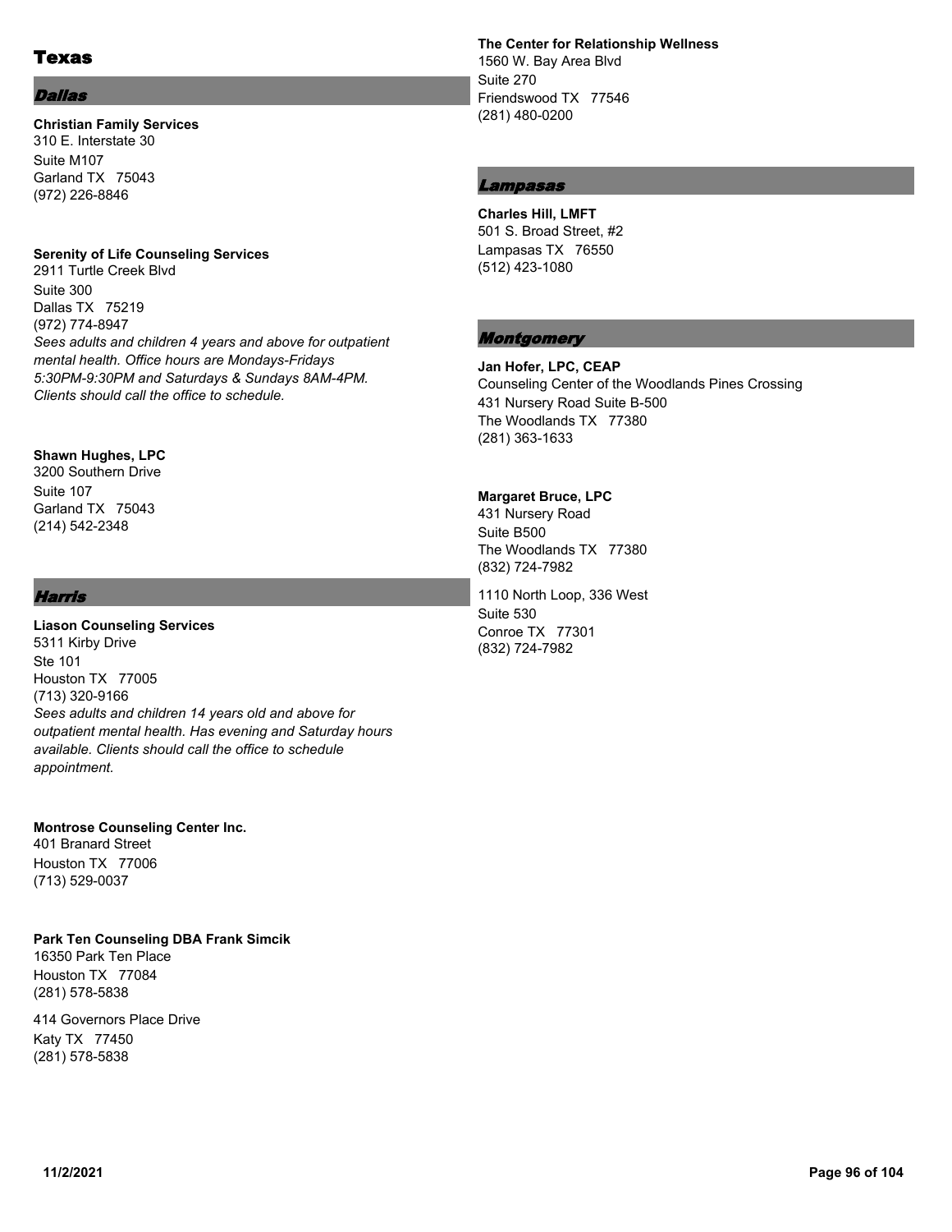# Texas

## *Dallas*

**Christian Family Services**
310 E. Interstate 30
Suite M107
Garland TX 75043
(972) 226-8846

**Serenity of Life Counseling Services**
2911 Turtle Creek Blvd
Suite 300
Dallas TX 75219
(972) 774-8947
*Sees adults and children 4 years and above for outpatient mental health. Office hours are Mondays-Fridays 5:30PM-9:30PM and Saturdays & Sundays 8AM-4PM. Clients should call the office to schedule.*

**Shawn Hughes, LPC**
3200 Southern Drive
Suite 107
Garland TX 75043
(214) 542-2348

## *Harris*

**Liason Counseling Services**
5311 Kirby Drive
Ste 101
Houston TX 77005
(713) 320-9166
*Sees adults and children 14 years old and above for outpatient mental health. Has evening and Saturday hours available. Clients should call the office to schedule appointment.*

**Montrose Counseling Center Inc.**
401 Branard Street
Houston TX 77006
(713) 529-0037

**Park Ten Counseling DBA Frank Simcik**
16350 Park Ten Place
Houston TX 77084
(281) 578-5838

414 Governors Place Drive
Katy TX 77450
(281) 578-5838

**The Center for Relationship Wellness**
1560 W. Bay Area Blvd
Suite 270
Friendswood TX 77546
(281) 480-0200

## *Lampasas*

**Charles Hill, LMFT**
501 S. Broad Street, #2
Lampasas TX 76550
(512) 423-1080

## *Montgomery*

**Jan Hofer, LPC, CEAP**
Counseling Center of the Woodlands Pines Crossing
431 Nursery Road Suite B-500
The Woodlands TX 77380
(281) 363-1633

**Margaret Bruce, LPC**
431 Nursery Road
Suite B500
The Woodlands TX 77380
(832) 724-7982

1110 North Loop, 336 West
Suite 530
Conroe TX 77301
(832) 724-7982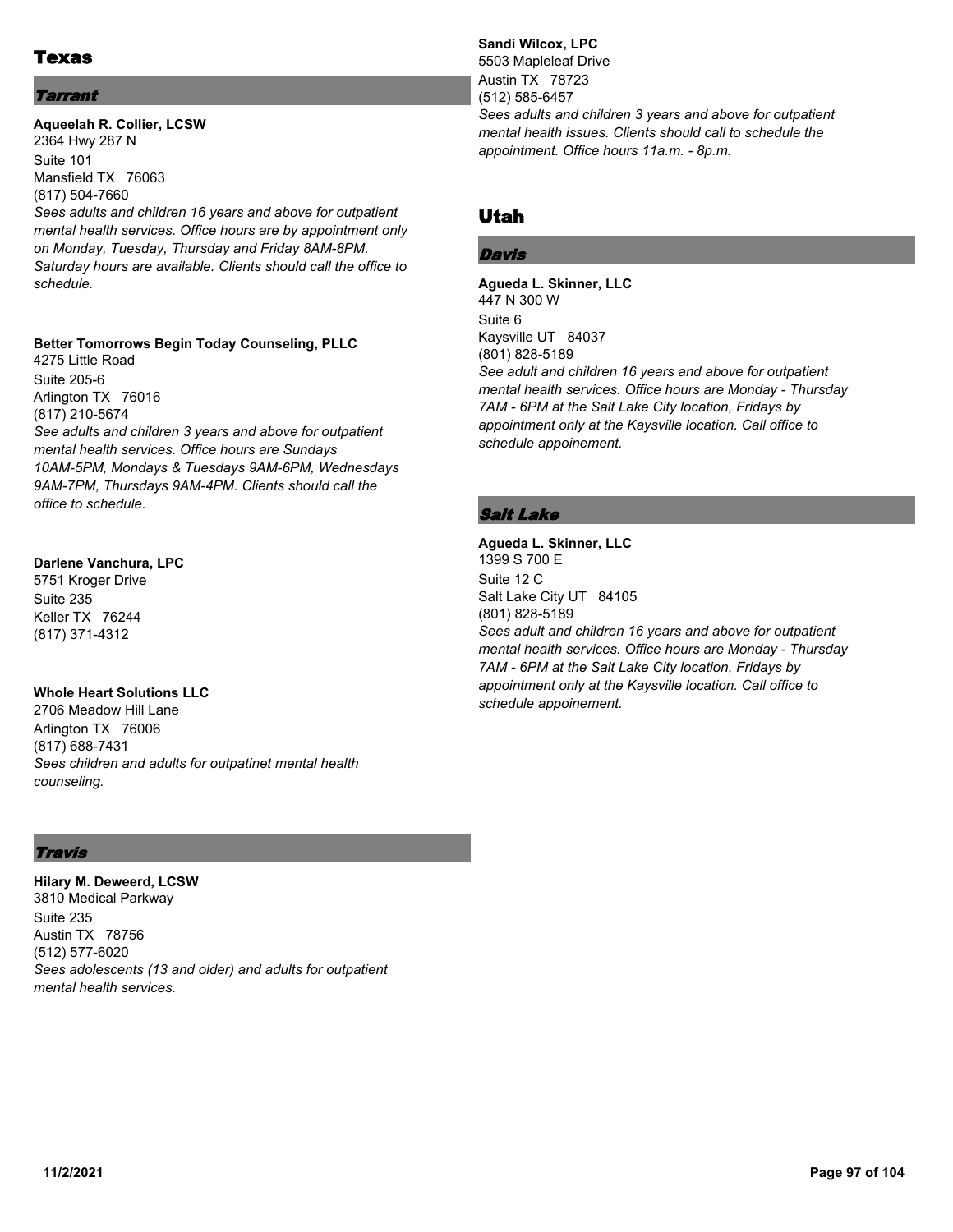# Texas

## *Tarrant*

**Aqueelah R. Collier, LCSW**
2364 Hwy 287 N
Suite 101
Mansfield TX 76063
(817) 504-7660
*Sees adults and children 16 years and above for outpatient mental health services. Office hours are by appointment only on Monday, Tuesday, Thursday and Friday 8AM-8PM. Saturday hours are available. Clients should call the office to schedule.*

**Better Tomorrows Begin Today Counseling, PLLC**
4275 Little Road
Suite 205-6
Arlington TX 76016
(817) 210-5674
*See adults and children 3 years and above for outpatient mental health services. Office hours are Sundays 10AM-5PM, Mondays & Tuesdays 9AM-6PM, Wednesdays 9AM-7PM, Thursdays 9AM-4PM. Clients should call the office to schedule.*

**Darlene Vanchura, LPC**
5751 Kroger Drive
Suite 235
Keller TX 76244
(817) 371-4312

**Whole Heart Solutions LLC**
2706 Meadow Hill Lane
Arlington TX 76006
(817) 688-7431
*Sees children and adults for outpatinet mental health counseling.*

## *Travis*

**Hilary M. Deweerd, LCSW**
3810 Medical Parkway
Suite 235
Austin TX 78756
(512) 577-6020
*Sees adolescents (13 and older) and adults for outpatient mental health services.*

**Sandi Wilcox, LPC**
5503 Mapleleaf Drive
Austin TX 78723
(512) 585-6457
*Sees adults and children 3 years and above for outpatient mental health issues. Clients should call to schedule the appointment. Office hours 11a.m. - 8p.m.*

# Utah

## *Davis*

**Agueda L. Skinner, LLC**
447 N 300 W
Suite 6
Kaysville UT 84037
(801) 828-5189
*See adult and children 16 years and above for outpatient mental health services. Office hours are Monday - Thursday 7AM - 6PM at the Salt Lake City location, Fridays by appointment only at the Kaysville location. Call office to schedule appoinement.*

## *Salt Lake*

**Agueda L. Skinner, LLC**
1399 S 700 E
Suite 12 C
Salt Lake City UT 84105
(801) 828-5189
*Sees adult and children 16 years and above for outpatient mental health services. Office hours are Monday - Thursday 7AM - 6PM at the Salt Lake City location, Fridays by appointment only at the Kaysville location. Call office to schedule appoinement.*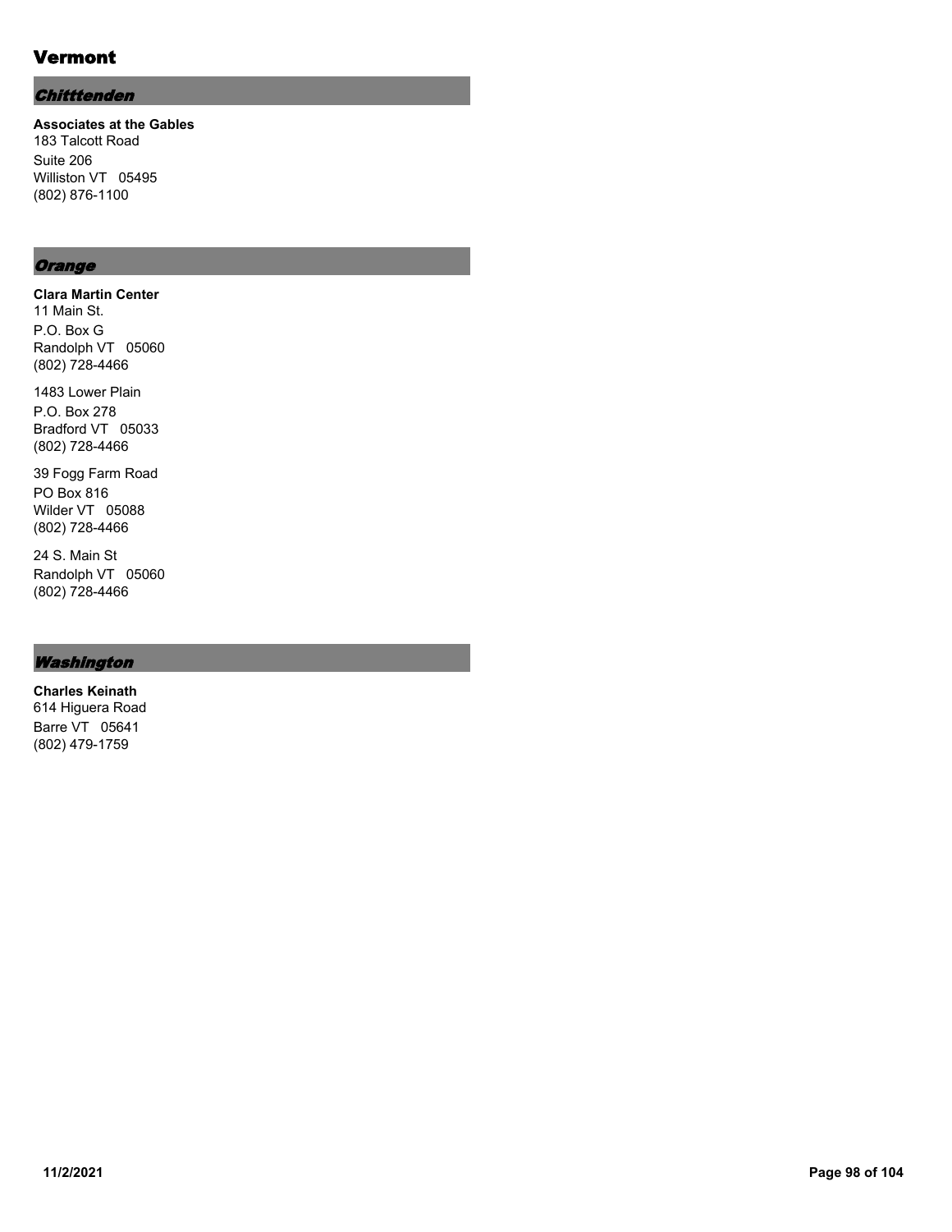# Vermont

## *Chitttenden*

**Associates at the Gables**
183 Talcott Road
Suite 206
Williston VT 05495
(802) 876-1100

## *Orange*

**Clara Martin Center**
11 Main St.
P.O. Box G
Randolph VT 05060
(802) 728-4466

1483 Lower Plain
P.O. Box 278
Bradford VT 05033
(802) 728-4466

39 Fogg Farm Road
PO Box 816
Wilder VT 05088
(802) 728-4466

24 S. Main St
Randolph VT 05060
(802) 728-4466

## *Washington*

**Charles Keinath**
614 Higuera Road
Barre VT 05641
(802) 479-1759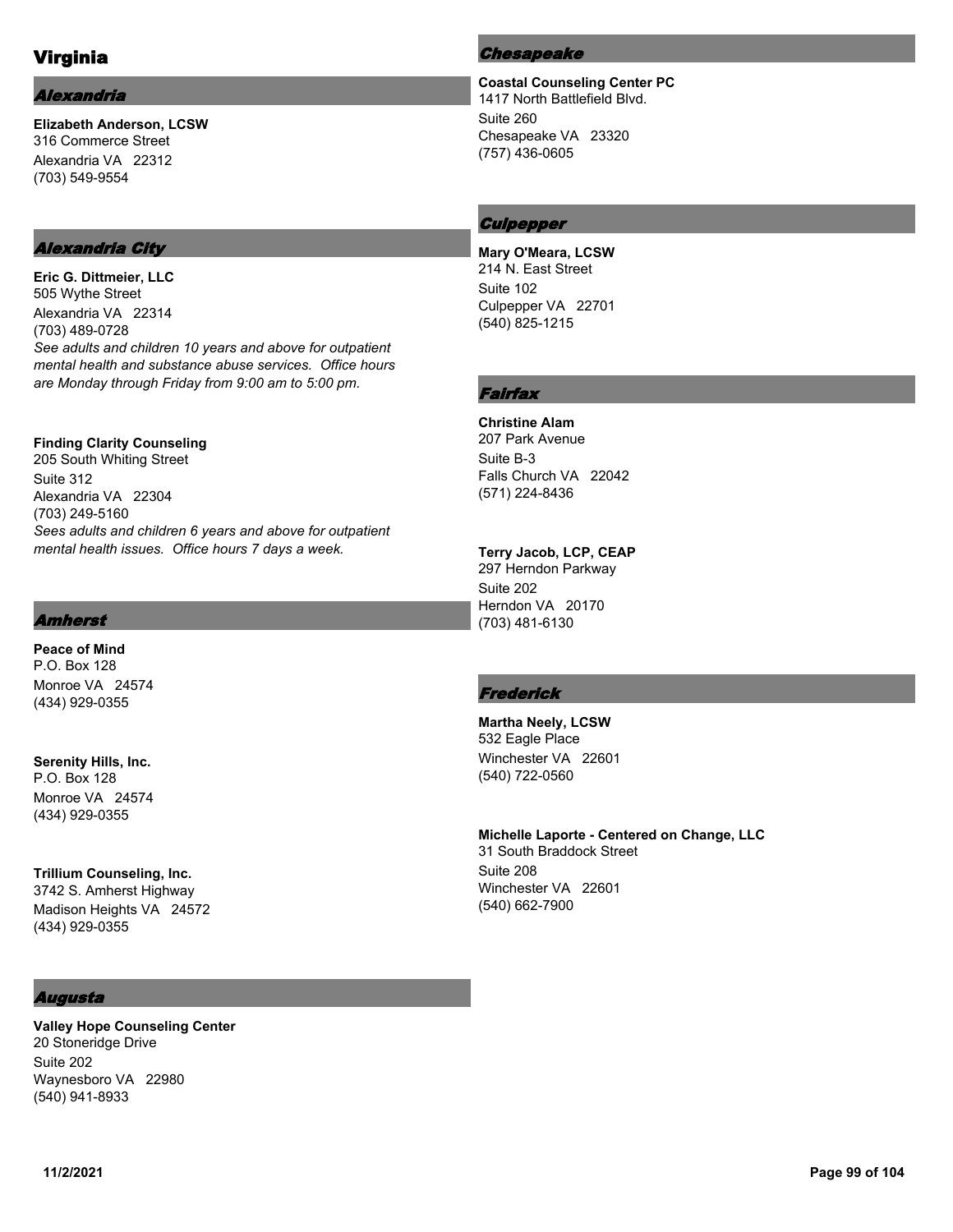# Virginia

## *Alexandria*

**Elizabeth Anderson, LCSW**
316 Commerce Street
Alexandria VA 22312
(703) 549-9554

## *Alexandria City*

**Eric G. Dittmeier, LLC**
505 Wythe Street
Alexandria VA 22314
(703) 489-0728
*See adults and children 10 years and above for outpatient mental health and substance abuse services. Office hours are Monday through Friday from 9:00 am to 5:00 pm.*

**Finding Clarity Counseling**
205 South Whiting Street
Suite 312
Alexandria VA 22304
(703) 249-5160
*Sees adults and children 6 years and above for outpatient mental health issues. Office hours 7 days a week.*

## *Amherst*

**Peace of Mind**
P.O. Box 128
Monroe VA 24574
(434) 929-0355

**Serenity Hills, Inc.**
P.O. Box 128
Monroe VA 24574
(434) 929-0355

**Trillium Counseling, Inc.**
3742 S. Amherst Highway
Madison Heights VA 24572
(434) 929-0355

## *Augusta*

**Valley Hope Counseling Center**
20 Stoneridge Drive
Suite 202
Waynesboro VA 22980
(540) 941-8933

## *Chesapeake*

**Coastal Counseling Center PC**
1417 North Battlefield Blvd.
Suite 260
Chesapeake VA 23320
(757) 436-0605

## *Culpepper*

**Mary O'Meara, LCSW**
214 N. East Street
Suite 102
Culpepper VA 22701
(540) 825-1215

## *Fairfax*

**Christine Alam**
207 Park Avenue
Suite B-3
Falls Church VA 22042
(571) 224-8436

**Terry Jacob, LCP, CEAP**
297 Herndon Parkway
Suite 202
Herndon VA 20170
(703) 481-6130

## *Frederick*

**Martha Neely, LCSW**
532 Eagle Place
Winchester VA 22601
(540) 722-0560

**Michelle Laporte - Centered on Change, LLC**
31 South Braddock Street
Suite 208
Winchester VA 22601
(540) 662-7900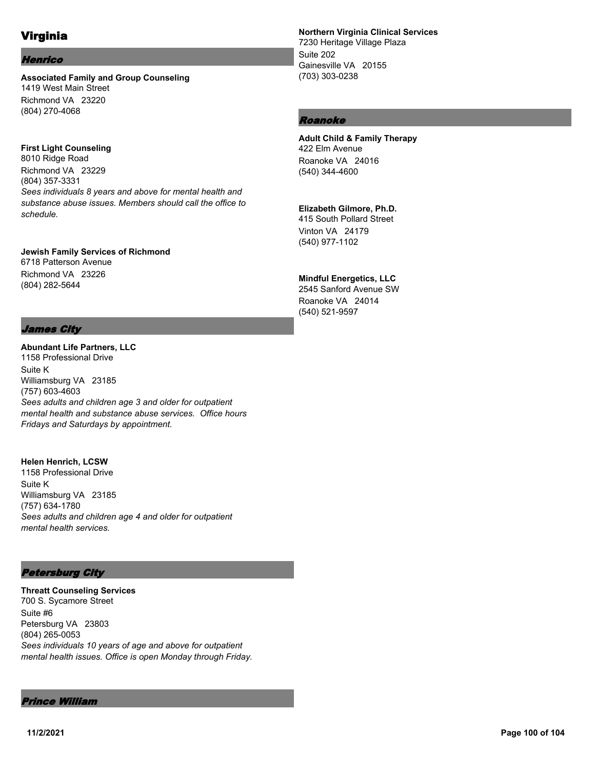# Virginia

## *Henrico*

**Associated Family and Group Counseling**
1419 West Main Street
Richmond VA 23220
(804) 270-4068

**First Light Counseling**
8010 Ridge Road
Richmond VA 23229
(804) 357-3331
*Sees individuals 8 years and above for mental health and substance abuse issues. Members should call the office to schedule.*

**Jewish Family Services of Richmond**
6718 Patterson Avenue
Richmond VA 23226
(804) 282-5644

## *James City*

**Abundant Life Partners, LLC**
1158 Professional Drive
Suite K
Williamsburg VA 23185
(757) 603-4603
*Sees adults and children age 3 and older for outpatient mental health and substance abuse services. Office hours Fridays and Saturdays by appointment.*

**Helen Henrich, LCSW**
1158 Professional Drive
Suite K
Williamsburg VA 23185
(757) 634-1780
*Sees adults and children age 4 and older for outpatient mental health services.*

## *Petersburg City*

**Threatt Counseling Services**
700 S. Sycamore Street
Suite #6
Petersburg VA 23803
(804) 265-0053
*Sees individuals 10 years of age and above for outpatient mental health issues. Office is open Monday through Friday.*

## *Prince William*

**Northern Virginia Clinical Services**
7230 Heritage Village Plaza
Suite 202
Gainesville VA 20155
(703) 303-0238

## *Roanoke*

**Adult Child & Family Therapy**
422 Elm Avenue
Roanoke VA 24016
(540) 344-4600

**Elizabeth Gilmore, Ph.D.**
415 South Pollard Street
Vinton VA 24179
(540) 977-1102

**Mindful Energetics, LLC**
2545 Sanford Avenue SW
Roanoke VA 24014
(540) 521-9597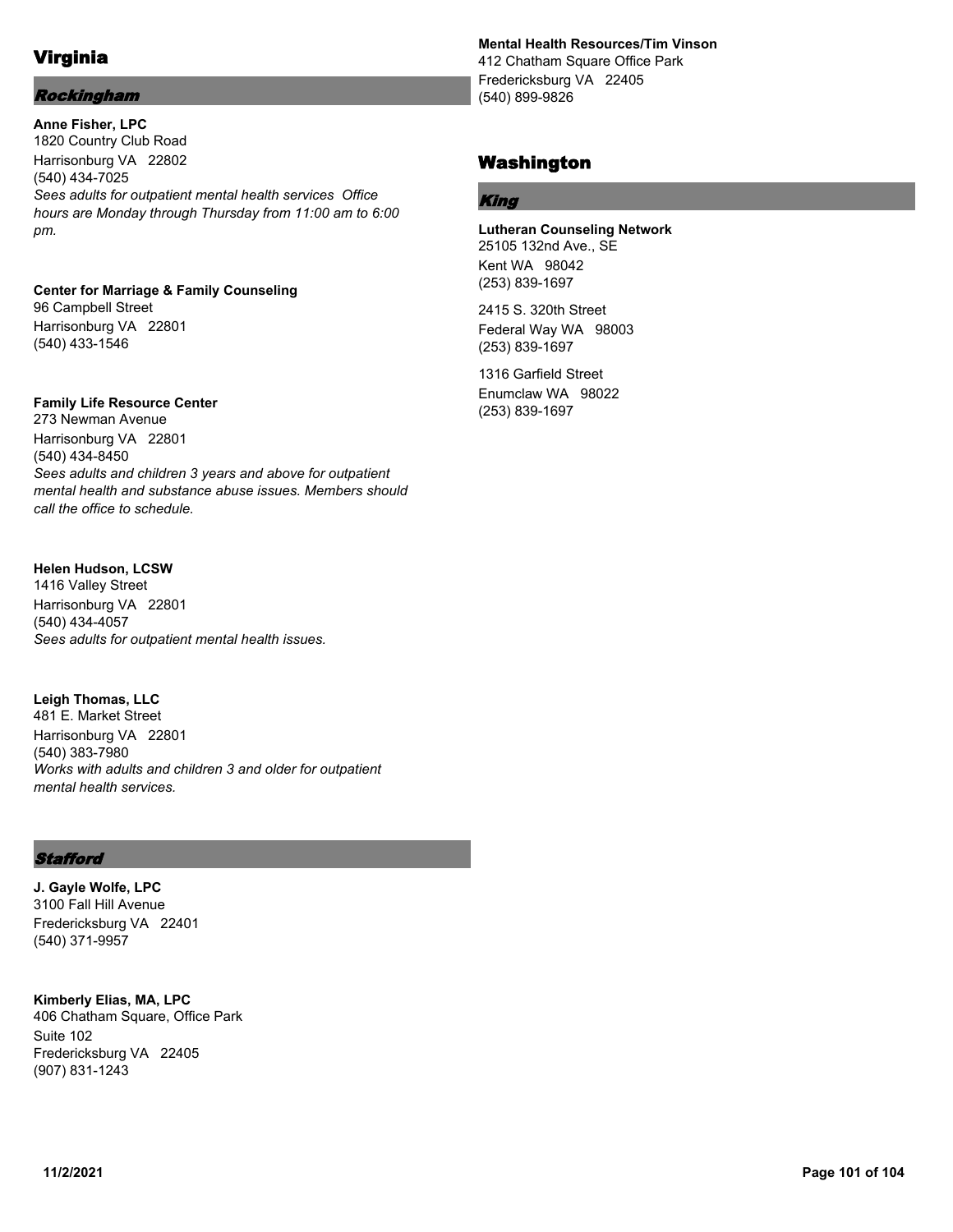# Virginia

## *Rockingham*

**Anne Fisher, LPC**
1820 Country Club Road
Harrisonburg VA 22802
(540) 434-7025
*Sees adults for outpatient mental health services Office hours are Monday through Thursday from 11:00 am to 6:00 pm.*

**Center for Marriage & Family Counseling**
96 Campbell Street
Harrisonburg VA 22801
(540) 433-1546

**Family Life Resource Center**
273 Newman Avenue
Harrisonburg VA 22801
(540) 434-8450
*Sees adults and children 3 years and above for outpatient mental health and substance abuse issues. Members should call the office to schedule.*

**Helen Hudson, LCSW**
1416 Valley Street
Harrisonburg VA 22801
(540) 434-4057
*Sees adults for outpatient mental health issues.*

**Leigh Thomas, LLC**
481 E. Market Street
Harrisonburg VA 22801
(540) 383-7980
*Works with adults and children 3 and older for outpatient mental health services.*

## *Stafford*

**J. Gayle Wolfe, LPC**
3100 Fall Hill Avenue
Fredericksburg VA 22401
(540) 371-9957

**Kimberly Elias, MA, LPC**
406 Chatham Square, Office Park
Suite 102
Fredericksburg VA 22405
(907) 831-1243

**Mental Health Resources/Tim Vinson**
412 Chatham Square Office Park
Fredericksburg VA 22405
(540) 899-9826

# Washington

## *King*

**Lutheran Counseling Network**
25105 132nd Ave., SE
Kent WA 98042
(253) 839-1697

2415 S. 320th Street
Federal Way WA 98003
(253) 839-1697

1316 Garfield Street
Enumclaw WA 98022
(253) 839-1697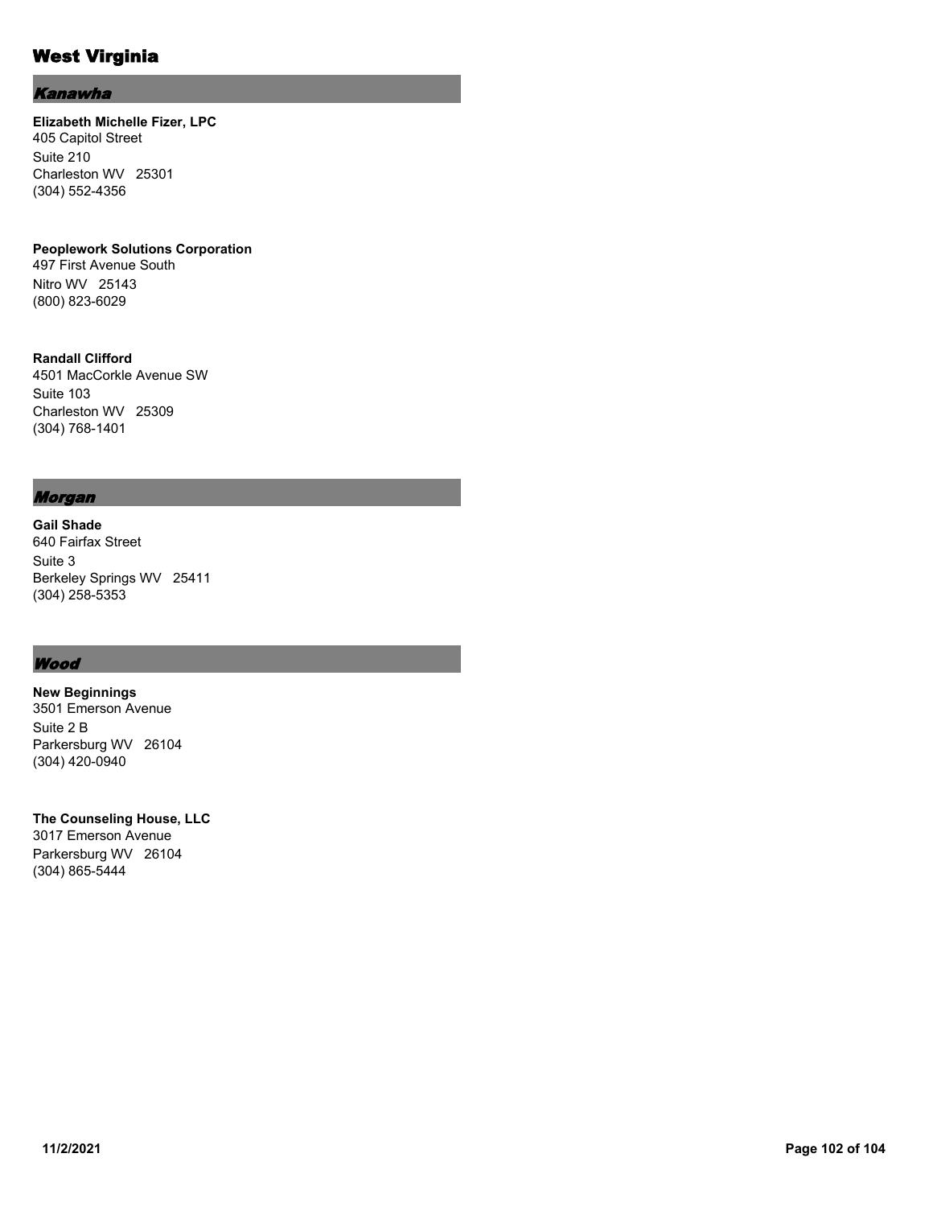# West Virginia

## *Kanawha*

**Elizabeth Michelle Fizer, LPC**
405 Capitol Street
Suite 210
Charleston WV 25301
(304) 552-4356

**Peoplework Solutions Corporation**
497 First Avenue South
Nitro WV 25143
(800) 823-6029

**Randall Clifford**
4501 MacCorkle Avenue SW
Suite 103
Charleston WV 25309
(304) 768-1401

## *Morgan*

**Gail Shade**
640 Fairfax Street
Suite 3
Berkeley Springs WV 25411
(304) 258-5353

## *Wood*

**New Beginnings**
3501 Emerson Avenue
Suite 2 B
Parkersburg WV 26104
(304) 420-0940

**The Counseling House, LLC**
3017 Emerson Avenue
Parkersburg WV 26104
(304) 865-5444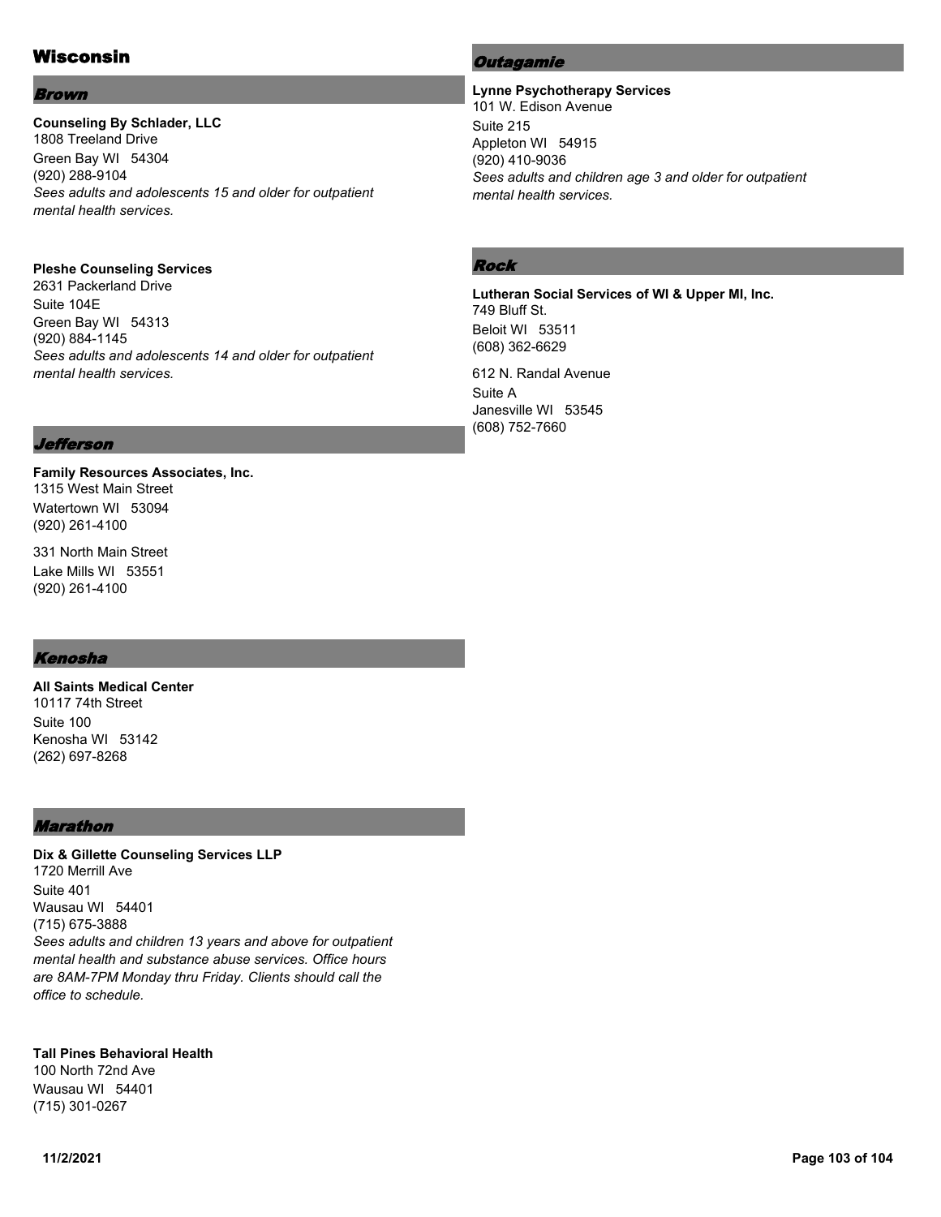# Wisconsin

### *Brown*

**Counseling By Schlader, LLC**
1808 Treeland Drive
Green Bay WI 54304
(920) 288-9104
*Sees adults and adolescents 15 and older for outpatient mental health services.*

**Pleshe Counseling Services**
2631 Packerland Drive
Suite 104E
Green Bay WI 54313
(920) 884-1145
*Sees adults and adolescents 14 and older for outpatient mental health services.*

### *Jefferson*

**Family Resources Associates, Inc.**
1315 West Main Street
Watertown WI 53094
(920) 261-4100

331 North Main Street
Lake Mills WI 53551
(920) 261-4100

### *Kenosha*

**All Saints Medical Center**
10117 74th Street
Suite 100
Kenosha WI 53142
(262) 697-8268

### *Marathon*

**Dix & Gillette Counseling Services LLP**
1720 Merrill Ave
Suite 401
Wausau WI 54401
(715) 675-3888
*Sees adults and children 13 years and above for outpatient mental health and substance abuse services. Office hours are 8AM-7PM Monday thru Friday. Clients should call the office to schedule.*

**Tall Pines Behavioral Health**
100 North 72nd Ave
Wausau WI 54401
(715) 301-0267

### *Outagamie*

**Lynne Psychotherapy Services**
101 W. Edison Avenue
Suite 215
Appleton WI 54915
(920) 410-9036
*Sees adults and children age 3 and older for outpatient mental health services.*

### *Rock*

**Lutheran Social Services of WI & Upper MI, Inc.**
749 Bluff St.
Beloit WI 53511
(608) 362-6629

612 N. Randal Avenue
Suite A
Janesville WI 53545
(608) 752-7660